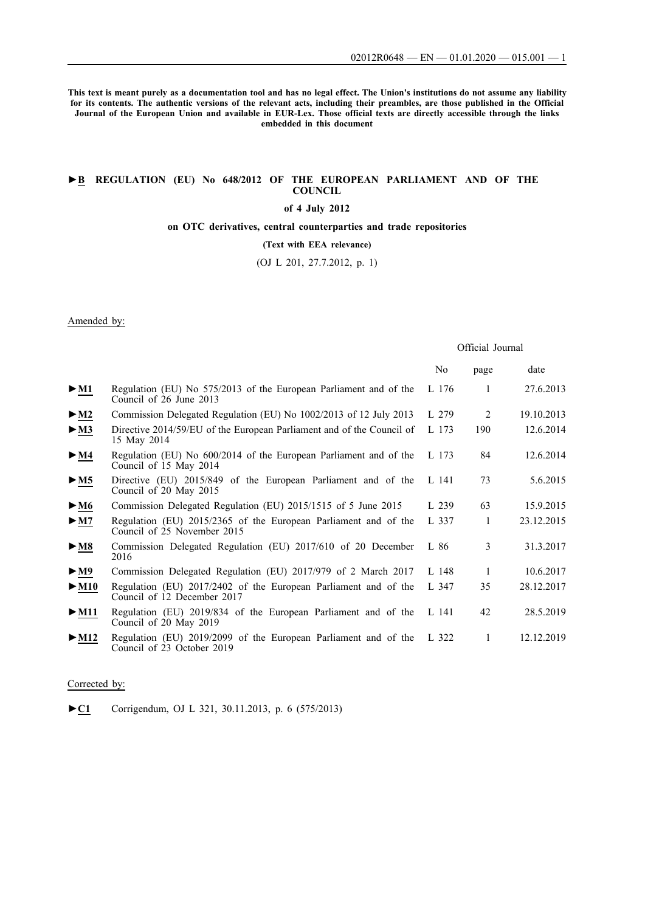**This text is meant purely as a documentation tool and has no legal effect. The Union's institutions do not assume any liability for its contents. The authentic versions of the relevant acts, including their preambles, are those published in the Official Journal of the European Union and available in EUR-Lex. Those official texts are directly accessible through the links embedded in this document**

# ►B REGULATION (EU) No 648/2012 OF THE EUROPEAN PARLIAMENT AND OF THE COUNCIL

**of 4 July 2012**

**on OTC derivatives, central counterparties and trade repositories**

**(Text with EEA relevance)**

(OJ L 201, 27.7.2012, p. 1)

Amended by:

| | | Official Journal | | |
|---|---|---|---|---|
| | | No | page | date |
| ►M1 | Regulation (EU) No 575/2013 of the European Parliament and of the Council of 26 June 2013 | L 176 | 1 | 27.6.2013 |
| ►M2 | Commission Delegated Regulation (EU) No 1002/2013 of 12 July 2013 | L 279 | 2 | 19.10.2013 |
| ►M3 | Directive 2014/59/EU of the European Parliament and of the Council of 15 May 2014 | L 173 | 190 | 12.6.2014 |
| ►M4 | Regulation (EU) No 600/2014 of the European Parliament and of the Council of 15 May 2014 | L 173 | 84 | 12.6.2014 |
| ►M5 | Directive (EU) 2015/849 of the European Parliament and of the Council of 20 May 2015 | L 141 | 73 | 5.6.2015 |
| ►M6 | Commission Delegated Regulation (EU) 2015/1515 of 5 June 2015 | L 239 | 63 | 15.9.2015 |
| ►M7 | Regulation (EU) 2015/2365 of the European Parliament and of the Council of 25 November 2015 | L 337 | 1 | 23.12.2015 |
| ►M8 | Commission Delegated Regulation (EU) 2017/610 of 20 December 2016 | L 86 | 3 | 31.3.2017 |
| ►M9 | Commission Delegated Regulation (EU) 2017/979 of 2 March 2017 | L 148 | 1 | 10.6.2017 |
| ►M10 | Regulation (EU) 2017/2402 of the European Parliament and of the Council of 12 December 2017 | L 347 | 35 | 28.12.2017 |
| ►M11 | Regulation (EU) 2019/834 of the European Parliament and of the Council of 20 May 2019 | L 141 | 42 | 28.5.2019 |
| ►M12 | Regulation (EU) 2019/2099 of the European Parliament and of the Council of 23 October 2019 | L 322 | 1 | 12.12.2019 |

Corrected by:

►C1 Corrigendum, OJ L 321, 30.11.2013, p. 6 (575/2013)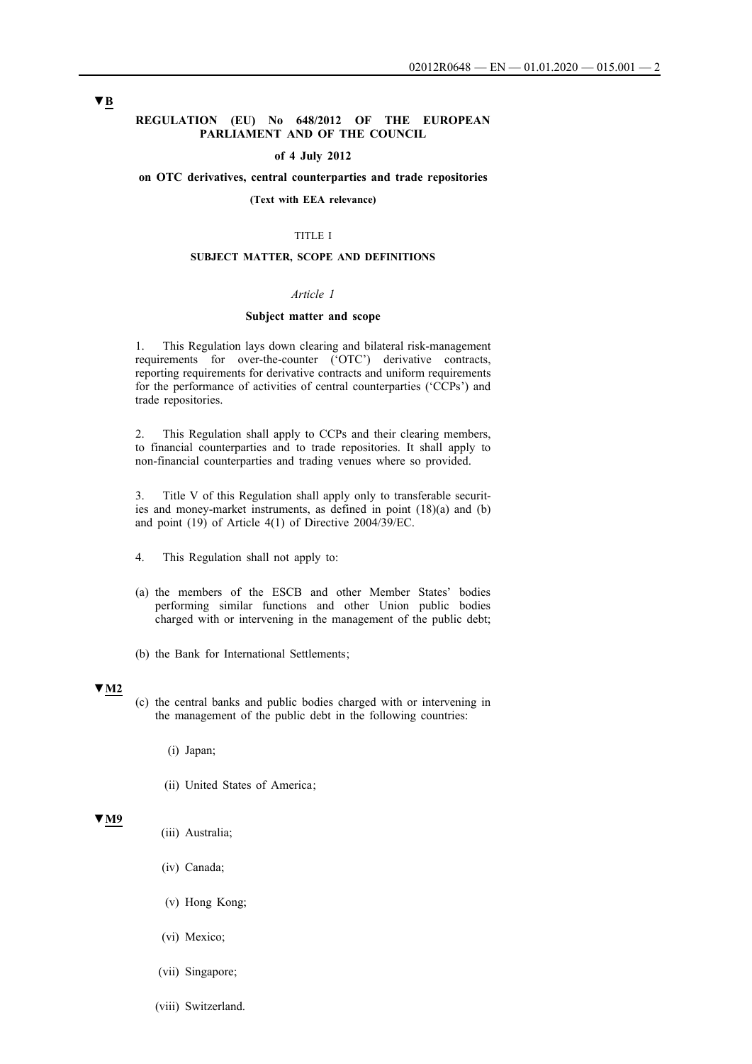▼B

**REGULATION (EU) No 648/2012 OF THE EUROPEAN PARLIAMENT AND OF THE COUNCIL**

**of 4 July 2012**

**on OTC derivatives, central counterparties and trade repositories**

**(Text with EEA relevance)**

TITLE I

**SUBJECT MATTER, SCOPE AND DEFINITIONS**

*Article 1*

**Subject matter and scope**

1. This Regulation lays down clearing and bilateral risk-management requirements for over-the-counter ('OTC') derivative contracts, reporting requirements for derivative contracts and uniform requirements for the performance of activities of central counterparties ('CCPs') and trade repositories.

2. This Regulation shall apply to CCPs and their clearing members, to financial counterparties and to trade repositories. It shall apply to non-financial counterparties and trading venues where so provided.

3. Title V of this Regulation shall apply only to transferable securities and money-market instruments, as defined in point (18)(a) and (b) and point (19) of Article 4(1) of Directive 2004/39/EC.

4. This Regulation shall not apply to:

(a) the members of the ESCB and other Member States' bodies performing similar functions and other Union public bodies charged with or intervening in the management of the public debt;

(b) the Bank for International Settlements;

▼M2

(c) the central banks and public bodies charged with or intervening in the management of the public debt in the following countries:

(i) Japan;

(ii) United States of America;

▼M9

(iii) Australia;

(iv) Canada;

(v) Hong Kong;

(vi) Mexico;

(vii) Singapore;

(viii) Switzerland.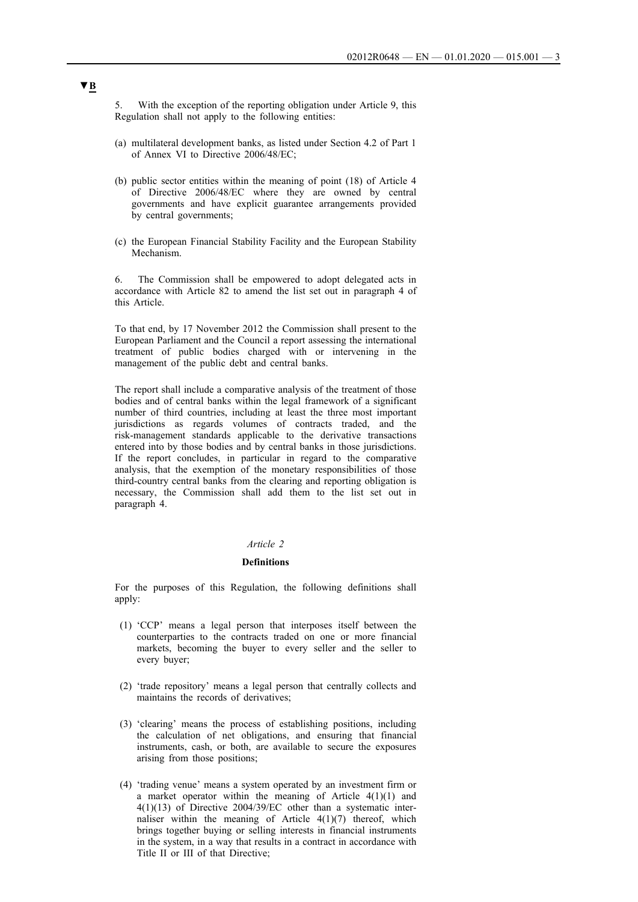▼B

5. With the exception of the reporting obligation under Article 9, this Regulation shall not apply to the following entities:

(a) multilateral development banks, as listed under Section 4.2 of Part 1 of Annex VI to Directive 2006/48/EC;

(b) public sector entities within the meaning of point (18) of Article 4 of Directive 2006/48/EC where they are owned by central governments and have explicit guarantee arrangements provided by central governments;

(c) the European Financial Stability Facility and the European Stability Mechanism.

6. The Commission shall be empowered to adopt delegated acts in accordance with Article 82 to amend the list set out in paragraph 4 of this Article.

To that end, by 17 November 2012 the Commission shall present to the European Parliament and the Council a report assessing the international treatment of public bodies charged with or intervening in the management of the public debt and central banks.

The report shall include a comparative analysis of the treatment of those bodies and of central banks within the legal framework of a significant number of third countries, including at least the three most important jurisdictions as regards volumes of contracts traded, and the risk-management standards applicable to the derivative transactions entered into by those bodies and by central banks in those jurisdictions. If the report concludes, in particular in regard to the comparative analysis, that the exemption of the monetary responsibilities of those third-country central banks from the clearing and reporting obligation is necessary, the Commission shall add them to the list set out in paragraph 4.

*Article 2*

**Definitions**

For the purposes of this Regulation, the following definitions shall apply:

(1) 'CCP' means a legal person that interposes itself between the counterparties to the contracts traded on one or more financial markets, becoming the buyer to every seller and the seller to every buyer;

(2) 'trade repository' means a legal person that centrally collects and maintains the records of derivatives;

(3) 'clearing' means the process of establishing positions, including the calculation of net obligations, and ensuring that financial instruments, cash, or both, are available to secure the exposures arising from those positions;

(4) 'trading venue' means a system operated by an investment firm or a market operator within the meaning of Article 4(1)(1) and 4(1)(13) of Directive 2004/39/EC other than a systematic internaliser within the meaning of Article 4(1)(7) thereof, which brings together buying or selling interests in financial instruments in the system, in a way that results in a contract in accordance with Title II or III of that Directive;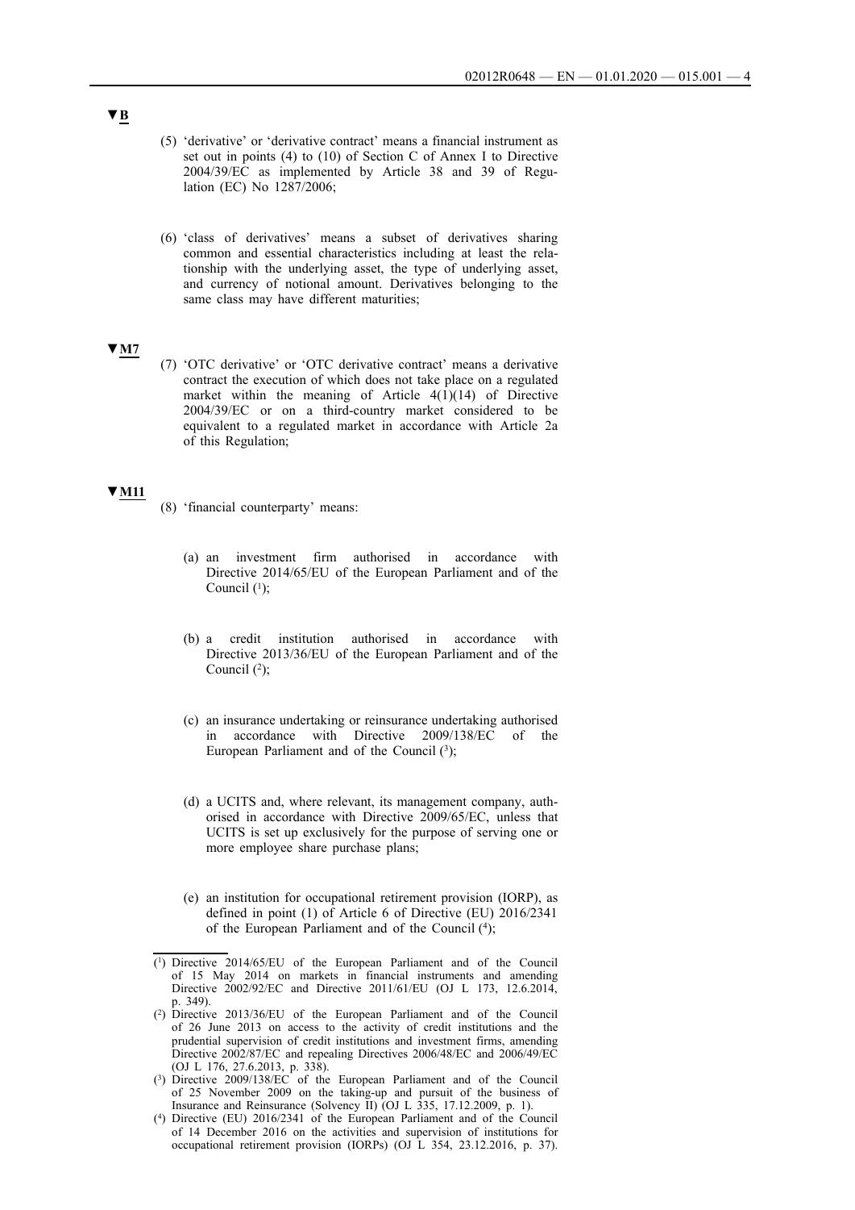▼B

(5) 'derivative' or 'derivative contract' means a financial instrument as set out in points (4) to (10) of Section C of Annex I to Directive 2004/39/EC as implemented by Article 38 and 39 of Regulation (EC) No 1287/2006;

(6) 'class of derivatives' means a subset of derivatives sharing common and essential characteristics including at least the relationship with the underlying asset, the type of underlying asset, and currency of notional amount. Derivatives belonging to the same class may have different maturities;

▼M7

(7) 'OTC derivative' or 'OTC derivative contract' means a derivative contract the execution of which does not take place on a regulated market within the meaning of Article 4(1)(14) of Directive 2004/39/EC or on a third-country market considered to be equivalent to a regulated market in accordance with Article 2a of this Regulation;

▼M11

(8) 'financial counterparty' means:

(a) an investment firm authorised in accordance with Directive 2014/65/EU of the European Parliament and of the Council [1];

(b) a credit institution authorised in accordance with Directive 2013/36/EU of the European Parliament and of the Council [2];

(c) an insurance undertaking or reinsurance undertaking authorised in accordance with Directive 2009/138/EC of the European Parliament and of the Council [3];

(d) a UCITS and, where relevant, its management company, authorised in accordance with Directive 2009/65/EC, unless that UCITS is set up exclusively for the purpose of serving one or more employee share purchase plans;

(e) an institution for occupational retirement provision (IORP), as defined in point (1) of Article 6 of Directive (EU) 2016/2341 of the European Parliament and of the Council [4];

---

[1] Directive 2014/65/EU of the European Parliament and of the Council of 15 May 2014 on markets in financial instruments and amending Directive 2002/92/EC and Directive 2011/61/EU (OJ L 173, 12.6.2014, p. 349).

[2] Directive 2013/36/EU of the European Parliament and of the Council of 26 June 2013 on access to the activity of credit institutions and the prudential supervision of credit institutions and investment firms, amending Directive 2002/87/EC and repealing Directives 2006/48/EC and 2006/49/EC (OJ L 176, 27.6.2013, p. 338).

[3] Directive 2009/138/EC of the European Parliament and of the Council of 25 November 2009 on the taking-up and pursuit of the business of Insurance and Reinsurance (Solvency II) (OJ L 335, 17.12.2009, p. 1).

[4] Directive (EU) 2016/2341 of the European Parliament and of the Council of 14 December 2016 on the activities and supervision of institutions for occupational retirement provision (IORPs) (OJ L 354, 23.12.2016, p. 37).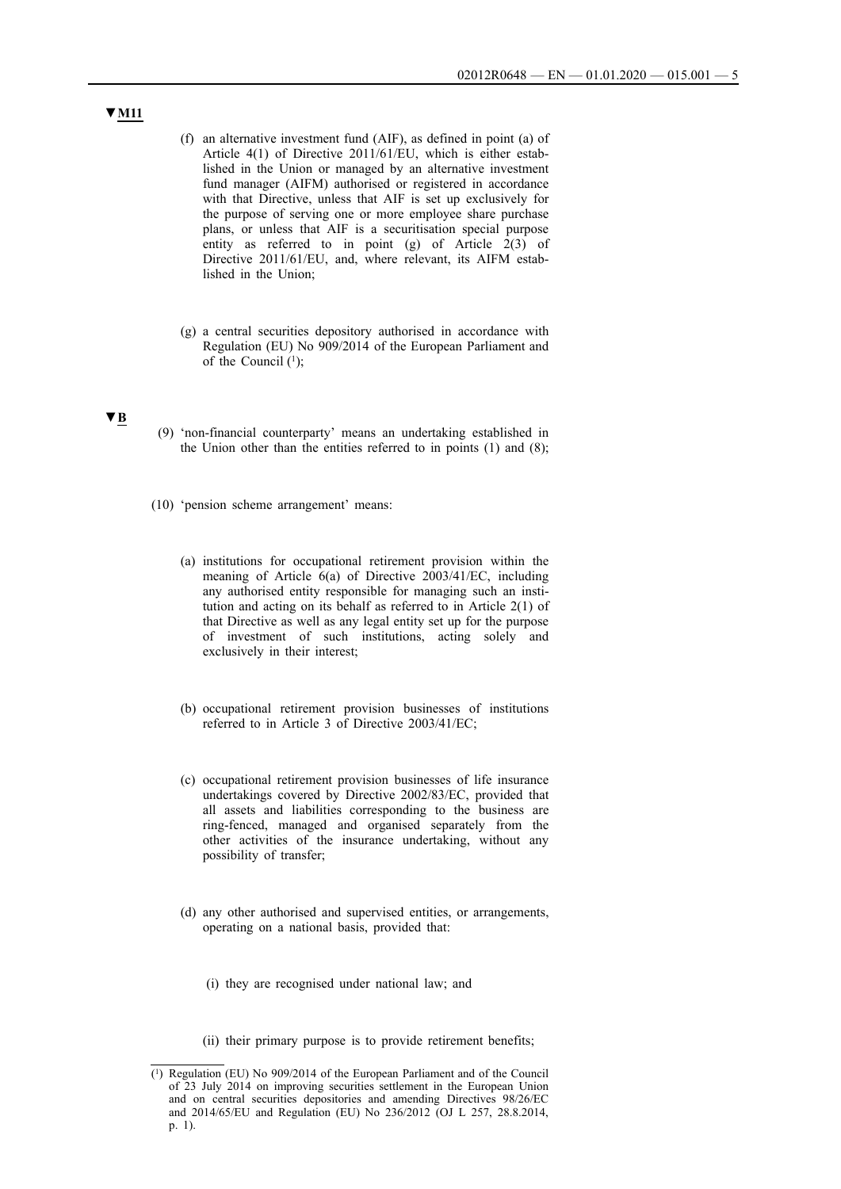▼M11

(f) an alternative investment fund (AIF), as defined in point (a) of Article 4(1) of Directive 2011/61/EU, which is either established in the Union or managed by an alternative investment fund manager (AIFM) authorised or registered in accordance with that Directive, unless that AIF is set up exclusively for the purpose of serving one or more employee share purchase plans, or unless that AIF is a securitisation special purpose entity as referred to in point (g) of Article 2(3) of Directive 2011/61/EU, and, where relevant, its AIFM established in the Union;

(g) a central securities depository authorised in accordance with Regulation (EU) No 909/2014 of the European Parliament and of the Council [1];

▼B

(9) 'non-financial counterparty' means an undertaking established in the Union other than the entities referred to in points (1) and (8);

(10) 'pension scheme arrangement' means:

(a) institutions for occupational retirement provision within the meaning of Article 6(a) of Directive 2003/41/EC, including any authorised entity responsible for managing such an institution and acting on its behalf as referred to in Article 2(1) of that Directive as well as any legal entity set up for the purpose of investment of such institutions, acting solely and exclusively in their interest;

(b) occupational retirement provision businesses of institutions referred to in Article 3 of Directive 2003/41/EC;

(c) occupational retirement provision businesses of life insurance undertakings covered by Directive 2002/83/EC, provided that all assets and liabilities corresponding to the business are ring-fenced, managed and organised separately from the other activities of the insurance undertaking, without any possibility of transfer;

(d) any other authorised and supervised entities, or arrangements, operating on a national basis, provided that:

(i) they are recognised under national law; and

(ii) their primary purpose is to provide retirement benefits;

---

[1] Regulation (EU) No 909/2014 of the European Parliament and of the Council of 23 July 2014 on improving securities settlement in the European Union and on central securities depositories and amending Directives 98/26/EC and 2014/65/EU and Regulation (EU) No 236/2012 (OJ L 257, 28.8.2014, p. 1).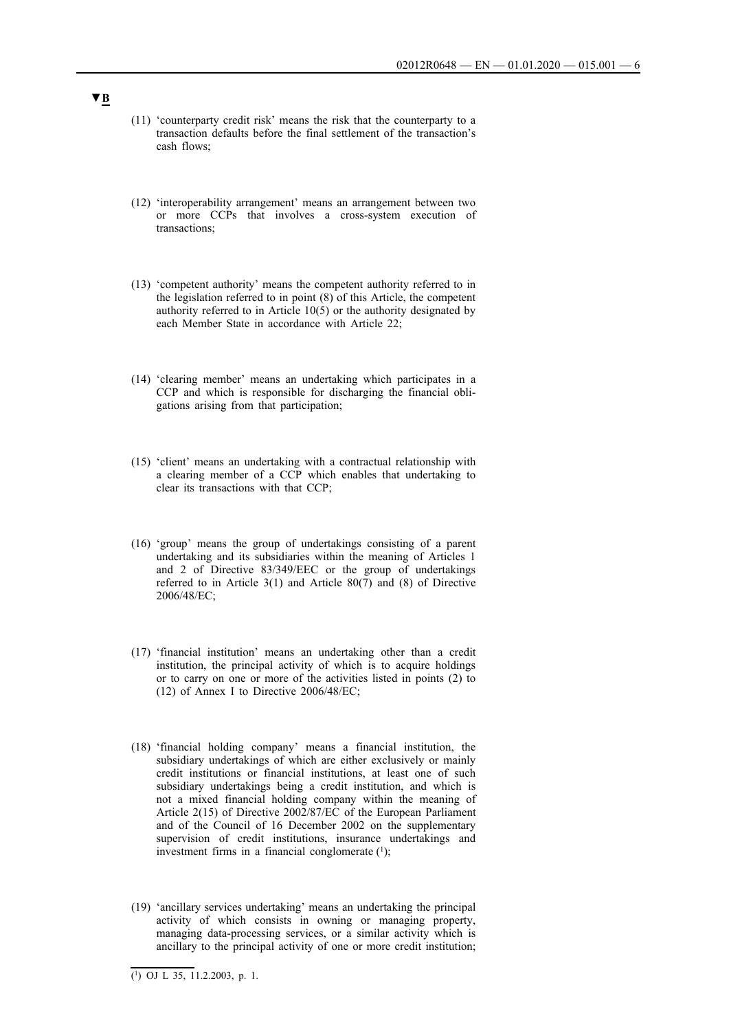▼B

(11) 'counterparty credit risk' means the risk that the counterparty to a transaction defaults before the final settlement of the transaction's cash flows;

(12) 'interoperability arrangement' means an arrangement between two or more CCPs that involves a cross-system execution of transactions;

(13) 'competent authority' means the competent authority referred to in the legislation referred to in point (8) of this Article, the competent authority referred to in Article 10(5) or the authority designated by each Member State in accordance with Article 22;

(14) 'clearing member' means an undertaking which participates in a CCP and which is responsible for discharging the financial obligations arising from that participation;

(15) 'client' means an undertaking with a contractual relationship with a clearing member of a CCP which enables that undertaking to clear its transactions with that CCP;

(16) 'group' means the group of undertakings consisting of a parent undertaking and its subsidiaries within the meaning of Articles 1 and 2 of Directive 83/349/EEC or the group of undertakings referred to in Article 3(1) and Article 80(7) and (8) of Directive 2006/48/EC;

(17) 'financial institution' means an undertaking other than a credit institution, the principal activity of which is to acquire holdings or to carry on one or more of the activities listed in points (2) to (12) of Annex I to Directive 2006/48/EC;

(18) 'financial holding company' means a financial institution, the subsidiary undertakings of which are either exclusively or mainly credit institutions or financial institutions, at least one of such subsidiary undertakings being a credit institution, and which is not a mixed financial holding company within the meaning of Article 2(15) of Directive 2002/87/EC of the European Parliament and of the Council of 16 December 2002 on the supplementary supervision of credit institutions, insurance undertakings and investment firms in a financial conglomerate [1];

(19) 'ancillary services undertaking' means an undertaking the principal activity of which consists in owning or managing property, managing data-processing services, or a similar activity which is ancillary to the principal activity of one or more credit institution;

---

[1] OJ L 35, 11.2.2003, p. 1.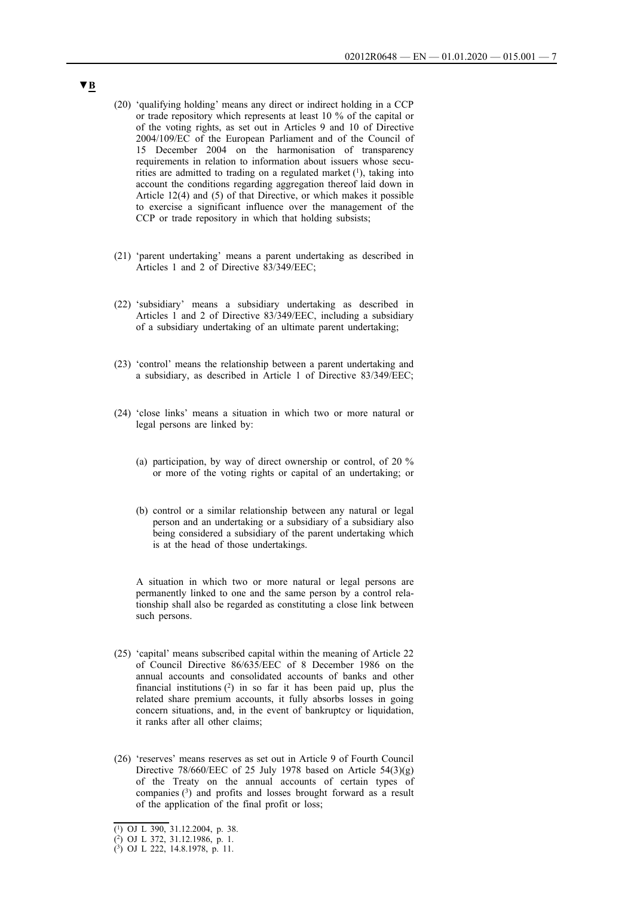▼B

(20) 'qualifying holding' means any direct or indirect holding in a CCP or trade repository which represents at least 10 % of the capital or of the voting rights, as set out in Articles 9 and 10 of Directive 2004/109/EC of the European Parliament and of the Council of 15 December 2004 on the harmonisation of transparency requirements in relation to information about issuers whose securities are admitted to trading on a regulated market [1], taking into account the conditions regarding aggregation thereof laid down in Article 12(4) and (5) of that Directive, or which makes it possible to exercise a significant influence over the management of the CCP or trade repository in which that holding subsists;

(21) 'parent undertaking' means a parent undertaking as described in Articles 1 and 2 of Directive 83/349/EEC;

(22) 'subsidiary' means a subsidiary undertaking as described in Articles 1 and 2 of Directive 83/349/EEC, including a subsidiary of a subsidiary undertaking of an ultimate parent undertaking;

(23) 'control' means the relationship between a parent undertaking and a subsidiary, as described in Article 1 of Directive 83/349/EEC;

(24) 'close links' means a situation in which two or more natural or legal persons are linked by:

(a) participation, by way of direct ownership or control, of 20 % or more of the voting rights or capital of an undertaking; or

(b) control or a similar relationship between any natural or legal person and an undertaking or a subsidiary of a subsidiary also being considered a subsidiary of the parent undertaking which is at the head of those undertakings.

A situation in which two or more natural or legal persons are permanently linked to one and the same person by a control relationship shall also be regarded as constituting a close link between such persons.

(25) 'capital' means subscribed capital within the meaning of Article 22 of Council Directive 86/635/EEC of 8 December 1986 on the annual accounts and consolidated accounts of banks and other financial institutions [2] in so far it has been paid up, plus the related share premium accounts, it fully absorbs losses in going concern situations, and, in the event of bankruptcy or liquidation, it ranks after all other claims;

(26) 'reserves' means reserves as set out in Article 9 of Fourth Council Directive 78/660/EEC of 25 July 1978 based on Article 54(3)(g) of the Treaty on the annual accounts of certain types of companies [3] and profits and losses brought forward as a result of the application of the final profit or loss;

---

[1] OJ L 390, 31.12.2004, p. 38.

[2] OJ L 372, 31.12.1986, p. 1.

[3] OJ L 222, 14.8.1978, p. 11.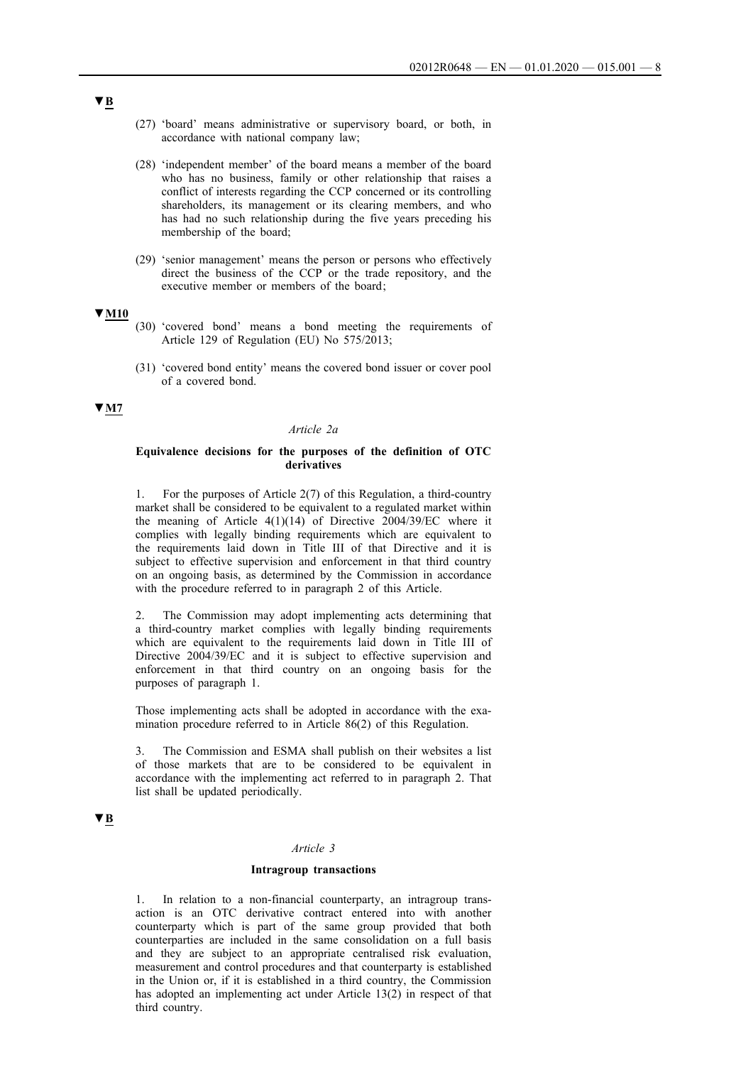▼B

(27) 'board' means administrative or supervisory board, or both, in accordance with national company law;

(28) 'independent member' of the board means a member of the board who has no business, family or other relationship that raises a conflict of interests regarding the CCP concerned or its controlling shareholders, its management or its clearing members, and who has had no such relationship during the five years preceding his membership of the board;

(29) 'senior management' means the person or persons who effectively direct the business of the CCP or the trade repository, and the executive member or members of the board;

▼M10

(30) 'covered bond' means a bond meeting the requirements of Article 129 of Regulation (EU) No 575/2013;

(31) 'covered bond entity' means the covered bond issuer or cover pool of a covered bond.

▼M7

*Article 2a*

**Equivalence decisions for the purposes of the definition of OTC derivatives**

1. For the purposes of Article 2(7) of this Regulation, a third-country market shall be considered to be equivalent to a regulated market within the meaning of Article 4(1)(14) of Directive 2004/39/EC where it complies with legally binding requirements which are equivalent to the requirements laid down in Title III of that Directive and it is subject to effective supervision and enforcement in that third country on an ongoing basis, as determined by the Commission in accordance with the procedure referred to in paragraph 2 of this Article.

2. The Commission may adopt implementing acts determining that a third-country market complies with legally binding requirements which are equivalent to the requirements laid down in Title III of Directive 2004/39/EC and it is subject to effective supervision and enforcement in that third country on an ongoing basis for the purposes of paragraph 1.

Those implementing acts shall be adopted in accordance with the examination procedure referred to in Article 86(2) of this Regulation.

3. The Commission and ESMA shall publish on their websites a list of those markets that are to be considered to be equivalent in accordance with the implementing act referred to in paragraph 2. That list shall be updated periodically.

▼B

*Article 3*

**Intragroup transactions**

1. In relation to a non-financial counterparty, an intragroup transaction is an OTC derivative contract entered into with another counterparty which is part of the same group provided that both counterparties are included in the same consolidation on a full basis and they are subject to an appropriate centralised risk evaluation, measurement and control procedures and that counterparty is established in the Union or, if it is established in a third country, the Commission has adopted an implementing act under Article 13(2) in respect of that third country.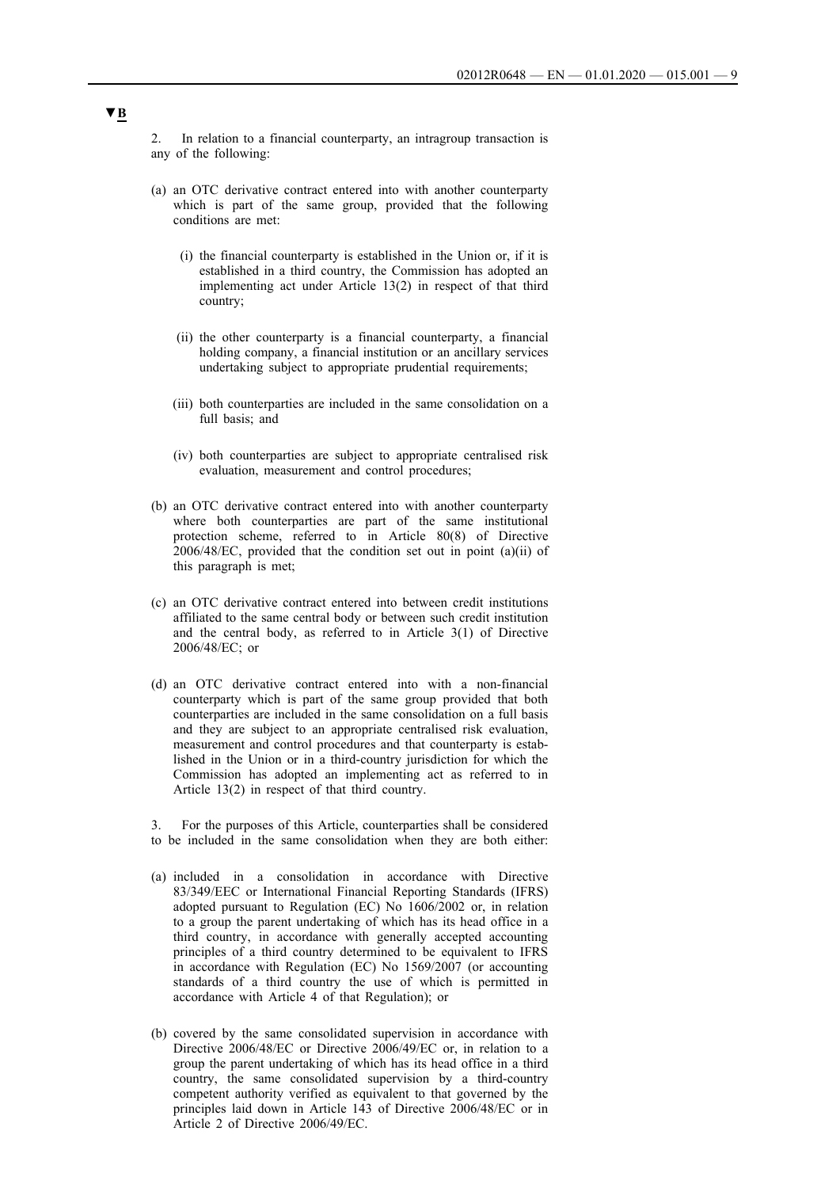▼B

2. In relation to a financial counterparty, an intragroup transaction is any of the following:

(a) an OTC derivative contract entered into with another counterparty which is part of the same group, provided that the following conditions are met:

   (i) the financial counterparty is established in the Union or, if it is established in a third country, the Commission has adopted an implementing act under Article 13(2) in respect of that third country;

   (ii) the other counterparty is a financial counterparty, a financial holding company, a financial institution or an ancillary services undertaking subject to appropriate prudential requirements;

   (iii) both counterparties are included in the same consolidation on a full basis; and

   (iv) both counterparties are subject to appropriate centralised risk evaluation, measurement and control procedures;

(b) an OTC derivative contract entered into with another counterparty where both counterparties are part of the same institutional protection scheme, referred to in Article 80(8) of Directive 2006/48/EC, provided that the condition set out in point (a)(ii) of this paragraph is met;

(c) an OTC derivative contract entered into between credit institutions affiliated to the same central body or between such credit institution and the central body, as referred to in Article 3(1) of Directive 2006/48/EC; or

(d) an OTC derivative contract entered into with a non-financial counterparty which is part of the same group provided that both counterparties are included in the same consolidation on a full basis and they are subject to an appropriate centralised risk evaluation, measurement and control procedures and that counterparty is established in the Union or in a third-country jurisdiction for which the Commission has adopted an implementing act as referred to in Article 13(2) in respect of that third country.

3. For the purposes of this Article, counterparties shall be considered to be included in the same consolidation when they are both either:

(a) included in a consolidation in accordance with Directive 83/349/EEC or International Financial Reporting Standards (IFRS) adopted pursuant to Regulation (EC) No 1606/2002 or, in relation to a group the parent undertaking of which has its head office in a third country, in accordance with generally accepted accounting principles of a third country determined to be equivalent to IFRS in accordance with Regulation (EC) No 1569/2007 (or accounting standards of a third country the use of which is permitted in accordance with Article 4 of that Regulation); or

(b) covered by the same consolidated supervision in accordance with Directive 2006/48/EC or Directive 2006/49/EC or, in relation to a group the parent undertaking of which has its head office in a third country, the same consolidated supervision by a third-country competent authority verified as equivalent to that governed by the principles laid down in Article 143 of Directive 2006/48/EC or in Article 2 of Directive 2006/49/EC.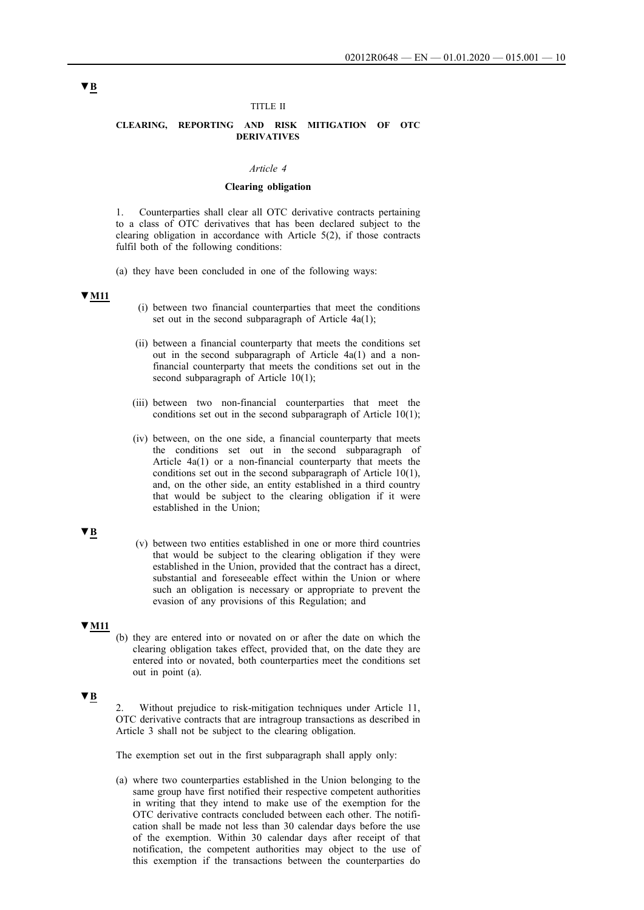▼B

TITLE II

**CLEARING, REPORTING AND RISK MITIGATION OF OTC DERIVATIVES**

*Article 4*

**Clearing obligation**

1. Counterparties shall clear all OTC derivative contracts pertaining to a class of OTC derivatives that has been declared subject to the clearing obligation in accordance with Article 5(2), if those contracts fulfil both of the following conditions:

(a) they have been concluded in one of the following ways:

▼M11

(i) between two financial counterparties that meet the conditions set out in the second subparagraph of Article 4a(1);

(ii) between a financial counterparty that meets the conditions set out in the second subparagraph of Article 4a(1) and a non-financial counterparty that meets the conditions set out in the second subparagraph of Article 10(1);

(iii) between two non-financial counterparties that meet the conditions set out in the second subparagraph of Article 10(1);

(iv) between, on the one side, a financial counterparty that meets the conditions set out in the second subparagraph of Article 4a(1) or a non-financial counterparty that meets the conditions set out in the second subparagraph of Article 10(1), and, on the other side, an entity established in a third country that would be subject to the clearing obligation if it were established in the Union;

▼B

(v) between two entities established in one or more third countries that would be subject to the clearing obligation if they were established in the Union, provided that the contract has a direct, substantial and foreseeable effect within the Union or where such an obligation is necessary or appropriate to prevent the evasion of any provisions of this Regulation; and

▼M11

(b) they are entered into or novated on or after the date on which the clearing obligation takes effect, provided that, on the date they are entered into or novated, both counterparties meet the conditions set out in point (a).

▼B

2. Without prejudice to risk-mitigation techniques under Article 11, OTC derivative contracts that are intragroup transactions as described in Article 3 shall not be subject to the clearing obligation.

The exemption set out in the first subparagraph shall apply only:

(a) where two counterparties established in the Union belonging to the same group have first notified their respective competent authorities in writing that they intend to make use of the exemption for the OTC derivative contracts concluded between each other. The notification shall be made not less than 30 calendar days before the use of the exemption. Within 30 calendar days after receipt of that notification, the competent authorities may object to the use of this exemption if the transactions between the counterparties do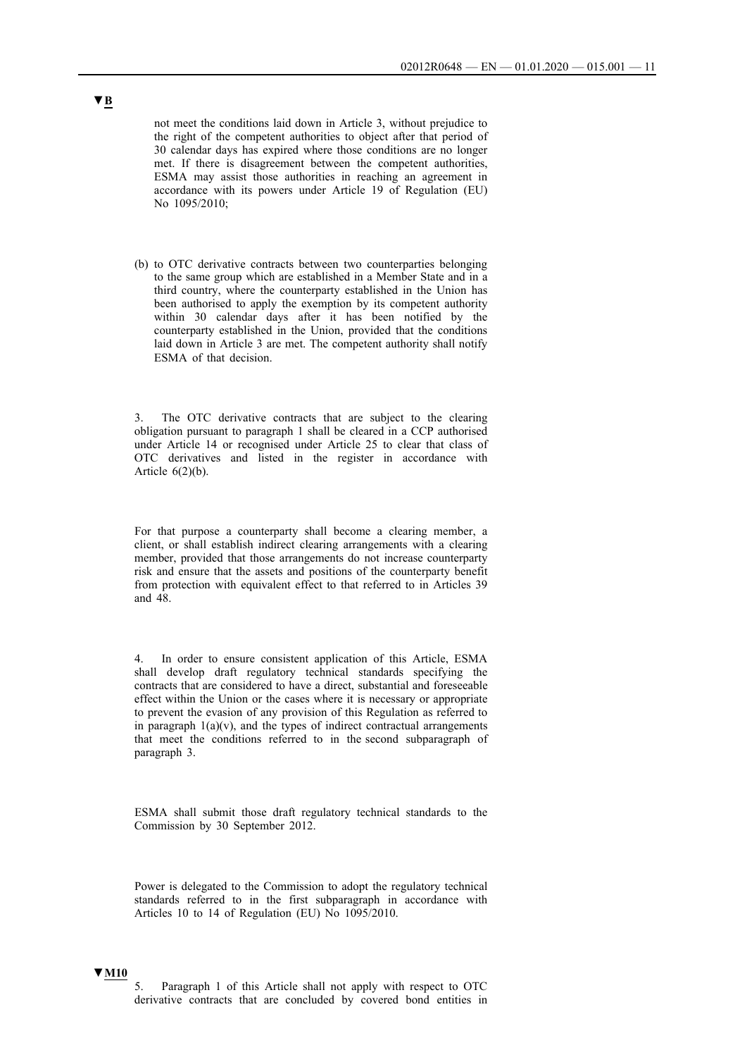▼B

not meet the conditions laid down in Article 3, without prejudice to the right of the competent authorities to object after that period of 30 calendar days has expired where those conditions are no longer met. If there is disagreement between the competent authorities, ESMA may assist those authorities in reaching an agreement in accordance with its powers under Article 19 of Regulation (EU) No 1095/2010;

(b) to OTC derivative contracts between two counterparties belonging to the same group which are established in a Member State and in a third country, where the counterparty established in the Union has been authorised to apply the exemption by its competent authority within 30 calendar days after it has been notified by the counterparty established in the Union, provided that the conditions laid down in Article 3 are met. The competent authority shall notify ESMA of that decision.

3. The OTC derivative contracts that are subject to the clearing obligation pursuant to paragraph 1 shall be cleared in a CCP authorised under Article 14 or recognised under Article 25 to clear that class of OTC derivatives and listed in the register in accordance with Article 6(2)(b).

For that purpose a counterparty shall become a clearing member, a client, or shall establish indirect clearing arrangements with a clearing member, provided that those arrangements do not increase counterparty risk and ensure that the assets and positions of the counterparty benefit from protection with equivalent effect to that referred to in Articles 39 and 48.

4. In order to ensure consistent application of this Article, ESMA shall develop draft regulatory technical standards specifying the contracts that are considered to have a direct, substantial and foreseeable effect within the Union or the cases where it is necessary or appropriate to prevent the evasion of any provision of this Regulation as referred to in paragraph 1(a)(v), and the types of indirect contractual arrangements that meet the conditions referred to in the second subparagraph of paragraph 3.

ESMA shall submit those draft regulatory technical standards to the Commission by 30 September 2012.

Power is delegated to the Commission to adopt the regulatory technical standards referred to in the first subparagraph in accordance with Articles 10 to 14 of Regulation (EU) No 1095/2010.

▼M10

5. Paragraph 1 of this Article shall not apply with respect to OTC derivative contracts that are concluded by covered bond entities in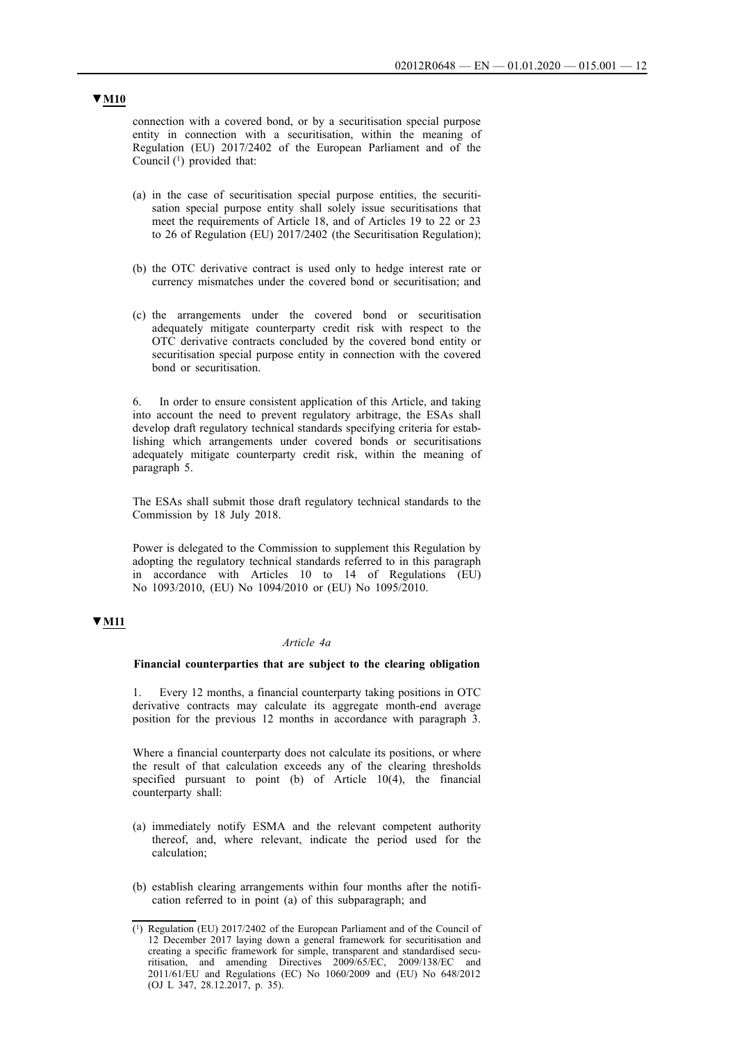▼M10

connection with a covered bond, or by a securitisation special purpose entity in connection with a securitisation, within the meaning of Regulation (EU) 2017/2402 of the European Parliament and of the Council [1] provided that:

(a) in the case of securitisation special purpose entities, the securitisation special purpose entity shall solely issue securitisations that meet the requirements of Article 18, and of Articles 19 to 22 or 23 to 26 of Regulation (EU) 2017/2402 (the Securitisation Regulation);

(b) the OTC derivative contract is used only to hedge interest rate or currency mismatches under the covered bond or securitisation; and

(c) the arrangements under the covered bond or securitisation adequately mitigate counterparty credit risk with respect to the OTC derivative contracts concluded by the covered bond entity or securitisation special purpose entity in connection with the covered bond or securitisation.

6. In order to ensure consistent application of this Article, and taking into account the need to prevent regulatory arbitrage, the ESAs shall develop draft regulatory technical standards specifying criteria for establishing which arrangements under covered bonds or securitisations adequately mitigate counterparty credit risk, within the meaning of paragraph 5.

The ESAs shall submit those draft regulatory technical standards to the Commission by 18 July 2018.

Power is delegated to the Commission to supplement this Regulation by adopting the regulatory technical standards referred to in this paragraph in accordance with Articles 10 to 14 of Regulations (EU) No 1093/2010, (EU) No 1094/2010 or (EU) No 1095/2010.

▼M11

*Article 4a*

**Financial counterparties that are subject to the clearing obligation**

1. Every 12 months, a financial counterparty taking positions in OTC derivative contracts may calculate its aggregate month-end average position for the previous 12 months in accordance with paragraph 3.

Where a financial counterparty does not calculate its positions, or where the result of that calculation exceeds any of the clearing thresholds specified pursuant to point (b) of Article 10(4), the financial counterparty shall:

(a) immediately notify ESMA and the relevant competent authority thereof, and, where relevant, indicate the period used for the calculation;

(b) establish clearing arrangements within four months after the notification referred to in point (a) of this subparagraph; and

[1] Regulation (EU) 2017/2402 of the European Parliament and of the Council of 12 December 2017 laying down a general framework for securitisation and creating a specific framework for simple, transparent and standardised securitisation, and amending Directives 2009/65/EC, 2009/138/EC and 2011/61/EU and Regulations (EC) No 1060/2009 and (EU) No 648/2012 (OJ L 347, 28.12.2017, p. 35).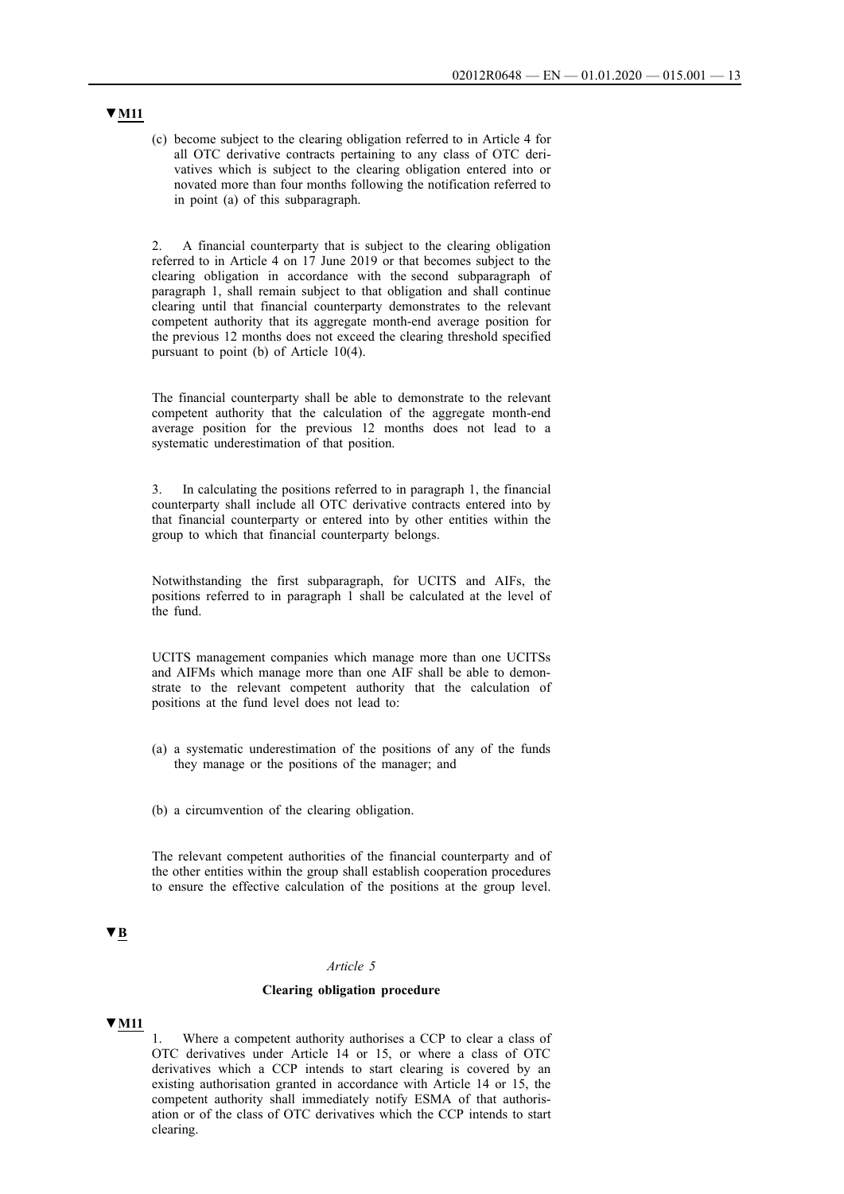▼M11

(c) become subject to the clearing obligation referred to in Article 4 for all OTC derivative contracts pertaining to any class of OTC derivatives which is subject to the clearing obligation entered into or novated more than four months following the notification referred to in point (a) of this subparagraph.

2. A financial counterparty that is subject to the clearing obligation referred to in Article 4 on 17 June 2019 or that becomes subject to the clearing obligation in accordance with the second subparagraph of paragraph 1, shall remain subject to that obligation and shall continue clearing until that financial counterparty demonstrates to the relevant competent authority that its aggregate month-end average position for the previous 12 months does not exceed the clearing threshold specified pursuant to point (b) of Article 10(4).

The financial counterparty shall be able to demonstrate to the relevant competent authority that the calculation of the aggregate month-end average position for the previous 12 months does not lead to a systematic underestimation of that position.

3. In calculating the positions referred to in paragraph 1, the financial counterparty shall include all OTC derivative contracts entered into by that financial counterparty or entered into by other entities within the group to which that financial counterparty belongs.

Notwithstanding the first subparagraph, for UCITS and AIFs, the positions referred to in paragraph 1 shall be calculated at the level of the fund.

UCITS management companies which manage more than one UCITSs and AIFMs which manage more than one AIF shall be able to demonstrate to the relevant competent authority that the calculation of positions at the fund level does not lead to:

(a) a systematic underestimation of the positions of any of the funds they manage or the positions of the manager; and

(b) a circumvention of the clearing obligation.

The relevant competent authorities of the financial counterparty and of the other entities within the group shall establish cooperation procedures to ensure the effective calculation of the positions at the group level.

▼B

*Article 5*

**Clearing obligation procedure**

▼M11

1. Where a competent authority authorises a CCP to clear a class of OTC derivatives under Article 14 or 15, or where a class of OTC derivatives which a CCP intends to start clearing is covered by an existing authorisation granted in accordance with Article 14 or 15, the competent authority shall immediately notify ESMA of that authorisation or of the class of OTC derivatives which the CCP intends to start clearing.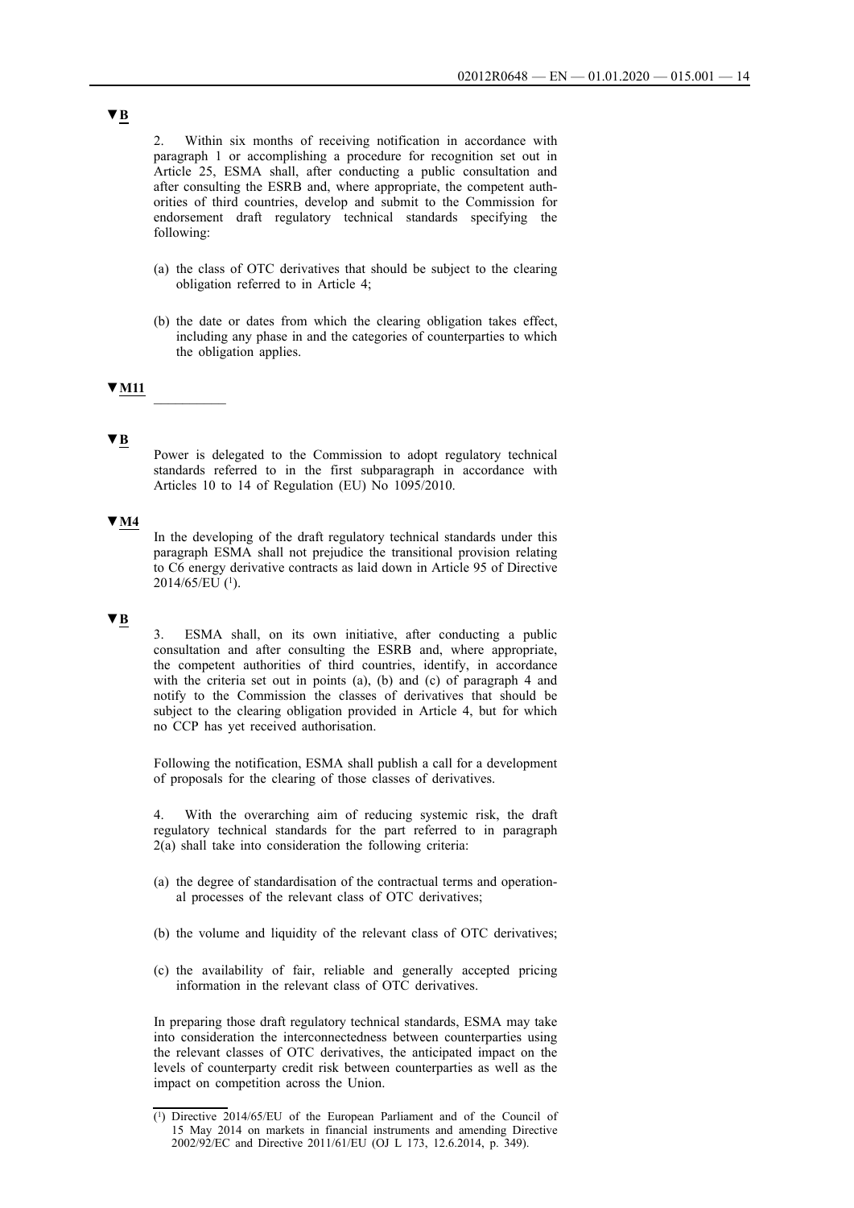▼B

2. Within six months of receiving notification in accordance with paragraph 1 or accomplishing a procedure for recognition set out in Article 25, ESMA shall, after conducting a public consultation and after consulting the ESRB and, where appropriate, the competent authorities of third countries, develop and submit to the Commission for endorsement draft regulatory technical standards specifying the following:

(a) the class of OTC derivatives that should be subject to the clearing obligation referred to in Article 4;

(b) the date or dates from which the clearing obligation takes effect, including any phase in and the categories of counterparties to which the obligation applies.

▼M11

__________

▼B

Power is delegated to the Commission to adopt regulatory technical standards referred to in the first subparagraph in accordance with Articles 10 to 14 of Regulation (EU) No 1095/2010.

▼M4

In the developing of the draft regulatory technical standards under this paragraph ESMA shall not prejudice the transitional provision relating to C6 energy derivative contracts as laid down in Article 95 of Directive 2014/65/EU [1].

▼B

3. ESMA shall, on its own initiative, after conducting a public consultation and after consulting the ESRB and, where appropriate, the competent authorities of third countries, identify, in accordance with the criteria set out in points (a), (b) and (c) of paragraph 4 and notify to the Commission the classes of derivatives that should be subject to the clearing obligation provided in Article 4, but for which no CCP has yet received authorisation.

Following the notification, ESMA shall publish a call for a development of proposals for the clearing of those classes of derivatives.

4. With the overarching aim of reducing systemic risk, the draft regulatory technical standards for the part referred to in paragraph 2(a) shall take into consideration the following criteria:

(a) the degree of standardisation of the contractual terms and operational processes of the relevant class of OTC derivatives;

(b) the volume and liquidity of the relevant class of OTC derivatives;

(c) the availability of fair, reliable and generally accepted pricing information in the relevant class of OTC derivatives.

In preparing those draft regulatory technical standards, ESMA may take into consideration the interconnectedness between counterparties using the relevant classes of OTC derivatives, the anticipated impact on the levels of counterparty credit risk between counterparties as well as the impact on competition across the Union.

---

[1] Directive 2014/65/EU of the European Parliament and of the Council of 15 May 2014 on markets in financial instruments and amending Directive 2002/92/EC and Directive 2011/61/EU (OJ L 173, 12.6.2014, p. 349).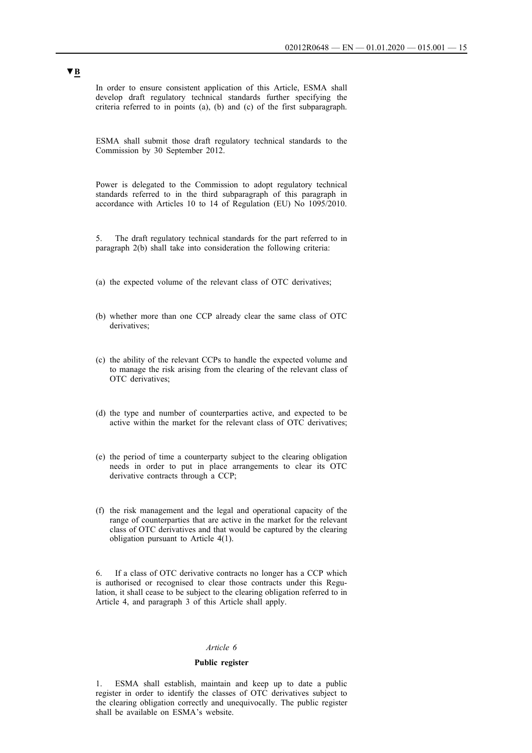▼B

In order to ensure consistent application of this Article, ESMA shall develop draft regulatory technical standards further specifying the criteria referred to in points (a), (b) and (c) of the first subparagraph.

ESMA shall submit those draft regulatory technical standards to the Commission by 30 September 2012.

Power is delegated to the Commission to adopt regulatory technical standards referred to in the third subparagraph of this paragraph in accordance with Articles 10 to 14 of Regulation (EU) No 1095/2010.

5. The draft regulatory technical standards for the part referred to in paragraph 2(b) shall take into consideration the following criteria:

(a) the expected volume of the relevant class of OTC derivatives;

(b) whether more than one CCP already clear the same class of OTC derivatives;

(c) the ability of the relevant CCPs to handle the expected volume and to manage the risk arising from the clearing of the relevant class of OTC derivatives;

(d) the type and number of counterparties active, and expected to be active within the market for the relevant class of OTC derivatives;

(e) the period of time a counterparty subject to the clearing obligation needs in order to put in place arrangements to clear its OTC derivative contracts through a CCP;

(f) the risk management and the legal and operational capacity of the range of counterparties that are active in the market for the relevant class of OTC derivatives and that would be captured by the clearing obligation pursuant to Article 4(1).

6. If a class of OTC derivative contracts no longer has a CCP which is authorised or recognised to clear those contracts under this Regulation, it shall cease to be subject to the clearing obligation referred to in Article 4, and paragraph 3 of this Article shall apply.

*Article 6*

**Public register**

1. ESMA shall establish, maintain and keep up to date a public register in order to identify the classes of OTC derivatives subject to the clearing obligation correctly and unequivocally. The public register shall be available on ESMA's website.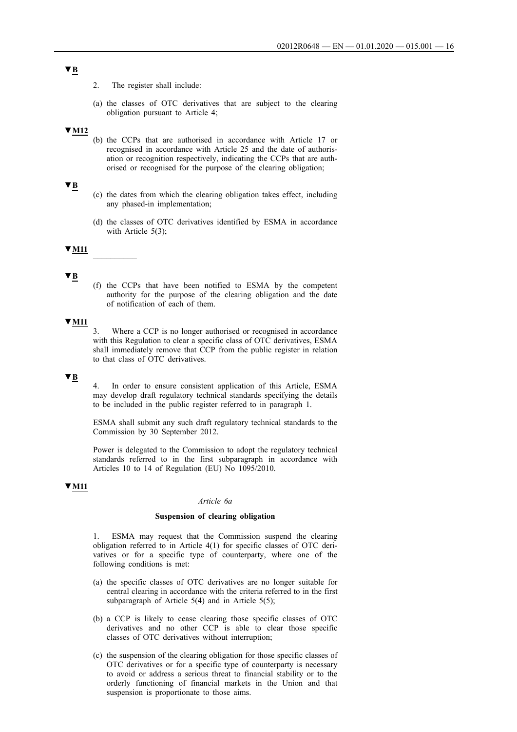▼B

2. The register shall include:

(a) the classes of OTC derivatives that are subject to the clearing obligation pursuant to Article 4;

▼M12

(b) the CCPs that are authorised in accordance with Article 17 or recognised in accordance with Article 25 and the date of authorisation or recognition respectively, indicating the CCPs that are authorised or recognised for the purpose of the clearing obligation;

▼B

(c) the dates from which the clearing obligation takes effect, including any phased-in implementation;

(d) the classes of OTC derivatives identified by ESMA in accordance with Article 5(3);

▼M11

\_\_\_\_\_\_\_\_\_\_

▼B

(f) the CCPs that have been notified to ESMA by the competent authority for the purpose of the clearing obligation and the date of notification of each of them.

▼M11

3. Where a CCP is no longer authorised or recognised in accordance with this Regulation to clear a specific class of OTC derivatives, ESMA shall immediately remove that CCP from the public register in relation to that class of OTC derivatives.

▼B

4. In order to ensure consistent application of this Article, ESMA may develop draft regulatory technical standards specifying the details to be included in the public register referred to in paragraph 1.

ESMA shall submit any such draft regulatory technical standards to the Commission by 30 September 2012.

Power is delegated to the Commission to adopt the regulatory technical standards referred to in the first subparagraph in accordance with Articles 10 to 14 of Regulation (EU) No 1095/2010.

▼M11

*Article 6a*

**Suspension of clearing obligation**

1. ESMA may request that the Commission suspend the clearing obligation referred to in Article 4(1) for specific classes of OTC derivatives or for a specific type of counterparty, where one of the following conditions is met:

(a) the specific classes of OTC derivatives are no longer suitable for central clearing in accordance with the criteria referred to in the first subparagraph of Article 5(4) and in Article 5(5);

(b) a CCP is likely to cease clearing those specific classes of OTC derivatives and no other CCP is able to clear those specific classes of OTC derivatives without interruption;

(c) the suspension of the clearing obligation for those specific classes of OTC derivatives or for a specific type of counterparty is necessary to avoid or address a serious threat to financial stability or to the orderly functioning of financial markets in the Union and that suspension is proportionate to those aims.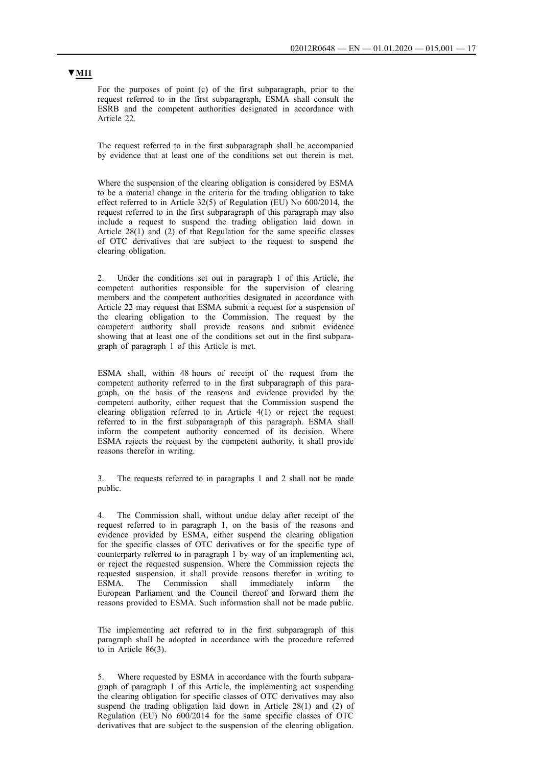▼M11

For the purposes of point (c) of the first subparagraph, prior to the request referred to in the first subparagraph, ESMA shall consult the ESRB and the competent authorities designated in accordance with Article 22.

The request referred to in the first subparagraph shall be accompanied by evidence that at least one of the conditions set out therein is met.

Where the suspension of the clearing obligation is considered by ESMA to be a material change in the criteria for the trading obligation to take effect referred to in Article 32(5) of Regulation (EU) No 600/2014, the request referred to in the first subparagraph of this paragraph may also include a request to suspend the trading obligation laid down in Article 28(1) and (2) of that Regulation for the same specific classes of OTC derivatives that are subject to the request to suspend the clearing obligation.

2. Under the conditions set out in paragraph 1 of this Article, the competent authorities responsible for the supervision of clearing members and the competent authorities designated in accordance with Article 22 may request that ESMA submit a request for a suspension of the clearing obligation to the Commission. The request by the competent authority shall provide reasons and submit evidence showing that at least one of the conditions set out in the first subparagraph of paragraph 1 of this Article is met.

ESMA shall, within 48 hours of receipt of the request from the competent authority referred to in the first subparagraph of this paragraph, on the basis of the reasons and evidence provided by the competent authority, either request that the Commission suspend the clearing obligation referred to in Article 4(1) or reject the request referred to in the first subparagraph of this paragraph. ESMA shall inform the competent authority concerned of its decision. Where ESMA rejects the request by the competent authority, it shall provide reasons therefor in writing.

3. The requests referred to in paragraphs 1 and 2 shall not be made public.

4. The Commission shall, without undue delay after receipt of the request referred to in paragraph 1, on the basis of the reasons and evidence provided by ESMA, either suspend the clearing obligation for the specific classes of OTC derivatives or for the specific type of counterparty referred to in paragraph 1 by way of an implementing act, or reject the requested suspension. Where the Commission rejects the requested suspension, it shall provide reasons therefor in writing to ESMA. The Commission shall immediately inform the European Parliament and the Council thereof and forward them the reasons provided to ESMA. Such information shall not be made public.

The implementing act referred to in the first subparagraph of this paragraph shall be adopted in accordance with the procedure referred to in Article 86(3).

5. Where requested by ESMA in accordance with the fourth subparagraph of paragraph 1 of this Article, the implementing act suspending the clearing obligation for specific classes of OTC derivatives may also suspend the trading obligation laid down in Article 28(1) and (2) of Regulation (EU) No 600/2014 for the same specific classes of OTC derivatives that are subject to the suspension of the clearing obligation.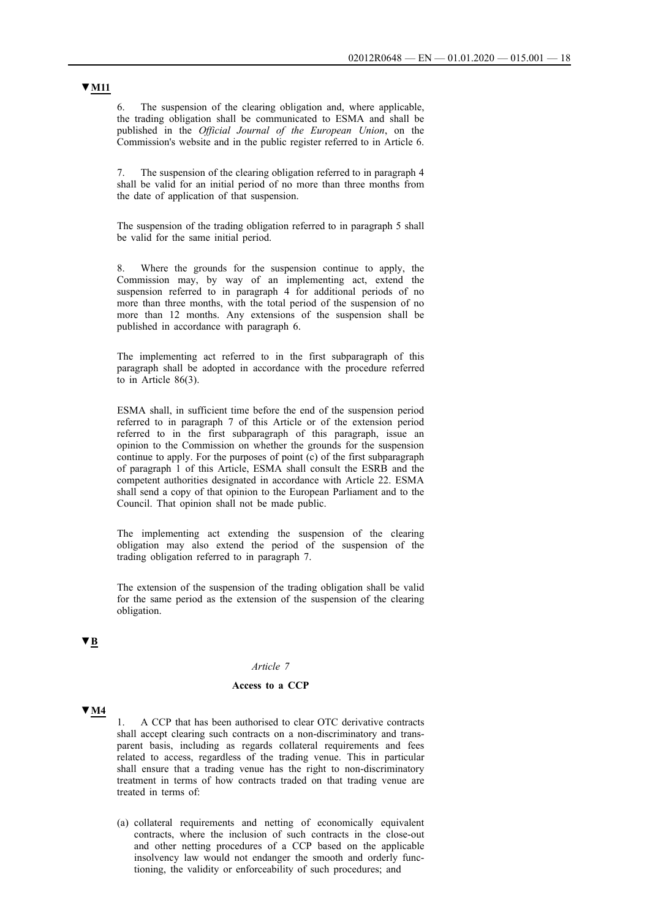▼M11

6. The suspension of the clearing obligation and, where applicable, the trading obligation shall be communicated to ESMA and shall be published in the *Official Journal of the European Union*, on the Commission's website and in the public register referred to in Article 6.

7. The suspension of the clearing obligation referred to in paragraph 4 shall be valid for an initial period of no more than three months from the date of application of that suspension.

The suspension of the trading obligation referred to in paragraph 5 shall be valid for the same initial period.

8. Where the grounds for the suspension continue to apply, the Commission may, by way of an implementing act, extend the suspension referred to in paragraph 4 for additional periods of no more than three months, with the total period of the suspension of no more than 12 months. Any extensions of the suspension shall be published in accordance with paragraph 6.

The implementing act referred to in the first subparagraph of this paragraph shall be adopted in accordance with the procedure referred to in Article 86(3).

ESMA shall, in sufficient time before the end of the suspension period referred to in paragraph 7 of this Article or of the extension period referred to in the first subparagraph of this paragraph, issue an opinion to the Commission on whether the grounds for the suspension continue to apply. For the purposes of point (c) of the first subparagraph of paragraph 1 of this Article, ESMA shall consult the ESRB and the competent authorities designated in accordance with Article 22. ESMA shall send a copy of that opinion to the European Parliament and to the Council. That opinion shall not be made public.

The implementing act extending the suspension of the clearing obligation may also extend the period of the suspension of the trading obligation referred to in paragraph 7.

The extension of the suspension of the trading obligation shall be valid for the same period as the extension of the suspension of the clearing obligation.

▼B

*Article 7*

**Access to a CCP**

▼M4

1. A CCP that has been authorised to clear OTC derivative contracts shall accept clearing such contracts on a non-discriminatory and transparent basis, including as regards collateral requirements and fees related to access, regardless of the trading venue. This in particular shall ensure that a trading venue has the right to non-discriminatory treatment in terms of how contracts traded on that trading venue are treated in terms of:

(a) collateral requirements and netting of economically equivalent contracts, where the inclusion of such contracts in the close-out and other netting procedures of a CCP based on the applicable insolvency law would not endanger the smooth and orderly functioning, the validity or enforceability of such procedures; and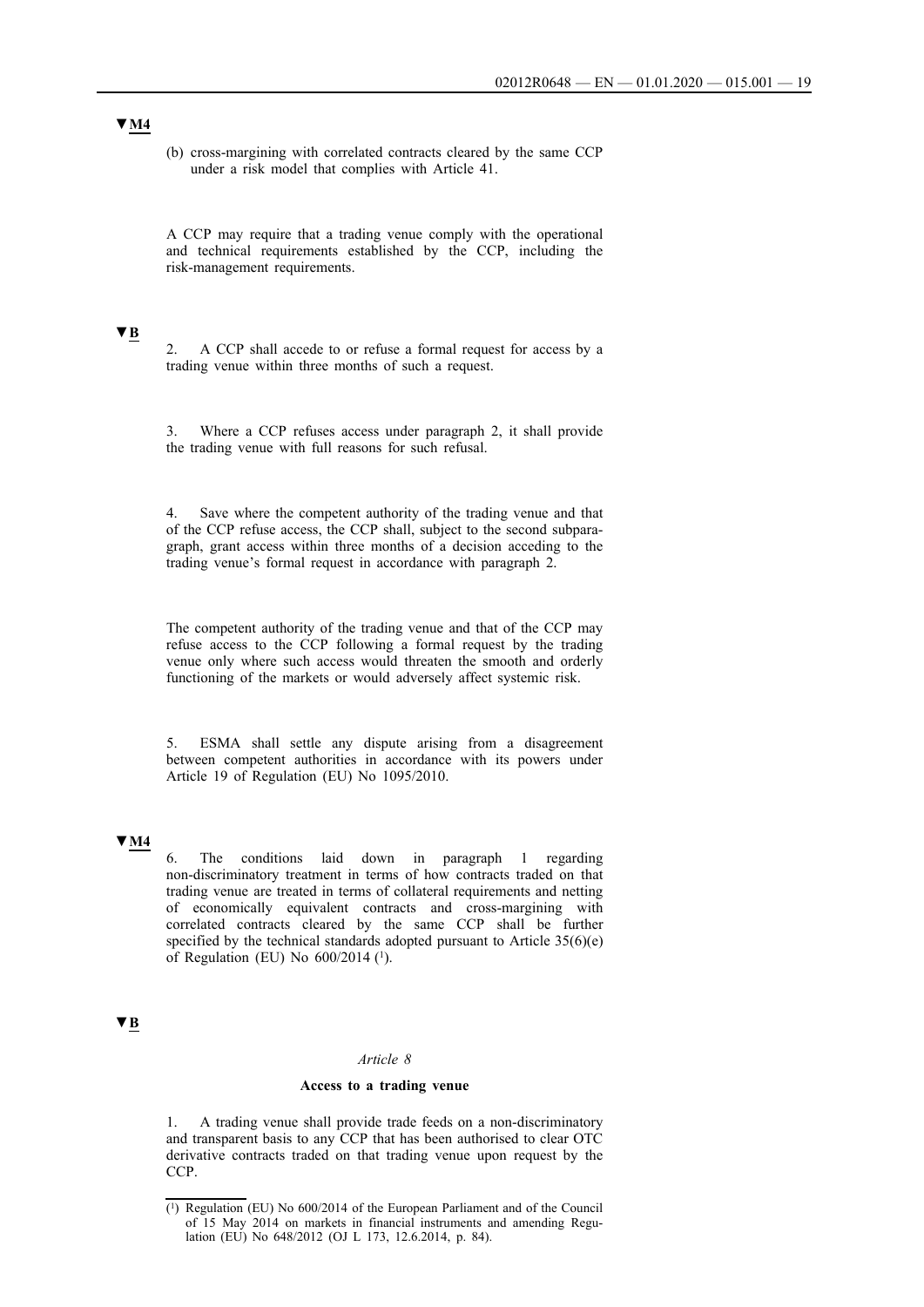▼M4

(b) cross-margining with correlated contracts cleared by the same CCP under a risk model that complies with Article 41.

A CCP may require that a trading venue comply with the operational and technical requirements established by the CCP, including the risk-management requirements.

▼B

2. A CCP shall accede to or refuse a formal request for access by a trading venue within three months of such a request.

3. Where a CCP refuses access under paragraph 2, it shall provide the trading venue with full reasons for such refusal.

4. Save where the competent authority of the trading venue and that of the CCP refuse access, the CCP shall, subject to the second subparagraph, grant access within three months of a decision acceding to the trading venue's formal request in accordance with paragraph 2.

The competent authority of the trading venue and that of the CCP may refuse access to the CCP following a formal request by the trading venue only where such access would threaten the smooth and orderly functioning of the markets or would adversely affect systemic risk.

5. ESMA shall settle any dispute arising from a disagreement between competent authorities in accordance with its powers under Article 19 of Regulation (EU) No 1095/2010.

▼M4

6. The conditions laid down in paragraph 1 regarding non-discriminatory treatment in terms of how contracts traded on that trading venue are treated in terms of collateral requirements and netting of economically equivalent contracts and cross-margining with correlated contracts cleared by the same CCP shall be further specified by the technical standards adopted pursuant to Article 35(6)(e) of Regulation (EU) No 600/2014 [1].

▼B

*Article 8*

**Access to a trading venue**

1. A trading venue shall provide trade feeds on a non-discriminatory and transparent basis to any CCP that has been authorised to clear OTC derivative contracts traded on that trading venue upon request by the CCP.

---

[1] Regulation (EU) No 600/2014 of the European Parliament and of the Council of 15 May 2014 on markets in financial instruments and amending Regulation (EU) No 648/2012 (OJ L 173, 12.6.2014, p. 84).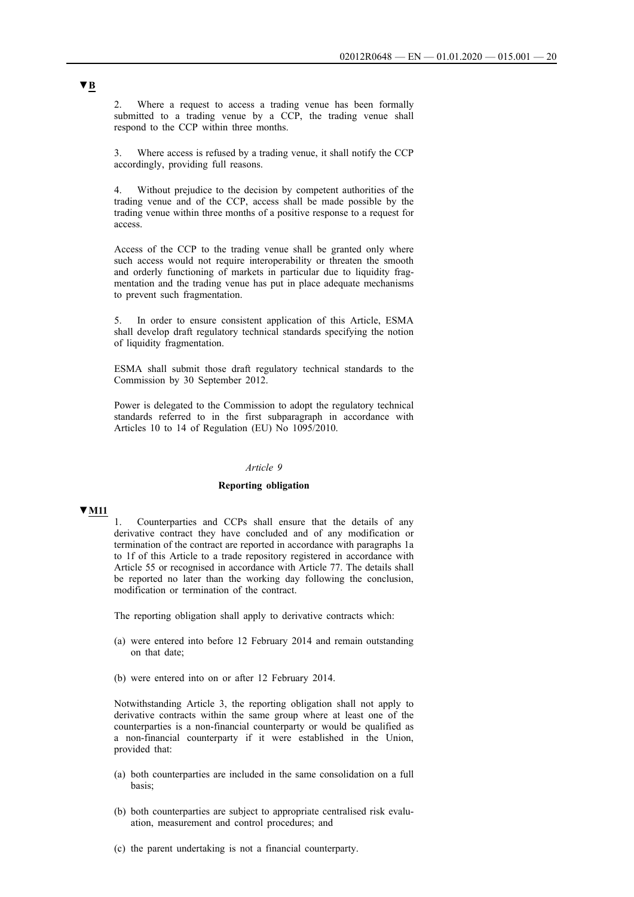▼B

2. Where a request to access a trading venue has been formally submitted to a trading venue by a CCP, the trading venue shall respond to the CCP within three months.

3. Where access is refused by a trading venue, it shall notify the CCP accordingly, providing full reasons.

4. Without prejudice to the decision by competent authorities of the trading venue and of the CCP, access shall be made possible by the trading venue within three months of a positive response to a request for access.

Access of the CCP to the trading venue shall be granted only where such access would not require interoperability or threaten the smooth and orderly functioning of markets in particular due to liquidity fragmentation and the trading venue has put in place adequate mechanisms to prevent such fragmentation.

5. In order to ensure consistent application of this Article, ESMA shall develop draft regulatory technical standards specifying the notion of liquidity fragmentation.

ESMA shall submit those draft regulatory technical standards to the Commission by 30 September 2012.

Power is delegated to the Commission to adopt the regulatory technical standards referred to in the first subparagraph in accordance with Articles 10 to 14 of Regulation (EU) No 1095/2010.

*Article 9*

**Reporting obligation**

▼M11

1. Counterparties and CCPs shall ensure that the details of any derivative contract they have concluded and of any modification or termination of the contract are reported in accordance with paragraphs 1a to 1f of this Article to a trade repository registered in accordance with Article 55 or recognised in accordance with Article 77. The details shall be reported no later than the working day following the conclusion, modification or termination of the contract.

The reporting obligation shall apply to derivative contracts which:

(a) were entered into before 12 February 2014 and remain outstanding on that date;

(b) were entered into on or after 12 February 2014.

Notwithstanding Article 3, the reporting obligation shall not apply to derivative contracts within the same group where at least one of the counterparties is a non-financial counterparty or would be qualified as a non-financial counterparty if it were established in the Union, provided that:

(a) both counterparties are included in the same consolidation on a full basis;

(b) both counterparties are subject to appropriate centralised risk evaluation, measurement and control procedures; and

(c) the parent undertaking is not a financial counterparty.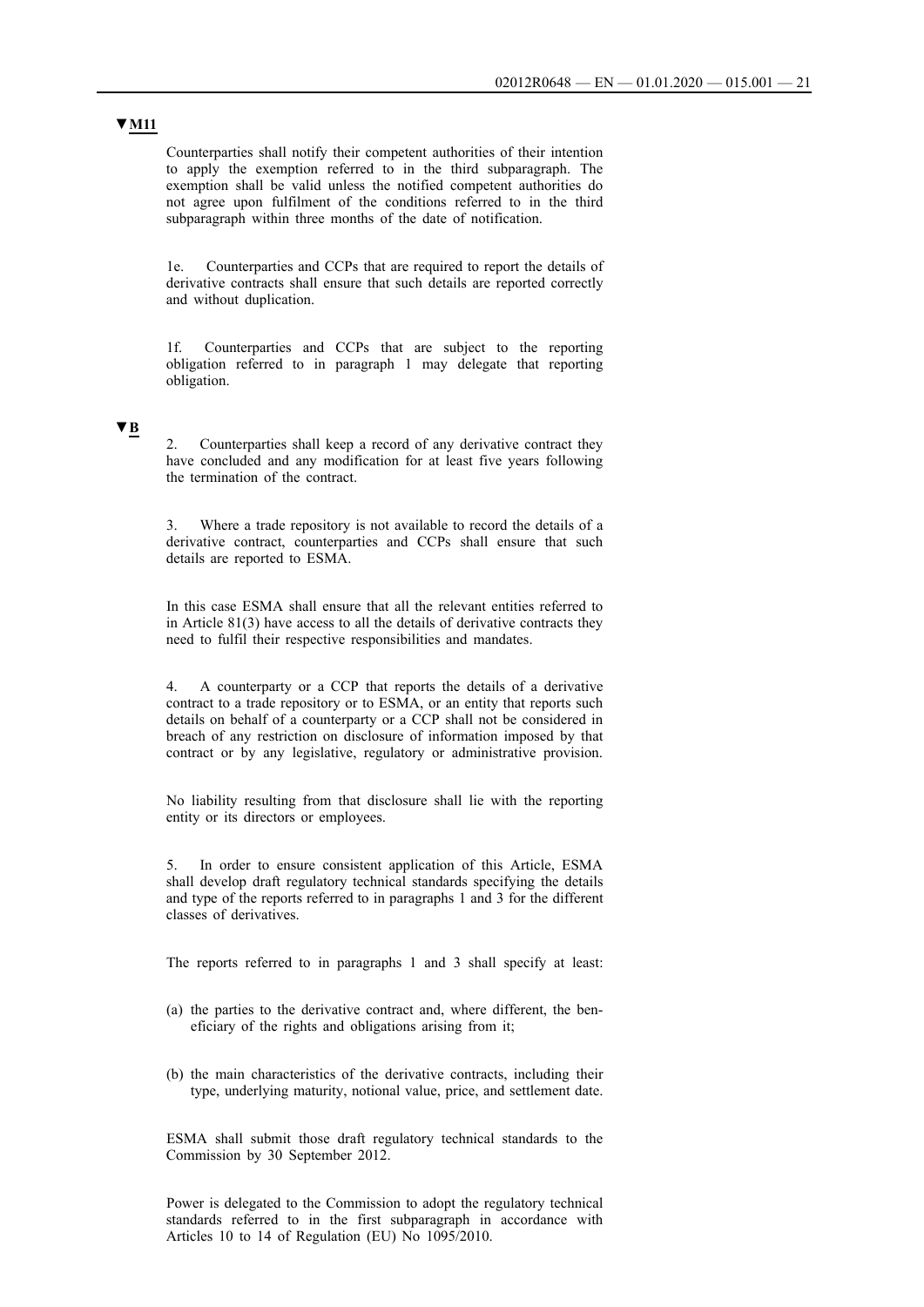▼M11

Counterparties shall notify their competent authorities of their intention to apply the exemption referred to in the third subparagraph. The exemption shall be valid unless the notified competent authorities do not agree upon fulfilment of the conditions referred to in the third subparagraph within three months of the date of notification.

1e. Counterparties and CCPs that are required to report the details of derivative contracts shall ensure that such details are reported correctly and without duplication.

1f. Counterparties and CCPs that are subject to the reporting obligation referred to in paragraph 1 may delegate that reporting obligation.

▼B

2. Counterparties shall keep a record of any derivative contract they have concluded and any modification for at least five years following the termination of the contract.

3. Where a trade repository is not available to record the details of a derivative contract, counterparties and CCPs shall ensure that such details are reported to ESMA.

In this case ESMA shall ensure that all the relevant entities referred to in Article 81(3) have access to all the details of derivative contracts they need to fulfil their respective responsibilities and mandates.

4. A counterparty or a CCP that reports the details of a derivative contract to a trade repository or to ESMA, or an entity that reports such details on behalf of a counterparty or a CCP shall not be considered in breach of any restriction on disclosure of information imposed by that contract or by any legislative, regulatory or administrative provision.

No liability resulting from that disclosure shall lie with the reporting entity or its directors or employees.

5. In order to ensure consistent application of this Article, ESMA shall develop draft regulatory technical standards specifying the details and type of the reports referred to in paragraphs 1 and 3 for the different classes of derivatives.

The reports referred to in paragraphs 1 and 3 shall specify at least:

(a) the parties to the derivative contract and, where different, the beneficiary of the rights and obligations arising from it;

(b) the main characteristics of the derivative contracts, including their type, underlying maturity, notional value, price, and settlement date.

ESMA shall submit those draft regulatory technical standards to the Commission by 30 September 2012.

Power is delegated to the Commission to adopt the regulatory technical standards referred to in the first subparagraph in accordance with Articles 10 to 14 of Regulation (EU) No 1095/2010.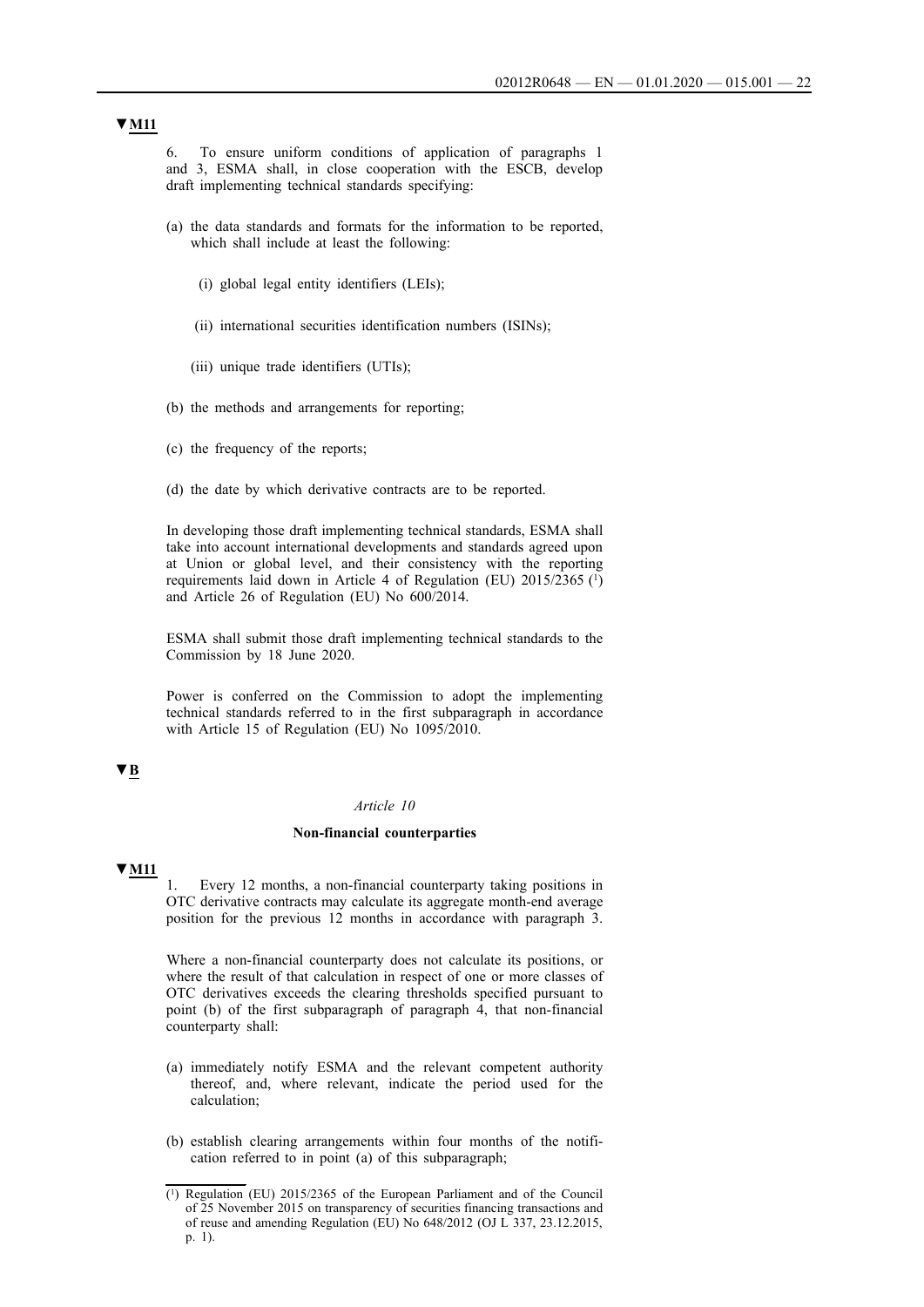▼M11

6. To ensure uniform conditions of application of paragraphs 1 and 3, ESMA shall, in close cooperation with the ESCB, develop draft implementing technical standards specifying:

(a) the data standards and formats for the information to be reported, which shall include at least the following:

(i) global legal entity identifiers (LEIs);

(ii) international securities identification numbers (ISINs);

(iii) unique trade identifiers (UTIs);

(b) the methods and arrangements for reporting;

(c) the frequency of the reports;

(d) the date by which derivative contracts are to be reported.

In developing those draft implementing technical standards, ESMA shall take into account international developments and standards agreed upon at Union or global level, and their consistency with the reporting requirements laid down in Article 4 of Regulation (EU) 2015/2365 [1] and Article 26 of Regulation (EU) No 600/2014.

ESMA shall submit those draft implementing technical standards to the Commission by 18 June 2020.

Power is conferred on the Commission to adopt the implementing technical standards referred to in the first subparagraph in accordance with Article 15 of Regulation (EU) No 1095/2010.

▼B

*Article 10*

**Non-financial counterparties**

▼M11

1. Every 12 months, a non-financial counterparty taking positions in OTC derivative contracts may calculate its aggregate month-end average position for the previous 12 months in accordance with paragraph 3.

Where a non-financial counterparty does not calculate its positions, or where the result of that calculation in respect of one or more classes of OTC derivatives exceeds the clearing thresholds specified pursuant to point (b) of the first subparagraph of paragraph 4, that non-financial counterparty shall:

(a) immediately notify ESMA and the relevant competent authority thereof, and, where relevant, indicate the period used for the calculation;

(b) establish clearing arrangements within four months of the notification referred to in point (a) of this subparagraph;

---

[1] Regulation (EU) 2015/2365 of the European Parliament and of the Council of 25 November 2015 on transparency of securities financing transactions and of reuse and amending Regulation (EU) No 648/2012 (OJ L 337, 23.12.2015, p. 1).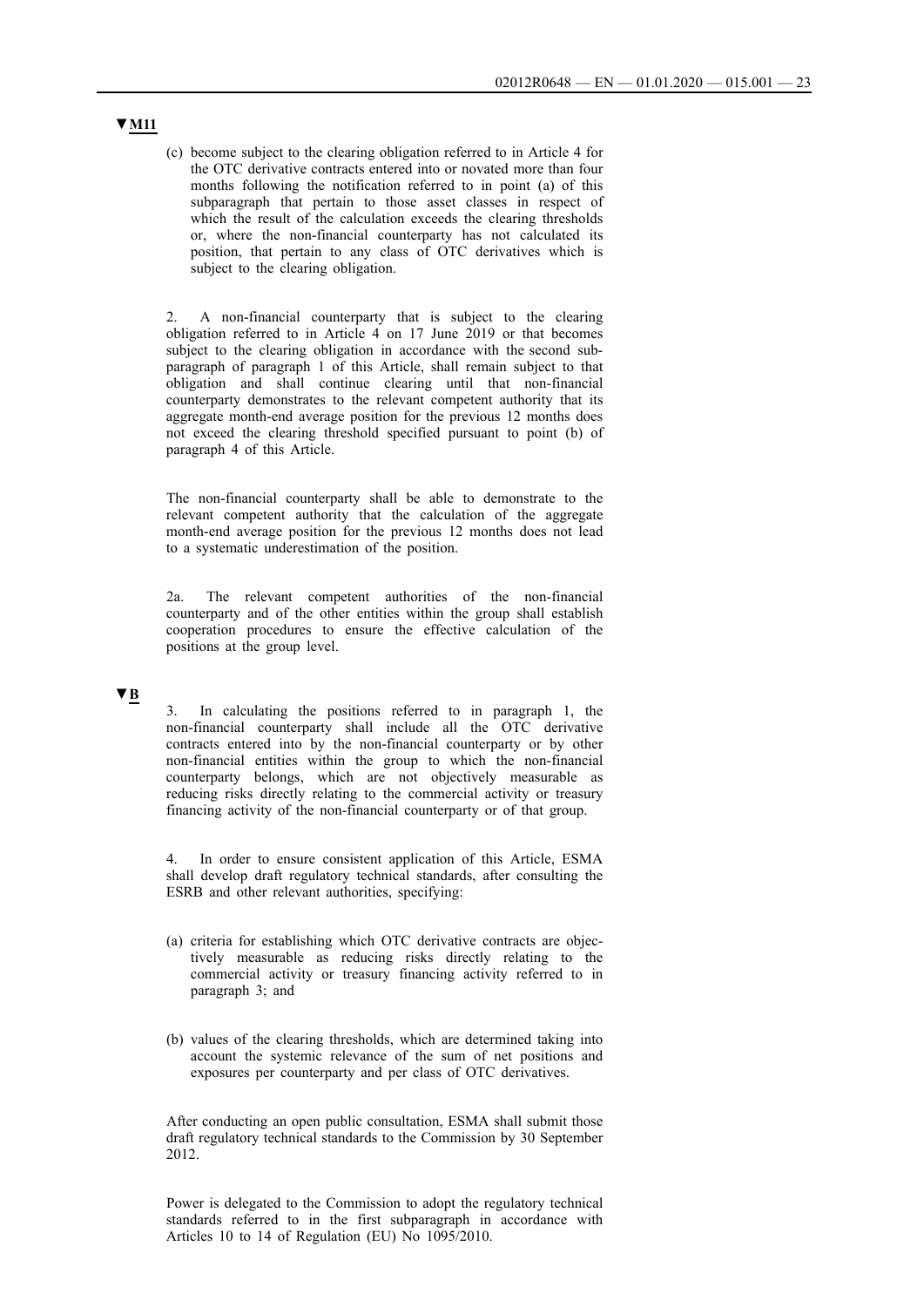▼M11

(c) become subject to the clearing obligation referred to in Article 4 for the OTC derivative contracts entered into or novated more than four months following the notification referred to in point (a) of this subparagraph that pertain to those asset classes in respect of which the result of the calculation exceeds the clearing thresholds or, where the non-financial counterparty has not calculated its position, that pertain to any class of OTC derivatives which is subject to the clearing obligation.

2. A non-financial counterparty that is subject to the clearing obligation referred to in Article 4 on 17 June 2019 or that becomes subject to the clearing obligation in accordance with the second subparagraph of paragraph 1 of this Article, shall remain subject to that obligation and shall continue clearing until that non-financial counterparty demonstrates to the relevant competent authority that its aggregate month-end average position for the previous 12 months does not exceed the clearing threshold specified pursuant to point (b) of paragraph 4 of this Article.

The non-financial counterparty shall be able to demonstrate to the relevant competent authority that the calculation of the aggregate month-end average position for the previous 12 months does not lead to a systematic underestimation of the position.

2a. The relevant competent authorities of the non-financial counterparty and of the other entities within the group shall establish cooperation procedures to ensure the effective calculation of the positions at the group level.

▼B

3. In calculating the positions referred to in paragraph 1, the non-financial counterparty shall include all the OTC derivative contracts entered into by the non-financial counterparty or by other non-financial entities within the group to which the non-financial counterparty belongs, which are not objectively measurable as reducing risks directly relating to the commercial activity or treasury financing activity of the non-financial counterparty or of that group.

4. In order to ensure consistent application of this Article, ESMA shall develop draft regulatory technical standards, after consulting the ESRB and other relevant authorities, specifying:

(a) criteria for establishing which OTC derivative contracts are objectively measurable as reducing risks directly relating to the commercial activity or treasury financing activity referred to in paragraph 3; and

(b) values of the clearing thresholds, which are determined taking into account the systemic relevance of the sum of net positions and exposures per counterparty and per class of OTC derivatives.

After conducting an open public consultation, ESMA shall submit those draft regulatory technical standards to the Commission by 30 September 2012.

Power is delegated to the Commission to adopt the regulatory technical standards referred to in the first subparagraph in accordance with Articles 10 to 14 of Regulation (EU) No 1095/2010.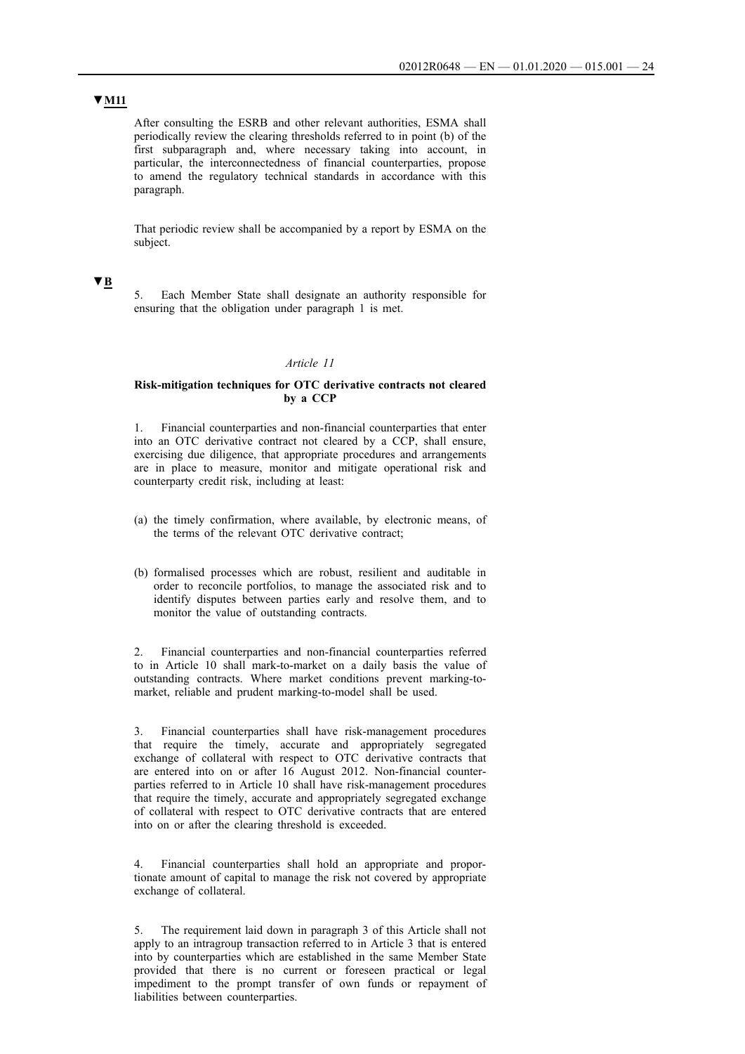▼M11

After consulting the ESRB and other relevant authorities, ESMA shall periodically review the clearing thresholds referred to in point (b) of the first subparagraph and, where necessary taking into account, in particular, the interconnectedness of financial counterparties, propose to amend the regulatory technical standards in accordance with this paragraph.

That periodic review shall be accompanied by a report by ESMA on the subject.

▼B

5. Each Member State shall designate an authority responsible for ensuring that the obligation under paragraph 1 is met.

*Article 11*

**Risk-mitigation techniques for OTC derivative contracts not cleared by a CCP**

1. Financial counterparties and non-financial counterparties that enter into an OTC derivative contract not cleared by a CCP, shall ensure, exercising due diligence, that appropriate procedures and arrangements are in place to measure, monitor and mitigate operational risk and counterparty credit risk, including at least:

(a) the timely confirmation, where available, by electronic means, of the terms of the relevant OTC derivative contract;

(b) formalised processes which are robust, resilient and auditable in order to reconcile portfolios, to manage the associated risk and to identify disputes between parties early and resolve them, and to monitor the value of outstanding contracts.

2. Financial counterparties and non-financial counterparties referred to in Article 10 shall mark-to-market on a daily basis the value of outstanding contracts. Where market conditions prevent marking-to-market, reliable and prudent marking-to-model shall be used.

3. Financial counterparties shall have risk-management procedures that require the timely, accurate and appropriately segregated exchange of collateral with respect to OTC derivative contracts that are entered into on or after 16 August 2012. Non-financial counterparties referred to in Article 10 shall have risk-management procedures that require the timely, accurate and appropriately segregated exchange of collateral with respect to OTC derivative contracts that are entered into on or after the clearing threshold is exceeded.

4. Financial counterparties shall hold an appropriate and proportionate amount of capital to manage the risk not covered by appropriate exchange of collateral.

5. The requirement laid down in paragraph 3 of this Article shall not apply to an intragroup transaction referred to in Article 3 that is entered into by counterparties which are established in the same Member State provided that there is no current or foreseen practical or legal impediment to the prompt transfer of own funds or repayment of liabilities between counterparties.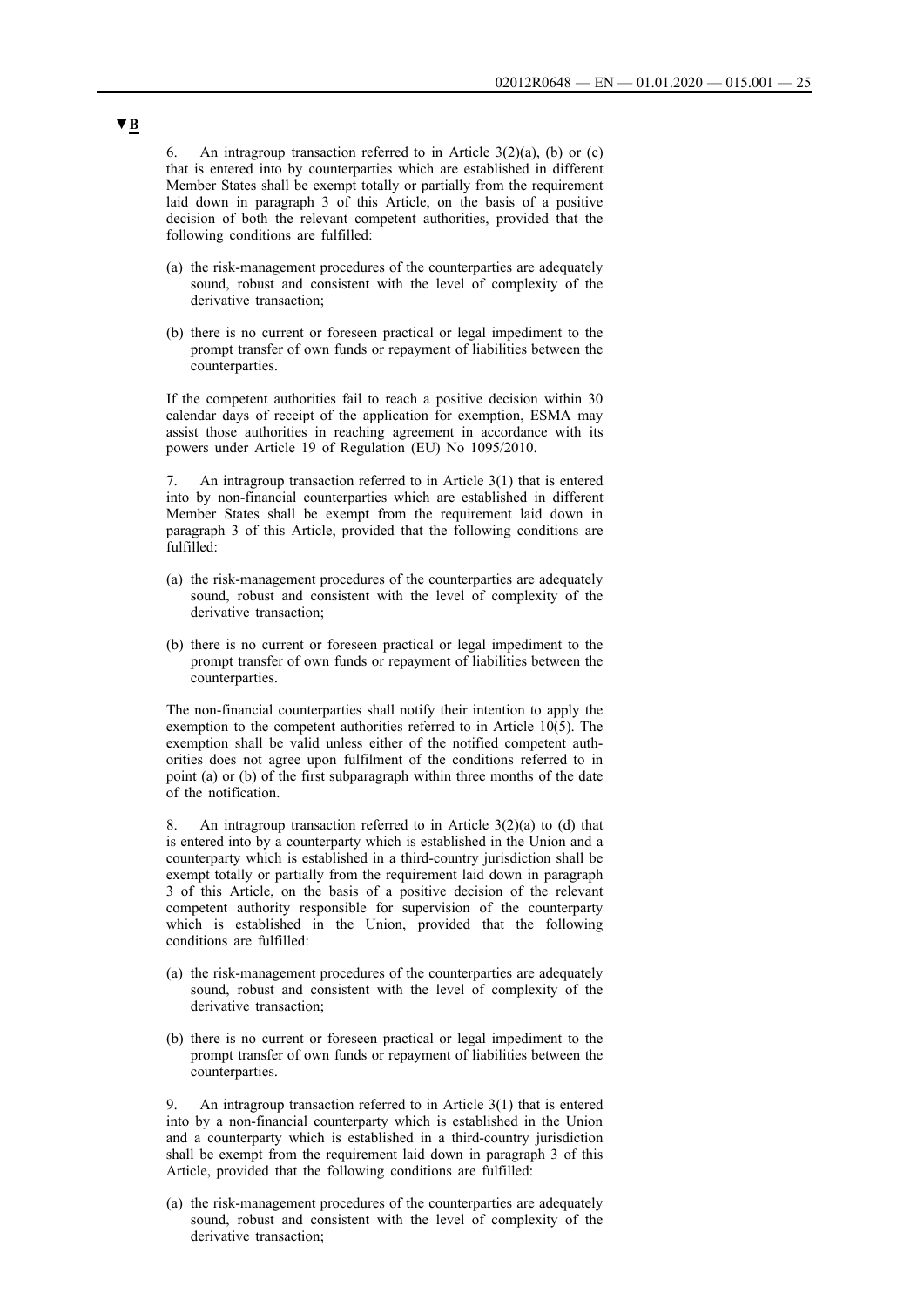**▼B**

6. An intragroup transaction referred to in Article 3(2)(a), (b) or (c) that is entered into by counterparties which are established in different Member States shall be exempt totally or partially from the requirement laid down in paragraph 3 of this Article, on the basis of a positive decision of both the relevant competent authorities, provided that the following conditions are fulfilled:

(a) the risk-management procedures of the counterparties are adequately sound, robust and consistent with the level of complexity of the derivative transaction;

(b) there is no current or foreseen practical or legal impediment to the prompt transfer of own funds or repayment of liabilities between the counterparties.

If the competent authorities fail to reach a positive decision within 30 calendar days of receipt of the application for exemption, ESMA may assist those authorities in reaching agreement in accordance with its powers under Article 19 of Regulation (EU) No 1095/2010.

7. An intragroup transaction referred to in Article 3(1) that is entered into by non-financial counterparties which are established in different Member States shall be exempt from the requirement laid down in paragraph 3 of this Article, provided that the following conditions are fulfilled:

(a) the risk-management procedures of the counterparties are adequately sound, robust and consistent with the level of complexity of the derivative transaction;

(b) there is no current or foreseen practical or legal impediment to the prompt transfer of own funds or repayment of liabilities between the counterparties.

The non-financial counterparties shall notify their intention to apply the exemption to the competent authorities referred to in Article 10(5). The exemption shall be valid unless either of the notified competent authorities does not agree upon fulfilment of the conditions referred to in point (a) or (b) of the first subparagraph within three months of the date of the notification.

8. An intragroup transaction referred to in Article 3(2)(a) to (d) that is entered into by a counterparty which is established in the Union and a counterparty which is established in a third-country jurisdiction shall be exempt totally or partially from the requirement laid down in paragraph 3 of this Article, on the basis of a positive decision of the relevant competent authority responsible for supervision of the counterparty which is established in the Union, provided that the following conditions are fulfilled:

(a) the risk-management procedures of the counterparties are adequately sound, robust and consistent with the level of complexity of the derivative transaction;

(b) there is no current or foreseen practical or legal impediment to the prompt transfer of own funds or repayment of liabilities between the counterparties.

9. An intragroup transaction referred to in Article 3(1) that is entered into by a non-financial counterparty which is established in the Union and a counterparty which is established in a third-country jurisdiction shall be exempt from the requirement laid down in paragraph 3 of this Article, provided that the following conditions are fulfilled:

(a) the risk-management procedures of the counterparties are adequately sound, robust and consistent with the level of complexity of the derivative transaction;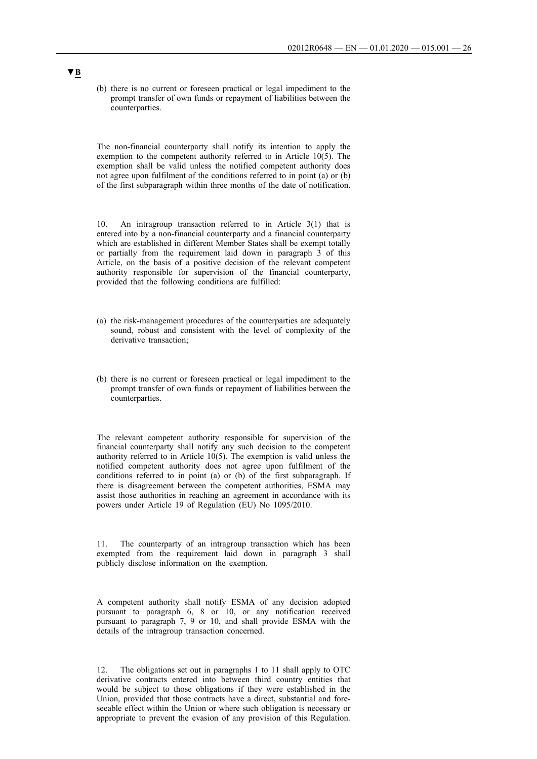▼B

(b) there is no current or foreseen practical or legal impediment to the prompt transfer of own funds or repayment of liabilities between the counterparties.

The non-financial counterparty shall notify its intention to apply the exemption to the competent authority referred to in Article 10(5). The exemption shall be valid unless the notified competent authority does not agree upon fulfilment of the conditions referred to in point (a) or (b) of the first subparagraph within three months of the date of notification.

10. An intragroup transaction referred to in Article 3(1) that is entered into by a non-financial counterparty and a financial counterparty which are established in different Member States shall be exempt totally or partially from the requirement laid down in paragraph 3 of this Article, on the basis of a positive decision of the relevant competent authority responsible for supervision of the financial counterparty, provided that the following conditions are fulfilled:

(a) the risk-management procedures of the counterparties are adequately sound, robust and consistent with the level of complexity of the derivative transaction;

(b) there is no current or foreseen practical or legal impediment to the prompt transfer of own funds or repayment of liabilities between the counterparties.

The relevant competent authority responsible for supervision of the financial counterparty shall notify any such decision to the competent authority referred to in Article 10(5). The exemption is valid unless the notified competent authority does not agree upon fulfilment of the conditions referred to in point (a) or (b) of the first subparagraph. If there is disagreement between the competent authorities, ESMA may assist those authorities in reaching an agreement in accordance with its powers under Article 19 of Regulation (EU) No 1095/2010.

11. The counterparty of an intragroup transaction which has been exempted from the requirement laid down in paragraph 3 shall publicly disclose information on the exemption.

A competent authority shall notify ESMA of any decision adopted pursuant to paragraph 6, 8 or 10, or any notification received pursuant to paragraph 7, 9 or 10, and shall provide ESMA with the details of the intragroup transaction concerned.

12. The obligations set out in paragraphs 1 to 11 shall apply to OTC derivative contracts entered into between third country entities that would be subject to those obligations if they were established in the Union, provided that those contracts have a direct, substantial and foreseeable effect within the Union or where such obligation is necessary or appropriate to prevent the evasion of any provision of this Regulation.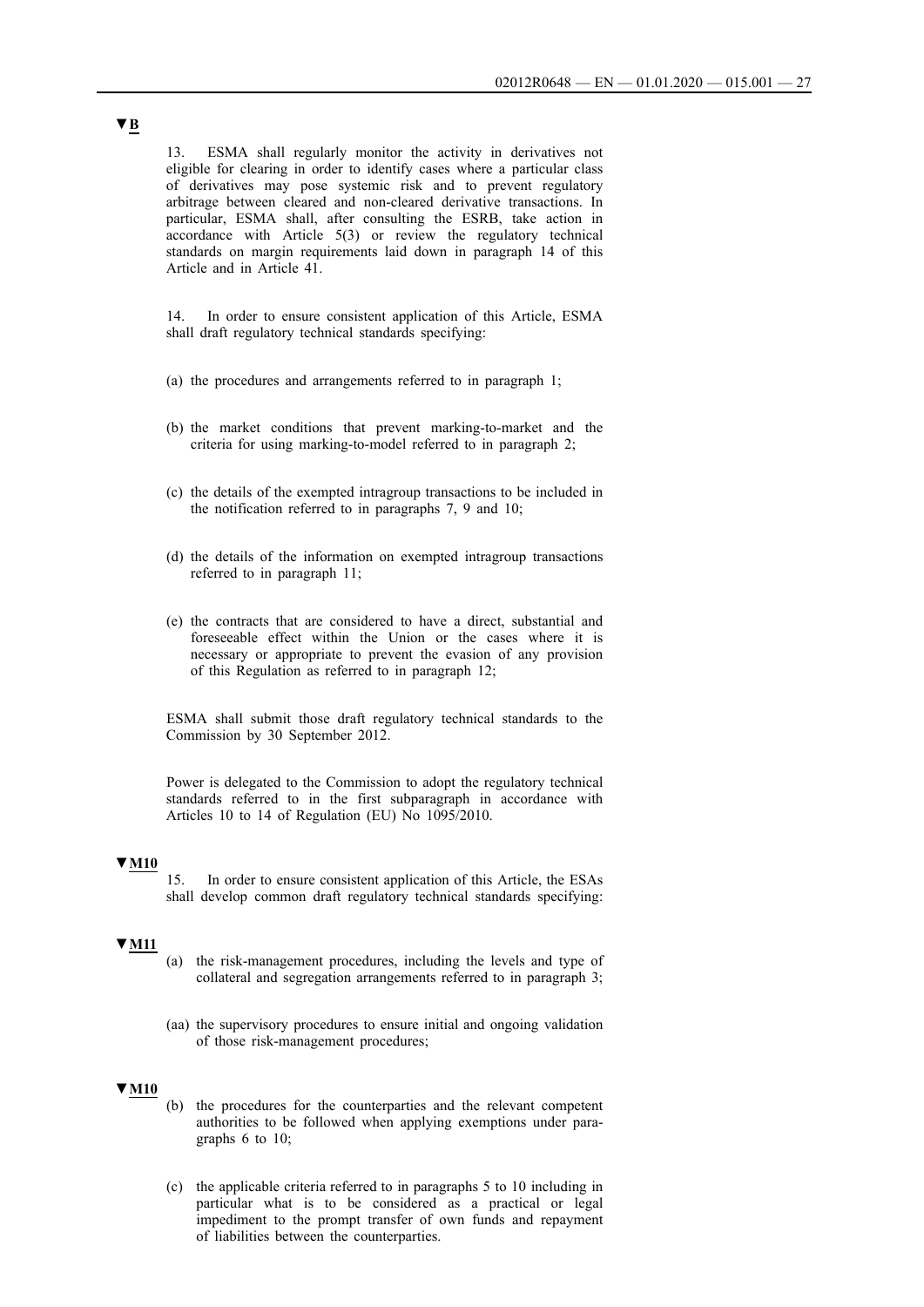▼B

13. ESMA shall regularly monitor the activity in derivatives not eligible for clearing in order to identify cases where a particular class of derivatives may pose systemic risk and to prevent regulatory arbitrage between cleared and non-cleared derivative transactions. In particular, ESMA shall, after consulting the ESRB, take action in accordance with Article 5(3) or review the regulatory technical standards on margin requirements laid down in paragraph 14 of this Article and in Article 41.

14. In order to ensure consistent application of this Article, ESMA shall draft regulatory technical standards specifying:

(a) the procedures and arrangements referred to in paragraph 1;

(b) the market conditions that prevent marking-to-market and the criteria for using marking-to-model referred to in paragraph 2;

(c) the details of the exempted intragroup transactions to be included in the notification referred to in paragraphs 7, 9 and 10;

(d) the details of the information on exempted intragroup transactions referred to in paragraph 11;

(e) the contracts that are considered to have a direct, substantial and foreseeable effect within the Union or the cases where it is necessary or appropriate to prevent the evasion of any provision of this Regulation as referred to in paragraph 12;

ESMA shall submit those draft regulatory technical standards to the Commission by 30 September 2012.

Power is delegated to the Commission to adopt the regulatory technical standards referred to in the first subparagraph in accordance with Articles 10 to 14 of Regulation (EU) No 1095/2010.

▼M10

15. In order to ensure consistent application of this Article, the ESAs shall develop common draft regulatory technical standards specifying:

▼M11

(a) the risk-management procedures, including the levels and type of collateral and segregation arrangements referred to in paragraph 3;

(aa) the supervisory procedures to ensure initial and ongoing validation of those risk-management procedures;

▼M10

(b) the procedures for the counterparties and the relevant competent authorities to be followed when applying exemptions under paragraphs 6 to 10;

(c) the applicable criteria referred to in paragraphs 5 to 10 including in particular what is to be considered as a practical or legal impediment to the prompt transfer of own funds and repayment of liabilities between the counterparties.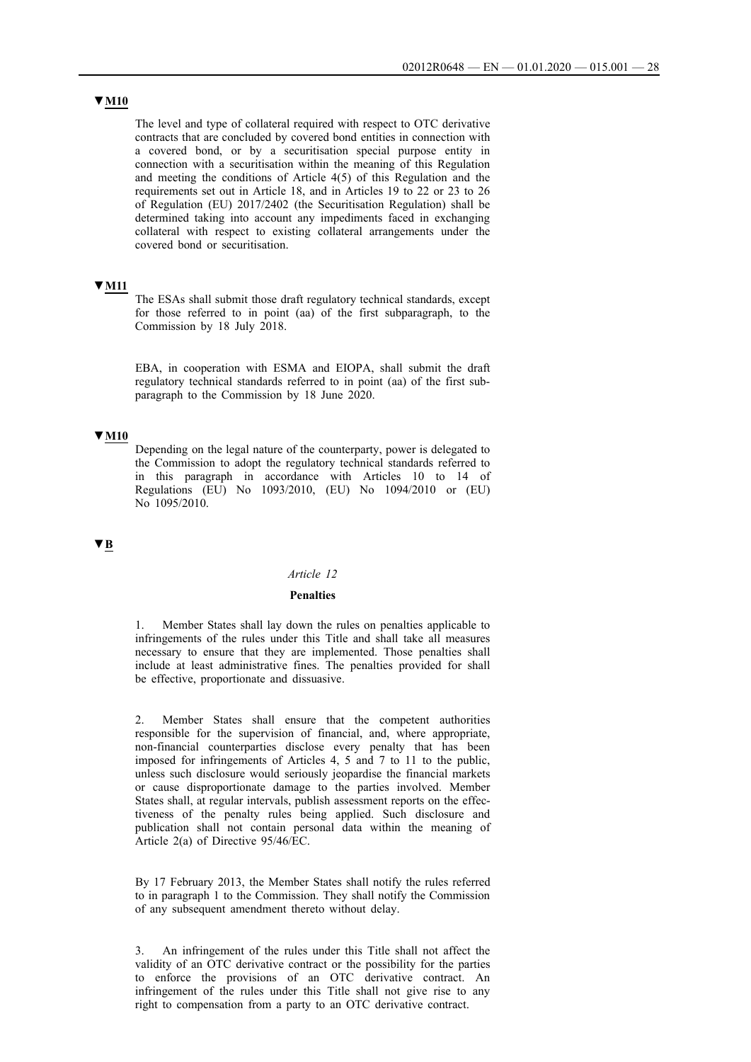▼M10

The level and type of collateral required with respect to OTC derivative contracts that are concluded by covered bond entities in connection with a covered bond, or by a securitisation special purpose entity in connection with a securitisation within the meaning of this Regulation and meeting the conditions of Article 4(5) of this Regulation and the requirements set out in Article 18, and in Articles 19 to 22 or 23 to 26 of Regulation (EU) 2017/2402 (the Securitisation Regulation) shall be determined taking into account any impediments faced in exchanging collateral with respect to existing collateral arrangements under the covered bond or securitisation.

▼M11

The ESAs shall submit those draft regulatory technical standards, except for those referred to in point (aa) of the first subparagraph, to the Commission by 18 July 2018.

EBA, in cooperation with ESMA and EIOPA, shall submit the draft regulatory technical standards referred to in point (aa) of the first subparagraph to the Commission by 18 June 2020.

▼M10

Depending on the legal nature of the counterparty, power is delegated to the Commission to adopt the regulatory technical standards referred to in this paragraph in accordance with Articles 10 to 14 of Regulations (EU) No 1093/2010, (EU) No 1094/2010 or (EU) No 1095/2010.

▼B

*Article 12*

**Penalties**

1. Member States shall lay down the rules on penalties applicable to infringements of the rules under this Title and shall take all measures necessary to ensure that they are implemented. Those penalties shall include at least administrative fines. The penalties provided for shall be effective, proportionate and dissuasive.

2. Member States shall ensure that the competent authorities responsible for the supervision of financial, and, where appropriate, non-financial counterparties disclose every penalty that has been imposed for infringements of Articles 4, 5 and 7 to 11 to the public, unless such disclosure would seriously jeopardise the financial markets or cause disproportionate damage to the parties involved. Member States shall, at regular intervals, publish assessment reports on the effectiveness of the penalty rules being applied. Such disclosure and publication shall not contain personal data within the meaning of Article 2(a) of Directive 95/46/EC.

By 17 February 2013, the Member States shall notify the rules referred to in paragraph 1 to the Commission. They shall notify the Commission of any subsequent amendment thereto without delay.

3. An infringement of the rules under this Title shall not affect the validity of an OTC derivative contract or the possibility for the parties to enforce the provisions of an OTC derivative contract. An infringement of the rules under this Title shall not give rise to any right to compensation from a party to an OTC derivative contract.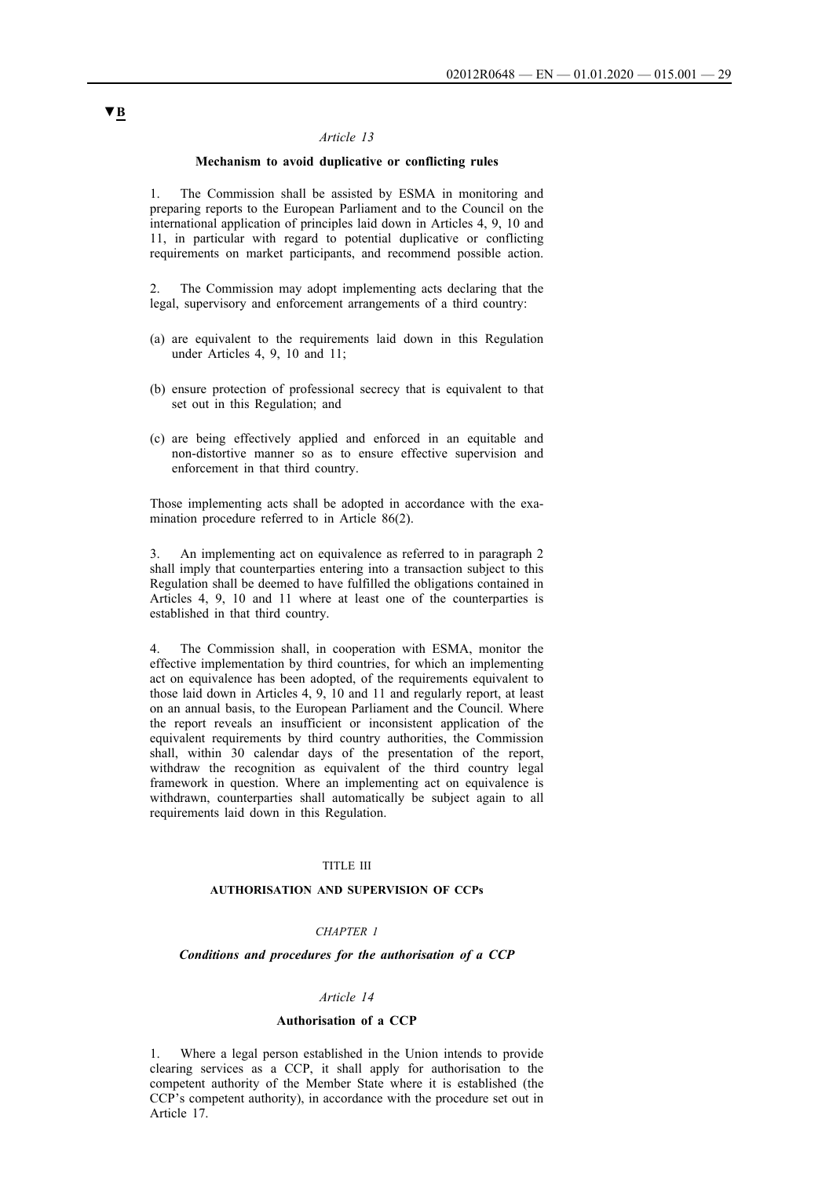▼B

*Article 13*

**Mechanism to avoid duplicative or conflicting rules**

1. The Commission shall be assisted by ESMA in monitoring and preparing reports to the European Parliament and to the Council on the international application of principles laid down in Articles 4, 9, 10 and 11, in particular with regard to potential duplicative or conflicting requirements on market participants, and recommend possible action.

2. The Commission may adopt implementing acts declaring that the legal, supervisory and enforcement arrangements of a third country:

(a) are equivalent to the requirements laid down in this Regulation under Articles 4, 9, 10 and 11;

(b) ensure protection of professional secrecy that is equivalent to that set out in this Regulation; and

(c) are being effectively applied and enforced in an equitable and non-distortive manner so as to ensure effective supervision and enforcement in that third country.

Those implementing acts shall be adopted in accordance with the examination procedure referred to in Article 86(2).

3. An implementing act on equivalence as referred to in paragraph 2 shall imply that counterparties entering into a transaction subject to this Regulation shall be deemed to have fulfilled the obligations contained in Articles 4, 9, 10 and 11 where at least one of the counterparties is established in that third country.

4. The Commission shall, in cooperation with ESMA, monitor the effective implementation by third countries, for which an implementing act on equivalence has been adopted, of the requirements equivalent to those laid down in Articles 4, 9, 10 and 11 and regularly report, at least on an annual basis, to the European Parliament and the Council. Where the report reveals an insufficient or inconsistent application of the equivalent requirements by third country authorities, the Commission shall, within 30 calendar days of the presentation of the report, withdraw the recognition as equivalent of the third country legal framework in question. Where an implementing act on equivalence is withdrawn, counterparties shall automatically be subject again to all requirements laid down in this Regulation.

TITLE III

**AUTHORISATION AND SUPERVISION OF CCPs**

*CHAPTER 1*

***Conditions and procedures for the authorisation of a CCP***

*Article 14*

**Authorisation of a CCP**

1. Where a legal person established in the Union intends to provide clearing services as a CCP, it shall apply for authorisation to the competent authority of the Member State where it is established (the CCP's competent authority), in accordance with the procedure set out in Article 17.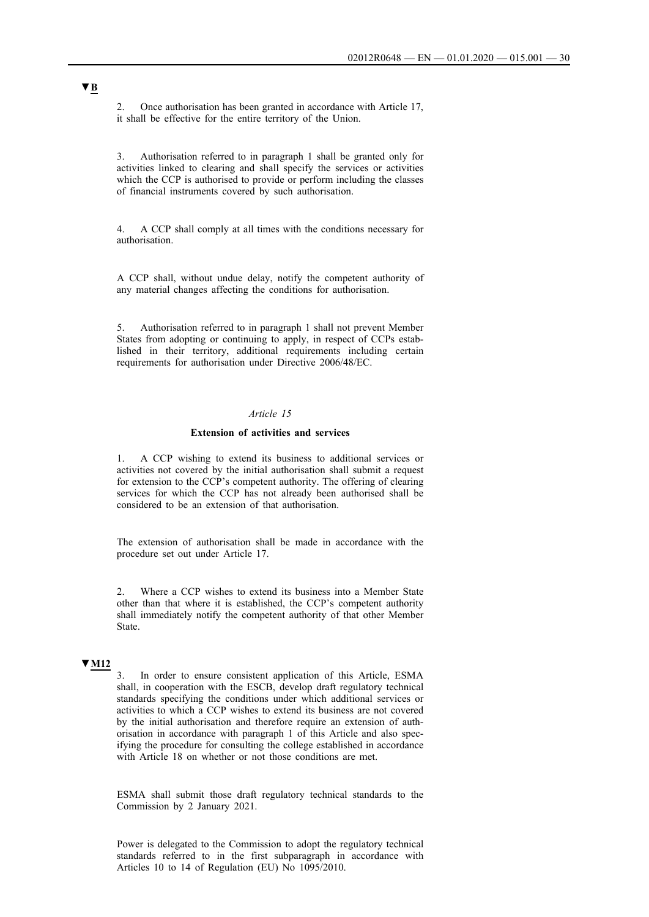▼B

2. Once authorisation has been granted in accordance with Article 17, it shall be effective for the entire territory of the Union.

3. Authorisation referred to in paragraph 1 shall be granted only for activities linked to clearing and shall specify the services or activities which the CCP is authorised to provide or perform including the classes of financial instruments covered by such authorisation.

4. A CCP shall comply at all times with the conditions necessary for authorisation.

A CCP shall, without undue delay, notify the competent authority of any material changes affecting the conditions for authorisation.

5. Authorisation referred to in paragraph 1 shall not prevent Member States from adopting or continuing to apply, in respect of CCPs established in their territory, additional requirements including certain requirements for authorisation under Directive 2006/48/EC.

*Article 15*

**Extension of activities and services**

1. A CCP wishing to extend its business to additional services or activities not covered by the initial authorisation shall submit a request for extension to the CCP's competent authority. The offering of clearing services for which the CCP has not already been authorised shall be considered to be an extension of that authorisation.

The extension of authorisation shall be made in accordance with the procedure set out under Article 17.

2. Where a CCP wishes to extend its business into a Member State other than that where it is established, the CCP's competent authority shall immediately notify the competent authority of that other Member State.

▼M12

3. In order to ensure consistent application of this Article, ESMA shall, in cooperation with the ESCB, develop draft regulatory technical standards specifying the conditions under which additional services or activities to which a CCP wishes to extend its business are not covered by the initial authorisation and therefore require an extension of authorisation in accordance with paragraph 1 of this Article and also specifying the procedure for consulting the college established in accordance with Article 18 on whether or not those conditions are met.

ESMA shall submit those draft regulatory technical standards to the Commission by 2 January 2021.

Power is delegated to the Commission to adopt the regulatory technical standards referred to in the first subparagraph in accordance with Articles 10 to 14 of Regulation (EU) No 1095/2010.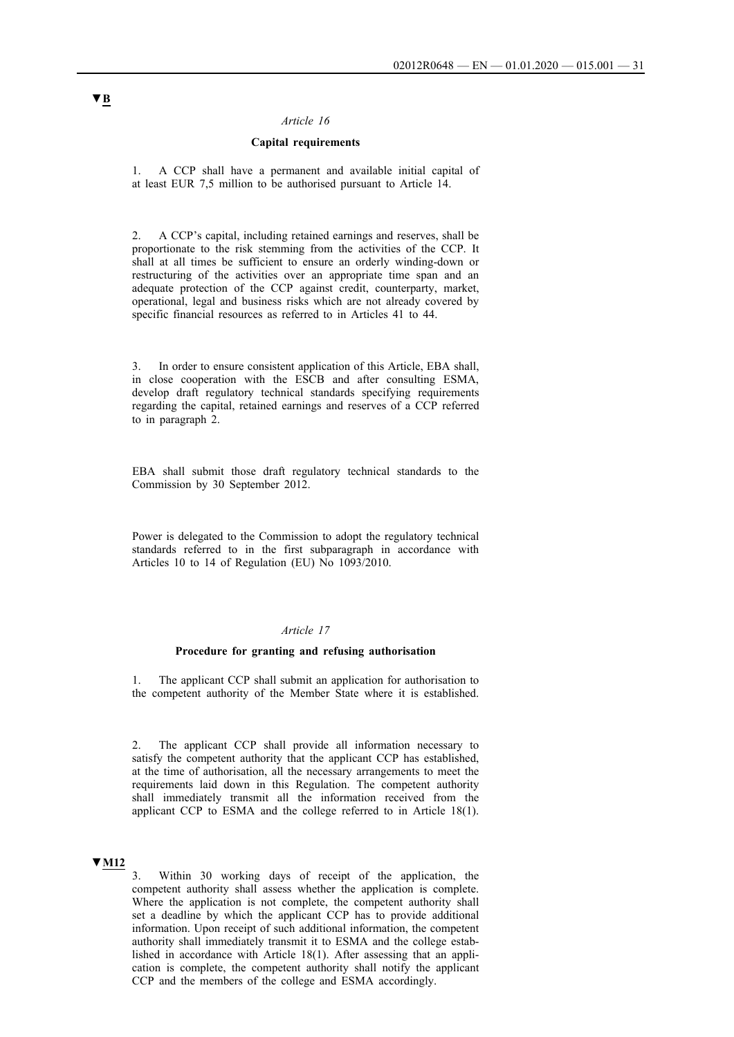▼B

*Article 16*

**Capital requirements**

1. A CCP shall have a permanent and available initial capital of at least EUR 7,5 million to be authorised pursuant to Article 14.

2. A CCP's capital, including retained earnings and reserves, shall be proportionate to the risk stemming from the activities of the CCP. It shall at all times be sufficient to ensure an orderly winding-down or restructuring of the activities over an appropriate time span and an adequate protection of the CCP against credit, counterparty, market, operational, legal and business risks which are not already covered by specific financial resources as referred to in Articles 41 to 44.

3. In order to ensure consistent application of this Article, EBA shall, in close cooperation with the ESCB and after consulting ESMA, develop draft regulatory technical standards specifying requirements regarding the capital, retained earnings and reserves of a CCP referred to in paragraph 2.

EBA shall submit those draft regulatory technical standards to the Commission by 30 September 2012.

Power is delegated to the Commission to adopt the regulatory technical standards referred to in the first subparagraph in accordance with Articles 10 to 14 of Regulation (EU) No 1093/2010.

*Article 17*

**Procedure for granting and refusing authorisation**

1. The applicant CCP shall submit an application for authorisation to the competent authority of the Member State where it is established.

2. The applicant CCP shall provide all information necessary to satisfy the competent authority that the applicant CCP has established, at the time of authorisation, all the necessary arrangements to meet the requirements laid down in this Regulation. The competent authority shall immediately transmit all the information received from the applicant CCP to ESMA and the college referred to in Article 18(1).

▼M12

3. Within 30 working days of receipt of the application, the competent authority shall assess whether the application is complete. Where the application is not complete, the competent authority shall set a deadline by which the applicant CCP has to provide additional information. Upon receipt of such additional information, the competent authority shall immediately transmit it to ESMA and the college established in accordance with Article 18(1). After assessing that an application is complete, the competent authority shall notify the applicant CCP and the members of the college and ESMA accordingly.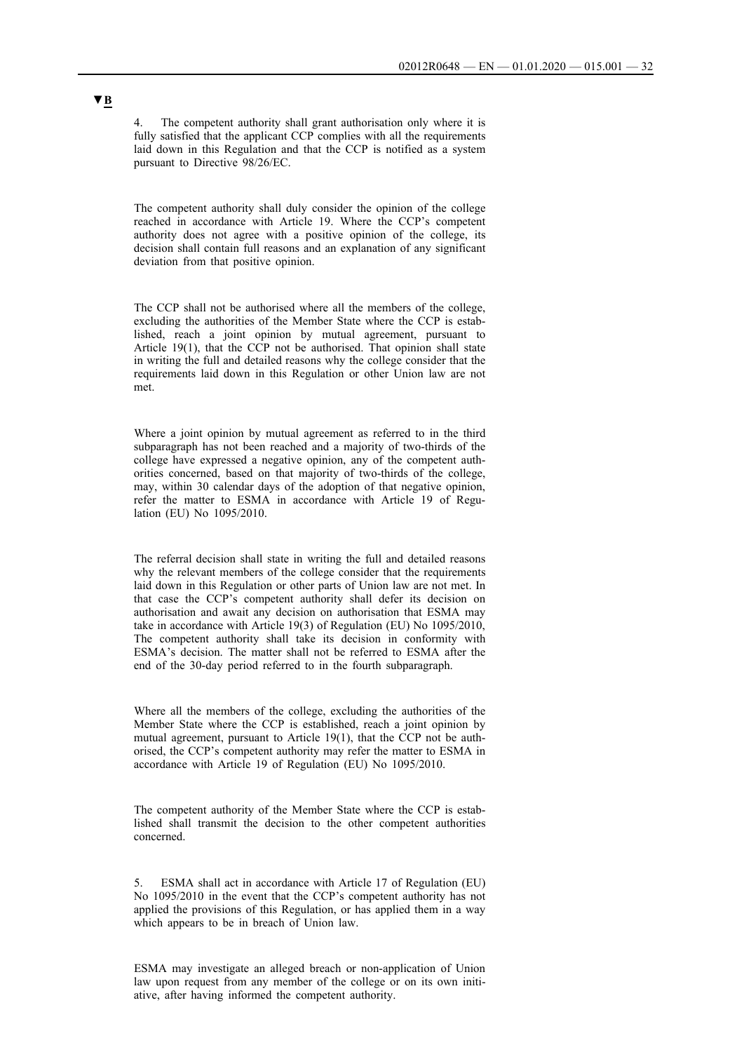▼B

4. The competent authority shall grant authorisation only where it is fully satisfied that the applicant CCP complies with all the requirements laid down in this Regulation and that the CCP is notified as a system pursuant to Directive 98/26/EC.

The competent authority shall duly consider the opinion of the college reached in accordance with Article 19. Where the CCP's competent authority does not agree with a positive opinion of the college, its decision shall contain full reasons and an explanation of any significant deviation from that positive opinion.

The CCP shall not be authorised where all the members of the college, excluding the authorities of the Member State where the CCP is established, reach a joint opinion by mutual agreement, pursuant to Article 19(1), that the CCP not be authorised. That opinion shall state in writing the full and detailed reasons why the college consider that the requirements laid down in this Regulation or other Union law are not met.

Where a joint opinion by mutual agreement as referred to in the third subparagraph has not been reached and a majority of two-thirds of the college have expressed a negative opinion, any of the competent authorities concerned, based on that majority of two-thirds of the college, may, within 30 calendar days of the adoption of that negative opinion, refer the matter to ESMA in accordance with Article 19 of Regulation (EU) No 1095/2010.

The referral decision shall state in writing the full and detailed reasons why the relevant members of the college consider that the requirements laid down in this Regulation or other parts of Union law are not met. In that case the CCP's competent authority shall defer its decision on authorisation and await any decision on authorisation that ESMA may take in accordance with Article 19(3) of Regulation (EU) No 1095/2010, The competent authority shall take its decision in conformity with ESMA's decision. The matter shall not be referred to ESMA after the end of the 30-day period referred to in the fourth subparagraph.

Where all the members of the college, excluding the authorities of the Member State where the CCP is established, reach a joint opinion by mutual agreement, pursuant to Article 19(1), that the CCP not be authorised, the CCP's competent authority may refer the matter to ESMA in accordance with Article 19 of Regulation (EU) No 1095/2010.

The competent authority of the Member State where the CCP is established shall transmit the decision to the other competent authorities concerned.

5. ESMA shall act in accordance with Article 17 of Regulation (EU) No 1095/2010 in the event that the CCP's competent authority has not applied the provisions of this Regulation, or has applied them in a way which appears to be in breach of Union law.

ESMA may investigate an alleged breach or non-application of Union law upon request from any member of the college or on its own initiative, after having informed the competent authority.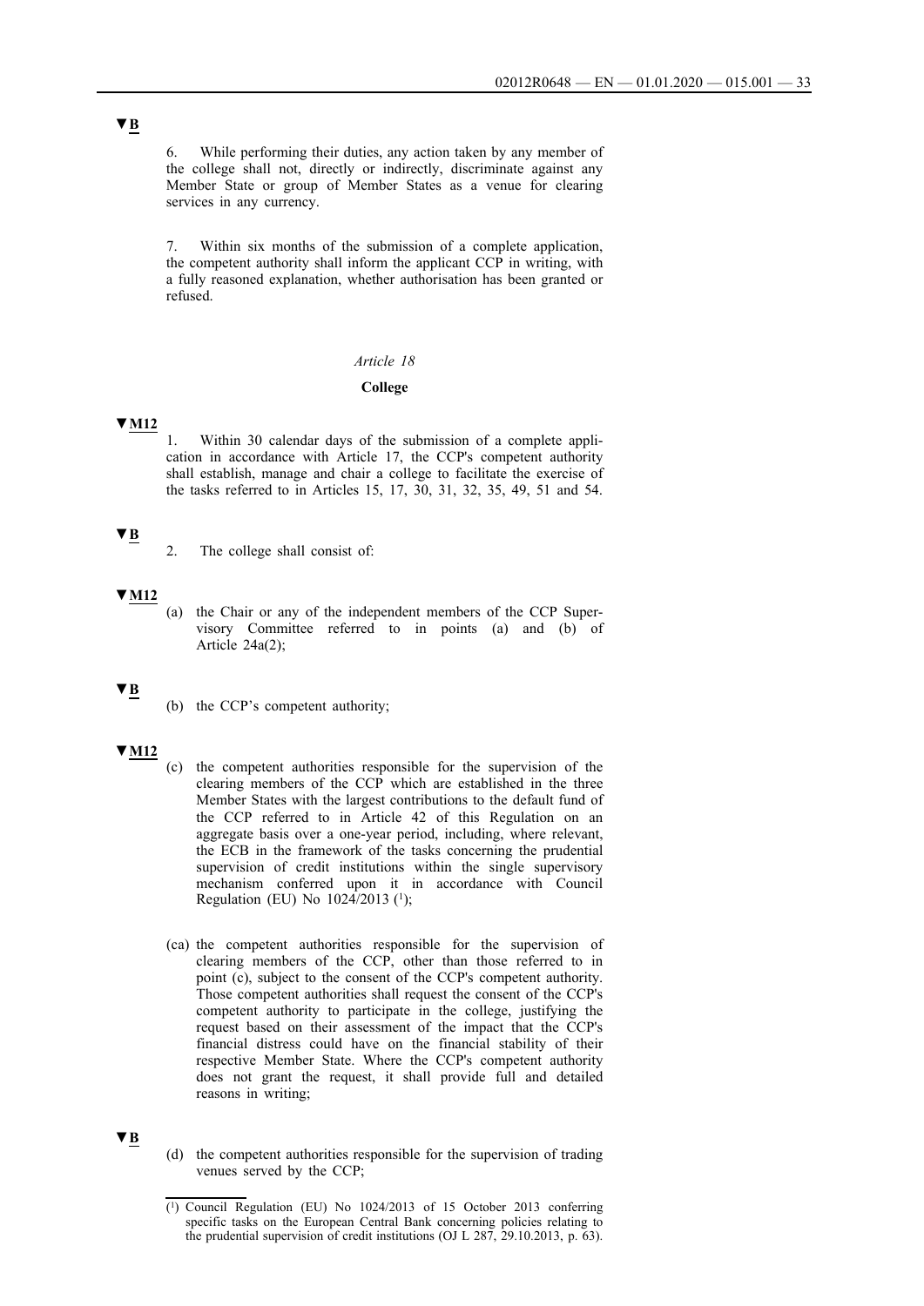▼B

6. While performing their duties, any action taken by any member of the college shall not, directly or indirectly, discriminate against any Member State or group of Member States as a venue for clearing services in any currency.

7. Within six months of the submission of a complete application, the competent authority shall inform the applicant CCP in writing, with a fully reasoned explanation, whether authorisation has been granted or refused.

*Article 18*

**College**

▼M12

1. Within 30 calendar days of the submission of a complete application in accordance with Article 17, the CCP's competent authority shall establish, manage and chair a college to facilitate the exercise of the tasks referred to in Articles 15, 17, 30, 31, 32, 35, 49, 51 and 54.

▼B

2. The college shall consist of:

▼M12

(a) the Chair or any of the independent members of the CCP Supervisory Committee referred to in points (a) and (b) of Article 24a(2);

▼B

(b) the CCP's competent authority;

▼M12

(c) the competent authorities responsible for the supervision of the clearing members of the CCP which are established in the three Member States with the largest contributions to the default fund of the CCP referred to in Article 42 of this Regulation on an aggregate basis over a one-year period, including, where relevant, the ECB in the framework of the tasks concerning the prudential supervision of credit institutions within the single supervisory mechanism conferred upon it in accordance with Council Regulation (EU) No 1024/2013 [1];

(ca) the competent authorities responsible for the supervision of clearing members of the CCP, other than those referred to in point (c), subject to the consent of the CCP's competent authority. Those competent authorities shall request the consent of the CCP's competent authority to participate in the college, justifying the request based on their assessment of the impact that the CCP's financial distress could have on the financial stability of their respective Member State. Where the CCP's competent authority does not grant the request, it shall provide full and detailed reasons in writing;

▼B

(d) the competent authorities responsible for the supervision of trading venues served by the CCP;

[1] Council Regulation (EU) No 1024/2013 of 15 October 2013 conferring specific tasks on the European Central Bank concerning policies relating to the prudential supervision of credit institutions (OJ L 287, 29.10.2013, p. 63).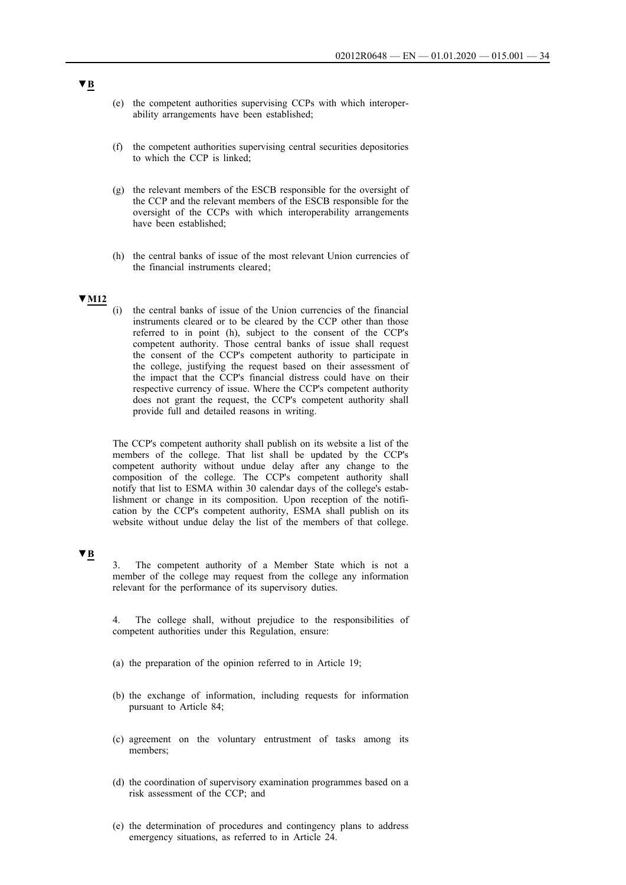▼B

(e) the competent authorities supervising CCPs with which interoperability arrangements have been established;

(f) the competent authorities supervising central securities depositories to which the CCP is linked;

(g) the relevant members of the ESCB responsible for the oversight of the CCP and the relevant members of the ESCB responsible for the oversight of the CCPs with which interoperability arrangements have been established;

(h) the central banks of issue of the most relevant Union currencies of the financial instruments cleared;

▼M12

(i) the central banks of issue of the Union currencies of the financial instruments cleared or to be cleared by the CCP other than those referred to in point (h), subject to the consent of the CCP's competent authority. Those central banks of issue shall request the consent of the CCP's competent authority to participate in the college, justifying the request based on their assessment of the impact that the CCP's financial distress could have on their respective currency of issue. Where the CCP's competent authority does not grant the request, the CCP's competent authority shall provide full and detailed reasons in writing.

The CCP's competent authority shall publish on its website a list of the members of the college. That list shall be updated by the CCP's competent authority without undue delay after any change to the composition of the college. The CCP's competent authority shall notify that list to ESMA within 30 calendar days of the college's establishment or change in its composition. Upon reception of the notification by the CCP's competent authority, ESMA shall publish on its website without undue delay the list of the members of that college.

▼B

3. The competent authority of a Member State which is not a member of the college may request from the college any information relevant for the performance of its supervisory duties.

4. The college shall, without prejudice to the responsibilities of competent authorities under this Regulation, ensure:

(a) the preparation of the opinion referred to in Article 19;

(b) the exchange of information, including requests for information pursuant to Article 84;

(c) agreement on the voluntary entrustment of tasks among its members;

(d) the coordination of supervisory examination programmes based on a risk assessment of the CCP; and

(e) the determination of procedures and contingency plans to address emergency situations, as referred to in Article 24.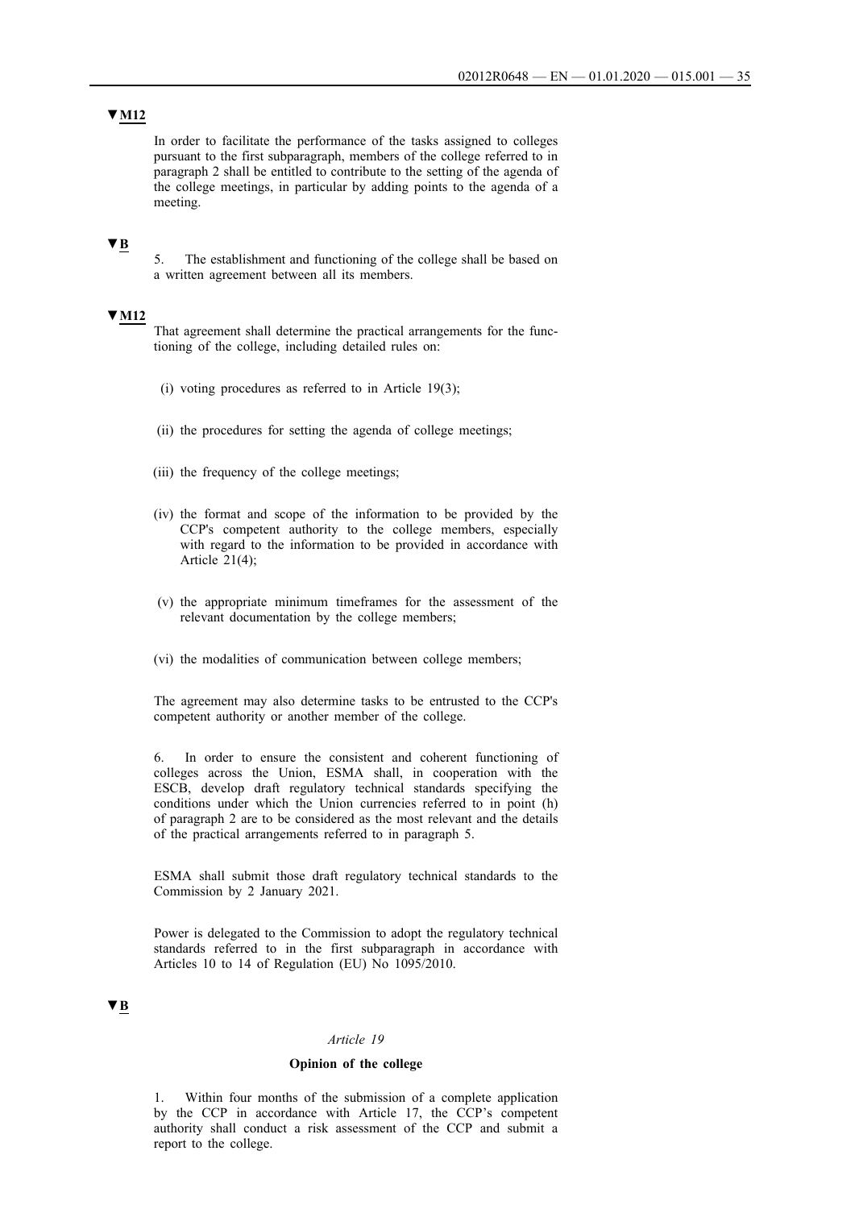▼M12

In order to facilitate the performance of the tasks assigned to colleges pursuant to the first subparagraph, members of the college referred to in paragraph 2 shall be entitled to contribute to the setting of the agenda of the college meetings, in particular by adding points to the agenda of a meeting.

▼B

5. The establishment and functioning of the college shall be based on a written agreement between all its members.

▼M12

That agreement shall determine the practical arrangements for the functioning of the college, including detailed rules on:

(i) voting procedures as referred to in Article 19(3);

(ii) the procedures for setting the agenda of college meetings;

(iii) the frequency of the college meetings;

(iv) the format and scope of the information to be provided by the CCP's competent authority to the college members, especially with regard to the information to be provided in accordance with Article 21(4);

(v) the appropriate minimum timeframes for the assessment of the relevant documentation by the college members;

(vi) the modalities of communication between college members;

The agreement may also determine tasks to be entrusted to the CCP's competent authority or another member of the college.

6. In order to ensure the consistent and coherent functioning of colleges across the Union, ESMA shall, in cooperation with the ESCB, develop draft regulatory technical standards specifying the conditions under which the Union currencies referred to in point (h) of paragraph 2 are to be considered as the most relevant and the details of the practical arrangements referred to in paragraph 5.

ESMA shall submit those draft regulatory technical standards to the Commission by 2 January 2021.

Power is delegated to the Commission to adopt the regulatory technical standards referred to in the first subparagraph in accordance with Articles 10 to 14 of Regulation (EU) No 1095/2010.

▼B

*Article 19*

**Opinion of the college**

1. Within four months of the submission of a complete application by the CCP in accordance with Article 17, the CCP's competent authority shall conduct a risk assessment of the CCP and submit a report to the college.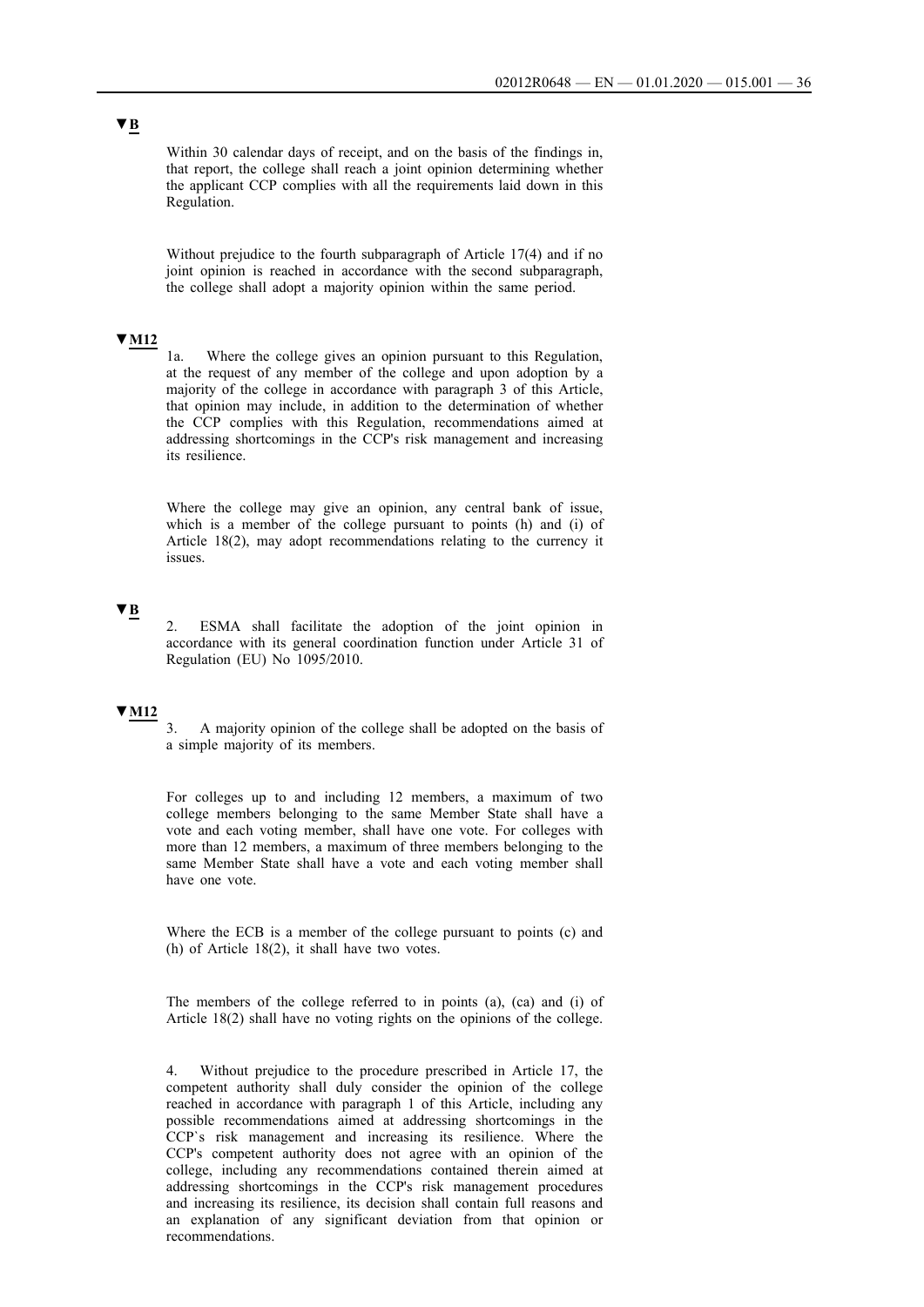▼B

Within 30 calendar days of receipt, and on the basis of the findings in, that report, the college shall reach a joint opinion determining whether the applicant CCP complies with all the requirements laid down in this Regulation.

Without prejudice to the fourth subparagraph of Article 17(4) and if no joint opinion is reached in accordance with the second subparagraph, the college shall adopt a majority opinion within the same period.

▼M12

1a. Where the college gives an opinion pursuant to this Regulation, at the request of any member of the college and upon adoption by a majority of the college in accordance with paragraph 3 of this Article, that opinion may include, in addition to the determination of whether the CCP complies with this Regulation, recommendations aimed at addressing shortcomings in the CCP's risk management and increasing its resilience.

Where the college may give an opinion, any central bank of issue, which is a member of the college pursuant to points (h) and (i) of Article 18(2), may adopt recommendations relating to the currency it issues.

▼B

2. ESMA shall facilitate the adoption of the joint opinion in accordance with its general coordination function under Article 31 of Regulation (EU) No 1095/2010.

▼M12

3. A majority opinion of the college shall be adopted on the basis of a simple majority of its members.

For colleges up to and including 12 members, a maximum of two college members belonging to the same Member State shall have a vote and each voting member, shall have one vote. For colleges with more than 12 members, a maximum of three members belonging to the same Member State shall have a vote and each voting member shall have one vote.

Where the ECB is a member of the college pursuant to points (c) and (h) of Article 18(2), it shall have two votes.

The members of the college referred to in points (a), (ca) and (i) of Article 18(2) shall have no voting rights on the opinions of the college.

4. Without prejudice to the procedure prescribed in Article 17, the competent authority shall duly consider the opinion of the college reached in accordance with paragraph 1 of this Article, including any possible recommendations aimed at addressing shortcomings in the CCP`s risk management and increasing its resilience. Where the CCP's competent authority does not agree with an opinion of the college, including any recommendations contained therein aimed at addressing shortcomings in the CCP's risk management procedures and increasing its resilience, its decision shall contain full reasons and an explanation of any significant deviation from that opinion or recommendations.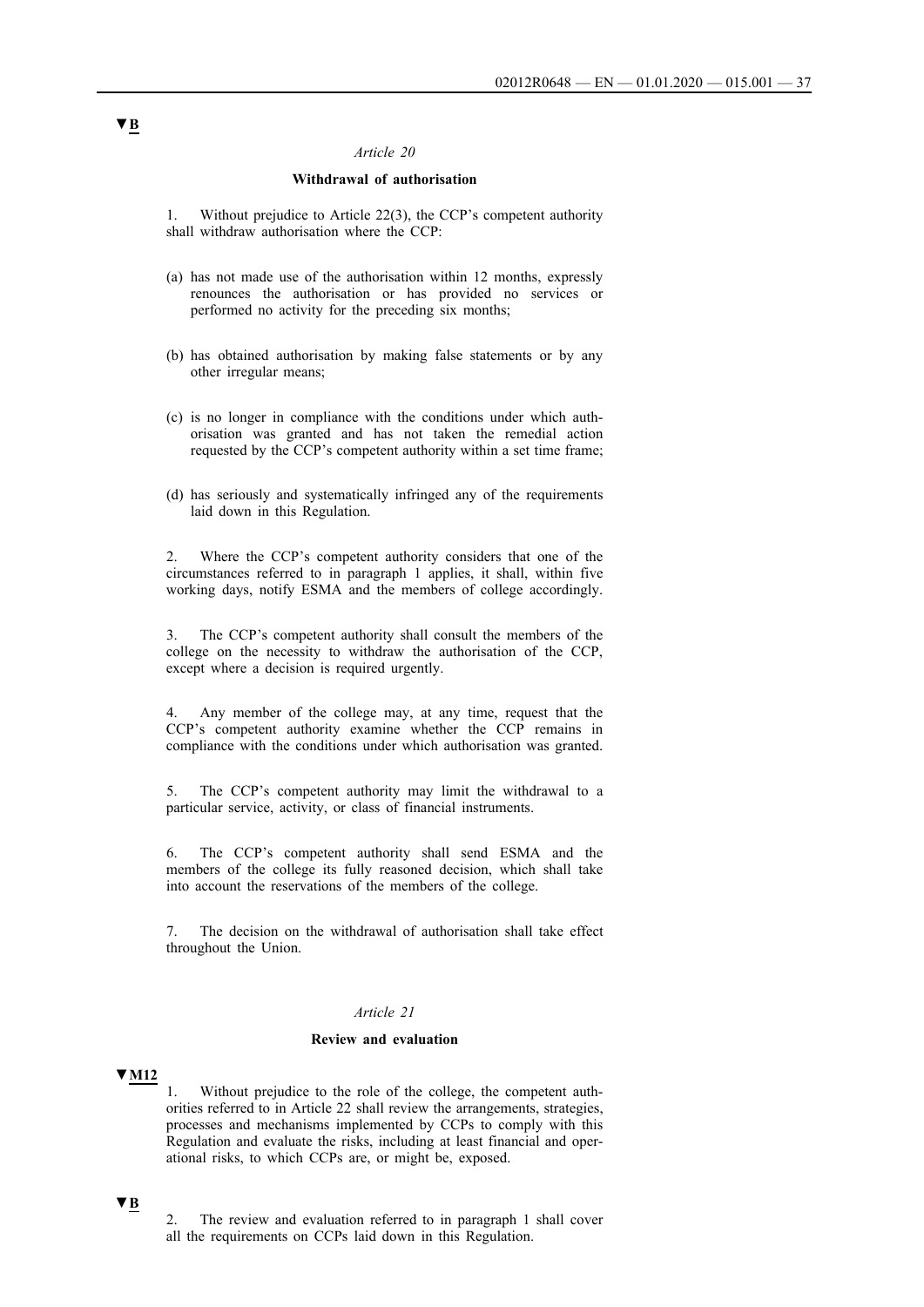▼B

*Article 20*

**Withdrawal of authorisation**

1. Without prejudice to Article 22(3), the CCP's competent authority shall withdraw authorisation where the CCP:

(a) has not made use of the authorisation within 12 months, expressly renounces the authorisation or has provided no services or performed no activity for the preceding six months;

(b) has obtained authorisation by making false statements or by any other irregular means;

(c) is no longer in compliance with the conditions under which authorisation was granted and has not taken the remedial action requested by the CCP's competent authority within a set time frame;

(d) has seriously and systematically infringed any of the requirements laid down in this Regulation.

2. Where the CCP's competent authority considers that one of the circumstances referred to in paragraph 1 applies, it shall, within five working days, notify ESMA and the members of college accordingly.

3. The CCP's competent authority shall consult the members of the college on the necessity to withdraw the authorisation of the CCP, except where a decision is required urgently.

4. Any member of the college may, at any time, request that the CCP's competent authority examine whether the CCP remains in compliance with the conditions under which authorisation was granted.

5. The CCP's competent authority may limit the withdrawal to a particular service, activity, or class of financial instruments.

6. The CCP's competent authority shall send ESMA and the members of the college its fully reasoned decision, which shall take into account the reservations of the members of the college.

7. The decision on the withdrawal of authorisation shall take effect throughout the Union.

*Article 21*

**Review and evaluation**

▼M12

1. Without prejudice to the role of the college, the competent authorities referred to in Article 22 shall review the arrangements, strategies, processes and mechanisms implemented by CCPs to comply with this Regulation and evaluate the risks, including at least financial and operational risks, to which CCPs are, or might be, exposed.

▼B

2. The review and evaluation referred to in paragraph 1 shall cover all the requirements on CCPs laid down in this Regulation.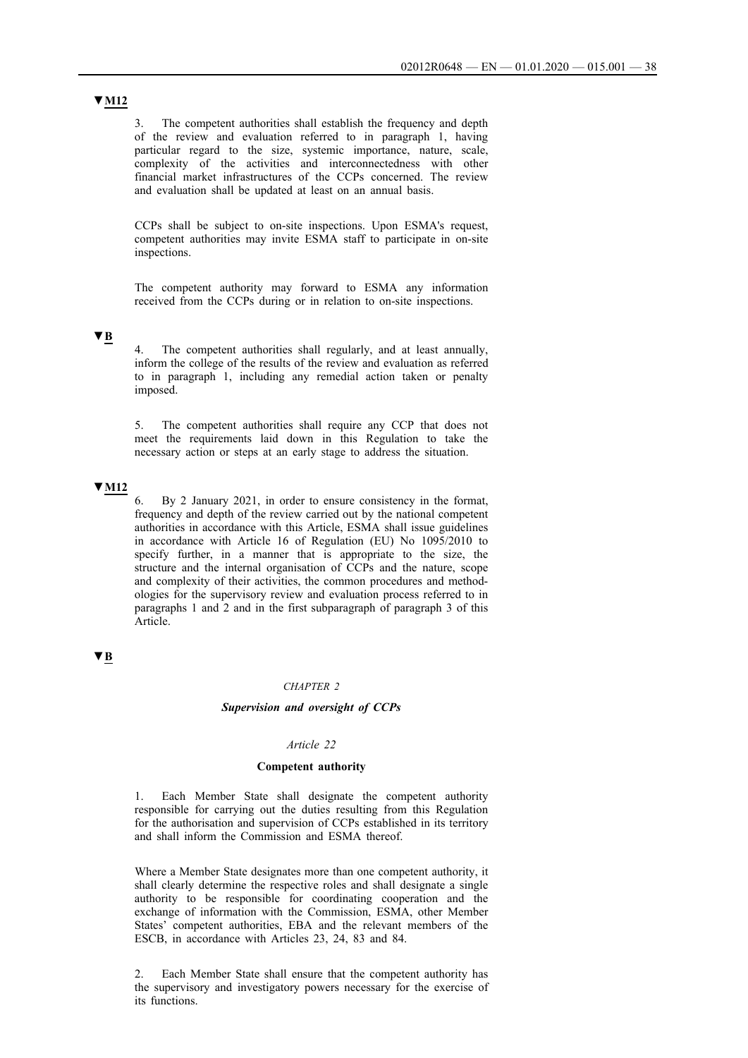▼M12

3. The competent authorities shall establish the frequency and depth of the review and evaluation referred to in paragraph 1, having particular regard to the size, systemic importance, nature, scale, complexity of the activities and interconnectedness with other financial market infrastructures of the CCPs concerned. The review and evaluation shall be updated at least on an annual basis.

CCPs shall be subject to on-site inspections. Upon ESMA's request, competent authorities may invite ESMA staff to participate in on-site inspections.

The competent authority may forward to ESMA any information received from the CCPs during or in relation to on-site inspections.

▼B

4. The competent authorities shall regularly, and at least annually, inform the college of the results of the review and evaluation as referred to in paragraph 1, including any remedial action taken or penalty imposed.

5. The competent authorities shall require any CCP that does not meet the requirements laid down in this Regulation to take the necessary action or steps at an early stage to address the situation.

▼M12

6. By 2 January 2021, in order to ensure consistency in the format, frequency and depth of the review carried out by the national competent authorities in accordance with this Article, ESMA shall issue guidelines in accordance with Article 16 of Regulation (EU) No 1095/2010 to specify further, in a manner that is appropriate to the size, the structure and the internal organisation of CCPs and the nature, scope and complexity of their activities, the common procedures and methodologies for the supervisory review and evaluation process referred to in paragraphs 1 and 2 and in the first subparagraph of paragraph 3 of this Article.

▼B

*CHAPTER 2*

***Supervision and oversight of CCPs***

*Article 22*

**Competent authority**

1. Each Member State shall designate the competent authority responsible for carrying out the duties resulting from this Regulation for the authorisation and supervision of CCPs established in its territory and shall inform the Commission and ESMA thereof.

Where a Member State designates more than one competent authority, it shall clearly determine the respective roles and shall designate a single authority to be responsible for coordinating cooperation and the exchange of information with the Commission, ESMA, other Member States' competent authorities, EBA and the relevant members of the ESCB, in accordance with Articles 23, 24, 83 and 84.

2. Each Member State shall ensure that the competent authority has the supervisory and investigatory powers necessary for the exercise of its functions.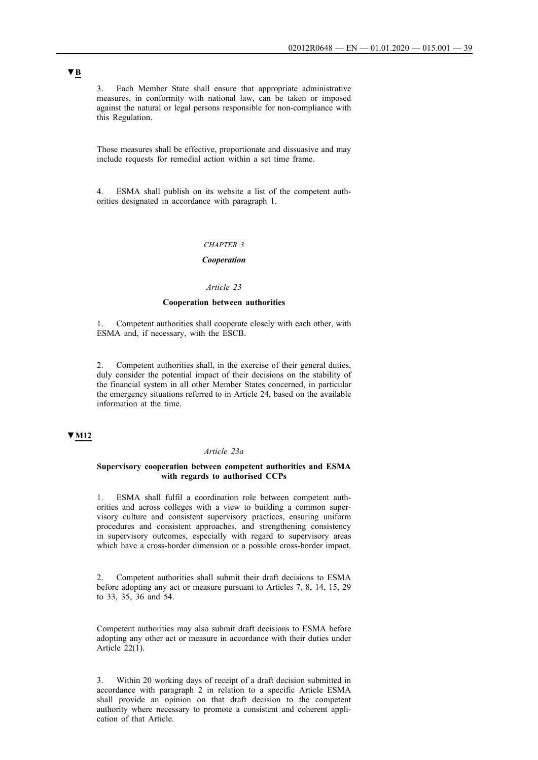▼B

3. Each Member State shall ensure that appropriate administrative measures, in conformity with national law, can be taken or imposed against the natural or legal persons responsible for non-compliance with this Regulation.

Those measures shall be effective, proportionate and dissuasive and may include requests for remedial action within a set time frame.

4. ESMA shall publish on its website a list of the competent authorities designated in accordance with paragraph 1.

*CHAPTER 3*

***Cooperation***

*Article 23*

**Cooperation between authorities**

1. Competent authorities shall cooperate closely with each other, with ESMA and, if necessary, with the ESCB.

2. Competent authorities shall, in the exercise of their general duties, duly consider the potential impact of their decisions on the stability of the financial system in all other Member States concerned, in particular the emergency situations referred to in Article 24, based on the available information at the time.

▼M12

*Article 23a*

**Supervisory cooperation between competent authorities and ESMA with regards to authorised CCPs**

1. ESMA shall fulfil a coordination role between competent authorities and across colleges with a view to building a common supervisory culture and consistent supervisory practices, ensuring uniform procedures and consistent approaches, and strengthening consistency in supervisory outcomes, especially with regard to supervisory areas which have a cross-border dimension or a possible cross-border impact.

2. Competent authorities shall submit their draft decisions to ESMA before adopting any act or measure pursuant to Articles 7, 8, 14, 15, 29 to 33, 35, 36 and 54.

Competent authorities may also submit draft decisions to ESMA before adopting any other act or measure in accordance with their duties under Article 22(1).

3. Within 20 working days of receipt of a draft decision submitted in accordance with paragraph 2 in relation to a specific Article ESMA shall provide an opinion on that draft decision to the competent authority where necessary to promote a consistent and coherent application of that Article.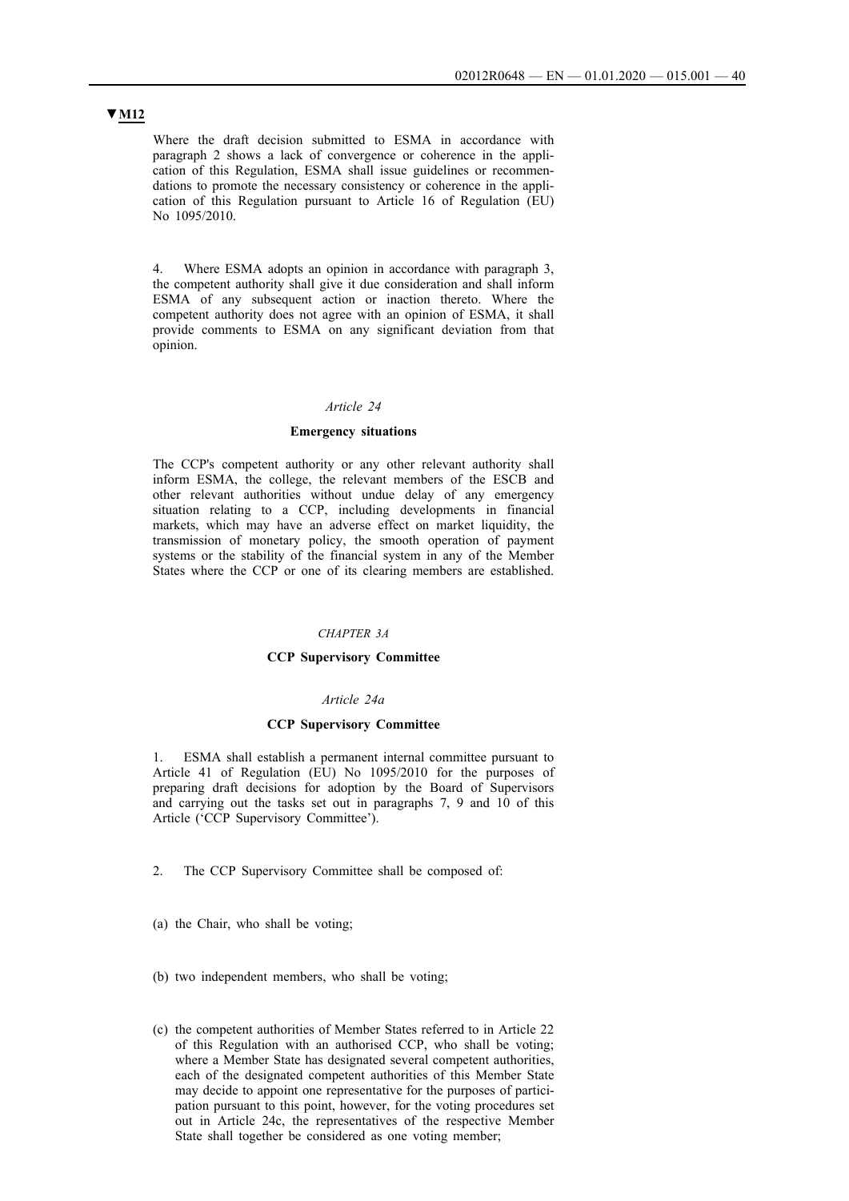▼M12

Where the draft decision submitted to ESMA in accordance with paragraph 2 shows a lack of convergence or coherence in the application of this Regulation, ESMA shall issue guidelines or recommendations to promote the necessary consistency or coherence in the application of this Regulation pursuant to Article 16 of Regulation (EU) No 1095/2010.

4. Where ESMA adopts an opinion in accordance with paragraph 3, the competent authority shall give it due consideration and shall inform ESMA of any subsequent action or inaction thereto. Where the competent authority does not agree with an opinion of ESMA, it shall provide comments to ESMA on any significant deviation from that opinion.

*Article 24*

**Emergency situations**

The CCP's competent authority or any other relevant authority shall inform ESMA, the college, the relevant members of the ESCB and other relevant authorities without undue delay of any emergency situation relating to a CCP, including developments in financial markets, which may have an adverse effect on market liquidity, the transmission of monetary policy, the smooth operation of payment systems or the stability of the financial system in any of the Member States where the CCP or one of its clearing members are established.

*CHAPTER 3A*

**CCP Supervisory Committee**

*Article 24a*

**CCP Supervisory Committee**

1. ESMA shall establish a permanent internal committee pursuant to Article 41 of Regulation (EU) No 1095/2010 for the purposes of preparing draft decisions for adoption by the Board of Supervisors and carrying out the tasks set out in paragraphs 7, 9 and 10 of this Article ('CCP Supervisory Committee').

2. The CCP Supervisory Committee shall be composed of:

(a) the Chair, who shall be voting;

(b) two independent members, who shall be voting;

(c) the competent authorities of Member States referred to in Article 22 of this Regulation with an authorised CCP, who shall be voting; where a Member State has designated several competent authorities, each of the designated competent authorities of this Member State may decide to appoint one representative for the purposes of participation pursuant to this point, however, for the voting procedures set out in Article 24c, the representatives of the respective Member State shall together be considered as one voting member;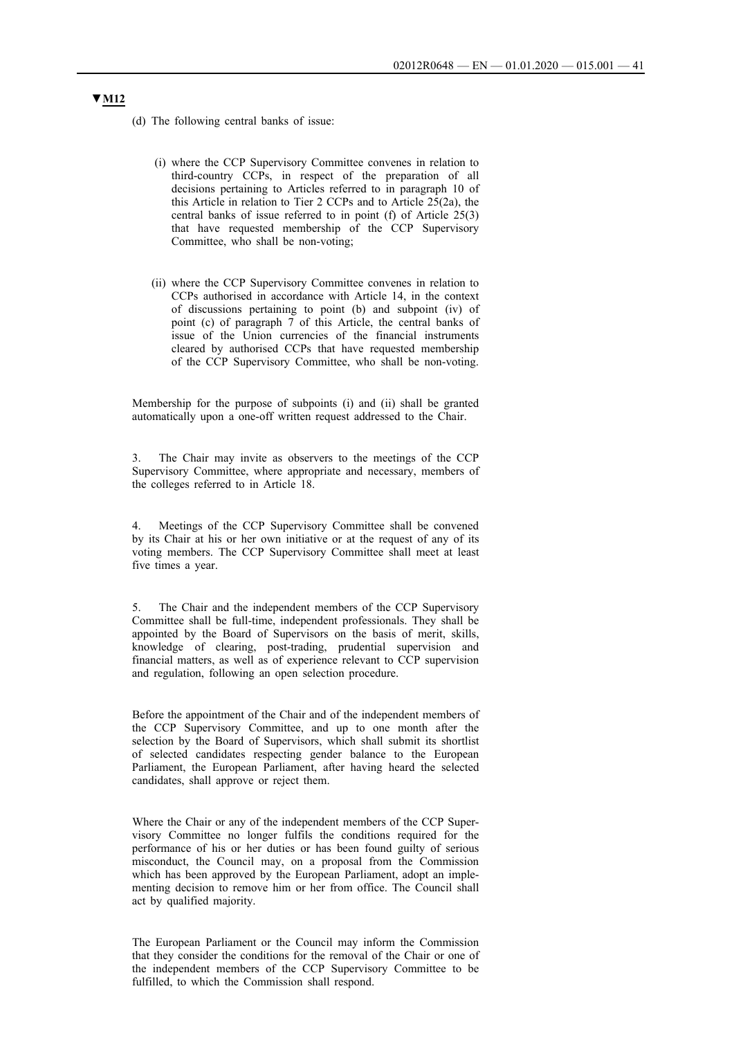▼**M12**

(d) The following central banks of issue:

(i) where the CCP Supervisory Committee convenes in relation to third-country CCPs, in respect of the preparation of all decisions pertaining to Articles referred to in paragraph 10 of this Article in relation to Tier 2 CCPs and to Article 25(2a), the central banks of issue referred to in point (f) of Article 25(3) that have requested membership of the CCP Supervisory Committee, who shall be non-voting;

(ii) where the CCP Supervisory Committee convenes in relation to CCPs authorised in accordance with Article 14, in the context of discussions pertaining to point (b) and subpoint (iv) of point (c) of paragraph 7 of this Article, the central banks of issue of the Union currencies of the financial instruments cleared by authorised CCPs that have requested membership of the CCP Supervisory Committee, who shall be non-voting.

Membership for the purpose of subpoints (i) and (ii) shall be granted automatically upon a one-off written request addressed to the Chair.

3. The Chair may invite as observers to the meetings of the CCP Supervisory Committee, where appropriate and necessary, members of the colleges referred to in Article 18.

4. Meetings of the CCP Supervisory Committee shall be convened by its Chair at his or her own initiative or at the request of any of its voting members. The CCP Supervisory Committee shall meet at least five times a year.

5. The Chair and the independent members of the CCP Supervisory Committee shall be full-time, independent professionals. They shall be appointed by the Board of Supervisors on the basis of merit, skills, knowledge of clearing, post-trading, prudential supervision and financial matters, as well as of experience relevant to CCP supervision and regulation, following an open selection procedure.

Before the appointment of the Chair and of the independent members of the CCP Supervisory Committee, and up to one month after the selection by the Board of Supervisors, which shall submit its shortlist of selected candidates respecting gender balance to the European Parliament, the European Parliament, after having heard the selected candidates, shall approve or reject them.

Where the Chair or any of the independent members of the CCP Supervisory Committee no longer fulfils the conditions required for the performance of his or her duties or has been found guilty of serious misconduct, the Council may, on a proposal from the Commission which has been approved by the European Parliament, adopt an implementing decision to remove him or her from office. The Council shall act by qualified majority.

The European Parliament or the Council may inform the Commission that they consider the conditions for the removal of the Chair or one of the independent members of the CCP Supervisory Committee to be fulfilled, to which the Commission shall respond.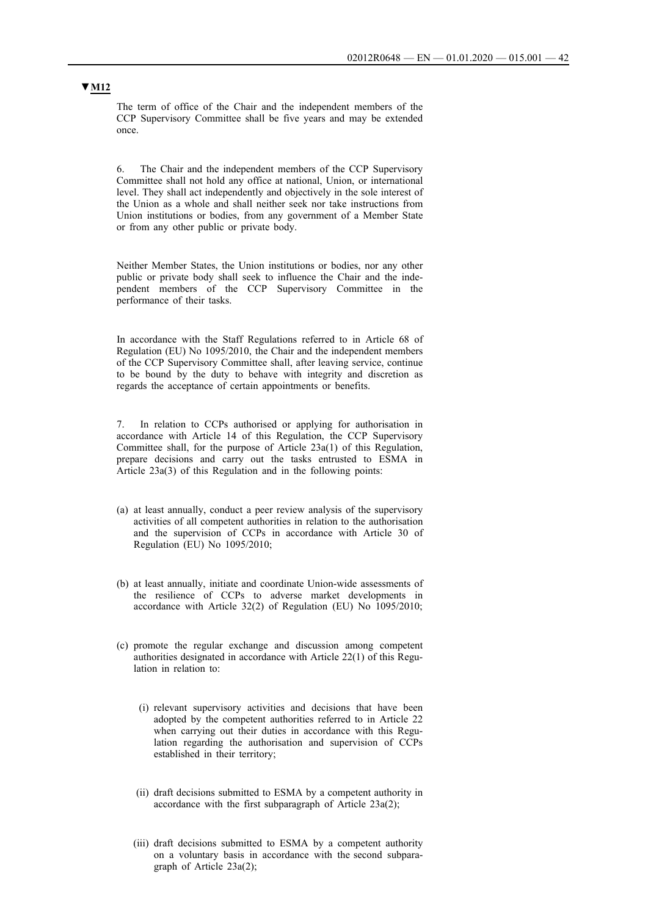**▼M12**

The term of office of the Chair and the independent members of the CCP Supervisory Committee shall be five years and may be extended once.

6. The Chair and the independent members of the CCP Supervisory Committee shall not hold any office at national, Union, or international level. They shall act independently and objectively in the sole interest of the Union as a whole and shall neither seek nor take instructions from Union institutions or bodies, from any government of a Member State or from any other public or private body.

Neither Member States, the Union institutions or bodies, nor any other public or private body shall seek to influence the Chair and the independent members of the CCP Supervisory Committee in the performance of their tasks.

In accordance with the Staff Regulations referred to in Article 68 of Regulation (EU) No 1095/2010, the Chair and the independent members of the CCP Supervisory Committee shall, after leaving service, continue to be bound by the duty to behave with integrity and discretion as regards the acceptance of certain appointments or benefits.

7. In relation to CCPs authorised or applying for authorisation in accordance with Article 14 of this Regulation, the CCP Supervisory Committee shall, for the purpose of Article 23a(1) of this Regulation, prepare decisions and carry out the tasks entrusted to ESMA in Article 23a(3) of this Regulation and in the following points:

(a) at least annually, conduct a peer review analysis of the supervisory activities of all competent authorities in relation to the authorisation and the supervision of CCPs in accordance with Article 30 of Regulation (EU) No 1095/2010;

(b) at least annually, initiate and coordinate Union-wide assessments of the resilience of CCPs to adverse market developments in accordance with Article 32(2) of Regulation (EU) No 1095/2010;

(c) promote the regular exchange and discussion among competent authorities designated in accordance with Article 22(1) of this Regulation in relation to:

  (i) relevant supervisory activities and decisions that have been adopted by the competent authorities referred to in Article 22 when carrying out their duties in accordance with this Regulation regarding the authorisation and supervision of CCPs established in their territory;

  (ii) draft decisions submitted to ESMA by a competent authority in accordance with the first subparagraph of Article 23a(2);

  (iii) draft decisions submitted to ESMA by a competent authority on a voluntary basis in accordance with the second subparagraph of Article 23a(2);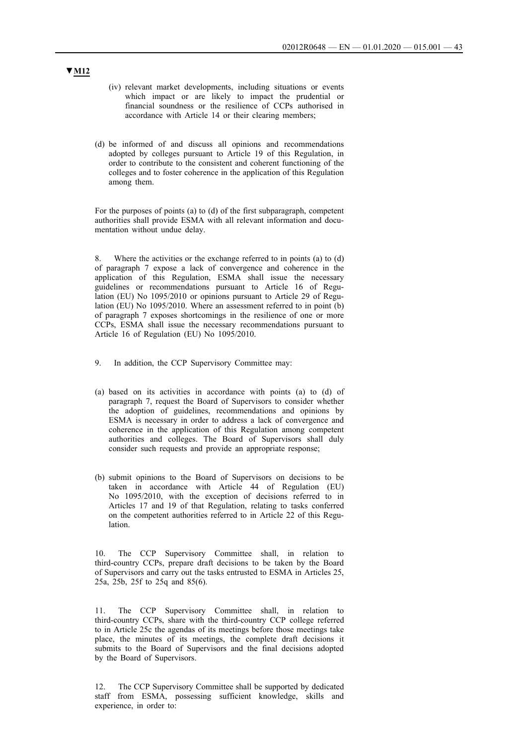▼M12

(iv) relevant market developments, including situations or events which impact or are likely to impact the prudential or financial soundness or the resilience of CCPs authorised in accordance with Article 14 or their clearing members;

(d) be informed of and discuss all opinions and recommendations adopted by colleges pursuant to Article 19 of this Regulation, in order to contribute to the consistent and coherent functioning of the colleges and to foster coherence in the application of this Regulation among them.

For the purposes of points (a) to (d) of the first subparagraph, competent authorities shall provide ESMA with all relevant information and documentation without undue delay.

8. Where the activities or the exchange referred to in points (a) to (d) of paragraph 7 expose a lack of convergence and coherence in the application of this Regulation, ESMA shall issue the necessary guidelines or recommendations pursuant to Article 16 of Regulation (EU) No 1095/2010 or opinions pursuant to Article 29 of Regulation (EU) No 1095/2010. Where an assessment referred to in point (b) of paragraph 7 exposes shortcomings in the resilience of one or more CCPs, ESMA shall issue the necessary recommendations pursuant to Article 16 of Regulation (EU) No 1095/2010.

9. In addition, the CCP Supervisory Committee may:

(a) based on its activities in accordance with points (a) to (d) of paragraph 7, request the Board of Supervisors to consider whether the adoption of guidelines, recommendations and opinions by ESMA is necessary in order to address a lack of convergence and coherence in the application of this Regulation among competent authorities and colleges. The Board of Supervisors shall duly consider such requests and provide an appropriate response;

(b) submit opinions to the Board of Supervisors on decisions to be taken in accordance with Article 44 of Regulation (EU) No 1095/2010, with the exception of decisions referred to in Articles 17 and 19 of that Regulation, relating to tasks conferred on the competent authorities referred to in Article 22 of this Regulation.

10. The CCP Supervisory Committee shall, in relation to third-country CCPs, prepare draft decisions to be taken by the Board of Supervisors and carry out the tasks entrusted to ESMA in Articles 25, 25a, 25b, 25f to 25q and 85(6).

11. The CCP Supervisory Committee shall, in relation to third-country CCPs, share with the third-country CCP college referred to in Article 25c the agendas of its meetings before those meetings take place, the minutes of its meetings, the complete draft decisions it submits to the Board of Supervisors and the final decisions adopted by the Board of Supervisors.

12. The CCP Supervisory Committee shall be supported by dedicated staff from ESMA, possessing sufficient knowledge, skills and experience, in order to: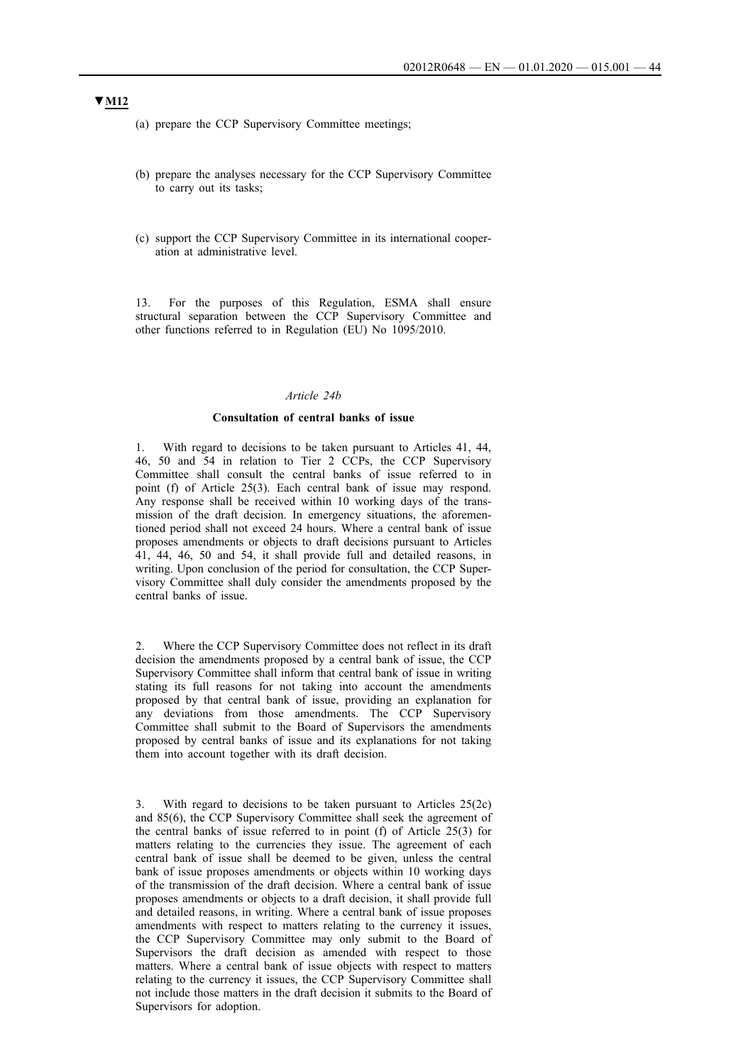▼M12

(a) prepare the CCP Supervisory Committee meetings;

(b) prepare the analyses necessary for the CCP Supervisory Committee to carry out its tasks;

(c) support the CCP Supervisory Committee in its international cooperation at administrative level.

13. For the purposes of this Regulation, ESMA shall ensure structural separation between the CCP Supervisory Committee and other functions referred to in Regulation (EU) No 1095/2010.

*Article 24b*

**Consultation of central banks of issue**

1. With regard to decisions to be taken pursuant to Articles 41, 44, 46, 50 and 54 in relation to Tier 2 CCPs, the CCP Supervisory Committee shall consult the central banks of issue referred to in point (f) of Article 25(3). Each central bank of issue may respond. Any response shall be received within 10 working days of the transmission of the draft decision. In emergency situations, the aforementioned period shall not exceed 24 hours. Where a central bank of issue proposes amendments or objects to draft decisions pursuant to Articles 41, 44, 46, 50 and 54, it shall provide full and detailed reasons, in writing. Upon conclusion of the period for consultation, the CCP Supervisory Committee shall duly consider the amendments proposed by the central banks of issue.

2. Where the CCP Supervisory Committee does not reflect in its draft decision the amendments proposed by a central bank of issue, the CCP Supervisory Committee shall inform that central bank of issue in writing stating its full reasons for not taking into account the amendments proposed by that central bank of issue, providing an explanation for any deviations from those amendments. The CCP Supervisory Committee shall submit to the Board of Supervisors the amendments proposed by central banks of issue and its explanations for not taking them into account together with its draft decision.

3. With regard to decisions to be taken pursuant to Articles 25(2c) and 85(6), the CCP Supervisory Committee shall seek the agreement of the central banks of issue referred to in point (f) of Article 25(3) for matters relating to the currencies they issue. The agreement of each central bank of issue shall be deemed to be given, unless the central bank of issue proposes amendments or objects within 10 working days of the transmission of the draft decision. Where a central bank of issue proposes amendments or objects to a draft decision, it shall provide full and detailed reasons, in writing. Where a central bank of issue proposes amendments with respect to matters relating to the currency it issues, the CCP Supervisory Committee may only submit to the Board of Supervisors the draft decision as amended with respect to those matters. Where a central bank of issue objects with respect to matters relating to the currency it issues, the CCP Supervisory Committee shall not include those matters in the draft decision it submits to the Board of Supervisors for adoption.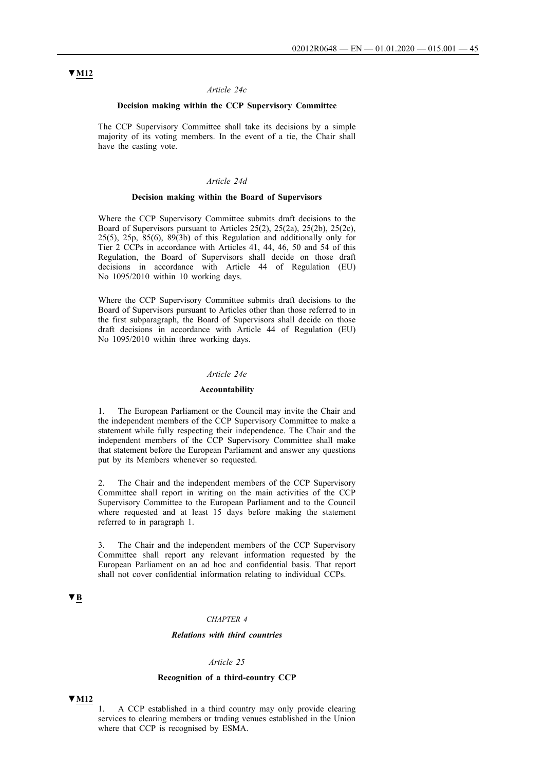▼M12

*Article 24c*

**Decision making within the CCP Supervisory Committee**

The CCP Supervisory Committee shall take its decisions by a simple majority of its voting members. In the event of a tie, the Chair shall have the casting vote.

*Article 24d*

**Decision making within the Board of Supervisors**

Where the CCP Supervisory Committee submits draft decisions to the Board of Supervisors pursuant to Articles 25(2), 25(2a), 25(2b), 25(2c), 25(5), 25p, 85(6), 89(3b) of this Regulation and additionally only for Tier 2 CCPs in accordance with Articles 41, 44, 46, 50 and 54 of this Regulation, the Board of Supervisors shall decide on those draft decisions in accordance with Article 44 of Regulation (EU) No 1095/2010 within 10 working days.

Where the CCP Supervisory Committee submits draft decisions to the Board of Supervisors pursuant to Articles other than those referred to in the first subparagraph, the Board of Supervisors shall decide on those draft decisions in accordance with Article 44 of Regulation (EU) No 1095/2010 within three working days.

*Article 24e*

**Accountability**

1. The European Parliament or the Council may invite the Chair and the independent members of the CCP Supervisory Committee to make a statement while fully respecting their independence. The Chair and the independent members of the CCP Supervisory Committee shall make that statement before the European Parliament and answer any questions put by its Members whenever so requested.

2. The Chair and the independent members of the CCP Supervisory Committee shall report in writing on the main activities of the CCP Supervisory Committee to the European Parliament and to the Council where requested and at least 15 days before making the statement referred to in paragraph 1.

3. The Chair and the independent members of the CCP Supervisory Committee shall report any relevant information requested by the European Parliament on an ad hoc and confidential basis. That report shall not cover confidential information relating to individual CCPs.

▼B

*CHAPTER 4*

***Relations with third countries***

*Article 25*

**Recognition of a third-country CCP**

▼M12

1. A CCP established in a third country may only provide clearing services to clearing members or trading venues established in the Union where that CCP is recognised by ESMA.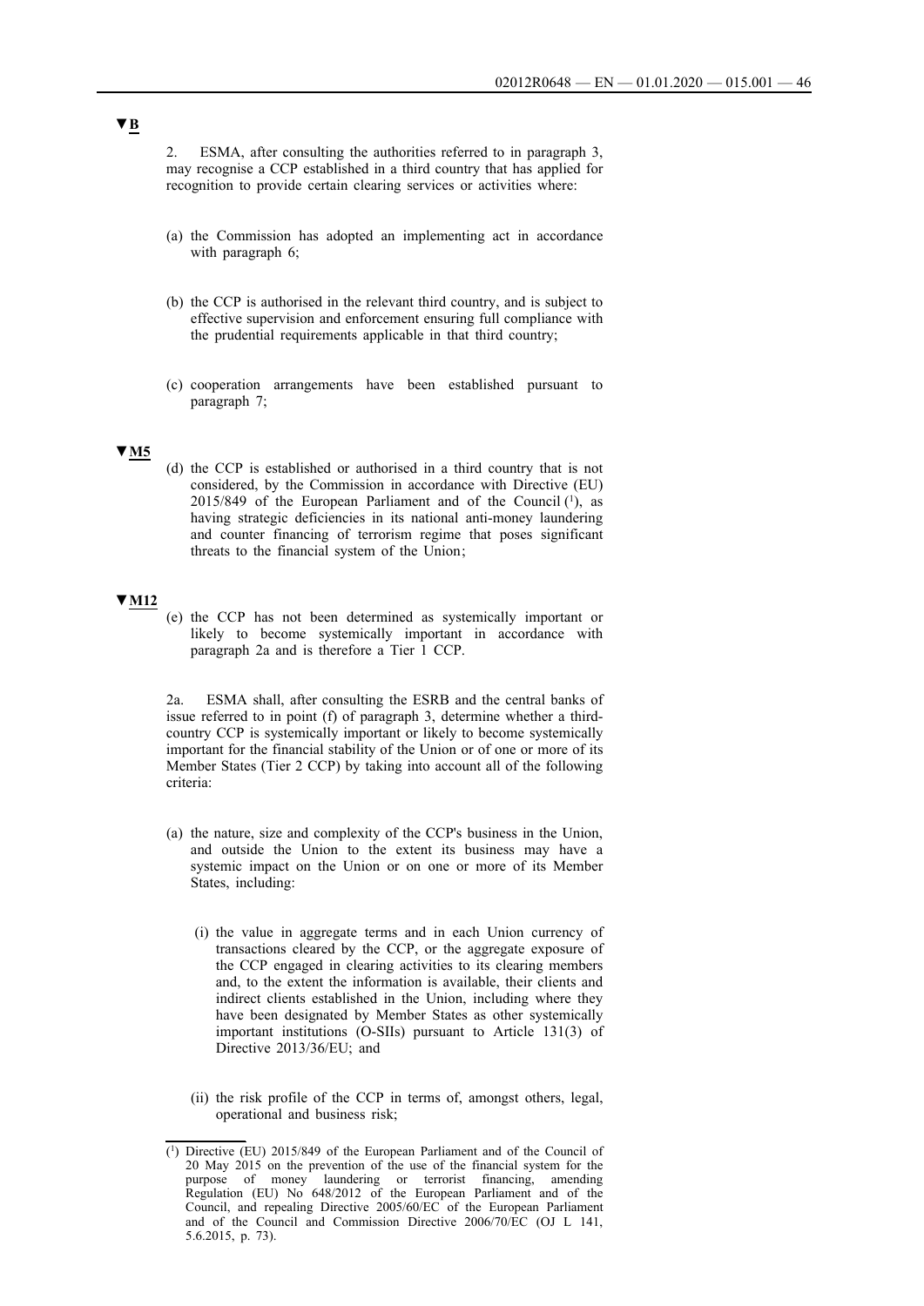▼B

2. ESMA, after consulting the authorities referred to in paragraph 3, may recognise a CCP established in a third country that has applied for recognition to provide certain clearing services or activities where:

(a) the Commission has adopted an implementing act in accordance with paragraph 6;

(b) the CCP is authorised in the relevant third country, and is subject to effective supervision and enforcement ensuring full compliance with the prudential requirements applicable in that third country;

(c) cooperation arrangements have been established pursuant to paragraph 7;

▼M5

(d) the CCP is established or authorised in a third country that is not considered, by the Commission in accordance with Directive (EU) 2015/849 of the European Parliament and of the Council [1], as having strategic deficiencies in its national anti-money laundering and counter financing of terrorism regime that poses significant threats to the financial system of the Union;

▼M12

(e) the CCP has not been determined as systemically important or likely to become systemically important in accordance with paragraph 2a and is therefore a Tier 1 CCP.

2a. ESMA shall, after consulting the ESRB and the central banks of issue referred to in point (f) of paragraph 3, determine whether a third-country CCP is systemically important or likely to become systemically important for the financial stability of the Union or of one or more of its Member States (Tier 2 CCP) by taking into account all of the following criteria:

(a) the nature, size and complexity of the CCP's business in the Union, and outside the Union to the extent its business may have a systemic impact on the Union or on one or more of its Member States, including:

(i) the value in aggregate terms and in each Union currency of transactions cleared by the CCP, or the aggregate exposure of the CCP engaged in clearing activities to its clearing members and, to the extent the information is available, their clients and indirect clients established in the Union, including where they have been designated by Member States as other systemically important institutions (O-SIIs) pursuant to Article 131(3) of Directive 2013/36/EU; and

(ii) the risk profile of the CCP in terms of, amongst others, legal, operational and business risk;

---

[1] Directive (EU) 2015/849 of the European Parliament and of the Council of 20 May 2015 on the prevention of the use of the financial system for the purpose of money laundering or terrorist financing, amending Regulation (EU) No 648/2012 of the European Parliament and of the Council, and repealing Directive 2005/60/EC of the European Parliament and of the Council and Commission Directive 2006/70/EC (OJ L 141, 5.6.2015, p. 73).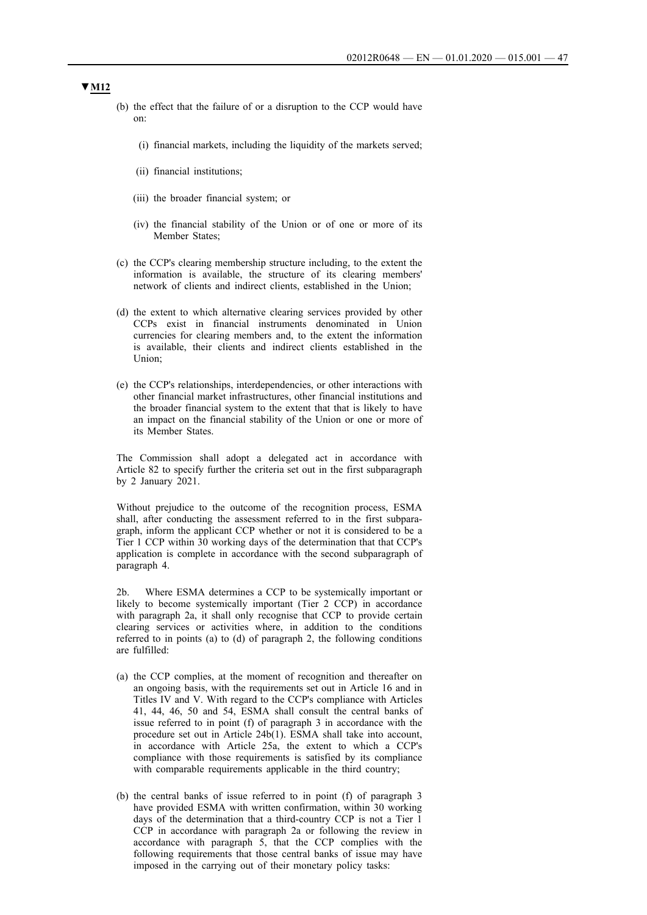**▼M12**

(b) the effect that the failure of or a disruption to the CCP would have on:

(i) financial markets, including the liquidity of the markets served;

(ii) financial institutions;

(iii) the broader financial system; or

(iv) the financial stability of the Union or of one or more of its Member States;

(c) the CCP's clearing membership structure including, to the extent the information is available, the structure of its clearing members' network of clients and indirect clients, established in the Union;

(d) the extent to which alternative clearing services provided by other CCPs exist in financial instruments denominated in Union currencies for clearing members and, to the extent the information is available, their clients and indirect clients established in the Union;

(e) the CCP's relationships, interdependencies, or other interactions with other financial market infrastructures, other financial institutions and the broader financial system to the extent that that is likely to have an impact on the financial stability of the Union or one or more of its Member States.

The Commission shall adopt a delegated act in accordance with Article 82 to specify further the criteria set out in the first subparagraph by 2 January 2021.

Without prejudice to the outcome of the recognition process, ESMA shall, after conducting the assessment referred to in the first subparagraph, inform the applicant CCP whether or not it is considered to be a Tier 1 CCP within 30 working days of the determination that that CCP's application is complete in accordance with the second subparagraph of paragraph 4.

2b. Where ESMA determines a CCP to be systemically important or likely to become systemically important (Tier 2 CCP) in accordance with paragraph 2a, it shall only recognise that CCP to provide certain clearing services or activities where, in addition to the conditions referred to in points (a) to (d) of paragraph 2, the following conditions are fulfilled:

(a) the CCP complies, at the moment of recognition and thereafter on an ongoing basis, with the requirements set out in Article 16 and in Titles IV and V. With regard to the CCP's compliance with Articles 41, 44, 46, 50 and 54, ESMA shall consult the central banks of issue referred to in point (f) of paragraph 3 in accordance with the procedure set out in Article 24b(1). ESMA shall take into account, in accordance with Article 25a, the extent to which a CCP's compliance with those requirements is satisfied by its compliance with comparable requirements applicable in the third country;

(b) the central banks of issue referred to in point (f) of paragraph 3 have provided ESMA with written confirmation, within 30 working days of the determination that a third-country CCP is not a Tier 1 CCP in accordance with paragraph 2a or following the review in accordance with paragraph 5, that the CCP complies with the following requirements that those central banks of issue may have imposed in the carrying out of their monetary policy tasks: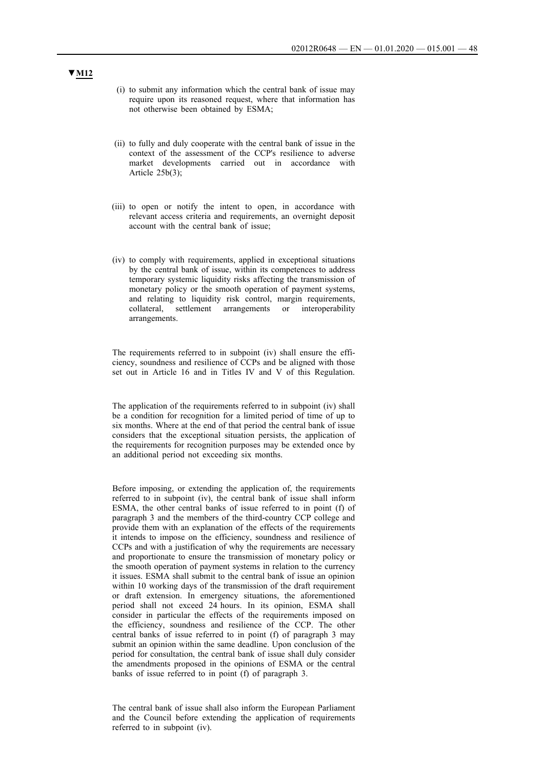▼M12

(i) to submit any information which the central bank of issue may require upon its reasoned request, where that information has not otherwise been obtained by ESMA;

(ii) to fully and duly cooperate with the central bank of issue in the context of the assessment of the CCP's resilience to adverse market developments carried out in accordance with Article 25b(3);

(iii) to open or notify the intent to open, in accordance with relevant access criteria and requirements, an overnight deposit account with the central bank of issue;

(iv) to comply with requirements, applied in exceptional situations by the central bank of issue, within its competences to address temporary systemic liquidity risks affecting the transmission of monetary policy or the smooth operation of payment systems, and relating to liquidity risk control, margin requirements, collateral, settlement arrangements or interoperability arrangements.

The requirements referred to in subpoint (iv) shall ensure the efficiency, soundness and resilience of CCPs and be aligned with those set out in Article 16 and in Titles IV and V of this Regulation.

The application of the requirements referred to in subpoint (iv) shall be a condition for recognition for a limited period of time of up to six months. Where at the end of that period the central bank of issue considers that the exceptional situation persists, the application of the requirements for recognition purposes may be extended once by an additional period not exceeding six months.

Before imposing, or extending the application of, the requirements referred to in subpoint (iv), the central bank of issue shall inform ESMA, the other central banks of issue referred to in point (f) of paragraph 3 and the members of the third-country CCP college and provide them with an explanation of the effects of the requirements it intends to impose on the efficiency, soundness and resilience of CCPs and with a justification of why the requirements are necessary and proportionate to ensure the transmission of monetary policy or the smooth operation of payment systems in relation to the currency it issues. ESMA shall submit to the central bank of issue an opinion within 10 working days of the transmission of the draft requirement or draft extension. In emergency situations, the aforementioned period shall not exceed 24 hours. In its opinion, ESMA shall consider in particular the effects of the requirements imposed on the efficiency, soundness and resilience of the CCP. The other central banks of issue referred to in point (f) of paragraph 3 may submit an opinion within the same deadline. Upon conclusion of the period for consultation, the central bank of issue shall duly consider the amendments proposed in the opinions of ESMA or the central banks of issue referred to in point (f) of paragraph 3.

The central bank of issue shall also inform the European Parliament and the Council before extending the application of requirements referred to in subpoint (iv).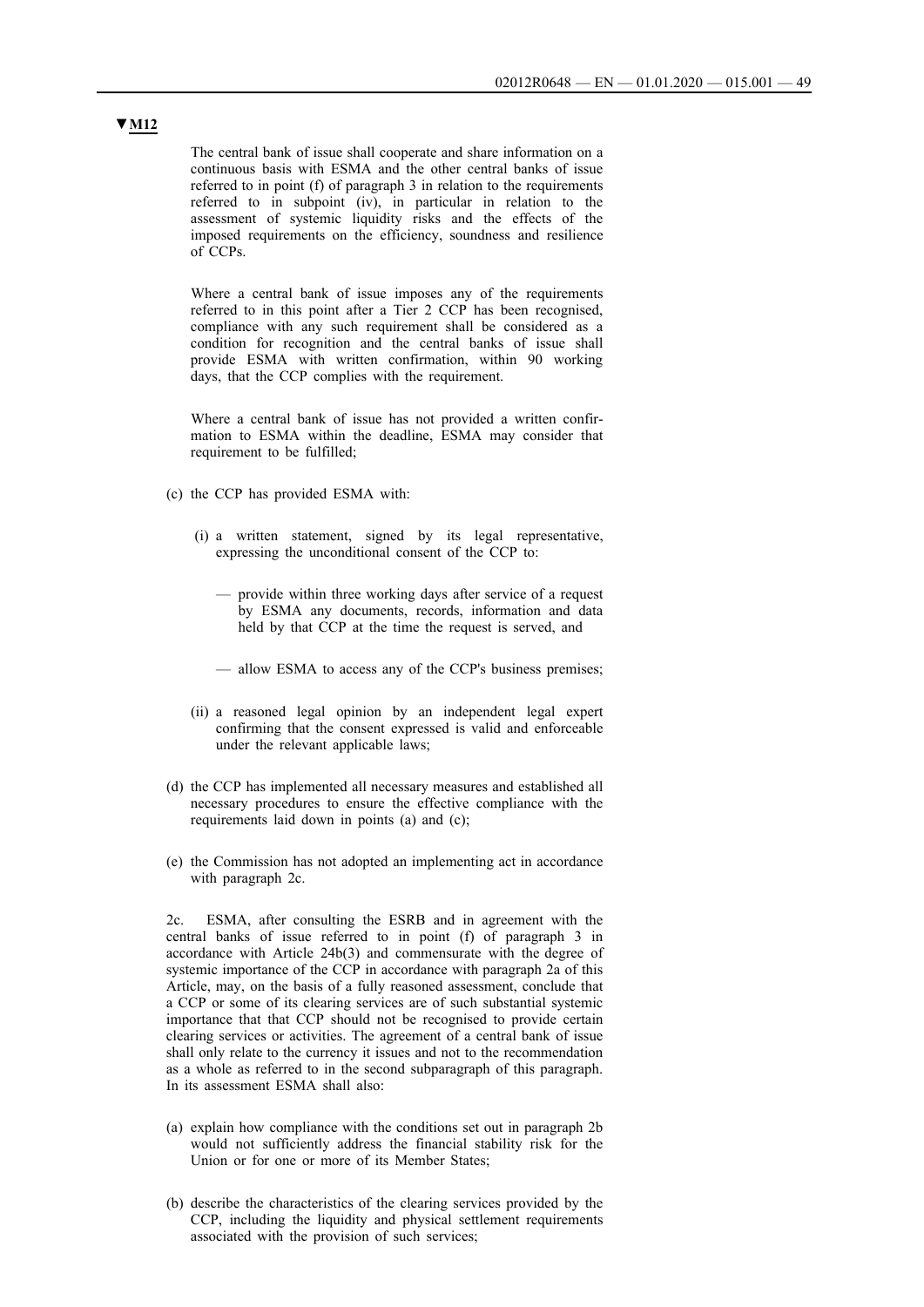▼M12

The central bank of issue shall cooperate and share information on a continuous basis with ESMA and the other central banks of issue referred to in point (f) of paragraph 3 in relation to the requirements referred to in subpoint (iv), in particular in relation to the assessment of systemic liquidity risks and the effects of the imposed requirements on the efficiency, soundness and resilience of CCPs.

Where a central bank of issue imposes any of the requirements referred to in this point after a Tier 2 CCP has been recognised, compliance with any such requirement shall be considered as a condition for recognition and the central banks of issue shall provide ESMA with written confirmation, within 90 working days, that the CCP complies with the requirement.

Where a central bank of issue has not provided a written confirmation to ESMA within the deadline, ESMA may consider that requirement to be fulfilled;

(c) the CCP has provided ESMA with:

   (i) a written statement, signed by its legal representative, expressing the unconditional consent of the CCP to:

      — provide within three working days after service of a request by ESMA any documents, records, information and data held by that CCP at the time the request is served, and

      — allow ESMA to access any of the CCP's business premises;

   (ii) a reasoned legal opinion by an independent legal expert confirming that the consent expressed is valid and enforceable under the relevant applicable laws;

(d) the CCP has implemented all necessary measures and established all necessary procedures to ensure the effective compliance with the requirements laid down in points (a) and (c);

(e) the Commission has not adopted an implementing act in accordance with paragraph 2c.

2c. ESMA, after consulting the ESRB and in agreement with the central banks of issue referred to in point (f) of paragraph 3 in accordance with Article 24b(3) and commensurate with the degree of systemic importance of the CCP in accordance with paragraph 2a of this Article, may, on the basis of a fully reasoned assessment, conclude that a CCP or some of its clearing services are of such substantial systemic importance that that CCP should not be recognised to provide certain clearing services or activities. The agreement of a central bank of issue shall only relate to the currency it issues and not to the recommendation as a whole as referred to in the second subparagraph of this paragraph. In its assessment ESMA shall also:

(a) explain how compliance with the conditions set out in paragraph 2b would not sufficiently address the financial stability risk for the Union or for one or more of its Member States;

(b) describe the characteristics of the clearing services provided by the CCP, including the liquidity and physical settlement requirements associated with the provision of such services;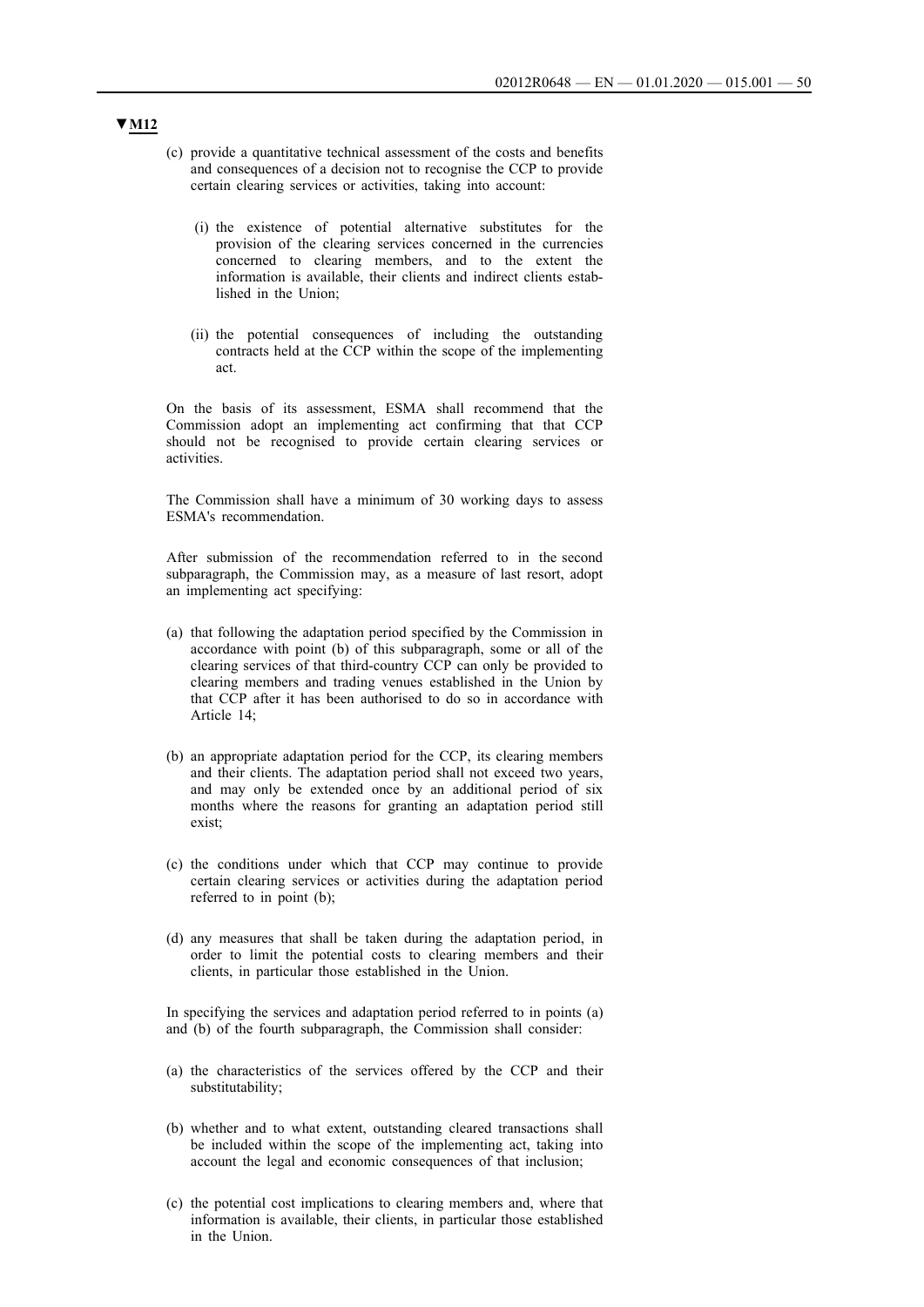▼M12

(c) provide a quantitative technical assessment of the costs and benefits and consequences of a decision not to recognise the CCP to provide certain clearing services or activities, taking into account:

(i) the existence of potential alternative substitutes for the provision of the clearing services concerned in the currencies concerned to clearing members, and to the extent the information is available, their clients and indirect clients established in the Union;

(ii) the potential consequences of including the outstanding contracts held at the CCP within the scope of the implementing act.

On the basis of its assessment, ESMA shall recommend that the Commission adopt an implementing act confirming that that CCP should not be recognised to provide certain clearing services or activities.

The Commission shall have a minimum of 30 working days to assess ESMA's recommendation.

After submission of the recommendation referred to in the second subparagraph, the Commission may, as a measure of last resort, adopt an implementing act specifying:

(a) that following the adaptation period specified by the Commission in accordance with point (b) of this subparagraph, some or all of the clearing services of that third-country CCP can only be provided to clearing members and trading venues established in the Union by that CCP after it has been authorised to do so in accordance with Article 14;

(b) an appropriate adaptation period for the CCP, its clearing members and their clients. The adaptation period shall not exceed two years, and may only be extended once by an additional period of six months where the reasons for granting an adaptation period still exist;

(c) the conditions under which that CCP may continue to provide certain clearing services or activities during the adaptation period referred to in point (b);

(d) any measures that shall be taken during the adaptation period, in order to limit the potential costs to clearing members and their clients, in particular those established in the Union.

In specifying the services and adaptation period referred to in points (a) and (b) of the fourth subparagraph, the Commission shall consider:

(a) the characteristics of the services offered by the CCP and their substitutability;

(b) whether and to what extent, outstanding cleared transactions shall be included within the scope of the implementing act, taking into account the legal and economic consequences of that inclusion;

(c) the potential cost implications to clearing members and, where that information is available, their clients, in particular those established in the Union.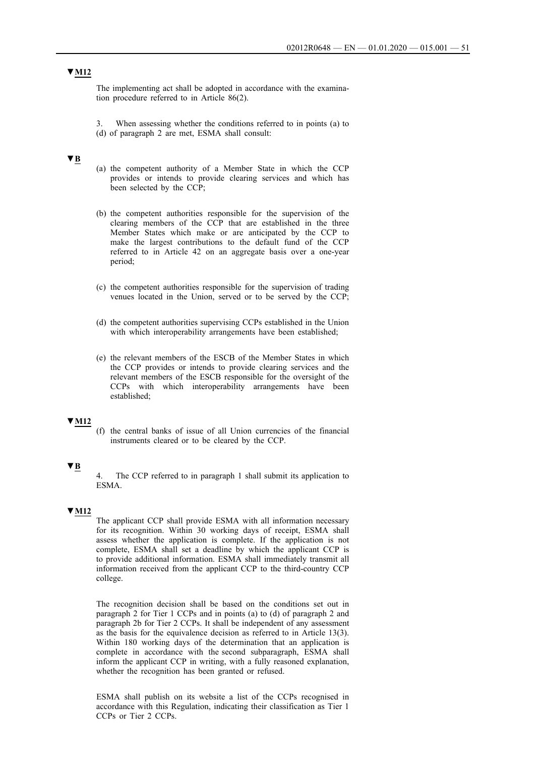**▼M12**

The implementing act shall be adopted in accordance with the examination procedure referred to in Article 86(2).

3. When assessing whether the conditions referred to in points (a) to (d) of paragraph 2 are met, ESMA shall consult:

**▼B**

(a) the competent authority of a Member State in which the CCP provides or intends to provide clearing services and which has been selected by the CCP;

(b) the competent authorities responsible for the supervision of the clearing members of the CCP that are established in the three Member States which make or are anticipated by the CCP to make the largest contributions to the default fund of the CCP referred to in Article 42 on an aggregate basis over a one-year period;

(c) the competent authorities responsible for the supervision of trading venues located in the Union, served or to be served by the CCP;

(d) the competent authorities supervising CCPs established in the Union with which interoperability arrangements have been established;

(e) the relevant members of the ESCB of the Member States in which the CCP provides or intends to provide clearing services and the relevant members of the ESCB responsible for the oversight of the CCPs with which interoperability arrangements have been established;

**▼M12**

(f) the central banks of issue of all Union currencies of the financial instruments cleared or to be cleared by the CCP.

**▼B**

4. The CCP referred to in paragraph 1 shall submit its application to ESMA.

**▼M12**

The applicant CCP shall provide ESMA with all information necessary for its recognition. Within 30 working days of receipt, ESMA shall assess whether the application is complete. If the application is not complete, ESMA shall set a deadline by which the applicant CCP is to provide additional information. ESMA shall immediately transmit all information received from the applicant CCP to the third-country CCP college.

The recognition decision shall be based on the conditions set out in paragraph 2 for Tier 1 CCPs and in points (a) to (d) of paragraph 2 and paragraph 2b for Tier 2 CCPs. It shall be independent of any assessment as the basis for the equivalence decision as referred to in Article 13(3). Within 180 working days of the determination that an application is complete in accordance with the second subparagraph, ESMA shall inform the applicant CCP in writing, with a fully reasoned explanation, whether the recognition has been granted or refused.

ESMA shall publish on its website a list of the CCPs recognised in accordance with this Regulation, indicating their classification as Tier 1 CCPs or Tier 2 CCPs.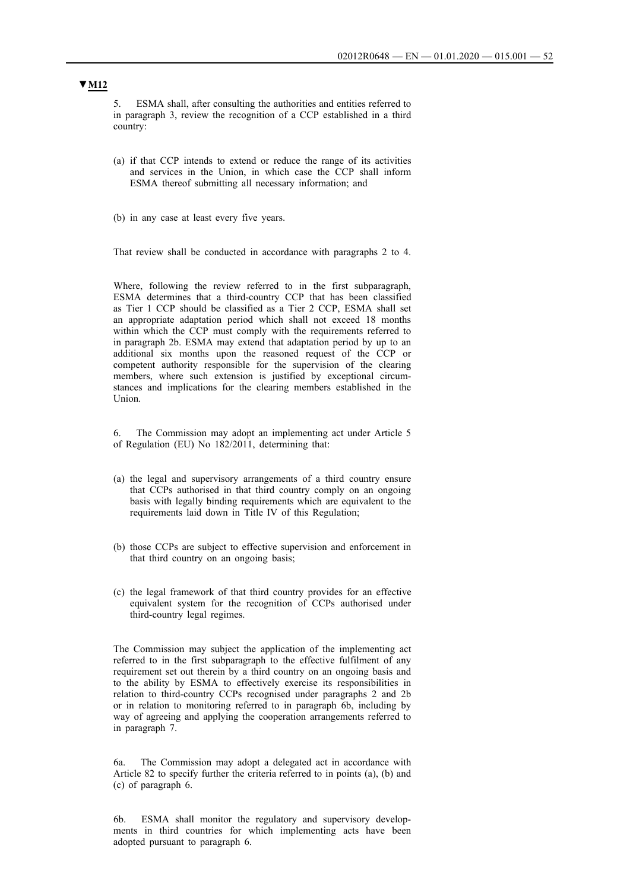**▼M12**

5. ESMA shall, after consulting the authorities and entities referred to in paragraph 3, review the recognition of a CCP established in a third country:

(a) if that CCP intends to extend or reduce the range of its activities and services in the Union, in which case the CCP shall inform ESMA thereof submitting all necessary information; and

(b) in any case at least every five years.

That review shall be conducted in accordance with paragraphs 2 to 4.

Where, following the review referred to in the first subparagraph, ESMA determines that a third-country CCP that has been classified as Tier 1 CCP should be classified as a Tier 2 CCP, ESMA shall set an appropriate adaptation period which shall not exceed 18 months within which the CCP must comply with the requirements referred to in paragraph 2b. ESMA may extend that adaptation period by up to an additional six months upon the reasoned request of the CCP or competent authority responsible for the supervision of the clearing members, where such extension is justified by exceptional circumstances and implications for the clearing members established in the Union.

6. The Commission may adopt an implementing act under Article 5 of Regulation (EU) No 182/2011, determining that:

(a) the legal and supervisory arrangements of a third country ensure that CCPs authorised in that third country comply on an ongoing basis with legally binding requirements which are equivalent to the requirements laid down in Title IV of this Regulation;

(b) those CCPs are subject to effective supervision and enforcement in that third country on an ongoing basis;

(c) the legal framework of that third country provides for an effective equivalent system for the recognition of CCPs authorised under third-country legal regimes.

The Commission may subject the application of the implementing act referred to in the first subparagraph to the effective fulfilment of any requirement set out therein by a third country on an ongoing basis and to the ability by ESMA to effectively exercise its responsibilities in relation to third-country CCPs recognised under paragraphs 2 and 2b or in relation to monitoring referred to in paragraph 6b, including by way of agreeing and applying the cooperation arrangements referred to in paragraph 7.

6a. The Commission may adopt a delegated act in accordance with Article 82 to specify further the criteria referred to in points (a), (b) and (c) of paragraph 6.

6b. ESMA shall monitor the regulatory and supervisory developments in third countries for which implementing acts have been adopted pursuant to paragraph 6.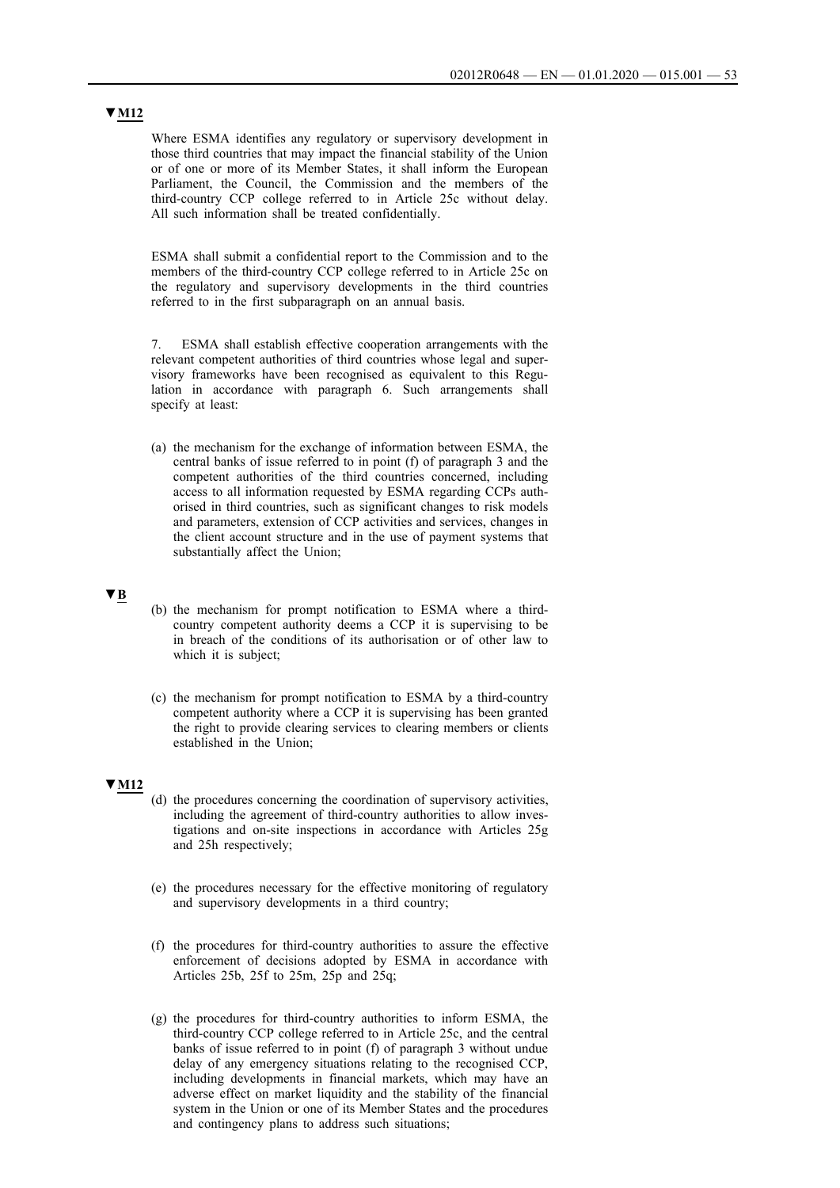▼M12

Where ESMA identifies any regulatory or supervisory development in those third countries that may impact the financial stability of the Union or of one or more of its Member States, it shall inform the European Parliament, the Council, the Commission and the members of the third-country CCP college referred to in Article 25c without delay. All such information shall be treated confidentially.

ESMA shall submit a confidential report to the Commission and to the members of the third-country CCP college referred to in Article 25c on the regulatory and supervisory developments in the third countries referred to in the first subparagraph on an annual basis.

7. ESMA shall establish effective cooperation arrangements with the relevant competent authorities of third countries whose legal and supervisory frameworks have been recognised as equivalent to this Regulation in accordance with paragraph 6. Such arrangements shall specify at least:

(a) the mechanism for the exchange of information between ESMA, the central banks of issue referred to in point (f) of paragraph 3 and the competent authorities of the third countries concerned, including access to all information requested by ESMA regarding CCPs authorised in third countries, such as significant changes to risk models and parameters, extension of CCP activities and services, changes in the client account structure and in the use of payment systems that substantially affect the Union;

▼B

(b) the mechanism for prompt notification to ESMA where a third-country competent authority deems a CCP it is supervising to be in breach of the conditions of its authorisation or of other law to which it is subject;

(c) the mechanism for prompt notification to ESMA by a third-country competent authority where a CCP it is supervising has been granted the right to provide clearing services to clearing members or clients established in the Union;

▼M12

(d) the procedures concerning the coordination of supervisory activities, including the agreement of third-country authorities to allow investigations and on-site inspections in accordance with Articles 25g and 25h respectively;

(e) the procedures necessary for the effective monitoring of regulatory and supervisory developments in a third country;

(f) the procedures for third-country authorities to assure the effective enforcement of decisions adopted by ESMA in accordance with Articles 25b, 25f to 25m, 25p and 25q;

(g) the procedures for third-country authorities to inform ESMA, the third-country CCP college referred to in Article 25c, and the central banks of issue referred to in point (f) of paragraph 3 without undue delay of any emergency situations relating to the recognised CCP, including developments in financial markets, which may have an adverse effect on market liquidity and the stability of the financial system in the Union or one of its Member States and the procedures and contingency plans to address such situations;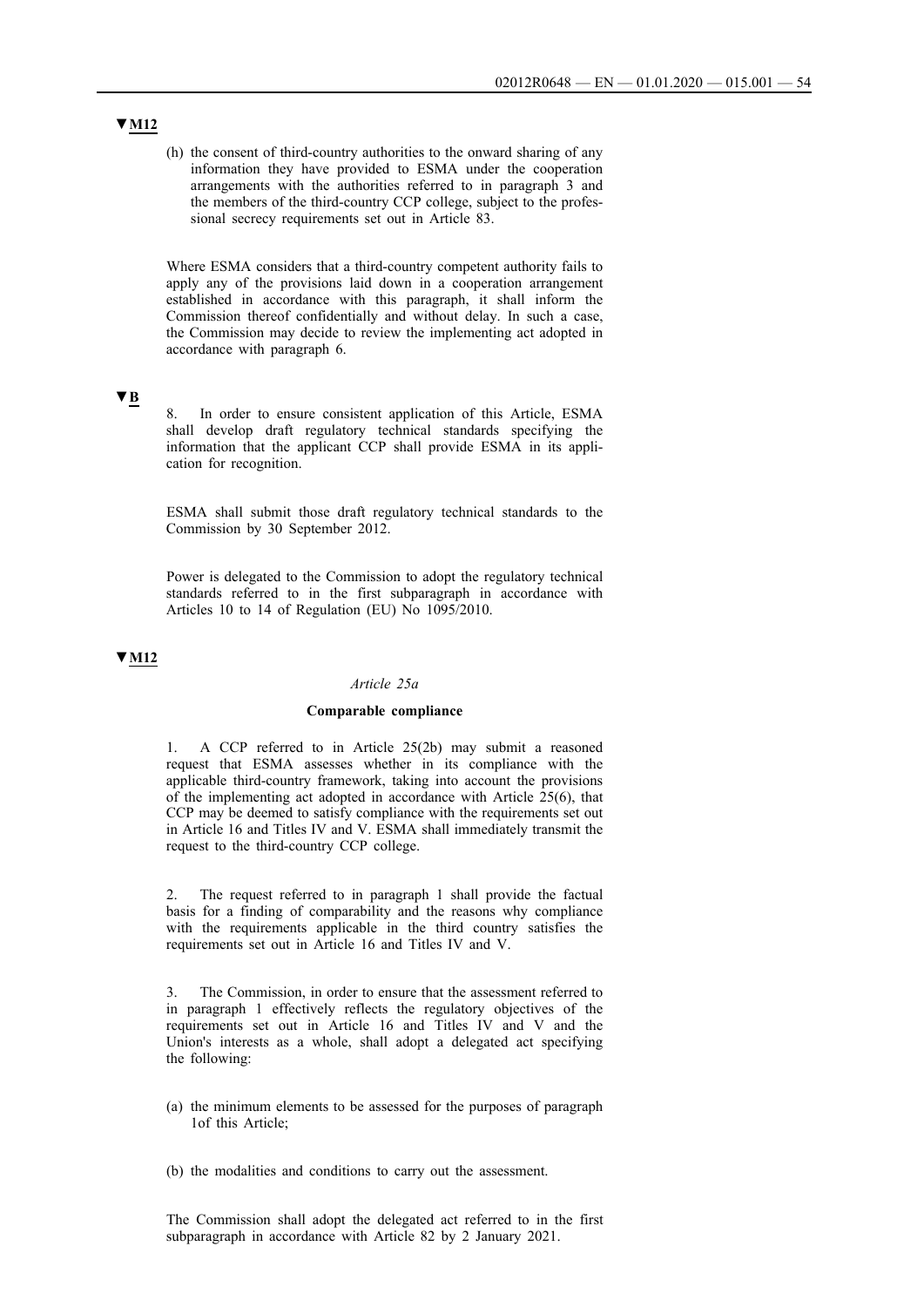▼M12

(h) the consent of third-country authorities to the onward sharing of any information they have provided to ESMA under the cooperation arrangements with the authorities referred to in paragraph 3 and the members of the third-country CCP college, subject to the professional secrecy requirements set out in Article 83.

Where ESMA considers that a third-country competent authority fails to apply any of the provisions laid down in a cooperation arrangement established in accordance with this paragraph, it shall inform the Commission thereof confidentially and without delay. In such a case, the Commission may decide to review the implementing act adopted in accordance with paragraph 6.

▼B

8. In order to ensure consistent application of this Article, ESMA shall develop draft regulatory technical standards specifying the information that the applicant CCP shall provide ESMA in its application for recognition.

ESMA shall submit those draft regulatory technical standards to the Commission by 30 September 2012.

Power is delegated to the Commission to adopt the regulatory technical standards referred to in the first subparagraph in accordance with Articles 10 to 14 of Regulation (EU) No 1095/2010.

▼M12

*Article 25a*

**Comparable compliance**

1. A CCP referred to in Article 25(2b) may submit a reasoned request that ESMA assesses whether in its compliance with the applicable third-country framework, taking into account the provisions of the implementing act adopted in accordance with Article 25(6), that CCP may be deemed to satisfy compliance with the requirements set out in Article 16 and Titles IV and V. ESMA shall immediately transmit the request to the third-country CCP college.

2. The request referred to in paragraph 1 shall provide the factual basis for a finding of comparability and the reasons why compliance with the requirements applicable in the third country satisfies the requirements set out in Article 16 and Titles IV and V.

3. The Commission, in order to ensure that the assessment referred to in paragraph 1 effectively reflects the regulatory objectives of the requirements set out in Article 16 and Titles IV and V and the Union's interests as a whole, shall adopt a delegated act specifying the following:

(a) the minimum elements to be assessed for the purposes of paragraph 1of this Article;

(b) the modalities and conditions to carry out the assessment.

The Commission shall adopt the delegated act referred to in the first subparagraph in accordance with Article 82 by 2 January 2021.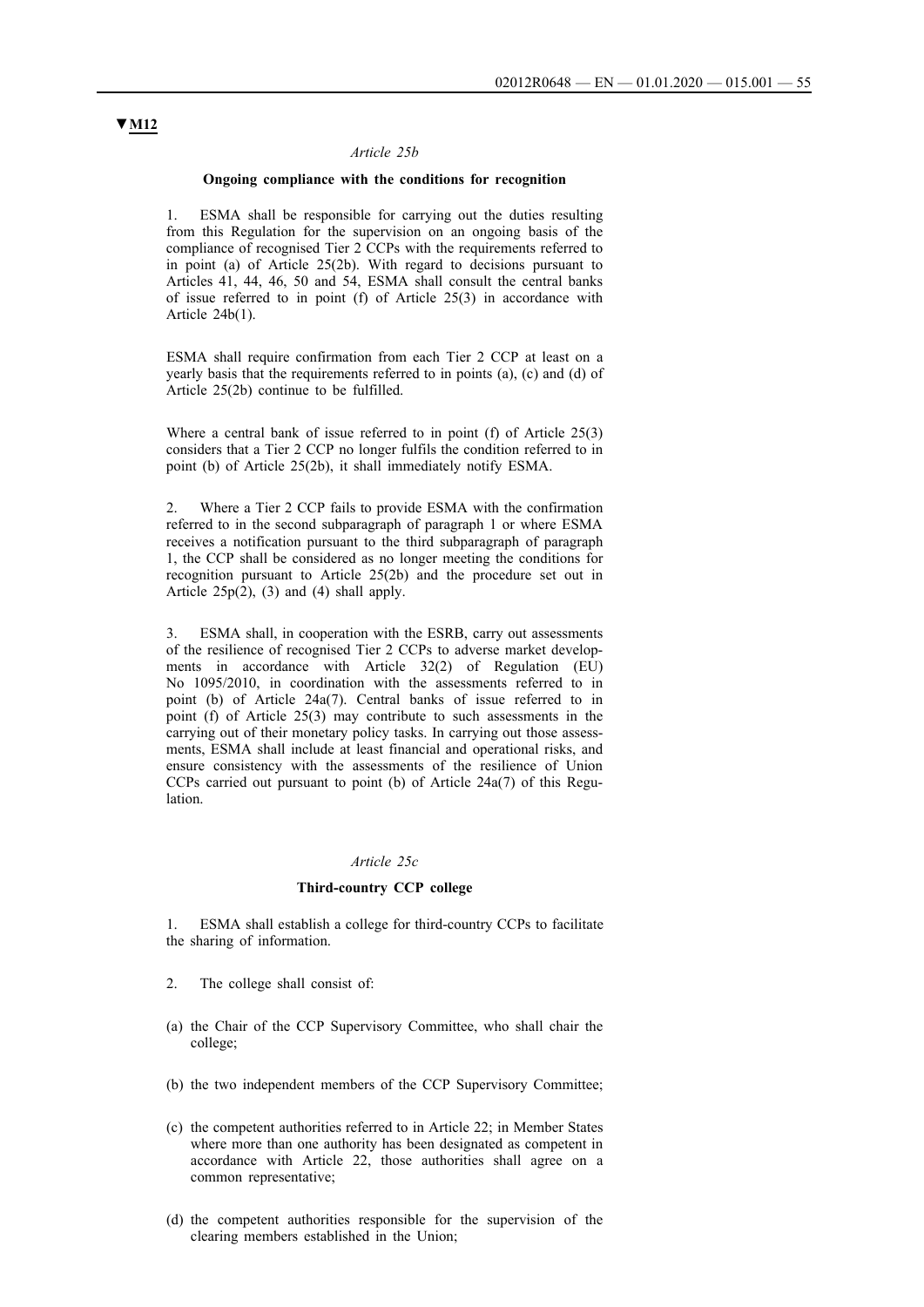▼M12

*Article 25b*

**Ongoing compliance with the conditions for recognition**

1. ESMA shall be responsible for carrying out the duties resulting from this Regulation for the supervision on an ongoing basis of the compliance of recognised Tier 2 CCPs with the requirements referred to in point (a) of Article 25(2b). With regard to decisions pursuant to Articles 41, 44, 46, 50 and 54, ESMA shall consult the central banks of issue referred to in point (f) of Article 25(3) in accordance with Article 24b(1).

ESMA shall require confirmation from each Tier 2 CCP at least on a yearly basis that the requirements referred to in points (a), (c) and (d) of Article 25(2b) continue to be fulfilled.

Where a central bank of issue referred to in point (f) of Article 25(3) considers that a Tier 2 CCP no longer fulfils the condition referred to in point (b) of Article 25(2b), it shall immediately notify ESMA.

2. Where a Tier 2 CCP fails to provide ESMA with the confirmation referred to in the second subparagraph of paragraph 1 or where ESMA receives a notification pursuant to the third subparagraph of paragraph 1, the CCP shall be considered as no longer meeting the conditions for recognition pursuant to Article 25(2b) and the procedure set out in Article 25p(2), (3) and (4) shall apply.

3. ESMA shall, in cooperation with the ESRB, carry out assessments of the resilience of recognised Tier 2 CCPs to adverse market developments in accordance with Article 32(2) of Regulation (EU) No 1095/2010, in coordination with the assessments referred to in point (b) of Article 24a(7). Central banks of issue referred to in point (f) of Article 25(3) may contribute to such assessments in the carrying out of their monetary policy tasks. In carrying out those assessments, ESMA shall include at least financial and operational risks, and ensure consistency with the assessments of the resilience of Union CCPs carried out pursuant to point (b) of Article 24a(7) of this Regulation.

*Article 25c*

**Third-country CCP college**

1. ESMA shall establish a college for third-country CCPs to facilitate the sharing of information.

2. The college shall consist of:

(a) the Chair of the CCP Supervisory Committee, who shall chair the college;

(b) the two independent members of the CCP Supervisory Committee;

(c) the competent authorities referred to in Article 22; in Member States where more than one authority has been designated as competent in accordance with Article 22, those authorities shall agree on a common representative;

(d) the competent authorities responsible for the supervision of the clearing members established in the Union;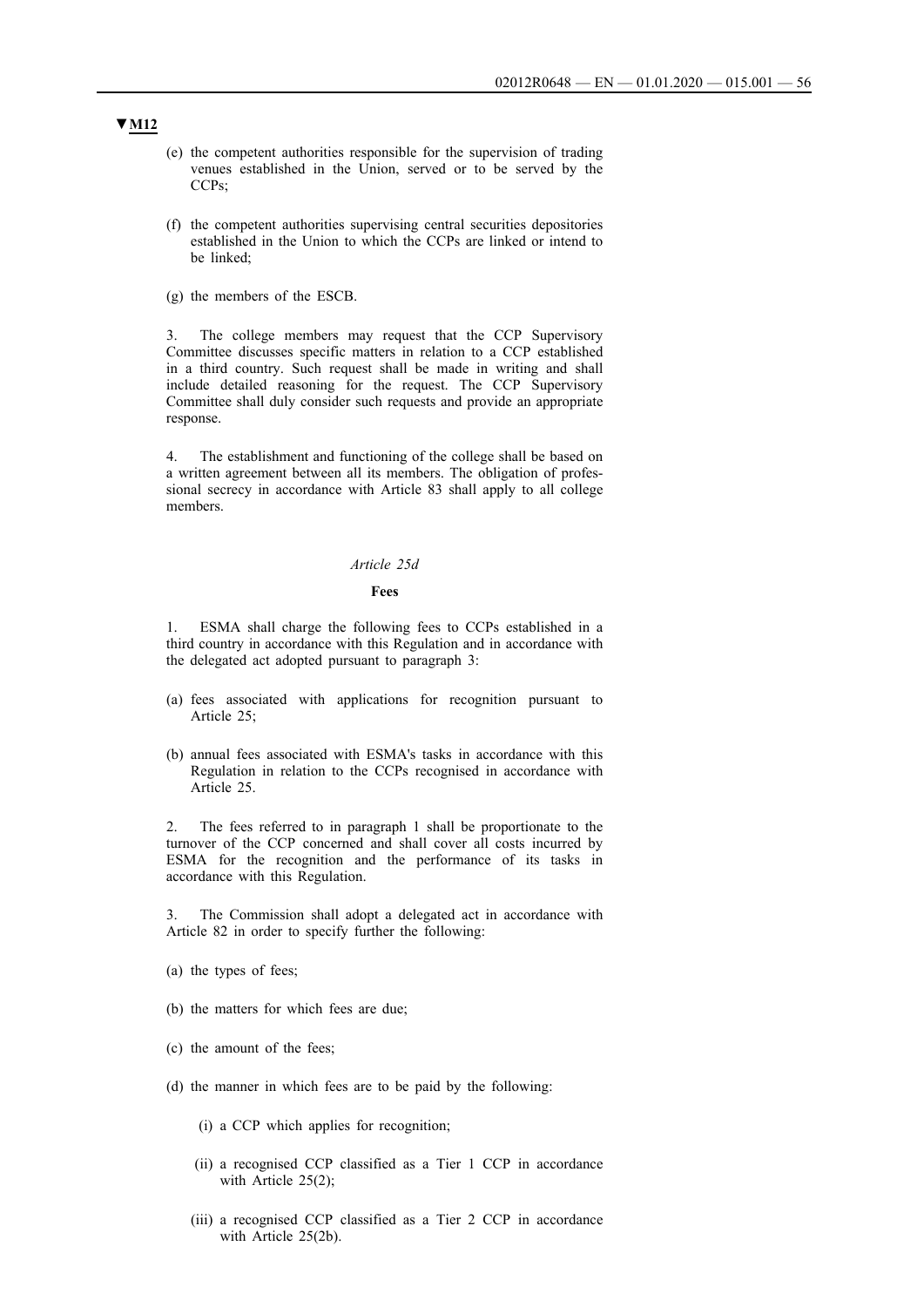▼M12

(e) the competent authorities responsible for the supervision of trading venues established in the Union, served or to be served by the CCPs;

(f) the competent authorities supervising central securities depositories established in the Union to which the CCPs are linked or intend to be linked;

(g) the members of the ESCB.

3. The college members may request that the CCP Supervisory Committee discusses specific matters in relation to a CCP established in a third country. Such request shall be made in writing and shall include detailed reasoning for the request. The CCP Supervisory Committee shall duly consider such requests and provide an appropriate response.

4. The establishment and functioning of the college shall be based on a written agreement between all its members. The obligation of professional secrecy in accordance with Article 83 shall apply to all college members.

*Article 25d*

**Fees**

1. ESMA shall charge the following fees to CCPs established in a third country in accordance with this Regulation and in accordance with the delegated act adopted pursuant to paragraph 3:

(a) fees associated with applications for recognition pursuant to Article 25;

(b) annual fees associated with ESMA's tasks in accordance with this Regulation in relation to the CCPs recognised in accordance with Article 25.

2. The fees referred to in paragraph 1 shall be proportionate to the turnover of the CCP concerned and shall cover all costs incurred by ESMA for the recognition and the performance of its tasks in accordance with this Regulation.

3. The Commission shall adopt a delegated act in accordance with Article 82 in order to specify further the following:

(a) the types of fees;

(b) the matters for which fees are due;

(c) the amount of the fees;

(d) the manner in which fees are to be paid by the following:

(i) a CCP which applies for recognition;

(ii) a recognised CCP classified as a Tier 1 CCP in accordance with Article 25(2);

(iii) a recognised CCP classified as a Tier 2 CCP in accordance with Article 25(2b).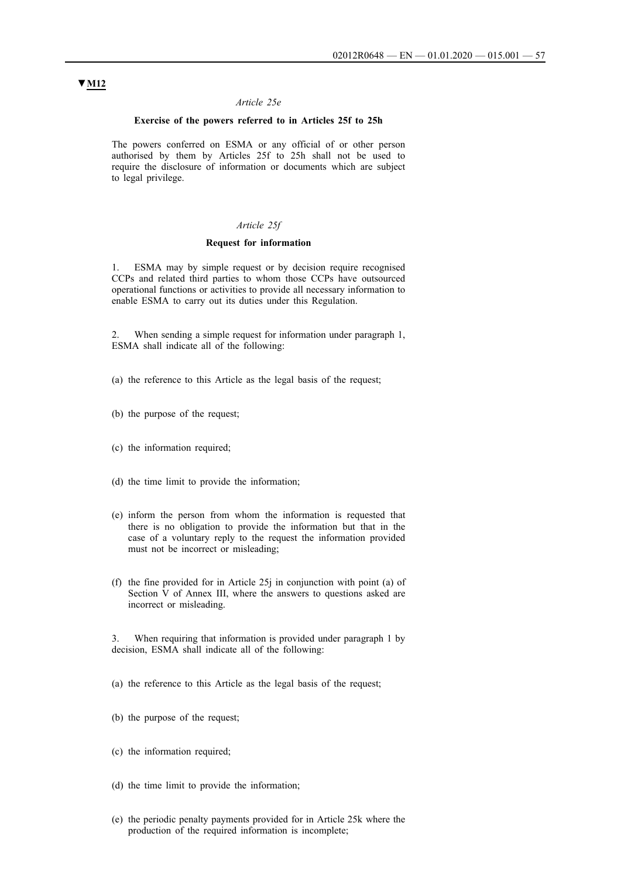**▼M12**

*Article 25e*

**Exercise of the powers referred to in Articles 25f to 25h**

The powers conferred on ESMA or any official of or other person authorised by them by Articles 25f to 25h shall not be used to require the disclosure of information or documents which are subject to legal privilege.

*Article 25f*

**Request for information**

1. ESMA may by simple request or by decision require recognised CCPs and related third parties to whom those CCPs have outsourced operational functions or activities to provide all necessary information to enable ESMA to carry out its duties under this Regulation.

2. When sending a simple request for information under paragraph 1, ESMA shall indicate all of the following:

(a) the reference to this Article as the legal basis of the request;

(b) the purpose of the request;

(c) the information required;

(d) the time limit to provide the information;

(e) inform the person from whom the information is requested that there is no obligation to provide the information but that in the case of a voluntary reply to the request the information provided must not be incorrect or misleading;

(f) the fine provided for in Article 25j in conjunction with point (a) of Section V of Annex III, where the answers to questions asked are incorrect or misleading.

3. When requiring that information is provided under paragraph 1 by decision, ESMA shall indicate all of the following:

(a) the reference to this Article as the legal basis of the request;

(b) the purpose of the request;

(c) the information required;

(d) the time limit to provide the information;

(e) the periodic penalty payments provided for in Article 25k where the production of the required information is incomplete;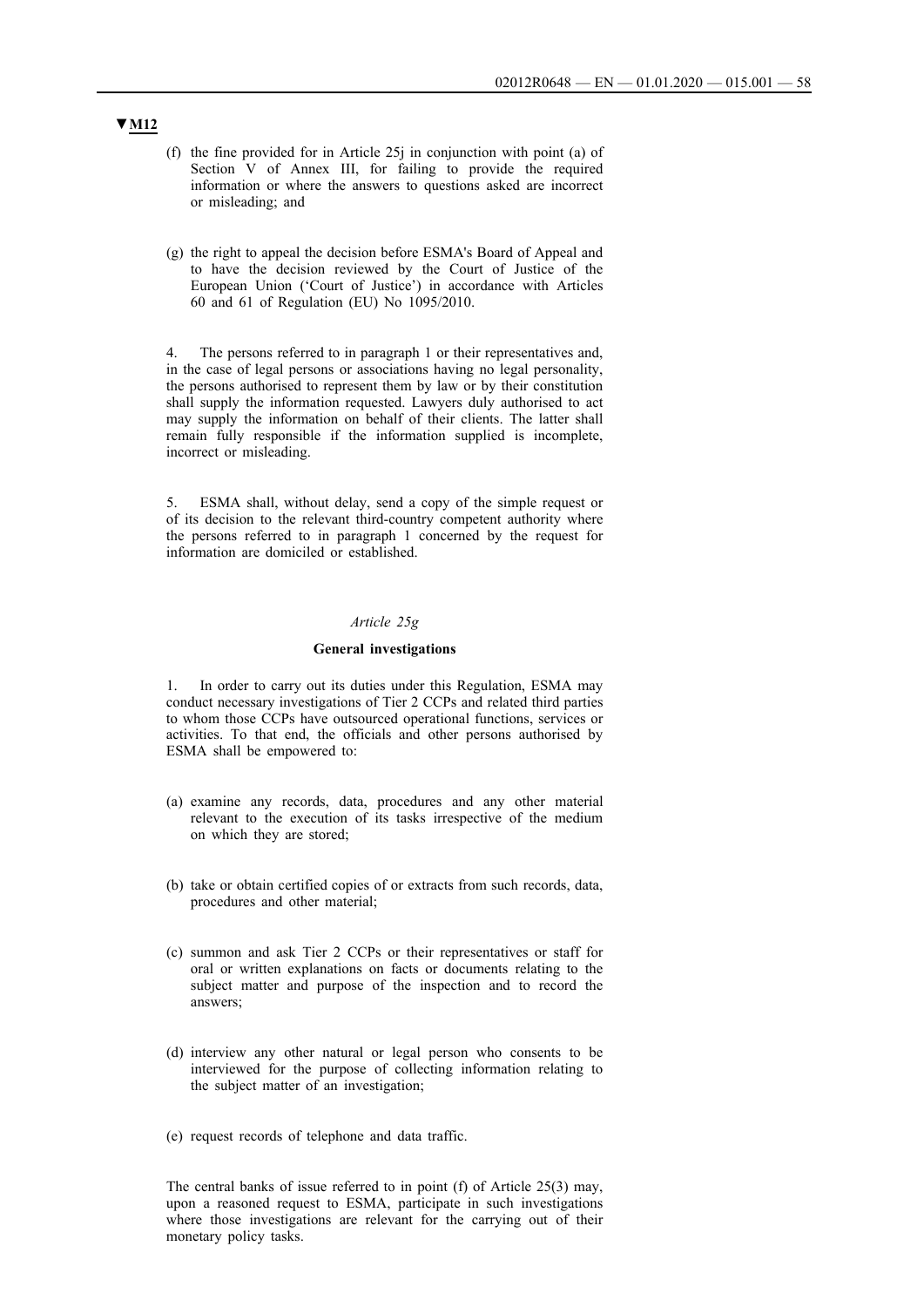▼M12

(f) the fine provided for in Article 25j in conjunction with point (a) of Section V of Annex III, for failing to provide the required information or where the answers to questions asked are incorrect or misleading; and

(g) the right to appeal the decision before ESMA's Board of Appeal and to have the decision reviewed by the Court of Justice of the European Union ('Court of Justice') in accordance with Articles 60 and 61 of Regulation (EU) No 1095/2010.

4. The persons referred to in paragraph 1 or their representatives and, in the case of legal persons or associations having no legal personality, the persons authorised to represent them by law or by their constitution shall supply the information requested. Lawyers duly authorised to act may supply the information on behalf of their clients. The latter shall remain fully responsible if the information supplied is incomplete, incorrect or misleading.

5. ESMA shall, without delay, send a copy of the simple request or of its decision to the relevant third-country competent authority where the persons referred to in paragraph 1 concerned by the request for information are domiciled or established.

*Article 25g*

**General investigations**

1. In order to carry out its duties under this Regulation, ESMA may conduct necessary investigations of Tier 2 CCPs and related third parties to whom those CCPs have outsourced operational functions, services or activities. To that end, the officials and other persons authorised by ESMA shall be empowered to:

(a) examine any records, data, procedures and any other material relevant to the execution of its tasks irrespective of the medium on which they are stored;

(b) take or obtain certified copies of or extracts from such records, data, procedures and other material;

(c) summon and ask Tier 2 CCPs or their representatives or staff for oral or written explanations on facts or documents relating to the subject matter and purpose of the inspection and to record the answers;

(d) interview any other natural or legal person who consents to be interviewed for the purpose of collecting information relating to the subject matter of an investigation;

(e) request records of telephone and data traffic.

The central banks of issue referred to in point (f) of Article 25(3) may, upon a reasoned request to ESMA, participate in such investigations where those investigations are relevant for the carrying out of their monetary policy tasks.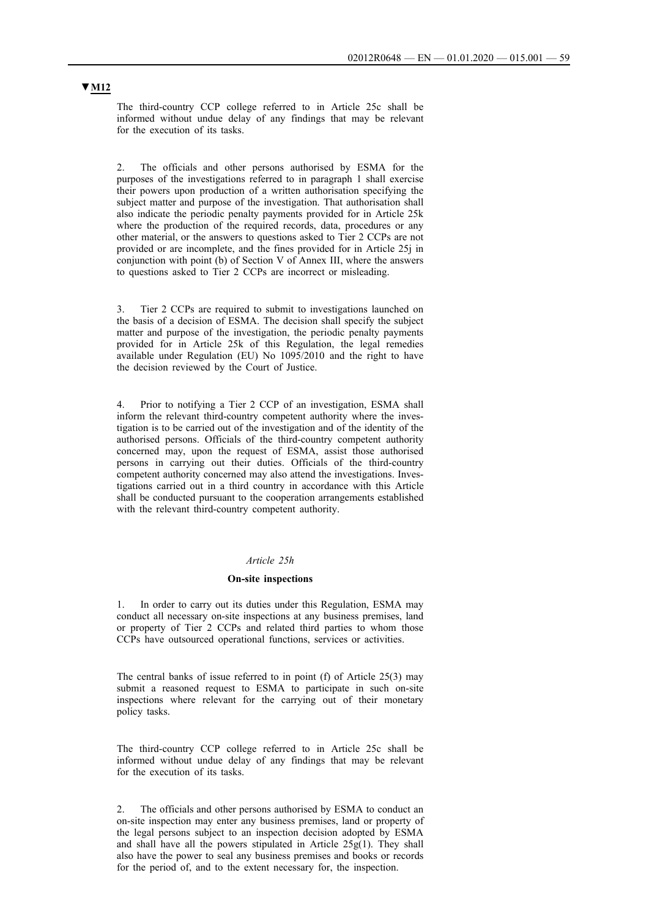**▼M12**

The third-country CCP college referred to in Article 25c shall be informed without undue delay of any findings that may be relevant for the execution of its tasks.

2. The officials and other persons authorised by ESMA for the purposes of the investigations referred to in paragraph 1 shall exercise their powers upon production of a written authorisation specifying the subject matter and purpose of the investigation. That authorisation shall also indicate the periodic penalty payments provided for in Article 25k where the production of the required records, data, procedures or any other material, or the answers to questions asked to Tier 2 CCPs are not provided or are incomplete, and the fines provided for in Article 25j in conjunction with point (b) of Section V of Annex III, where the answers to questions asked to Tier 2 CCPs are incorrect or misleading.

3. Tier 2 CCPs are required to submit to investigations launched on the basis of a decision of ESMA. The decision shall specify the subject matter and purpose of the investigation, the periodic penalty payments provided for in Article 25k of this Regulation, the legal remedies available under Regulation (EU) No 1095/2010 and the right to have the decision reviewed by the Court of Justice.

4. Prior to notifying a Tier 2 CCP of an investigation, ESMA shall inform the relevant third-country competent authority where the investigation is to be carried out of the investigation and of the identity of the authorised persons. Officials of the third-country competent authority concerned may, upon the request of ESMA, assist those authorised persons in carrying out their duties. Officials of the third-country competent authority concerned may also attend the investigations. Investigations carried out in a third country in accordance with this Article shall be conducted pursuant to the cooperation arrangements established with the relevant third-country competent authority.

*Article 25h*

**On-site inspections**

1. In order to carry out its duties under this Regulation, ESMA may conduct all necessary on-site inspections at any business premises, land or property of Tier 2 CCPs and related third parties to whom those CCPs have outsourced operational functions, services or activities.

The central banks of issue referred to in point (f) of Article 25(3) may submit a reasoned request to ESMA to participate in such on-site inspections where relevant for the carrying out of their monetary policy tasks.

The third-country CCP college referred to in Article 25c shall be informed without undue delay of any findings that may be relevant for the execution of its tasks.

2. The officials and other persons authorised by ESMA to conduct an on-site inspection may enter any business premises, land or property of the legal persons subject to an inspection decision adopted by ESMA and shall have all the powers stipulated in Article 25g(1). They shall also have the power to seal any business premises and books or records for the period of, and to the extent necessary for, the inspection.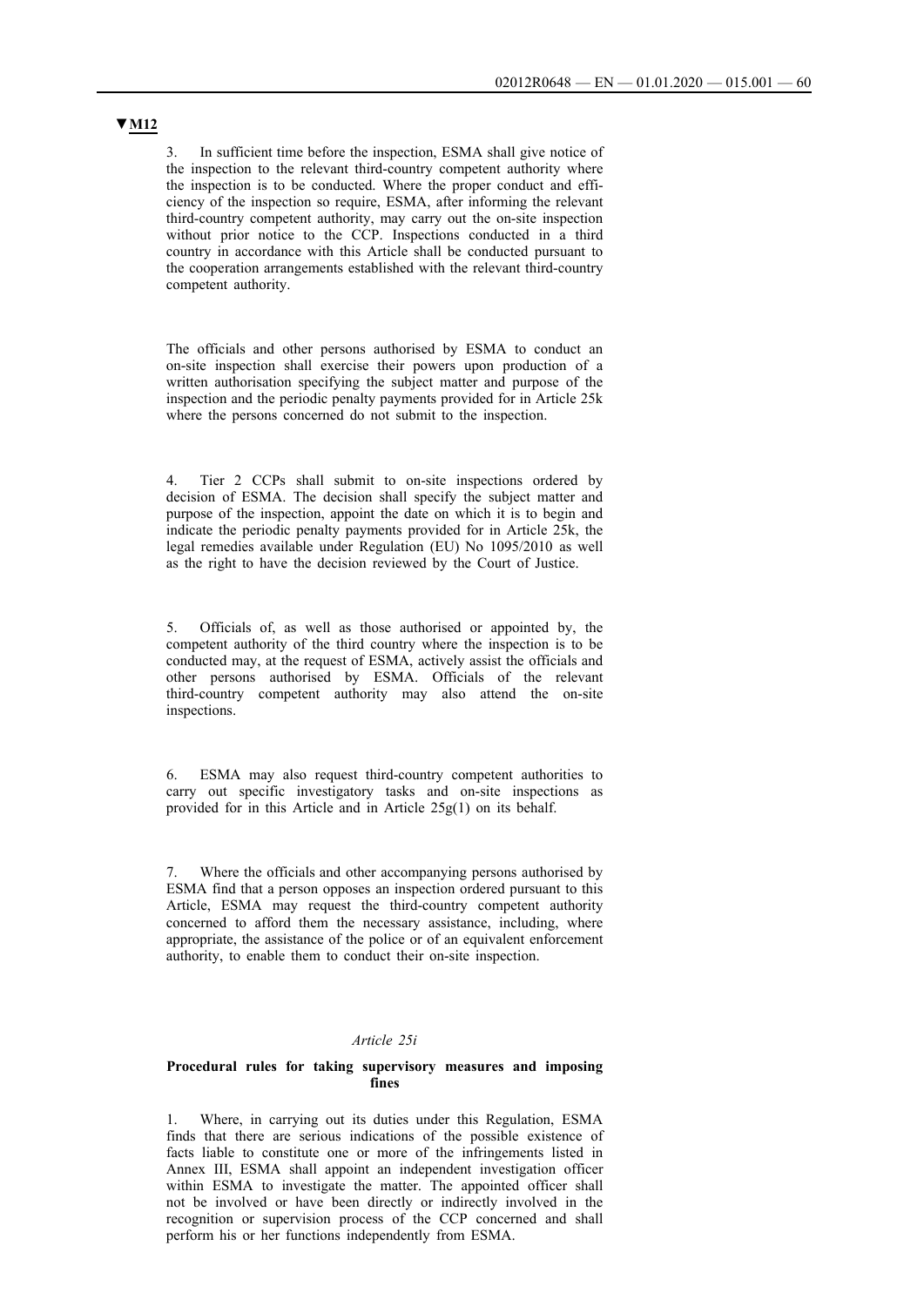▼M12

3. In sufficient time before the inspection, ESMA shall give notice of the inspection to the relevant third-country competent authority where the inspection is to be conducted. Where the proper conduct and efficiency of the inspection so require, ESMA, after informing the relevant third-country competent authority, may carry out the on-site inspection without prior notice to the CCP. Inspections conducted in a third country in accordance with this Article shall be conducted pursuant to the cooperation arrangements established with the relevant third-country competent authority.

The officials and other persons authorised by ESMA to conduct an on-site inspection shall exercise their powers upon production of a written authorisation specifying the subject matter and purpose of the inspection and the periodic penalty payments provided for in Article 25k where the persons concerned do not submit to the inspection.

4. Tier 2 CCPs shall submit to on-site inspections ordered by decision of ESMA. The decision shall specify the subject matter and purpose of the inspection, appoint the date on which it is to begin and indicate the periodic penalty payments provided for in Article 25k, the legal remedies available under Regulation (EU) No 1095/2010 as well as the right to have the decision reviewed by the Court of Justice.

5. Officials of, as well as those authorised or appointed by, the competent authority of the third country where the inspection is to be conducted may, at the request of ESMA, actively assist the officials and other persons authorised by ESMA. Officials of the relevant third-country competent authority may also attend the on-site inspections.

6. ESMA may also request third-country competent authorities to carry out specific investigatory tasks and on-site inspections as provided for in this Article and in Article 25g(1) on its behalf.

7. Where the officials and other accompanying persons authorised by ESMA find that a person opposes an inspection ordered pursuant to this Article, ESMA may request the third-country competent authority concerned to afford them the necessary assistance, including, where appropriate, the assistance of the police or of an equivalent enforcement authority, to enable them to conduct their on-site inspection.

*Article 25i*

**Procedural rules for taking supervisory measures and imposing fines**

1. Where, in carrying out its duties under this Regulation, ESMA finds that there are serious indications of the possible existence of facts liable to constitute one or more of the infringements listed in Annex III, ESMA shall appoint an independent investigation officer within ESMA to investigate the matter. The appointed officer shall not be involved or have been directly or indirectly involved in the recognition or supervision process of the CCP concerned and shall perform his or her functions independently from ESMA.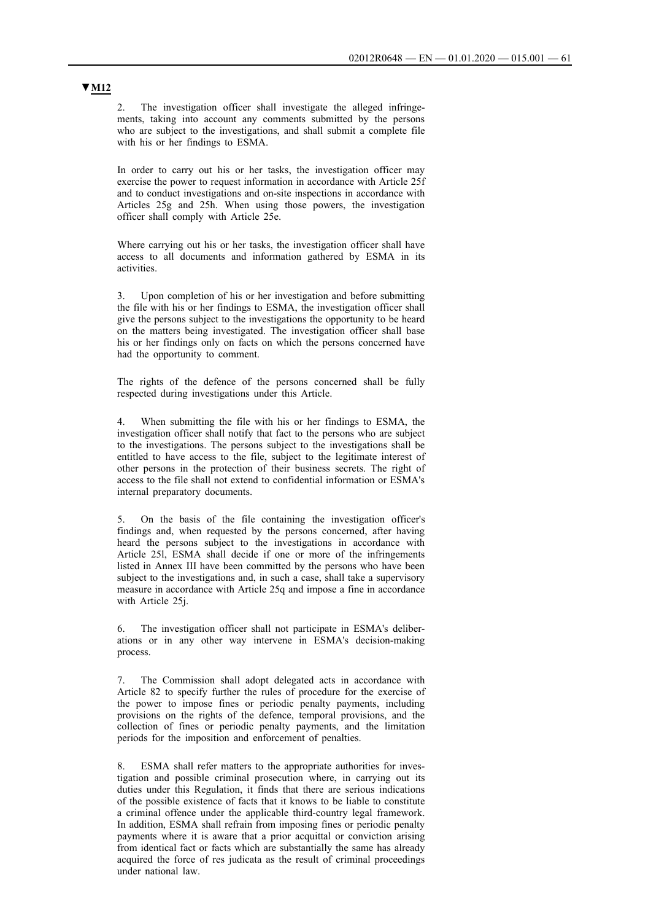**▼M12**

2. The investigation officer shall investigate the alleged infringements, taking into account any comments submitted by the persons who are subject to the investigations, and shall submit a complete file with his or her findings to ESMA.

In order to carry out his or her tasks, the investigation officer may exercise the power to request information in accordance with Article 25f and to conduct investigations and on-site inspections in accordance with Articles 25g and 25h. When using those powers, the investigation officer shall comply with Article 25e.

Where carrying out his or her tasks, the investigation officer shall have access to all documents and information gathered by ESMA in its activities.

3. Upon completion of his or her investigation and before submitting the file with his or her findings to ESMA, the investigation officer shall give the persons subject to the investigations the opportunity to be heard on the matters being investigated. The investigation officer shall base his or her findings only on facts on which the persons concerned have had the opportunity to comment.

The rights of the defence of the persons concerned shall be fully respected during investigations under this Article.

4. When submitting the file with his or her findings to ESMA, the investigation officer shall notify that fact to the persons who are subject to the investigations. The persons subject to the investigations shall be entitled to have access to the file, subject to the legitimate interest of other persons in the protection of their business secrets. The right of access to the file shall not extend to confidential information or ESMA's internal preparatory documents.

5. On the basis of the file containing the investigation officer's findings and, when requested by the persons concerned, after having heard the persons subject to the investigations in accordance with Article 25l, ESMA shall decide if one or more of the infringements listed in Annex III have been committed by the persons who have been subject to the investigations and, in such a case, shall take a supervisory measure in accordance with Article 25q and impose a fine in accordance with Article 25j.

6. The investigation officer shall not participate in ESMA's deliberations or in any other way intervene in ESMA's decision-making process.

7. The Commission shall adopt delegated acts in accordance with Article 82 to specify further the rules of procedure for the exercise of the power to impose fines or periodic penalty payments, including provisions on the rights of the defence, temporal provisions, and the collection of fines or periodic penalty payments, and the limitation periods for the imposition and enforcement of penalties.

8. ESMA shall refer matters to the appropriate authorities for investigation and possible criminal prosecution where, in carrying out its duties under this Regulation, it finds that there are serious indications of the possible existence of facts that it knows to be liable to constitute a criminal offence under the applicable third-country legal framework. In addition, ESMA shall refrain from imposing fines or periodic penalty payments where it is aware that a prior acquittal or conviction arising from identical fact or facts which are substantially the same has already acquired the force of res judicata as the result of criminal proceedings under national law.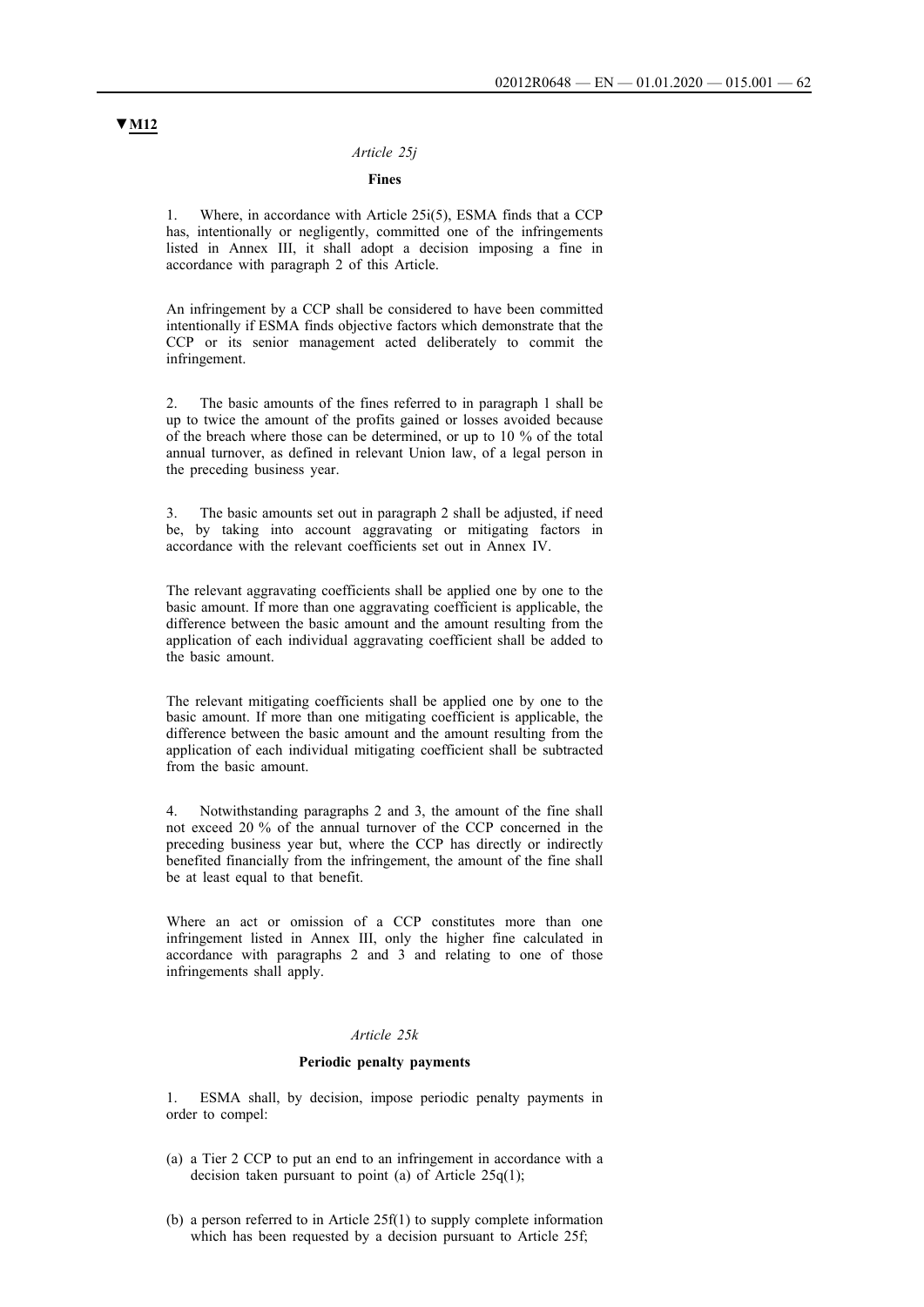▼M12

*Article 25j*

**Fines**

1. Where, in accordance with Article 25i(5), ESMA finds that a CCP has, intentionally or negligently, committed one of the infringements listed in Annex III, it shall adopt a decision imposing a fine in accordance with paragraph 2 of this Article.

An infringement by a CCP shall be considered to have been committed intentionally if ESMA finds objective factors which demonstrate that the CCP or its senior management acted deliberately to commit the infringement.

2. The basic amounts of the fines referred to in paragraph 1 shall be up to twice the amount of the profits gained or losses avoided because of the breach where those can be determined, or up to 10 % of the total annual turnover, as defined in relevant Union law, of a legal person in the preceding business year.

3. The basic amounts set out in paragraph 2 shall be adjusted, if need be, by taking into account aggravating or mitigating factors in accordance with the relevant coefficients set out in Annex IV.

The relevant aggravating coefficients shall be applied one by one to the basic amount. If more than one aggravating coefficient is applicable, the difference between the basic amount and the amount resulting from the application of each individual aggravating coefficient shall be added to the basic amount.

The relevant mitigating coefficients shall be applied one by one to the basic amount. If more than one mitigating coefficient is applicable, the difference between the basic amount and the amount resulting from the application of each individual mitigating coefficient shall be subtracted from the basic amount.

4. Notwithstanding paragraphs 2 and 3, the amount of the fine shall not exceed 20 % of the annual turnover of the CCP concerned in the preceding business year but, where the CCP has directly or indirectly benefited financially from the infringement, the amount of the fine shall be at least equal to that benefit.

Where an act or omission of a CCP constitutes more than one infringement listed in Annex III, only the higher fine calculated in accordance with paragraphs 2 and 3 and relating to one of those infringements shall apply.

*Article 25k*

**Periodic penalty payments**

1. ESMA shall, by decision, impose periodic penalty payments in order to compel:

(a) a Tier 2 CCP to put an end to an infringement in accordance with a decision taken pursuant to point (a) of Article 25q(1);

(b) a person referred to in Article 25f(1) to supply complete information which has been requested by a decision pursuant to Article 25f;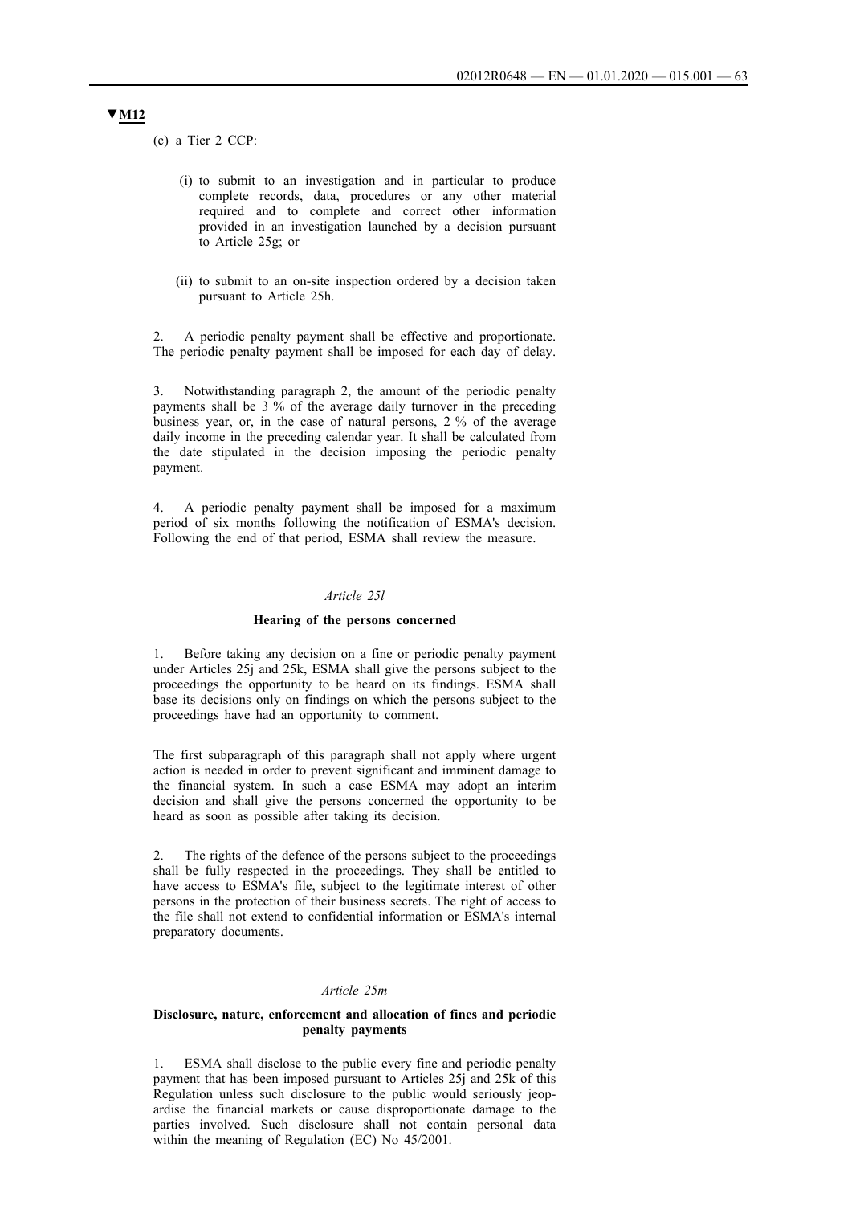▼**M12**

(c) a Tier 2 CCP:

(i) to submit to an investigation and in particular to produce complete records, data, procedures or any other material required and to complete and correct other information provided in an investigation launched by a decision pursuant to Article 25g; or

(ii) to submit to an on-site inspection ordered by a decision taken pursuant to Article 25h.

2. A periodic penalty payment shall be effective and proportionate. The periodic penalty payment shall be imposed for each day of delay.

3. Notwithstanding paragraph 2, the amount of the periodic penalty payments shall be 3 % of the average daily turnover in the preceding business year, or, in the case of natural persons, 2 % of the average daily income in the preceding calendar year. It shall be calculated from the date stipulated in the decision imposing the periodic penalty payment.

4. A periodic penalty payment shall be imposed for a maximum period of six months following the notification of ESMA's decision. Following the end of that period, ESMA shall review the measure.

*Article 25l*

**Hearing of the persons concerned**

1. Before taking any decision on a fine or periodic penalty payment under Articles 25j and 25k, ESMA shall give the persons subject to the proceedings the opportunity to be heard on its findings. ESMA shall base its decisions only on findings on which the persons subject to the proceedings have had an opportunity to comment.

The first subparagraph of this paragraph shall not apply where urgent action is needed in order to prevent significant and imminent damage to the financial system. In such a case ESMA may adopt an interim decision and shall give the persons concerned the opportunity to be heard as soon as possible after taking its decision.

2. The rights of the defence of the persons subject to the proceedings shall be fully respected in the proceedings. They shall be entitled to have access to ESMA's file, subject to the legitimate interest of other persons in the protection of their business secrets. The right of access to the file shall not extend to confidential information or ESMA's internal preparatory documents.

*Article 25m*

**Disclosure, nature, enforcement and allocation of fines and periodic penalty payments**

1. ESMA shall disclose to the public every fine and periodic penalty payment that has been imposed pursuant to Articles 25j and 25k of this Regulation unless such disclosure to the public would seriously jeopardise the financial markets or cause disproportionate damage to the parties involved. Such disclosure shall not contain personal data within the meaning of Regulation (EC) No 45/2001.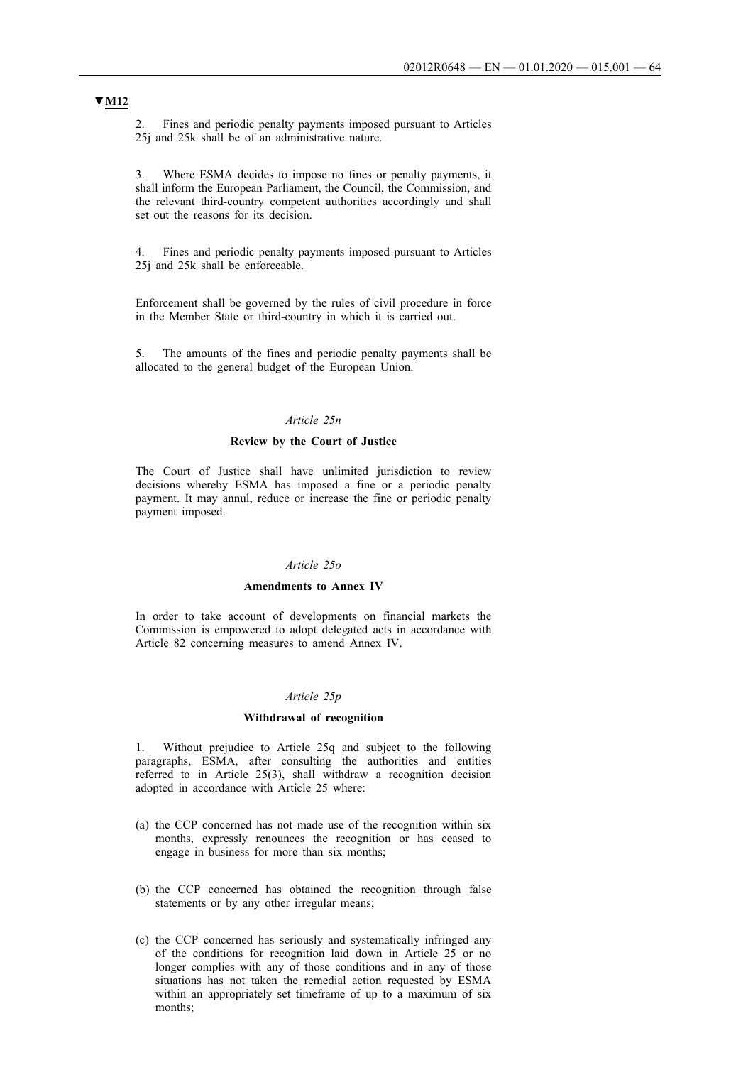**▼M12**

2. Fines and periodic penalty payments imposed pursuant to Articles 25j and 25k shall be of an administrative nature.

3. Where ESMA decides to impose no fines or penalty payments, it shall inform the European Parliament, the Council, the Commission, and the relevant third-country competent authorities accordingly and shall set out the reasons for its decision.

4. Fines and periodic penalty payments imposed pursuant to Articles 25j and 25k shall be enforceable.

Enforcement shall be governed by the rules of civil procedure in force in the Member State or third-country in which it is carried out.

5. The amounts of the fines and periodic penalty payments shall be allocated to the general budget of the European Union.

*Article 25n*

**Review by the Court of Justice**

The Court of Justice shall have unlimited jurisdiction to review decisions whereby ESMA has imposed a fine or a periodic penalty payment. It may annul, reduce or increase the fine or periodic penalty payment imposed.

*Article 25o*

**Amendments to Annex IV**

In order to take account of developments on financial markets the Commission is empowered to adopt delegated acts in accordance with Article 82 concerning measures to amend Annex IV.

*Article 25p*

**Withdrawal of recognition**

1. Without prejudice to Article 25q and subject to the following paragraphs, ESMA, after consulting the authorities and entities referred to in Article 25(3), shall withdraw a recognition decision adopted in accordance with Article 25 where:

(a) the CCP concerned has not made use of the recognition within six months, expressly renounces the recognition or has ceased to engage in business for more than six months;

(b) the CCP concerned has obtained the recognition through false statements or by any other irregular means;

(c) the CCP concerned has seriously and systematically infringed any of the conditions for recognition laid down in Article 25 or no longer complies with any of those conditions and in any of those situations has not taken the remedial action requested by ESMA within an appropriately set timeframe of up to a maximum of six months;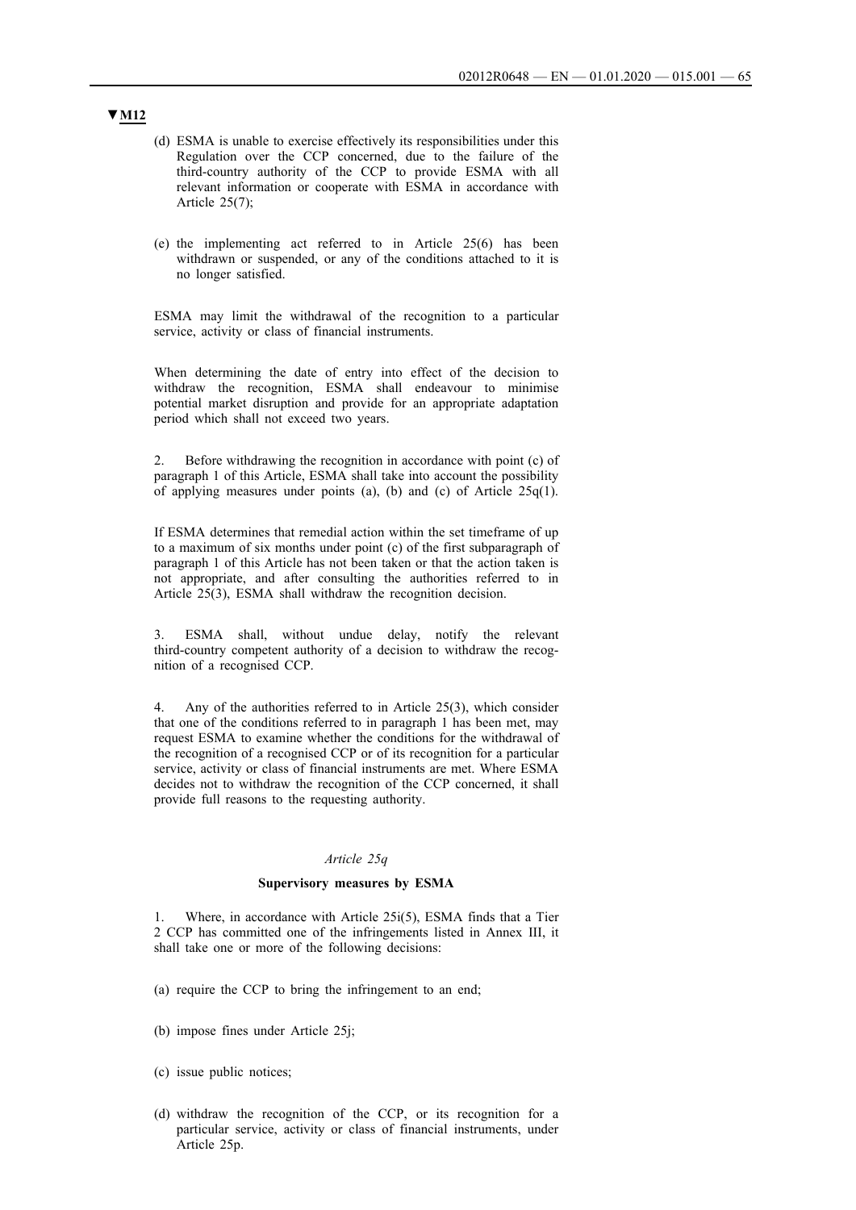▼M12

(d) ESMA is unable to exercise effectively its responsibilities under this Regulation over the CCP concerned, due to the failure of the third-country authority of the CCP to provide ESMA with all relevant information or cooperate with ESMA in accordance with Article 25(7);

(e) the implementing act referred to in Article 25(6) has been withdrawn or suspended, or any of the conditions attached to it is no longer satisfied.

ESMA may limit the withdrawal of the recognition to a particular service, activity or class of financial instruments.

When determining the date of entry into effect of the decision to withdraw the recognition, ESMA shall endeavour to minimise potential market disruption and provide for an appropriate adaptation period which shall not exceed two years.

2. Before withdrawing the recognition in accordance with point (c) of paragraph 1 of this Article, ESMA shall take into account the possibility of applying measures under points (a), (b) and (c) of Article 25q(1).

If ESMA determines that remedial action within the set timeframe of up to a maximum of six months under point (c) of the first subparagraph of paragraph 1 of this Article has not been taken or that the action taken is not appropriate, and after consulting the authorities referred to in Article 25(3), ESMA shall withdraw the recognition decision.

3. ESMA shall, without undue delay, notify the relevant third-country competent authority of a decision to withdraw the recognition of a recognised CCP.

4. Any of the authorities referred to in Article 25(3), which consider that one of the conditions referred to in paragraph 1 has been met, may request ESMA to examine whether the conditions for the withdrawal of the recognition of a recognised CCP or of its recognition for a particular service, activity or class of financial instruments are met. Where ESMA decides not to withdraw the recognition of the CCP concerned, it shall provide full reasons to the requesting authority.

*Article 25q*

**Supervisory measures by ESMA**

1. Where, in accordance with Article 25i(5), ESMA finds that a Tier 2 CCP has committed one of the infringements listed in Annex III, it shall take one or more of the following decisions:

(a) require the CCP to bring the infringement to an end;

(b) impose fines under Article 25j;

(c) issue public notices;

(d) withdraw the recognition of the CCP, or its recognition for a particular service, activity or class of financial instruments, under Article 25p.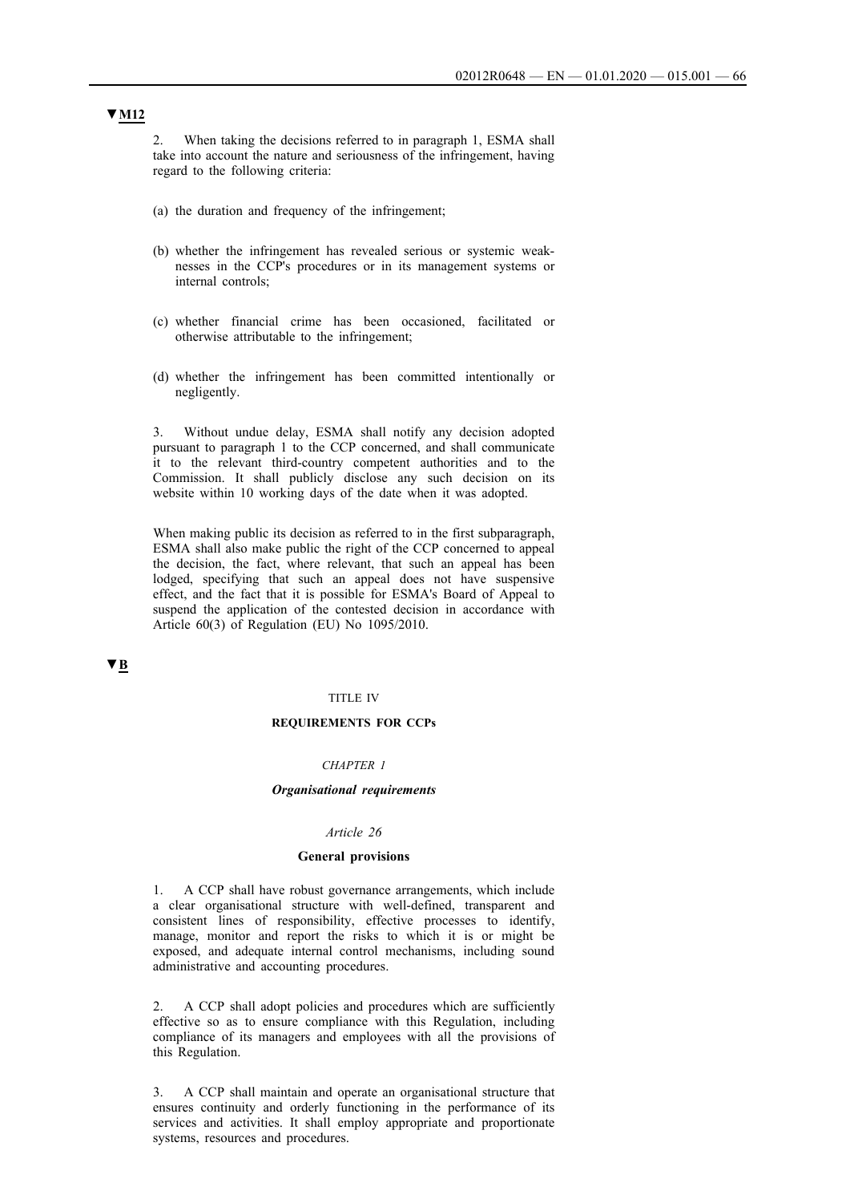▼M12

2. When taking the decisions referred to in paragraph 1, ESMA shall take into account the nature and seriousness of the infringement, having regard to the following criteria:

(a) the duration and frequency of the infringement;

(b) whether the infringement has revealed serious or systemic weaknesses in the CCP's procedures or in its management systems or internal controls;

(c) whether financial crime has been occasioned, facilitated or otherwise attributable to the infringement;

(d) whether the infringement has been committed intentionally or negligently.

3. Without undue delay, ESMA shall notify any decision adopted pursuant to paragraph 1 to the CCP concerned, and shall communicate it to the relevant third-country competent authorities and to the Commission. It shall publicly disclose any such decision on its website within 10 working days of the date when it was adopted.

When making public its decision as referred to in the first subparagraph, ESMA shall also make public the right of the CCP concerned to appeal the decision, the fact, where relevant, that such an appeal has been lodged, specifying that such an appeal does not have suspensive effect, and the fact that it is possible for ESMA's Board of Appeal to suspend the application of the contested decision in accordance with Article 60(3) of Regulation (EU) No 1095/2010.

▼B

# TITLE IV

# REQUIREMENTS FOR CCPs

## *CHAPTER 1*

## ***Organisational requirements***

### *Article 26*

### **General provisions**

1. A CCP shall have robust governance arrangements, which include a clear organisational structure with well-defined, transparent and consistent lines of responsibility, effective processes to identify, manage, monitor and report the risks to which it is or might be exposed, and adequate internal control mechanisms, including sound administrative and accounting procedures.

2. A CCP shall adopt policies and procedures which are sufficiently effective so as to ensure compliance with this Regulation, including compliance of its managers and employees with all the provisions of this Regulation.

3. A CCP shall maintain and operate an organisational structure that ensures continuity and orderly functioning in the performance of its services and activities. It shall employ appropriate and proportionate systems, resources and procedures.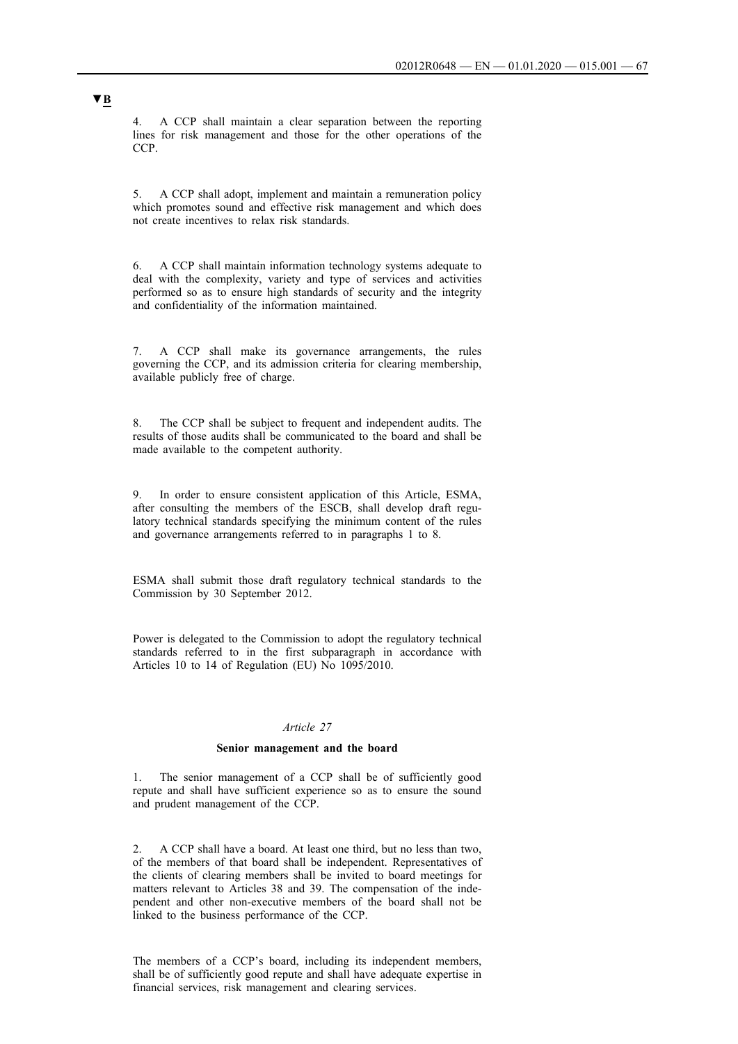▼B

4. A CCP shall maintain a clear separation between the reporting lines for risk management and those for the other operations of the CCP.

5. A CCP shall adopt, implement and maintain a remuneration policy which promotes sound and effective risk management and which does not create incentives to relax risk standards.

6. A CCP shall maintain information technology systems adequate to deal with the complexity, variety and type of services and activities performed so as to ensure high standards of security and the integrity and confidentiality of the information maintained.

7. A CCP shall make its governance arrangements, the rules governing the CCP, and its admission criteria for clearing membership, available publicly free of charge.

8. The CCP shall be subject to frequent and independent audits. The results of those audits shall be communicated to the board and shall be made available to the competent authority.

9. In order to ensure consistent application of this Article, ESMA, after consulting the members of the ESCB, shall develop draft regulatory technical standards specifying the minimum content of the rules and governance arrangements referred to in paragraphs 1 to 8.

ESMA shall submit those draft regulatory technical standards to the Commission by 30 September 2012.

Power is delegated to the Commission to adopt the regulatory technical standards referred to in the first subparagraph in accordance with Articles 10 to 14 of Regulation (EU) No 1095/2010.

*Article 27*

**Senior management and the board**

1. The senior management of a CCP shall be of sufficiently good repute and shall have sufficient experience so as to ensure the sound and prudent management of the CCP.

2. A CCP shall have a board. At least one third, but no less than two, of the members of that board shall be independent. Representatives of the clients of clearing members shall be invited to board meetings for matters relevant to Articles 38 and 39. The compensation of the independent and other non-executive members of the board shall not be linked to the business performance of the CCP.

The members of a CCP's board, including its independent members, shall be of sufficiently good repute and shall have adequate expertise in financial services, risk management and clearing services.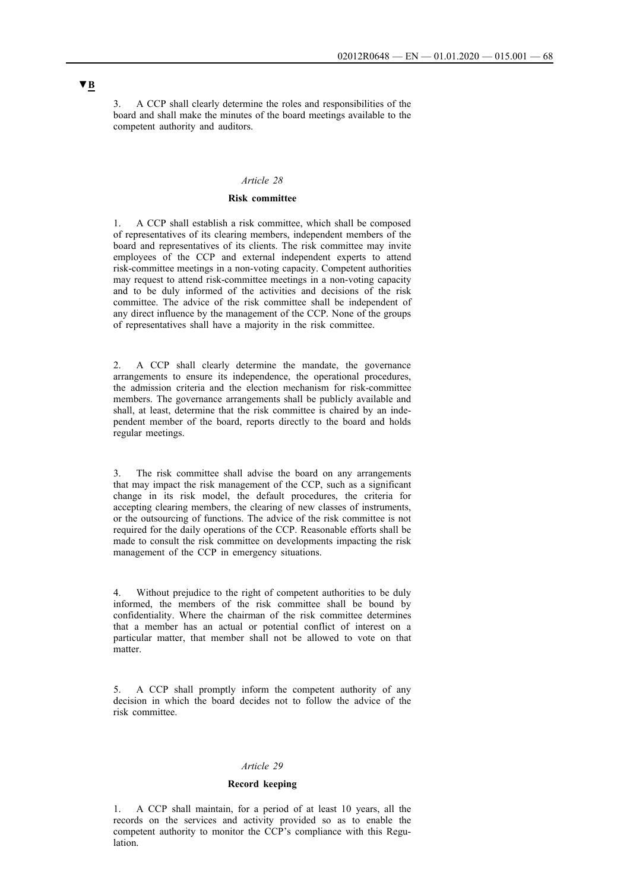▼B

3. A CCP shall clearly determine the roles and responsibilities of the board and shall make the minutes of the board meetings available to the competent authority and auditors.

*Article 28*

**Risk committee**

1. A CCP shall establish a risk committee, which shall be composed of representatives of its clearing members, independent members of the board and representatives of its clients. The risk committee may invite employees of the CCP and external independent experts to attend risk-committee meetings in a non-voting capacity. Competent authorities may request to attend risk-committee meetings in a non-voting capacity and to be duly informed of the activities and decisions of the risk committee. The advice of the risk committee shall be independent of any direct influence by the management of the CCP. None of the groups of representatives shall have a majority in the risk committee.

2. A CCP shall clearly determine the mandate, the governance arrangements to ensure its independence, the operational procedures, the admission criteria and the election mechanism for risk-committee members. The governance arrangements shall be publicly available and shall, at least, determine that the risk committee is chaired by an independent member of the board, reports directly to the board and holds regular meetings.

3. The risk committee shall advise the board on any arrangements that may impact the risk management of the CCP, such as a significant change in its risk model, the default procedures, the criteria for accepting clearing members, the clearing of new classes of instruments, or the outsourcing of functions. The advice of the risk committee is not required for the daily operations of the CCP. Reasonable efforts shall be made to consult the risk committee on developments impacting the risk management of the CCP in emergency situations.

4. Without prejudice to the right of competent authorities to be duly informed, the members of the risk committee shall be bound by confidentiality. Where the chairman of the risk committee determines that a member has an actual or potential conflict of interest on a particular matter, that member shall not be allowed to vote on that matter.

5. A CCP shall promptly inform the competent authority of any decision in which the board decides not to follow the advice of the risk committee.

*Article 29*

**Record keeping**

1. A CCP shall maintain, for a period of at least 10 years, all the records on the services and activity provided so as to enable the competent authority to monitor the CCP's compliance with this Regulation.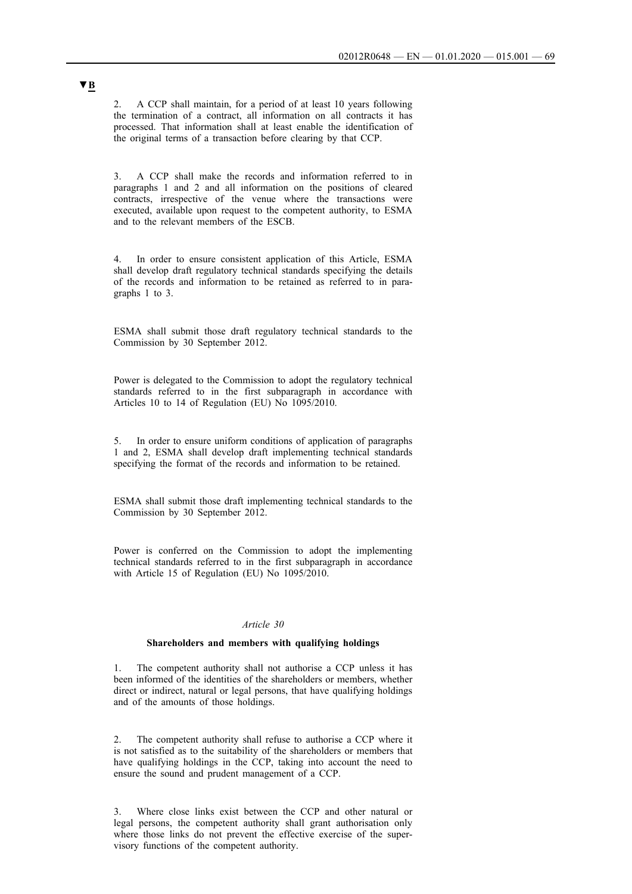**▼B**

2. A CCP shall maintain, for a period of at least 10 years following the termination of a contract, all information on all contracts it has processed. That information shall at least enable the identification of the original terms of a transaction before clearing by that CCP.

3. A CCP shall make the records and information referred to in paragraphs 1 and 2 and all information on the positions of cleared contracts, irrespective of the venue where the transactions were executed, available upon request to the competent authority, to ESMA and to the relevant members of the ESCB.

4. In order to ensure consistent application of this Article, ESMA shall develop draft regulatory technical standards specifying the details of the records and information to be retained as referred to in paragraphs 1 to 3.

ESMA shall submit those draft regulatory technical standards to the Commission by 30 September 2012.

Power is delegated to the Commission to adopt the regulatory technical standards referred to in the first subparagraph in accordance with Articles 10 to 14 of Regulation (EU) No 1095/2010.

5. In order to ensure uniform conditions of application of paragraphs 1 and 2, ESMA shall develop draft implementing technical standards specifying the format of the records and information to be retained.

ESMA shall submit those draft implementing technical standards to the Commission by 30 September 2012.

Power is conferred on the Commission to adopt the implementing technical standards referred to in the first subparagraph in accordance with Article 15 of Regulation (EU) No 1095/2010.

*Article 30*

**Shareholders and members with qualifying holdings**

1. The competent authority shall not authorise a CCP unless it has been informed of the identities of the shareholders or members, whether direct or indirect, natural or legal persons, that have qualifying holdings and of the amounts of those holdings.

2. The competent authority shall refuse to authorise a CCP where it is not satisfied as to the suitability of the shareholders or members that have qualifying holdings in the CCP, taking into account the need to ensure the sound and prudent management of a CCP.

3. Where close links exist between the CCP and other natural or legal persons, the competent authority shall grant authorisation only where those links do not prevent the effective exercise of the supervisory functions of the competent authority.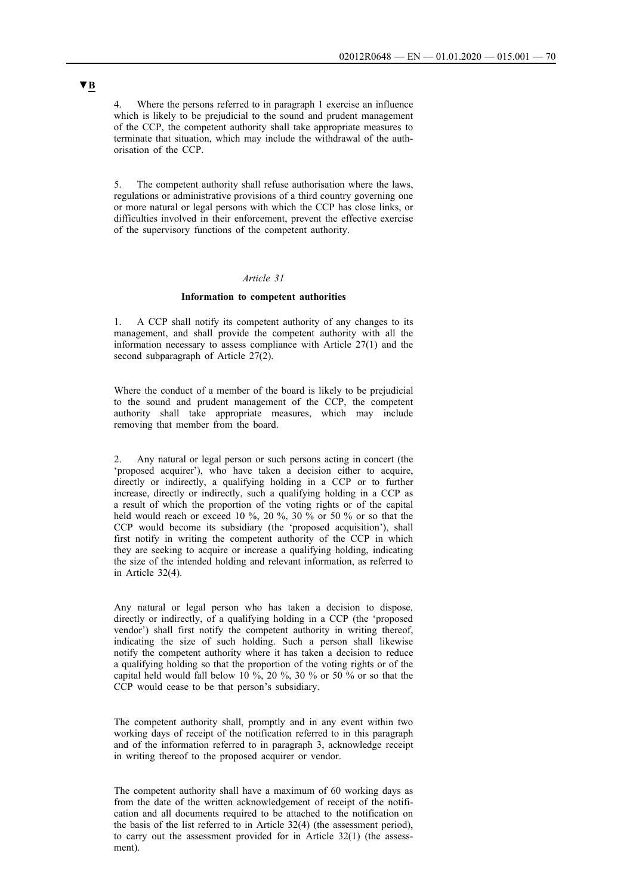▼B

4. Where the persons referred to in paragraph 1 exercise an influence which is likely to be prejudicial to the sound and prudent management of the CCP, the competent authority shall take appropriate measures to terminate that situation, which may include the withdrawal of the authorisation of the CCP.

5. The competent authority shall refuse authorisation where the laws, regulations or administrative provisions of a third country governing one or more natural or legal persons with which the CCP has close links, or difficulties involved in their enforcement, prevent the effective exercise of the supervisory functions of the competent authority.

*Article 31*

**Information to competent authorities**

1. A CCP shall notify its competent authority of any changes to its management, and shall provide the competent authority with all the information necessary to assess compliance with Article 27(1) and the second subparagraph of Article 27(2).

Where the conduct of a member of the board is likely to be prejudicial to the sound and prudent management of the CCP, the competent authority shall take appropriate measures, which may include removing that member from the board.

2. Any natural or legal person or such persons acting in concert (the 'proposed acquirer'), who have taken a decision either to acquire, directly or indirectly, a qualifying holding in a CCP or to further increase, directly or indirectly, such a qualifying holding in a CCP as a result of which the proportion of the voting rights or of the capital held would reach or exceed 10 %, 20 %, 30 % or 50 % or so that the CCP would become its subsidiary (the 'proposed acquisition'), shall first notify in writing the competent authority of the CCP in which they are seeking to acquire or increase a qualifying holding, indicating the size of the intended holding and relevant information, as referred to in Article 32(4).

Any natural or legal person who has taken a decision to dispose, directly or indirectly, of a qualifying holding in a CCP (the 'proposed vendor') shall first notify the competent authority in writing thereof, indicating the size of such holding. Such a person shall likewise notify the competent authority where it has taken a decision to reduce a qualifying holding so that the proportion of the voting rights or of the capital held would fall below 10 %, 20 %, 30 % or 50 % or so that the CCP would cease to be that person's subsidiary.

The competent authority shall, promptly and in any event within two working days of receipt of the notification referred to in this paragraph and of the information referred to in paragraph 3, acknowledge receipt in writing thereof to the proposed acquirer or vendor.

The competent authority shall have a maximum of 60 working days as from the date of the written acknowledgement of receipt of the notification and all documents required to be attached to the notification on the basis of the list referred to in Article 32(4) (the assessment period), to carry out the assessment provided for in Article 32(1) (the assessment).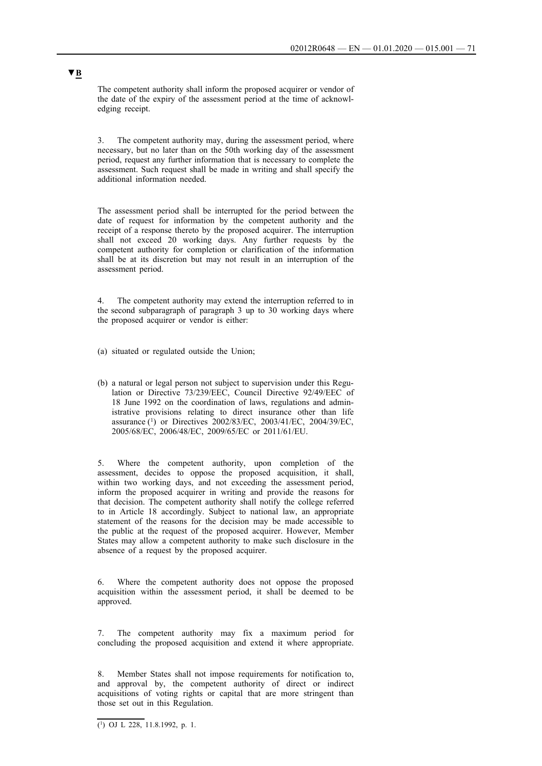▼B

The competent authority shall inform the proposed acquirer or vendor of the date of the expiry of the assessment period at the time of acknowledging receipt.

3. The competent authority may, during the assessment period, where necessary, but no later than on the 50th working day of the assessment period, request any further information that is necessary to complete the assessment. Such request shall be made in writing and shall specify the additional information needed.

The assessment period shall be interrupted for the period between the date of request for information by the competent authority and the receipt of a response thereto by the proposed acquirer. The interruption shall not exceed 20 working days. Any further requests by the competent authority for completion or clarification of the information shall be at its discretion but may not result in an interruption of the assessment period.

4. The competent authority may extend the interruption referred to in the second subparagraph of paragraph 3 up to 30 working days where the proposed acquirer or vendor is either:

(a) situated or regulated outside the Union;

(b) a natural or legal person not subject to supervision under this Regulation or Directive 73/239/EEC, Council Directive 92/49/EEC of 18 June 1992 on the coordination of laws, regulations and administrative provisions relating to direct insurance other than life assurance [1] or Directives 2002/83/EC, 2003/41/EC, 2004/39/EC, 2005/68/EC, 2006/48/EC, 2009/65/EC or 2011/61/EU.

5. Where the competent authority, upon completion of the assessment, decides to oppose the proposed acquisition, it shall, within two working days, and not exceeding the assessment period, inform the proposed acquirer in writing and provide the reasons for that decision. The competent authority shall notify the college referred to in Article 18 accordingly. Subject to national law, an appropriate statement of the reasons for the decision may be made accessible to the public at the request of the proposed acquirer. However, Member States may allow a competent authority to make such disclosure in the absence of a request by the proposed acquirer.

6. Where the competent authority does not oppose the proposed acquisition within the assessment period, it shall be deemed to be approved.

7. The competent authority may fix a maximum period for concluding the proposed acquisition and extend it where appropriate.

8. Member States shall not impose requirements for notification to, and approval by, the competent authority of direct or indirect acquisitions of voting rights or capital that are more stringent than those set out in this Regulation.

---

[1] OJ L 228, 11.8.1992, p. 1.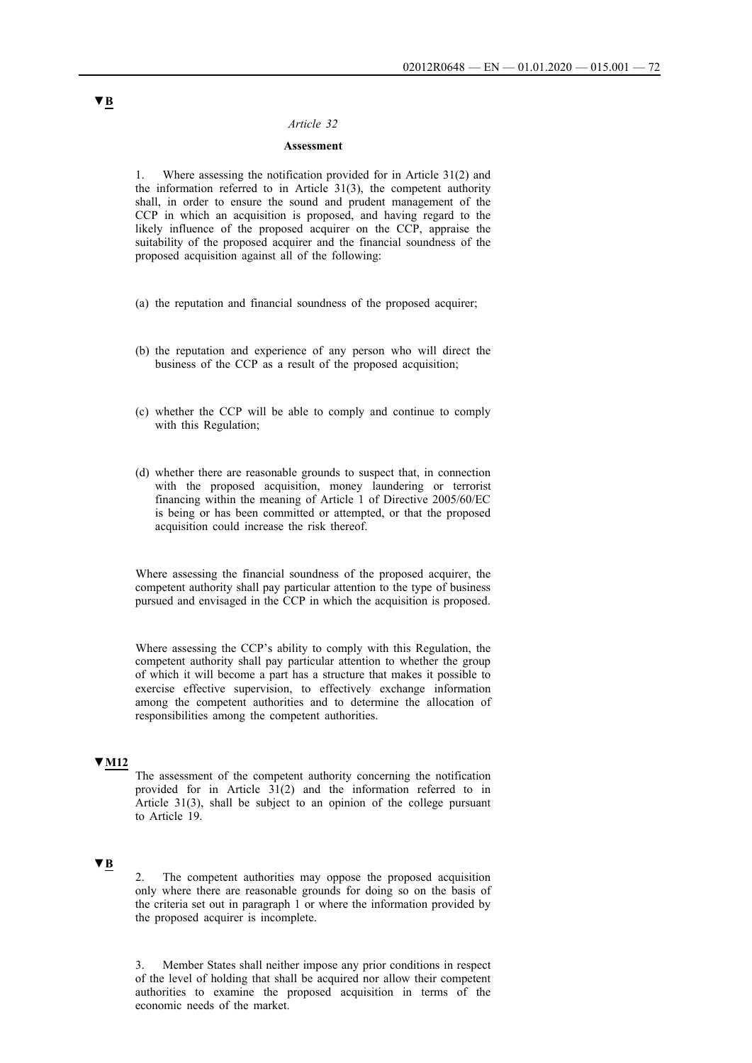▼B

*Article 32*

**Assessment**

1. Where assessing the notification provided for in Article 31(2) and the information referred to in Article 31(3), the competent authority shall, in order to ensure the sound and prudent management of the CCP in which an acquisition is proposed, and having regard to the likely influence of the proposed acquirer on the CCP, appraise the suitability of the proposed acquirer and the financial soundness of the proposed acquisition against all of the following:

(a) the reputation and financial soundness of the proposed acquirer;

(b) the reputation and experience of any person who will direct the business of the CCP as a result of the proposed acquisition;

(c) whether the CCP will be able to comply and continue to comply with this Regulation;

(d) whether there are reasonable grounds to suspect that, in connection with the proposed acquisition, money laundering or terrorist financing within the meaning of Article 1 of Directive 2005/60/EC is being or has been committed or attempted, or that the proposed acquisition could increase the risk thereof.

Where assessing the financial soundness of the proposed acquirer, the competent authority shall pay particular attention to the type of business pursued and envisaged in the CCP in which the acquisition is proposed.

Where assessing the CCP's ability to comply with this Regulation, the competent authority shall pay particular attention to whether the group of which it will become a part has a structure that makes it possible to exercise effective supervision, to effectively exchange information among the competent authorities and to determine the allocation of responsibilities among the competent authorities.

▼M12

The assessment of the competent authority concerning the notification provided for in Article 31(2) and the information referred to in Article 31(3), shall be subject to an opinion of the college pursuant to Article 19.

▼B

2. The competent authorities may oppose the proposed acquisition only where there are reasonable grounds for doing so on the basis of the criteria set out in paragraph 1 or where the information provided by the proposed acquirer is incomplete.

3. Member States shall neither impose any prior conditions in respect of the level of holding that shall be acquired nor allow their competent authorities to examine the proposed acquisition in terms of the economic needs of the market.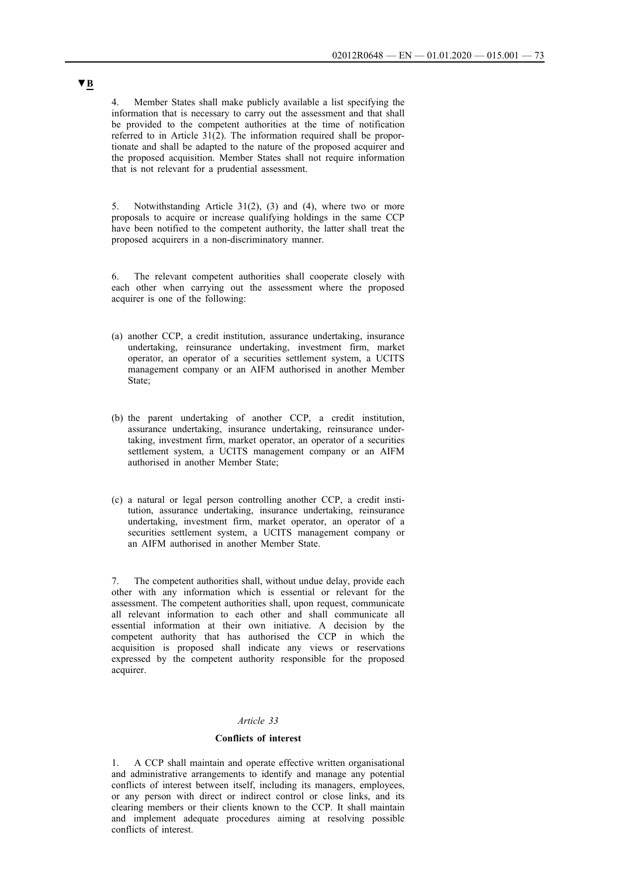▼B

4. Member States shall make publicly available a list specifying the information that is necessary to carry out the assessment and that shall be provided to the competent authorities at the time of notification referred to in Article 31(2). The information required shall be proportionate and shall be adapted to the nature of the proposed acquirer and the proposed acquisition. Member States shall not require information that is not relevant for a prudential assessment.

5. Notwithstanding Article 31(2), (3) and (4), where two or more proposals to acquire or increase qualifying holdings in the same CCP have been notified to the competent authority, the latter shall treat the proposed acquirers in a non-discriminatory manner.

6. The relevant competent authorities shall cooperate closely with each other when carrying out the assessment where the proposed acquirer is one of the following:

(a) another CCP, a credit institution, assurance undertaking, insurance undertaking, reinsurance undertaking, investment firm, market operator, an operator of a securities settlement system, a UCITS management company or an AIFM authorised in another Member State;

(b) the parent undertaking of another CCP, a credit institution, assurance undertaking, insurance undertaking, reinsurance undertaking, investment firm, market operator, an operator of a securities settlement system, a UCITS management company or an AIFM authorised in another Member State;

(c) a natural or legal person controlling another CCP, a credit institution, assurance undertaking, insurance undertaking, reinsurance undertaking, investment firm, market operator, an operator of a securities settlement system, a UCITS management company or an AIFM authorised in another Member State.

7. The competent authorities shall, without undue delay, provide each other with any information which is essential or relevant for the assessment. The competent authorities shall, upon request, communicate all relevant information to each other and shall communicate all essential information at their own initiative. A decision by the competent authority that has authorised the CCP in which the acquisition is proposed shall indicate any views or reservations expressed by the competent authority responsible for the proposed acquirer.

*Article 33*

**Conflicts of interest**

1. A CCP shall maintain and operate effective written organisational and administrative arrangements to identify and manage any potential conflicts of interest between itself, including its managers, employees, or any person with direct or indirect control or close links, and its clearing members or their clients known to the CCP. It shall maintain and implement adequate procedures aiming at resolving possible conflicts of interest.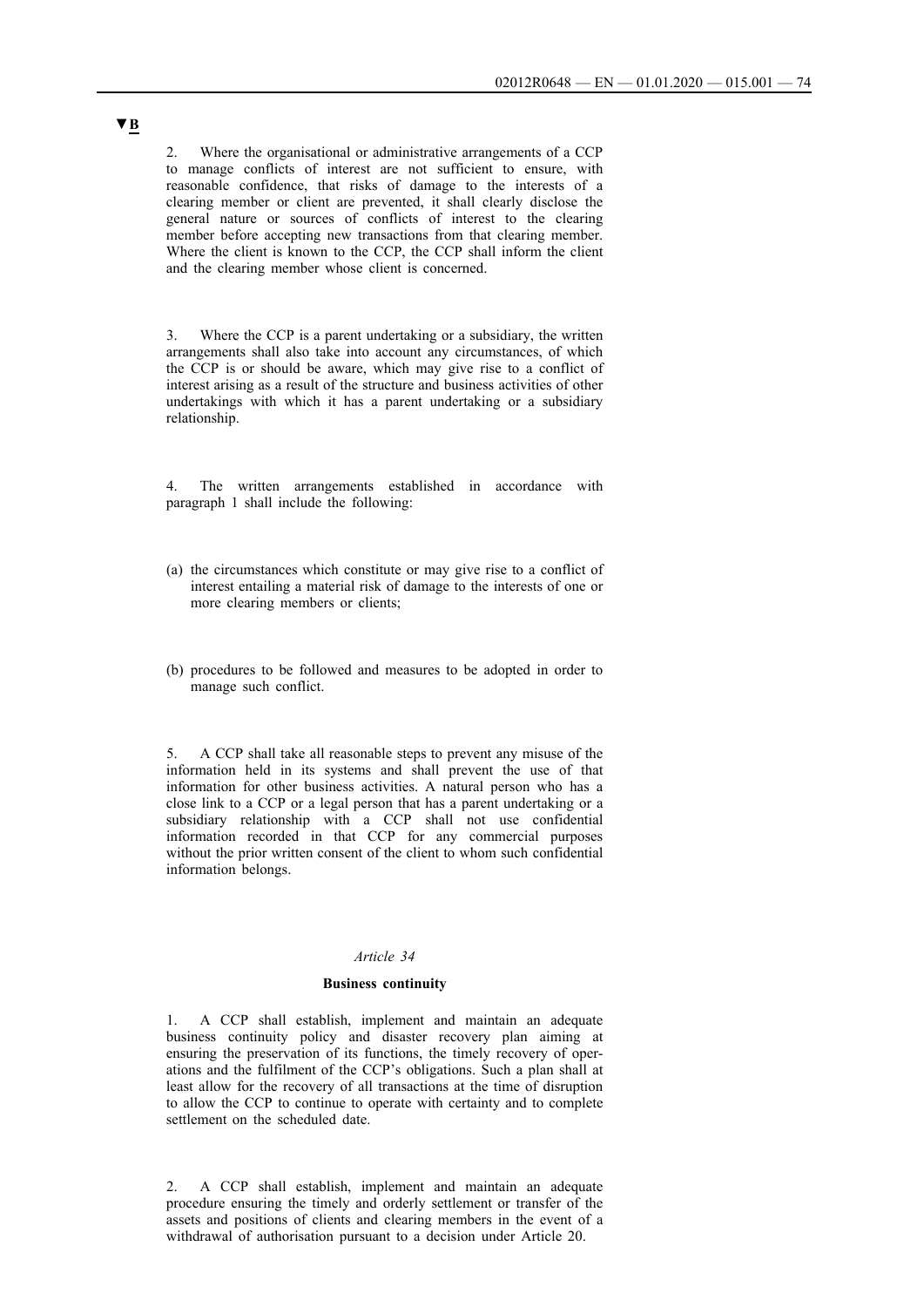▼B

2. Where the organisational or administrative arrangements of a CCP to manage conflicts of interest are not sufficient to ensure, with reasonable confidence, that risks of damage to the interests of a clearing member or client are prevented, it shall clearly disclose the general nature or sources of conflicts of interest to the clearing member before accepting new transactions from that clearing member. Where the client is known to the CCP, the CCP shall inform the client and the clearing member whose client is concerned.

3. Where the CCP is a parent undertaking or a subsidiary, the written arrangements shall also take into account any circumstances, of which the CCP is or should be aware, which may give rise to a conflict of interest arising as a result of the structure and business activities of other undertakings with which it has a parent undertaking or a subsidiary relationship.

4. The written arrangements established in accordance with paragraph 1 shall include the following:

(a) the circumstances which constitute or may give rise to a conflict of interest entailing a material risk of damage to the interests of one or more clearing members or clients;

(b) procedures to be followed and measures to be adopted in order to manage such conflict.

5. A CCP shall take all reasonable steps to prevent any misuse of the information held in its systems and shall prevent the use of that information for other business activities. A natural person who has a close link to a CCP or a legal person that has a parent undertaking or a subsidiary relationship with a CCP shall not use confidential information recorded in that CCP for any commercial purposes without the prior written consent of the client to whom such confidential information belongs.

*Article 34*

**Business continuity**

1. A CCP shall establish, implement and maintain an adequate business continuity policy and disaster recovery plan aiming at ensuring the preservation of its functions, the timely recovery of operations and the fulfilment of the CCP's obligations. Such a plan shall at least allow for the recovery of all transactions at the time of disruption to allow the CCP to continue to operate with certainty and to complete settlement on the scheduled date.

2. A CCP shall establish, implement and maintain an adequate procedure ensuring the timely and orderly settlement or transfer of the assets and positions of clients and clearing members in the event of a withdrawal of authorisation pursuant to a decision under Article 20.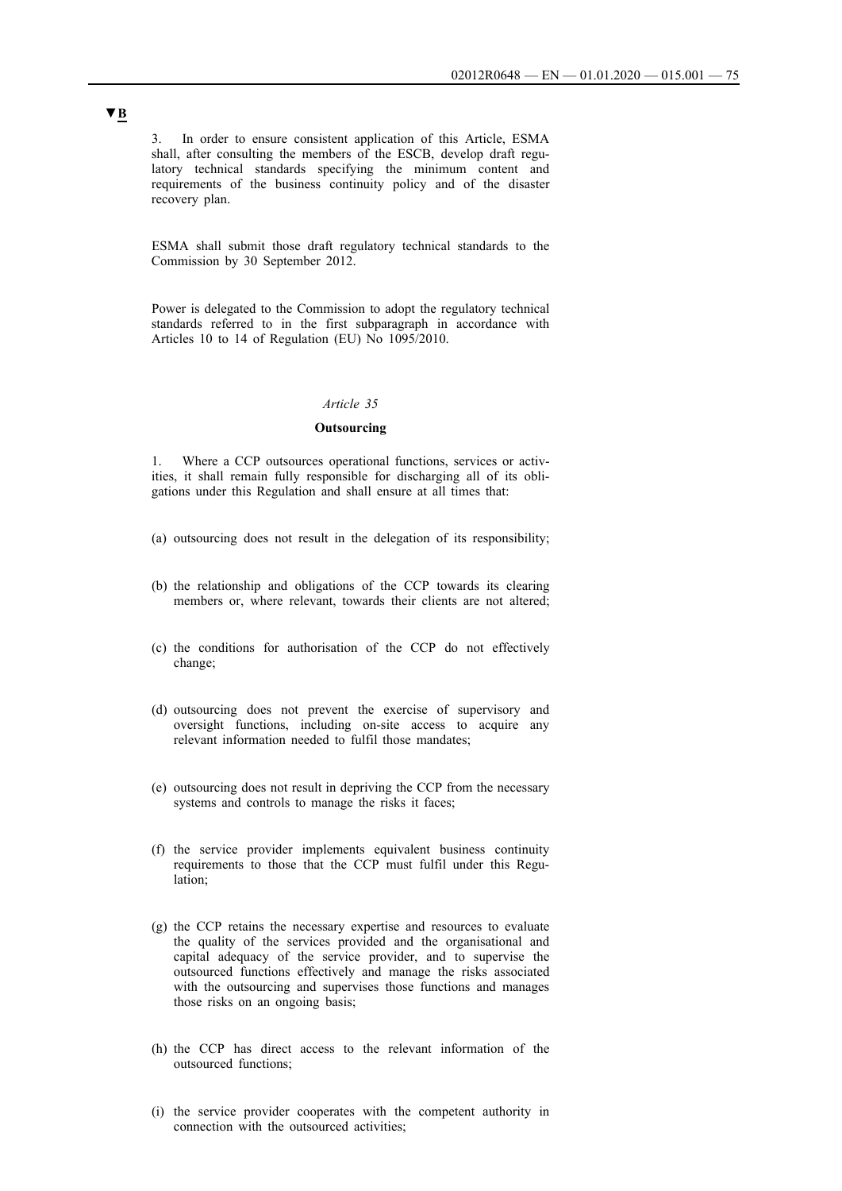▼B

3. In order to ensure consistent application of this Article, ESMA shall, after consulting the members of the ESCB, develop draft regulatory technical standards specifying the minimum content and requirements of the business continuity policy and of the disaster recovery plan.

ESMA shall submit those draft regulatory technical standards to the Commission by 30 September 2012.

Power is delegated to the Commission to adopt the regulatory technical standards referred to in the first subparagraph in accordance with Articles 10 to 14 of Regulation (EU) No 1095/2010.

*Article 35*

**Outsourcing**

1. Where a CCP outsources operational functions, services or activities, it shall remain fully responsible for discharging all of its obligations under this Regulation and shall ensure at all times that:

(a) outsourcing does not result in the delegation of its responsibility;

(b) the relationship and obligations of the CCP towards its clearing members or, where relevant, towards their clients are not altered;

(c) the conditions for authorisation of the CCP do not effectively change;

(d) outsourcing does not prevent the exercise of supervisory and oversight functions, including on-site access to acquire any relevant information needed to fulfil those mandates;

(e) outsourcing does not result in depriving the CCP from the necessary systems and controls to manage the risks it faces;

(f) the service provider implements equivalent business continuity requirements to those that the CCP must fulfil under this Regulation;

(g) the CCP retains the necessary expertise and resources to evaluate the quality of the services provided and the organisational and capital adequacy of the service provider, and to supervise the outsourced functions effectively and manage the risks associated with the outsourcing and supervises those functions and manages those risks on an ongoing basis;

(h) the CCP has direct access to the relevant information of the outsourced functions;

(i) the service provider cooperates with the competent authority in connection with the outsourced activities;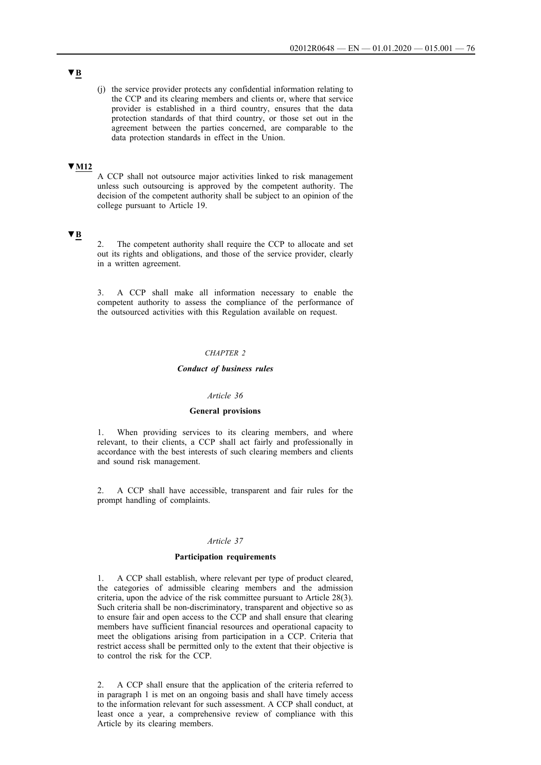▼**B**

(j) the service provider protects any confidential information relating to the CCP and its clearing members and clients or, where that service provider is established in a third country, ensures that the data protection standards of that third country, or those set out in the agreement between the parties concerned, are comparable to the data protection standards in effect in the Union.

▼**M12**

A CCP shall not outsource major activities linked to risk management unless such outsourcing is approved by the competent authority. The decision of the competent authority shall be subject to an opinion of the college pursuant to Article 19.

▼**B**

2. The competent authority shall require the CCP to allocate and set out its rights and obligations, and those of the service provider, clearly in a written agreement.

3. A CCP shall make all information necessary to enable the competent authority to assess the compliance of the performance of the outsourced activities with this Regulation available on request.

## *CHAPTER 2*

## ***Conduct of business rules***

### *Article 36*

### **General provisions**

1. When providing services to its clearing members, and where relevant, to their clients, a CCP shall act fairly and professionally in accordance with the best interests of such clearing members and clients and sound risk management.

2. A CCP shall have accessible, transparent and fair rules for the prompt handling of complaints.

### *Article 37*

### **Participation requirements**

1. A CCP shall establish, where relevant per type of product cleared, the categories of admissible clearing members and the admission criteria, upon the advice of the risk committee pursuant to Article 28(3). Such criteria shall be non-discriminatory, transparent and objective so as to ensure fair and open access to the CCP and shall ensure that clearing members have sufficient financial resources and operational capacity to meet the obligations arising from participation in a CCP. Criteria that restrict access shall be permitted only to the extent that their objective is to control the risk for the CCP.

2. A CCP shall ensure that the application of the criteria referred to in paragraph 1 is met on an ongoing basis and shall have timely access to the information relevant for such assessment. A CCP shall conduct, at least once a year, a comprehensive review of compliance with this Article by its clearing members.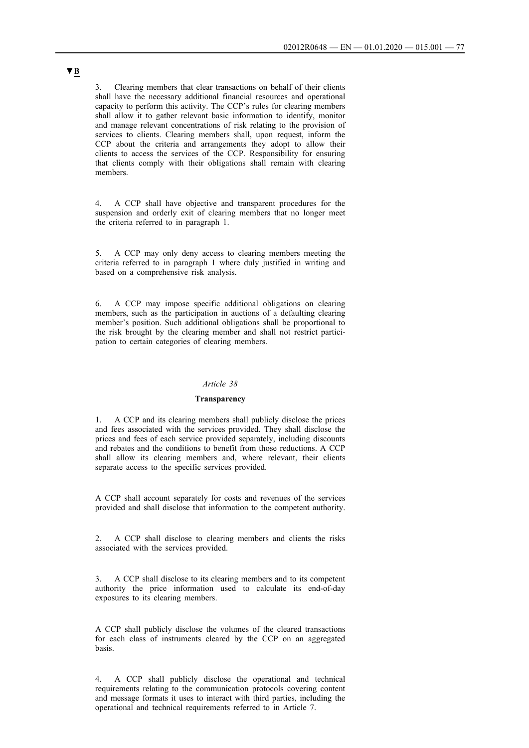▼B

3. Clearing members that clear transactions on behalf of their clients shall have the necessary additional financial resources and operational capacity to perform this activity. The CCP's rules for clearing members shall allow it to gather relevant basic information to identify, monitor and manage relevant concentrations of risk relating to the provision of services to clients. Clearing members shall, upon request, inform the CCP about the criteria and arrangements they adopt to allow their clients to access the services of the CCP. Responsibility for ensuring that clients comply with their obligations shall remain with clearing members.

4. A CCP shall have objective and transparent procedures for the suspension and orderly exit of clearing members that no longer meet the criteria referred to in paragraph 1.

5. A CCP may only deny access to clearing members meeting the criteria referred to in paragraph 1 where duly justified in writing and based on a comprehensive risk analysis.

6. A CCP may impose specific additional obligations on clearing members, such as the participation in auctions of a defaulting clearing member's position. Such additional obligations shall be proportional to the risk brought by the clearing member and shall not restrict participation to certain categories of clearing members.

*Article 38*

**Transparency**

1. A CCP and its clearing members shall publicly disclose the prices and fees associated with the services provided. They shall disclose the prices and fees of each service provided separately, including discounts and rebates and the conditions to benefit from those reductions. A CCP shall allow its clearing members and, where relevant, their clients separate access to the specific services provided.

A CCP shall account separately for costs and revenues of the services provided and shall disclose that information to the competent authority.

2. A CCP shall disclose to clearing members and clients the risks associated with the services provided.

3. A CCP shall disclose to its clearing members and to its competent authority the price information used to calculate its end-of-day exposures to its clearing members.

A CCP shall publicly disclose the volumes of the cleared transactions for each class of instruments cleared by the CCP on an aggregated basis.

4. A CCP shall publicly disclose the operational and technical requirements relating to the communication protocols covering content and message formats it uses to interact with third parties, including the operational and technical requirements referred to in Article 7.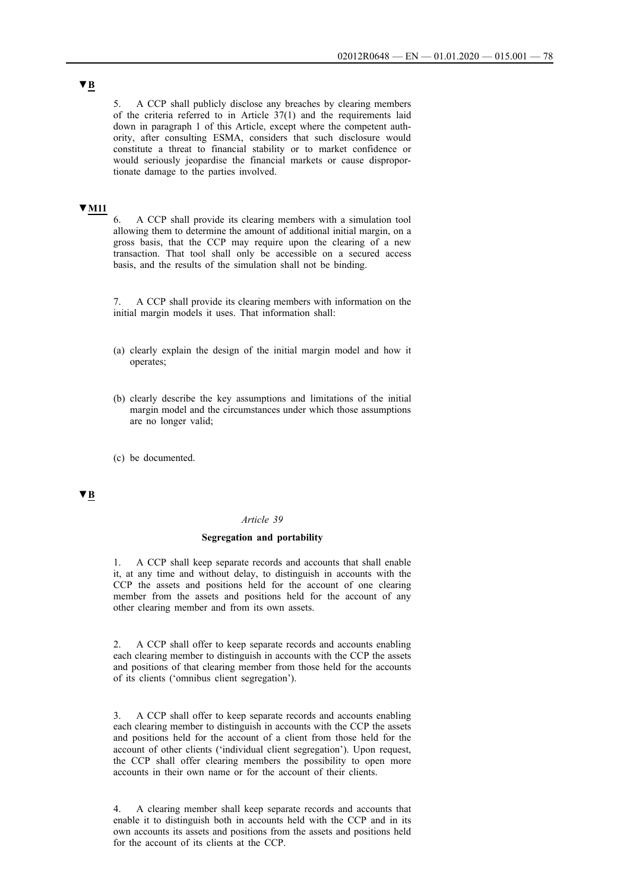▼B

5. A CCP shall publicly disclose any breaches by clearing members of the criteria referred to in Article 37(1) and the requirements laid down in paragraph 1 of this Article, except where the competent authority, after consulting ESMA, considers that such disclosure would constitute a threat to financial stability or to market confidence or would seriously jeopardise the financial markets or cause disproportionate damage to the parties involved.

▼M11

6. A CCP shall provide its clearing members with a simulation tool allowing them to determine the amount of additional initial margin, on a gross basis, that the CCP may require upon the clearing of a new transaction. That tool shall only be accessible on a secured access basis, and the results of the simulation shall not be binding.

7. A CCP shall provide its clearing members with information on the initial margin models it uses. That information shall:

(a) clearly explain the design of the initial margin model and how it operates;

(b) clearly describe the key assumptions and limitations of the initial margin model and the circumstances under which those assumptions are no longer valid;

(c) be documented.

▼B

*Article 39*

**Segregation and portability**

1. A CCP shall keep separate records and accounts that shall enable it, at any time and without delay, to distinguish in accounts with the CCP the assets and positions held for the account of one clearing member from the assets and positions held for the account of any other clearing member and from its own assets.

2. A CCP shall offer to keep separate records and accounts enabling each clearing member to distinguish in accounts with the CCP the assets and positions of that clearing member from those held for the accounts of its clients ('omnibus client segregation').

3. A CCP shall offer to keep separate records and accounts enabling each clearing member to distinguish in accounts with the CCP the assets and positions held for the account of a client from those held for the account of other clients ('individual client segregation'). Upon request, the CCP shall offer clearing members the possibility to open more accounts in their own name or for the account of their clients.

4. A clearing member shall keep separate records and accounts that enable it to distinguish both in accounts held with the CCP and in its own accounts its assets and positions from the assets and positions held for the account of its clients at the CCP.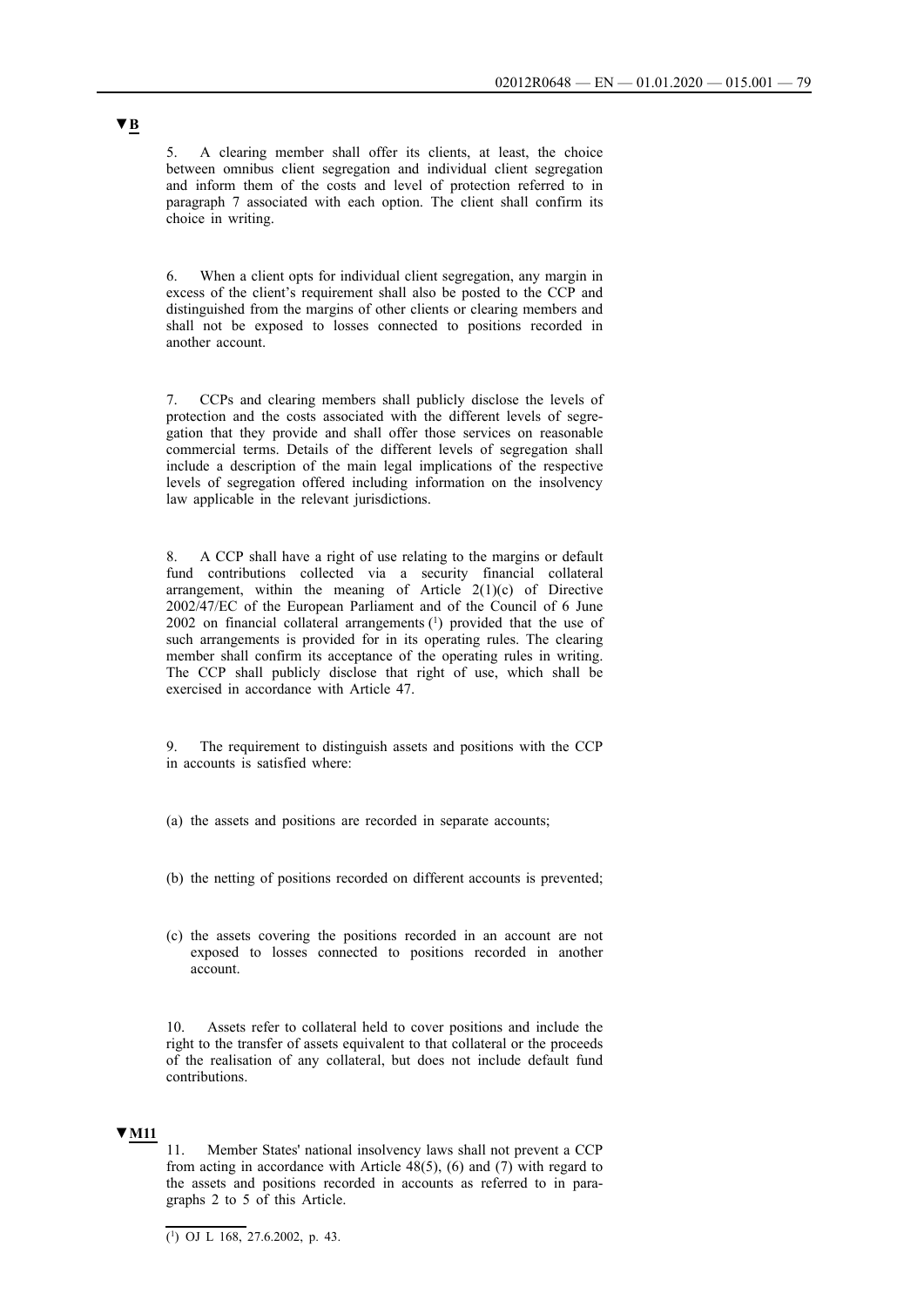▼B

5. A clearing member shall offer its clients, at least, the choice between omnibus client segregation and individual client segregation and inform them of the costs and level of protection referred to in paragraph 7 associated with each option. The client shall confirm its choice in writing.

6. When a client opts for individual client segregation, any margin in excess of the client's requirement shall also be posted to the CCP and distinguished from the margins of other clients or clearing members and shall not be exposed to losses connected to positions recorded in another account.

7. CCPs and clearing members shall publicly disclose the levels of protection and the costs associated with the different levels of segregation that they provide and shall offer those services on reasonable commercial terms. Details of the different levels of segregation shall include a description of the main legal implications of the respective levels of segregation offered including information on the insolvency law applicable in the relevant jurisdictions.

8. A CCP shall have a right of use relating to the margins or default fund contributions collected via a security financial collateral arrangement, within the meaning of Article 2(1)(c) of Directive 2002/47/EC of the European Parliament and of the Council of 6 June 2002 on financial collateral arrangements [1] provided that the use of such arrangements is provided for in its operating rules. The clearing member shall confirm its acceptance of the operating rules in writing. The CCP shall publicly disclose that right of use, which shall be exercised in accordance with Article 47.

9. The requirement to distinguish assets and positions with the CCP in accounts is satisfied where:

(a) the assets and positions are recorded in separate accounts;

(b) the netting of positions recorded on different accounts is prevented;

(c) the assets covering the positions recorded in an account are not exposed to losses connected to positions recorded in another account.

10. Assets refer to collateral held to cover positions and include the right to the transfer of assets equivalent to that collateral or the proceeds of the realisation of any collateral, but does not include default fund contributions.

▼M11

11. Member States' national insolvency laws shall not prevent a CCP from acting in accordance with Article 48(5), (6) and (7) with regard to the assets and positions recorded in accounts as referred to in paragraphs 2 to 5 of this Article.

---

[1] OJ L 168, 27.6.2002, p. 43.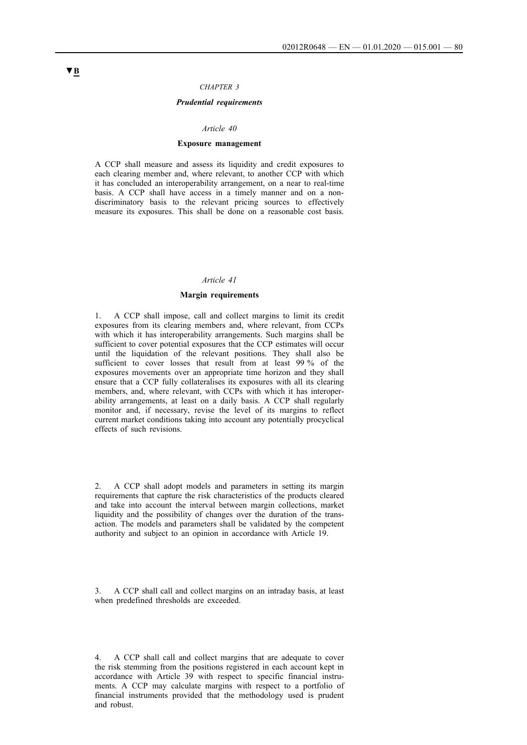▼B

*CHAPTER 3*

***Prudential requirements***

*Article 40*

**Exposure management**

A CCP shall measure and assess its liquidity and credit exposures to each clearing member and, where relevant, to another CCP with which it has concluded an interoperability arrangement, on a near to real-time basis. A CCP shall have access in a timely manner and on a non-discriminatory basis to the relevant pricing sources to effectively measure its exposures. This shall be done on a reasonable cost basis.

*Article 41*

**Margin requirements**

1. A CCP shall impose, call and collect margins to limit its credit exposures from its clearing members and, where relevant, from CCPs with which it has interoperability arrangements. Such margins shall be sufficient to cover potential exposures that the CCP estimates will occur until the liquidation of the relevant positions. They shall also be sufficient to cover losses that result from at least 99 % of the exposures movements over an appropriate time horizon and they shall ensure that a CCP fully collateralises its exposures with all its clearing members, and, where relevant, with CCPs with which it has interoperability arrangements, at least on a daily basis. A CCP shall regularly monitor and, if necessary, revise the level of its margins to reflect current market conditions taking into account any potentially procyclical effects of such revisions.

2. A CCP shall adopt models and parameters in setting its margin requirements that capture the risk characteristics of the products cleared and take into account the interval between margin collections, market liquidity and the possibility of changes over the duration of the transaction. The models and parameters shall be validated by the competent authority and subject to an opinion in accordance with Article 19.

3. A CCP shall call and collect margins on an intraday basis, at least when predefined thresholds are exceeded.

4. A CCP shall call and collect margins that are adequate to cover the risk stemming from the positions registered in each account kept in accordance with Article 39 with respect to specific financial instruments. A CCP may calculate margins with respect to a portfolio of financial instruments provided that the methodology used is prudent and robust.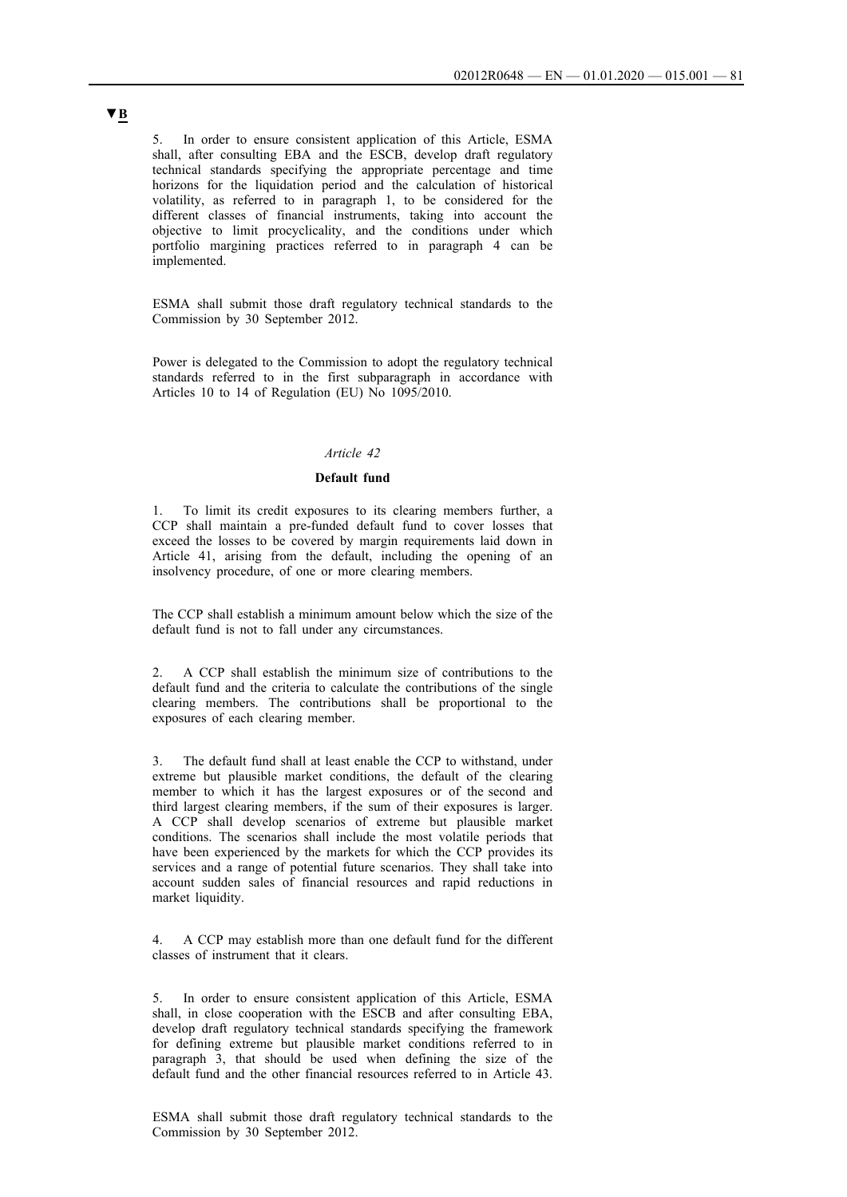▼B

5. In order to ensure consistent application of this Article, ESMA shall, after consulting EBA and the ESCB, develop draft regulatory technical standards specifying the appropriate percentage and time horizons for the liquidation period and the calculation of historical volatility, as referred to in paragraph 1, to be considered for the different classes of financial instruments, taking into account the objective to limit procyclicality, and the conditions under which portfolio margining practices referred to in paragraph 4 can be implemented.

ESMA shall submit those draft regulatory technical standards to the Commission by 30 September 2012.

Power is delegated to the Commission to adopt the regulatory technical standards referred to in the first subparagraph in accordance with Articles 10 to 14 of Regulation (EU) No 1095/2010.

*Article 42*

**Default fund**

1. To limit its credit exposures to its clearing members further, a CCP shall maintain a pre-funded default fund to cover losses that exceed the losses to be covered by margin requirements laid down in Article 41, arising from the default, including the opening of an insolvency procedure, of one or more clearing members.

The CCP shall establish a minimum amount below which the size of the default fund is not to fall under any circumstances.

2. A CCP shall establish the minimum size of contributions to the default fund and the criteria to calculate the contributions of the single clearing members. The contributions shall be proportional to the exposures of each clearing member.

3. The default fund shall at least enable the CCP to withstand, under extreme but plausible market conditions, the default of the clearing member to which it has the largest exposures or of the second and third largest clearing members, if the sum of their exposures is larger. A CCP shall develop scenarios of extreme but plausible market conditions. The scenarios shall include the most volatile periods that have been experienced by the markets for which the CCP provides its services and a range of potential future scenarios. They shall take into account sudden sales of financial resources and rapid reductions in market liquidity.

4. A CCP may establish more than one default fund for the different classes of instrument that it clears.

5. In order to ensure consistent application of this Article, ESMA shall, in close cooperation with the ESCB and after consulting EBA, develop draft regulatory technical standards specifying the framework for defining extreme but plausible market conditions referred to in paragraph 3, that should be used when defining the size of the default fund and the other financial resources referred to in Article 43.

ESMA shall submit those draft regulatory technical standards to the Commission by 30 September 2012.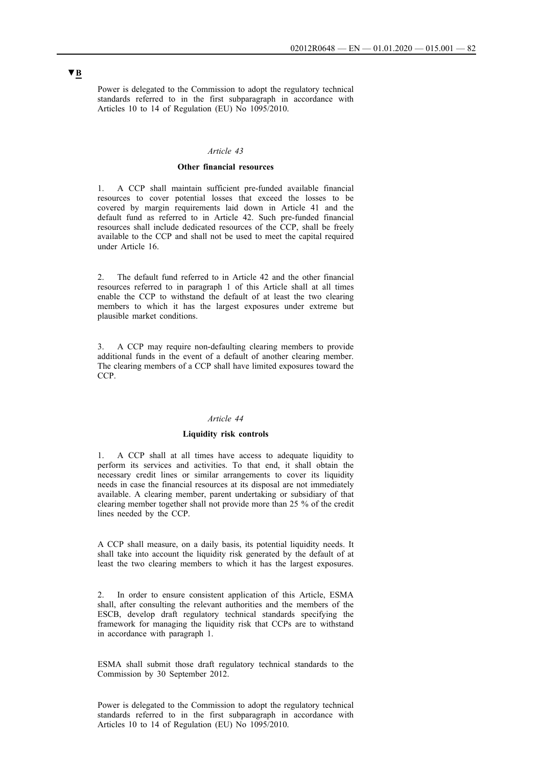▼B

Power is delegated to the Commission to adopt the regulatory technical standards referred to in the first subparagraph in accordance with Articles 10 to 14 of Regulation (EU) No 1095/2010.

*Article 43*

**Other financial resources**

1. A CCP shall maintain sufficient pre-funded available financial resources to cover potential losses that exceed the losses to be covered by margin requirements laid down in Article 41 and the default fund as referred to in Article 42. Such pre-funded financial resources shall include dedicated resources of the CCP, shall be freely available to the CCP and shall not be used to meet the capital required under Article 16.

2. The default fund referred to in Article 42 and the other financial resources referred to in paragraph 1 of this Article shall at all times enable the CCP to withstand the default of at least the two clearing members to which it has the largest exposures under extreme but plausible market conditions.

3. A CCP may require non-defaulting clearing members to provide additional funds in the event of a default of another clearing member. The clearing members of a CCP shall have limited exposures toward the CCP.

*Article 44*

**Liquidity risk controls**

1. A CCP shall at all times have access to adequate liquidity to perform its services and activities. To that end, it shall obtain the necessary credit lines or similar arrangements to cover its liquidity needs in case the financial resources at its disposal are not immediately available. A clearing member, parent undertaking or subsidiary of that clearing member together shall not provide more than 25 % of the credit lines needed by the CCP.

A CCP shall measure, on a daily basis, its potential liquidity needs. It shall take into account the liquidity risk generated by the default of at least the two clearing members to which it has the largest exposures.

2. In order to ensure consistent application of this Article, ESMA shall, after consulting the relevant authorities and the members of the ESCB, develop draft regulatory technical standards specifying the framework for managing the liquidity risk that CCPs are to withstand in accordance with paragraph 1.

ESMA shall submit those draft regulatory technical standards to the Commission by 30 September 2012.

Power is delegated to the Commission to adopt the regulatory technical standards referred to in the first subparagraph in accordance with Articles 10 to 14 of Regulation (EU) No 1095/2010.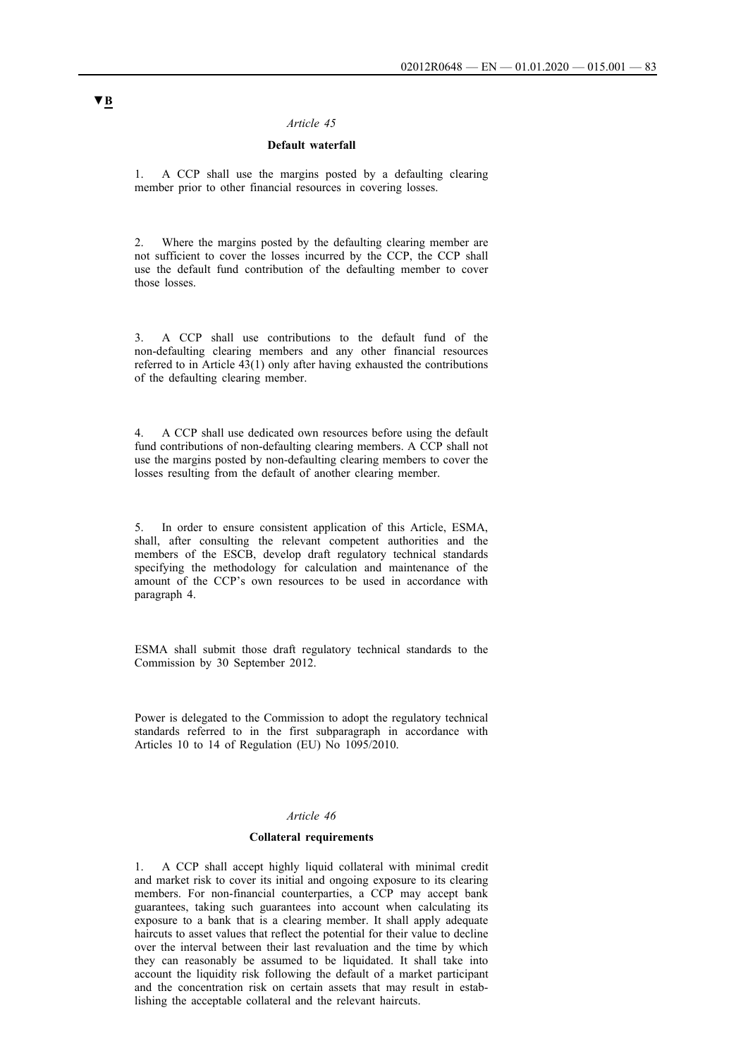▼B

*Article 45*

**Default waterfall**

1. A CCP shall use the margins posted by a defaulting clearing member prior to other financial resources in covering losses.

2. Where the margins posted by the defaulting clearing member are not sufficient to cover the losses incurred by the CCP, the CCP shall use the default fund contribution of the defaulting member to cover those losses.

3. A CCP shall use contributions to the default fund of the non-defaulting clearing members and any other financial resources referred to in Article 43(1) only after having exhausted the contributions of the defaulting clearing member.

4. A CCP shall use dedicated own resources before using the default fund contributions of non-defaulting clearing members. A CCP shall not use the margins posted by non-defaulting clearing members to cover the losses resulting from the default of another clearing member.

5. In order to ensure consistent application of this Article, ESMA, shall, after consulting the relevant competent authorities and the members of the ESCB, develop draft regulatory technical standards specifying the methodology for calculation and maintenance of the amount of the CCP's own resources to be used in accordance with paragraph 4.

ESMA shall submit those draft regulatory technical standards to the Commission by 30 September 2012.

Power is delegated to the Commission to adopt the regulatory technical standards referred to in the first subparagraph in accordance with Articles 10 to 14 of Regulation (EU) No 1095/2010.

*Article 46*

**Collateral requirements**

1. A CCP shall accept highly liquid collateral with minimal credit and market risk to cover its initial and ongoing exposure to its clearing members. For non-financial counterparties, a CCP may accept bank guarantees, taking such guarantees into account when calculating its exposure to a bank that is a clearing member. It shall apply adequate haircuts to asset values that reflect the potential for their value to decline over the interval between their last revaluation and the time by which they can reasonably be assumed to be liquidated. It shall take into account the liquidity risk following the default of a market participant and the concentration risk on certain assets that may result in establishing the acceptable collateral and the relevant haircuts.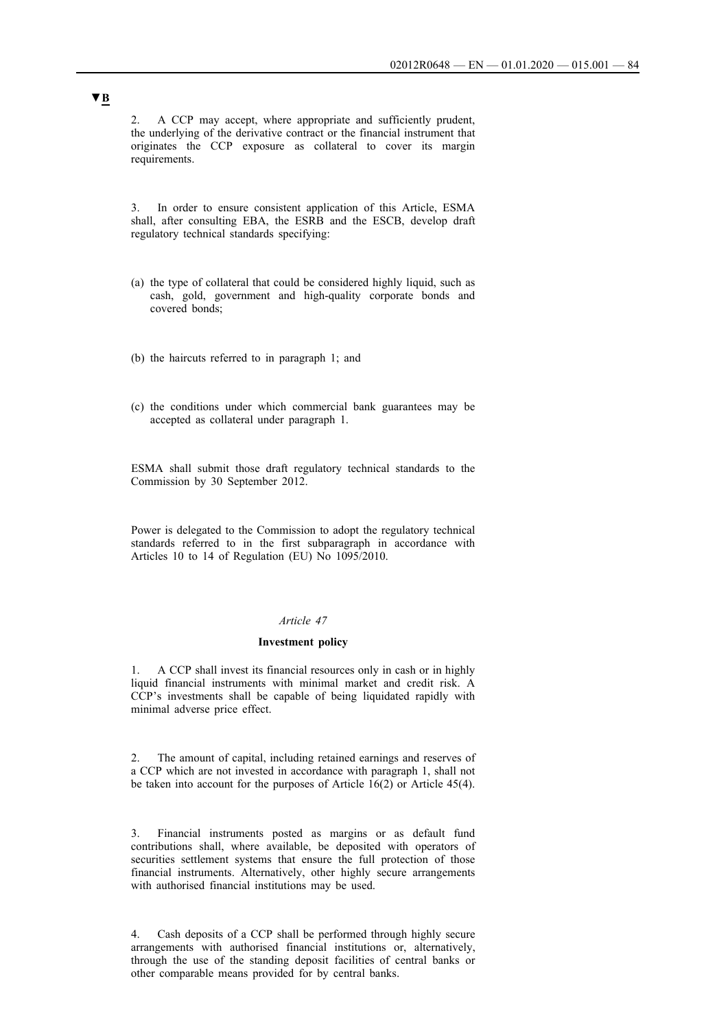▼**B**

2. A CCP may accept, where appropriate and sufficiently prudent, the underlying of the derivative contract or the financial instrument that originates the CCP exposure as collateral to cover its margin requirements.

3. In order to ensure consistent application of this Article, ESMA shall, after consulting EBA, the ESRB and the ESCB, develop draft regulatory technical standards specifying:

(a) the type of collateral that could be considered highly liquid, such as cash, gold, government and high-quality corporate bonds and covered bonds;

(b) the haircuts referred to in paragraph 1; and

(c) the conditions under which commercial bank guarantees may be accepted as collateral under paragraph 1.

ESMA shall submit those draft regulatory technical standards to the Commission by 30 September 2012.

Power is delegated to the Commission to adopt the regulatory technical standards referred to in the first subparagraph in accordance with Articles 10 to 14 of Regulation (EU) No 1095/2010.

*Article 47*

**Investment policy**

1. A CCP shall invest its financial resources only in cash or in highly liquid financial instruments with minimal market and credit risk. A CCP's investments shall be capable of being liquidated rapidly with minimal adverse price effect.

2. The amount of capital, including retained earnings and reserves of a CCP which are not invested in accordance with paragraph 1, shall not be taken into account for the purposes of Article 16(2) or Article 45(4).

3. Financial instruments posted as margins or as default fund contributions shall, where available, be deposited with operators of securities settlement systems that ensure the full protection of those financial instruments. Alternatively, other highly secure arrangements with authorised financial institutions may be used.

4. Cash deposits of a CCP shall be performed through highly secure arrangements with authorised financial institutions or, alternatively, through the use of the standing deposit facilities of central banks or other comparable means provided for by central banks.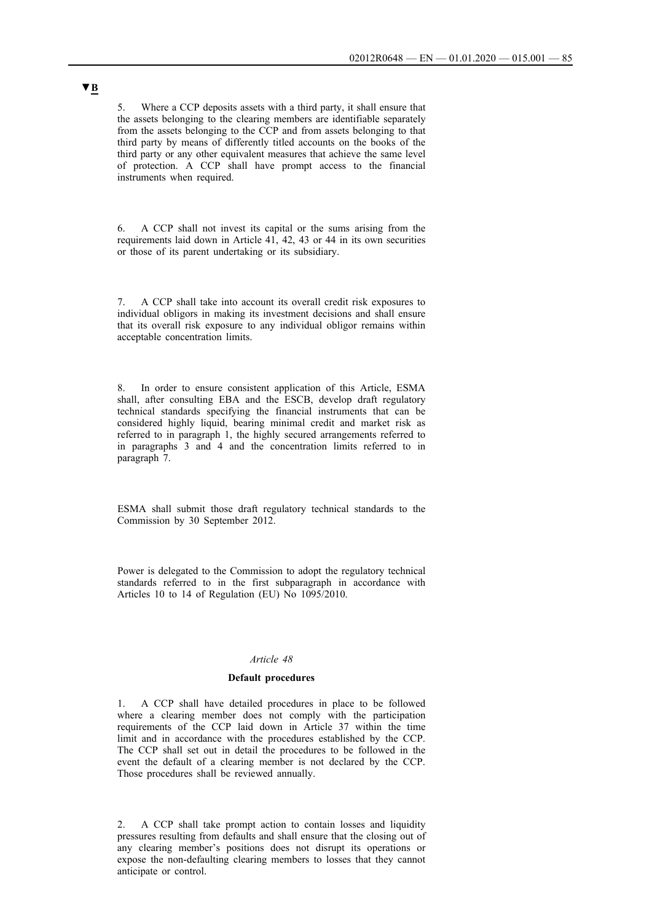▼B

5. Where a CCP deposits assets with a third party, it shall ensure that the assets belonging to the clearing members are identifiable separately from the assets belonging to the CCP and from assets belonging to that third party by means of differently titled accounts on the books of the third party or any other equivalent measures that achieve the same level of protection. A CCP shall have prompt access to the financial instruments when required.

6. A CCP shall not invest its capital or the sums arising from the requirements laid down in Article 41, 42, 43 or 44 in its own securities or those of its parent undertaking or its subsidiary.

7. A CCP shall take into account its overall credit risk exposures to individual obligors in making its investment decisions and shall ensure that its overall risk exposure to any individual obligor remains within acceptable concentration limits.

8. In order to ensure consistent application of this Article, ESMA shall, after consulting EBA and the ESCB, develop draft regulatory technical standards specifying the financial instruments that can be considered highly liquid, bearing minimal credit and market risk as referred to in paragraph 1, the highly secured arrangements referred to in paragraphs 3 and 4 and the concentration limits referred to in paragraph 7.

ESMA shall submit those draft regulatory technical standards to the Commission by 30 September 2012.

Power is delegated to the Commission to adopt the regulatory technical standards referred to in the first subparagraph in accordance with Articles 10 to 14 of Regulation (EU) No 1095/2010.

*Article 48*

**Default procedures**

1. A CCP shall have detailed procedures in place to be followed where a clearing member does not comply with the participation requirements of the CCP laid down in Article 37 within the time limit and in accordance with the procedures established by the CCP. The CCP shall set out in detail the procedures to be followed in the event the default of a clearing member is not declared by the CCP. Those procedures shall be reviewed annually.

2. A CCP shall take prompt action to contain losses and liquidity pressures resulting from defaults and shall ensure that the closing out of any clearing member's positions does not disrupt its operations or expose the non-defaulting clearing members to losses that they cannot anticipate or control.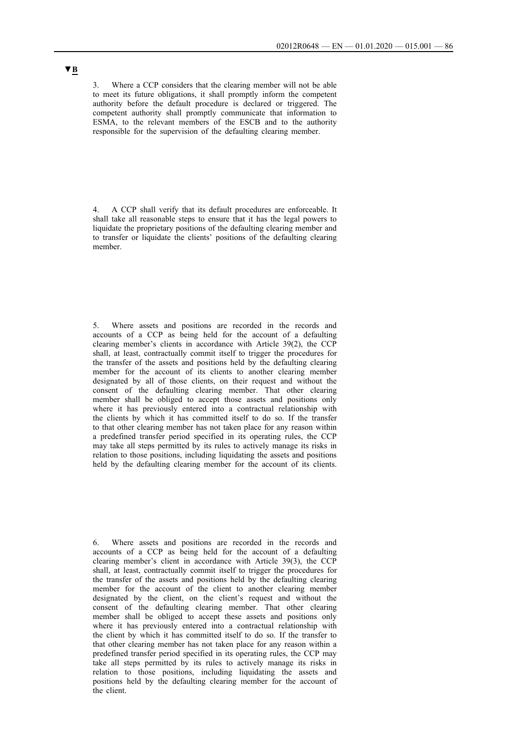▼B

3. Where a CCP considers that the clearing member will not be able to meet its future obligations, it shall promptly inform the competent authority before the default procedure is declared or triggered. The competent authority shall promptly communicate that information to ESMA, to the relevant members of the ESCB and to the authority responsible for the supervision of the defaulting clearing member.

4. A CCP shall verify that its default procedures are enforceable. It shall take all reasonable steps to ensure that it has the legal powers to liquidate the proprietary positions of the defaulting clearing member and to transfer or liquidate the clients' positions of the defaulting clearing member.

5. Where assets and positions are recorded in the records and accounts of a CCP as being held for the account of a defaulting clearing member's clients in accordance with Article 39(2), the CCP shall, at least, contractually commit itself to trigger the procedures for the transfer of the assets and positions held by the defaulting clearing member for the account of its clients to another clearing member designated by all of those clients, on their request and without the consent of the defaulting clearing member. That other clearing member shall be obliged to accept those assets and positions only where it has previously entered into a contractual relationship with the clients by which it has committed itself to do so. If the transfer to that other clearing member has not taken place for any reason within a predefined transfer period specified in its operating rules, the CCP may take all steps permitted by its rules to actively manage its risks in relation to those positions, including liquidating the assets and positions held by the defaulting clearing member for the account of its clients.

6. Where assets and positions are recorded in the records and accounts of a CCP as being held for the account of a defaulting clearing member's client in accordance with Article 39(3), the CCP shall, at least, contractually commit itself to trigger the procedures for the transfer of the assets and positions held by the defaulting clearing member for the account of the client to another clearing member designated by the client, on the client's request and without the consent of the defaulting clearing member. That other clearing member shall be obliged to accept these assets and positions only where it has previously entered into a contractual relationship with the client by which it has committed itself to do so. If the transfer to that other clearing member has not taken place for any reason within a predefined transfer period specified in its operating rules, the CCP may take all steps permitted by its rules to actively manage its risks in relation to those positions, including liquidating the assets and positions held by the defaulting clearing member for the account of the client.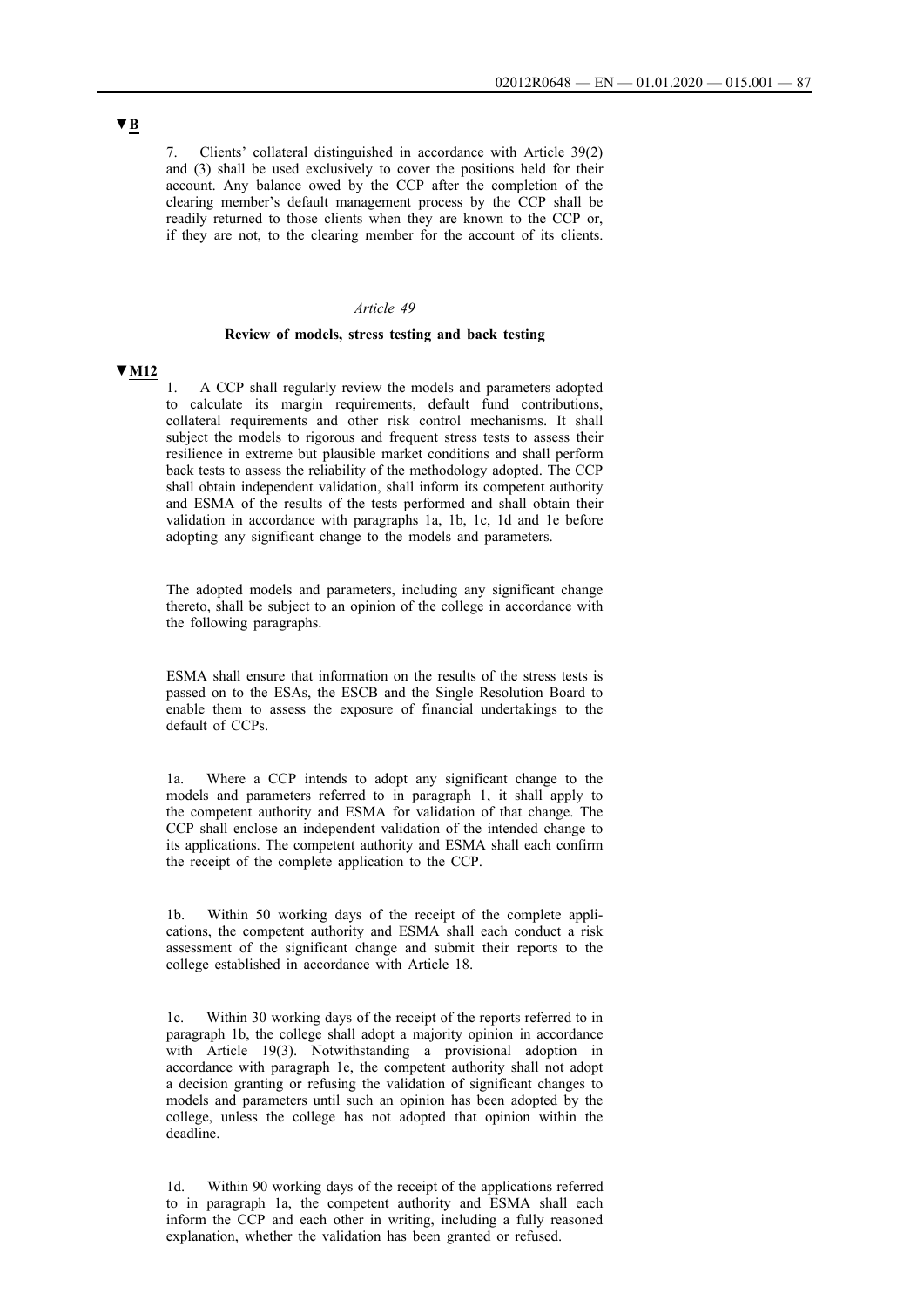▼B

7. Clients' collateral distinguished in accordance with Article 39(2) and (3) shall be used exclusively to cover the positions held for their account. Any balance owed by the CCP after the completion of the clearing member's default management process by the CCP shall be readily returned to those clients when they are known to the CCP or, if they are not, to the clearing member for the account of its clients.

*Article 49*

**Review of models, stress testing and back testing**

▼M12

1. A CCP shall regularly review the models and parameters adopted to calculate its margin requirements, default fund contributions, collateral requirements and other risk control mechanisms. It shall subject the models to rigorous and frequent stress tests to assess their resilience in extreme but plausible market conditions and shall perform back tests to assess the reliability of the methodology adopted. The CCP shall obtain independent validation, shall inform its competent authority and ESMA of the results of the tests performed and shall obtain their validation in accordance with paragraphs 1a, 1b, 1c, 1d and 1e before adopting any significant change to the models and parameters.

The adopted models and parameters, including any significant change thereto, shall be subject to an opinion of the college in accordance with the following paragraphs.

ESMA shall ensure that information on the results of the stress tests is passed on to the ESAs, the ESCB and the Single Resolution Board to enable them to assess the exposure of financial undertakings to the default of CCPs.

1a. Where a CCP intends to adopt any significant change to the models and parameters referred to in paragraph 1, it shall apply to the competent authority and ESMA for validation of that change. The CCP shall enclose an independent validation of the intended change to its applications. The competent authority and ESMA shall each confirm the receipt of the complete application to the CCP.

1b. Within 50 working days of the receipt of the complete applications, the competent authority and ESMA shall each conduct a risk assessment of the significant change and submit their reports to the college established in accordance with Article 18.

1c. Within 30 working days of the receipt of the reports referred to in paragraph 1b, the college shall adopt a majority opinion in accordance with Article 19(3). Notwithstanding a provisional adoption in accordance with paragraph 1e, the competent authority shall not adopt a decision granting or refusing the validation of significant changes to models and parameters until such an opinion has been adopted by the college, unless the college has not adopted that opinion within the deadline.

1d. Within 90 working days of the receipt of the applications referred to in paragraph 1a, the competent authority and ESMA shall each inform the CCP and each other in writing, including a fully reasoned explanation, whether the validation has been granted or refused.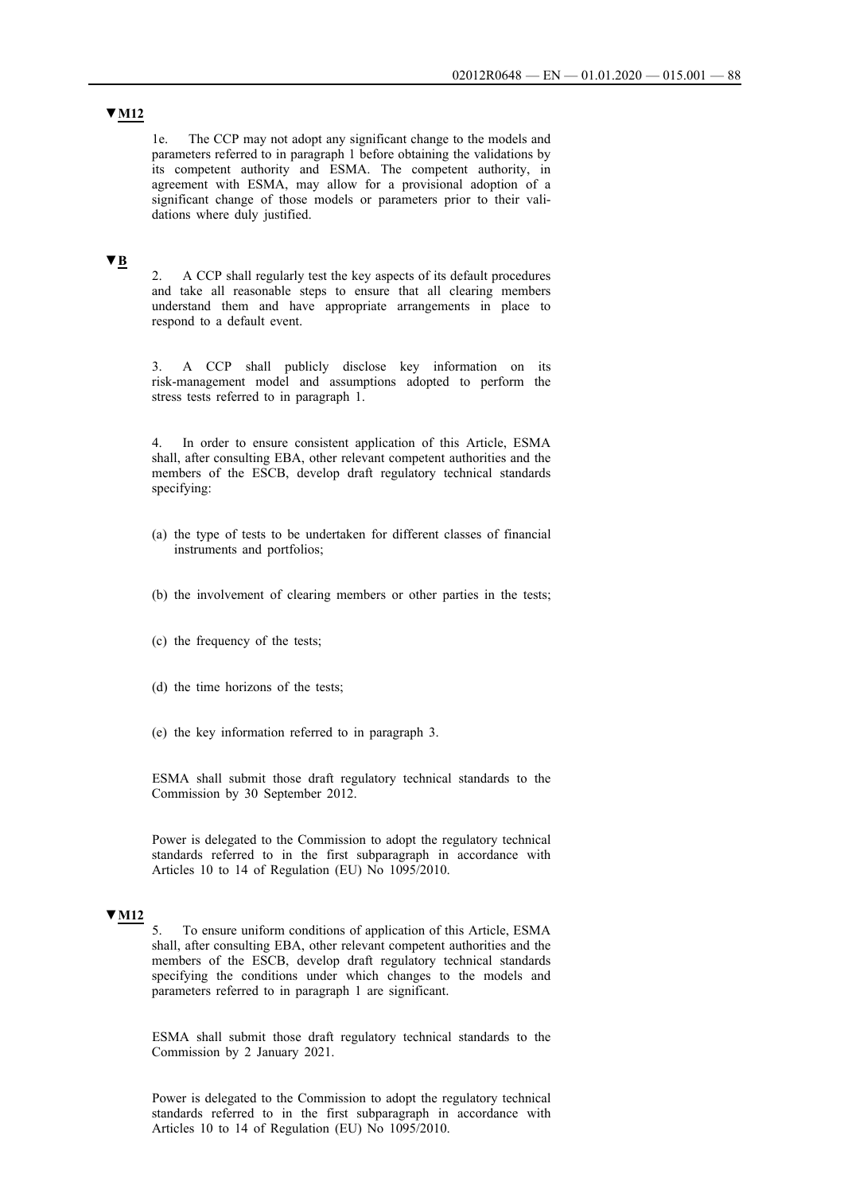▼M12

1e. The CCP may not adopt any significant change to the models and parameters referred to in paragraph 1 before obtaining the validations by its competent authority and ESMA. The competent authority, in agreement with ESMA, may allow for a provisional adoption of a significant change of those models or parameters prior to their validations where duly justified.

▼B

2. A CCP shall regularly test the key aspects of its default procedures and take all reasonable steps to ensure that all clearing members understand them and have appropriate arrangements in place to respond to a default event.

3. A CCP shall publicly disclose key information on its risk-management model and assumptions adopted to perform the stress tests referred to in paragraph 1.

4. In order to ensure consistent application of this Article, ESMA shall, after consulting EBA, other relevant competent authorities and the members of the ESCB, develop draft regulatory technical standards specifying:

(a) the type of tests to be undertaken for different classes of financial instruments and portfolios;

(b) the involvement of clearing members or other parties in the tests;

(c) the frequency of the tests;

(d) the time horizons of the tests;

(e) the key information referred to in paragraph 3.

ESMA shall submit those draft regulatory technical standards to the Commission by 30 September 2012.

Power is delegated to the Commission to adopt the regulatory technical standards referred to in the first subparagraph in accordance with Articles 10 to 14 of Regulation (EU) No 1095/2010.

▼M12

5. To ensure uniform conditions of application of this Article, ESMA shall, after consulting EBA, other relevant competent authorities and the members of the ESCB, develop draft regulatory technical standards specifying the conditions under which changes to the models and parameters referred to in paragraph 1 are significant.

ESMA shall submit those draft regulatory technical standards to the Commission by 2 January 2021.

Power is delegated to the Commission to adopt the regulatory technical standards referred to in the first subparagraph in accordance with Articles 10 to 14 of Regulation (EU) No 1095/2010.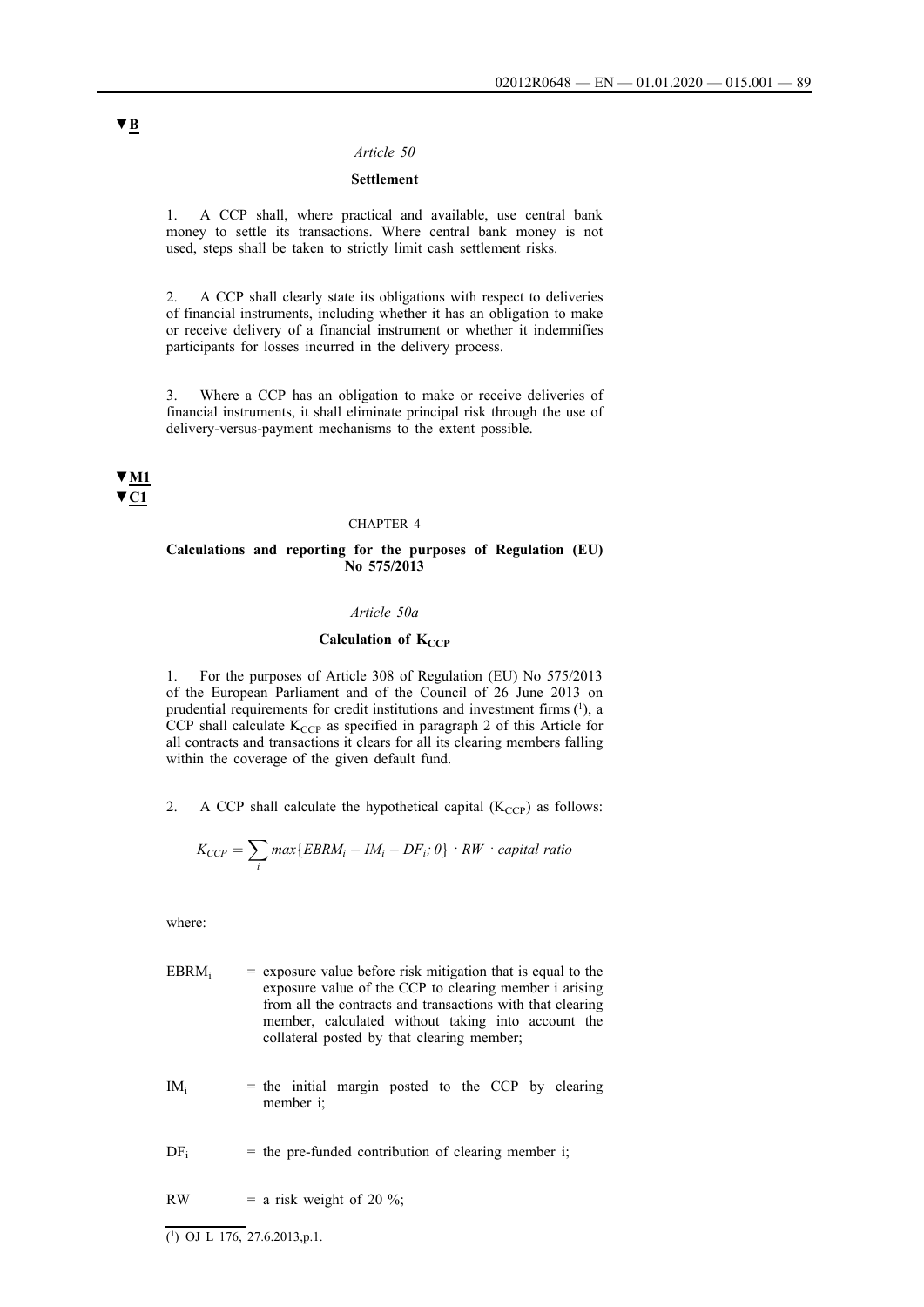▼B

*Article 50*

**Settlement**

1. A CCP shall, where practical and available, use central bank money to settle its transactions. Where central bank money is not used, steps shall be taken to strictly limit cash settlement risks.

2. A CCP shall clearly state its obligations with respect to deliveries of financial instruments, including whether it has an obligation to make or receive delivery of a financial instrument or whether it indemnifies participants for losses incurred in the delivery process.

3. Where a CCP has an obligation to make or receive deliveries of financial instruments, it shall eliminate principal risk through the use of delivery-versus-payment mechanisms to the extent possible.

▼M1
▼C1

CHAPTER 4

**Calculations and reporting for the purposes of Regulation (EU) No 575/2013**

*Article 50a*

**Calculation of $K_{CCP}$**

1. For the purposes of Article 308 of Regulation (EU) No 575/2013 of the European Parliament and of the Council of 26 June 2013 on prudential requirements for credit institutions and investment firms [1], a CCP shall calculate $K_{CCP}$ as specified in paragraph 2 of this Article for all contracts and transactions it clears for all its clearing members falling within the coverage of the given default fund.

2. A CCP shall calculate the hypothetical capital ($K_{CCP}$) as follows:

$$K_{CCP} = \sum_{i} max\{EBRM_i - IM_i - DF_i; 0\} \cdot RW \cdot capital\ ratio$$

where:

$EBRM_i$ = exposure value before risk mitigation that is equal to the exposure value of the CCP to clearing member i arising from all the contracts and transactions with that clearing member, calculated without taking into account the collateral posted by that clearing member;

$IM_i$ = the initial margin posted to the CCP by clearing member i;

$DF_i$ = the pre-funded contribution of clearing member i;

$RW$ = a risk weight of 20 %;

[1] OJ L 176, 27.6.2013,p.1.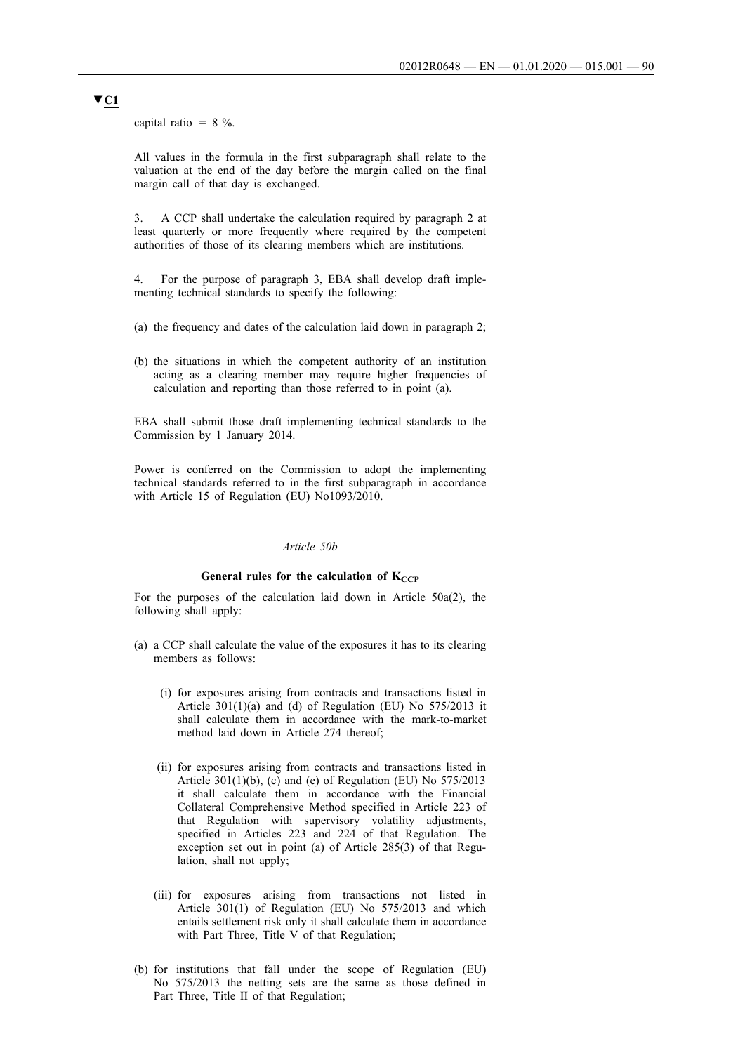**▼C1**

capital ratio = 8 %.

All values in the formula in the first subparagraph shall relate to the valuation at the end of the day before the margin called on the final margin call of that day is exchanged.

3. A CCP shall undertake the calculation required by paragraph 2 at least quarterly or more frequently where required by the competent authorities of those of its clearing members which are institutions.

4. For the purpose of paragraph 3, EBA shall develop draft implementing technical standards to specify the following:

(a) the frequency and dates of the calculation laid down in paragraph 2;

(b) the situations in which the competent authority of an institution acting as a clearing member may require higher frequencies of calculation and reporting than those referred to in point (a).

EBA shall submit those draft implementing technical standards to the Commission by 1 January 2014.

Power is conferred on the Commission to adopt the implementing technical standards referred to in the first subparagraph in accordance with Article 15 of Regulation (EU) No1093/2010.

*Article 50b*

**General rules for the calculation of $K_{CCP}$**

For the purposes of the calculation laid down in Article 50a(2), the following shall apply:

(a) a CCP shall calculate the value of the exposures it has to its clearing members as follows:

  (i) for exposures arising from contracts and transactions listed in Article 301(1)(a) and (d) of Regulation (EU) No 575/2013 it shall calculate them in accordance with the mark-to-market method laid down in Article 274 thereof;

  (ii) for exposures arising from contracts and transactions listed in Article 301(1)(b), (c) and (e) of Regulation (EU) No 575/2013 it shall calculate them in accordance with the Financial Collateral Comprehensive Method specified in Article 223 of that Regulation with supervisory volatility adjustments, specified in Articles 223 and 224 of that Regulation. The exception set out in point (a) of Article 285(3) of that Regulation, shall not apply;

  (iii) for exposures arising from transactions not listed in Article 301(1) of Regulation (EU) No 575/2013 and which entails settlement risk only it shall calculate them in accordance with Part Three, Title V of that Regulation;

(b) for institutions that fall under the scope of Regulation (EU) No 575/2013 the netting sets are the same as those defined in Part Three, Title II of that Regulation;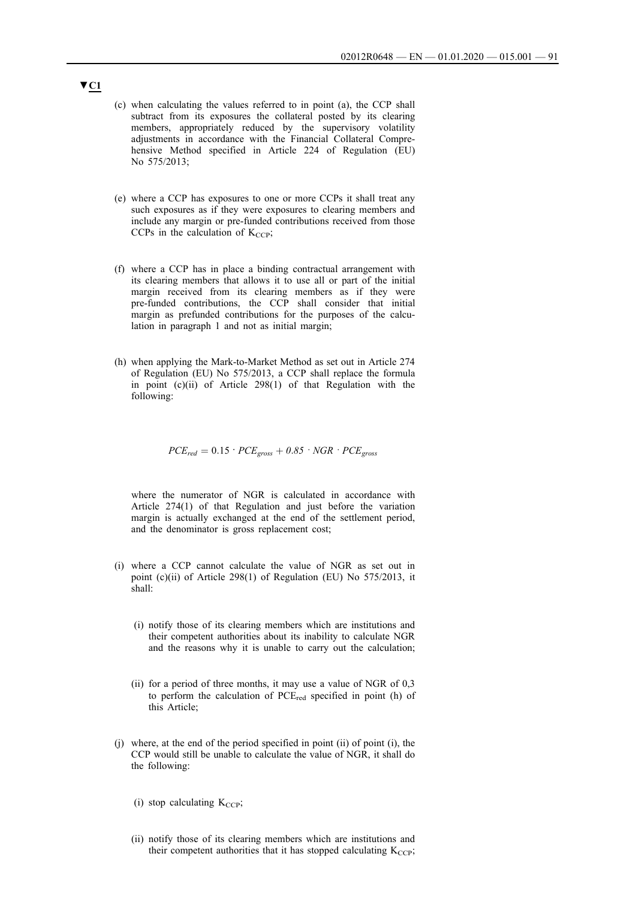▼C1

(c) when calculating the values referred to in point (a), the CCP shall subtract from its exposures the collateral posted by its clearing members, appropriately reduced by the supervisory volatility adjustments in accordance with the Financial Collateral Comprehensive Method specified in Article 224 of Regulation (EU) No 575/2013;

(e) where a CCP has exposures to one or more CCPs it shall treat any such exposures as if they were exposures to clearing members and include any margin or pre-funded contributions received from those CCPs in the calculation of $K_{CCP}$;

(f) where a CCP has in place a binding contractual arrangement with its clearing members that allows it to use all or part of the initial margin received from its clearing members as if they were pre-funded contributions, the CCP shall consider that initial margin as prefunded contributions for the purposes of the calculation in paragraph 1 and not as initial margin;

(h) when applying the Mark-to-Market Method as set out in Article 274 of Regulation (EU) No 575/2013, a CCP shall replace the formula in point (c)(ii) of Article 298(1) of that Regulation with the following:

$$PCE_{red} = 0.15 \cdot PCE_{gross} + 0.85 \cdot NGR \cdot PCE_{gross}$$

where the numerator of NGR is calculated in accordance with Article 274(1) of that Regulation and just before the variation margin is actually exchanged at the end of the settlement period, and the denominator is gross replacement cost;

(i) where a CCP cannot calculate the value of NGR as set out in point (c)(ii) of Article 298(1) of Regulation (EU) No 575/2013, it shall:

(i) notify those of its clearing members which are institutions and their competent authorities about its inability to calculate NGR and the reasons why it is unable to carry out the calculation;

(ii) for a period of three months, it may use a value of NGR of 0,3 to perform the calculation of $PCE_{red}$ specified in point (h) of this Article;

(j) where, at the end of the period specified in point (ii) of point (i), the CCP would still be unable to calculate the value of NGR, it shall do the following:

(i) stop calculating $K_{CCP}$;

(ii) notify those of its clearing members which are institutions and their competent authorities that it has stopped calculating $K_{CCP}$;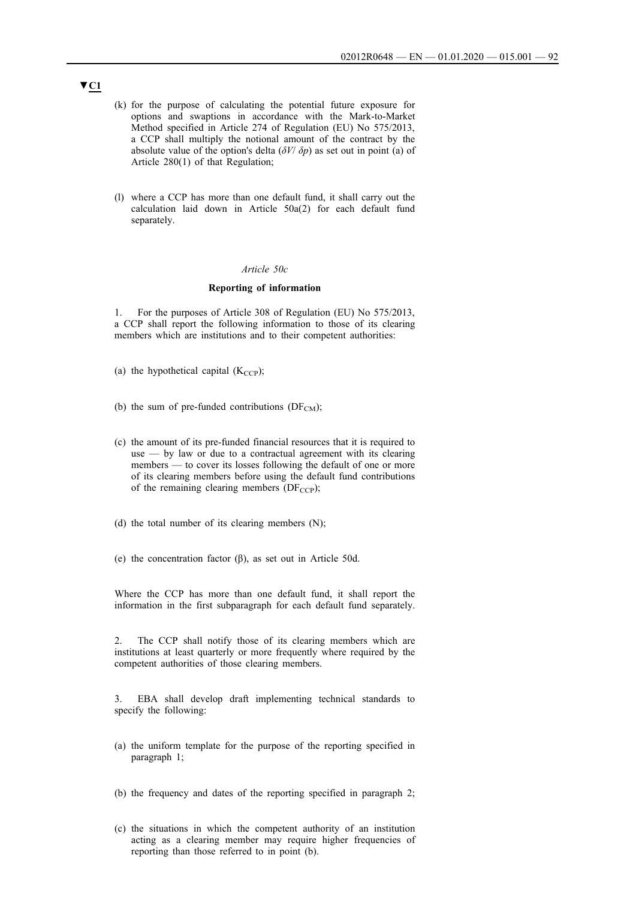▼C1

(k) for the purpose of calculating the potential future exposure for options and swaptions in accordance with the Mark-to-Market Method specified in Article 274 of Regulation (EU) No 575/2013, a CCP shall multiply the notional amount of the contract by the absolute value of the option's delta ($\delta V / \delta p$) as set out in point (a) of Article 280(1) of that Regulation;

(l) where a CCP has more than one default fund, it shall carry out the calculation laid down in Article 50a(2) for each default fund separately.

*Article 50c*

**Reporting of information**

1. For the purposes of Article 308 of Regulation (EU) No 575/2013, a CCP shall report the following information to those of its clearing members which are institutions and to their competent authorities:

(a) the hypothetical capital ($K_{CCP}$);

(b) the sum of pre-funded contributions ($DF_{CM}$);

(c) the amount of its pre-funded financial resources that it is required to use — by law or due to a contractual agreement with its clearing members — to cover its losses following the default of one or more of its clearing members before using the default fund contributions of the remaining clearing members ($DF_{CCP}$);

(d) the total number of its clearing members (N);

(e) the concentration factor (β), as set out in Article 50d.

Where the CCP has more than one default fund, it shall report the information in the first subparagraph for each default fund separately.

2. The CCP shall notify those of its clearing members which are institutions at least quarterly or more frequently where required by the competent authorities of those clearing members.

3. EBA shall develop draft implementing technical standards to specify the following:

(a) the uniform template for the purpose of the reporting specified in paragraph 1;

(b) the frequency and dates of the reporting specified in paragraph 2;

(c) the situations in which the competent authority of an institution acting as a clearing member may require higher frequencies of reporting than those referred to in point (b).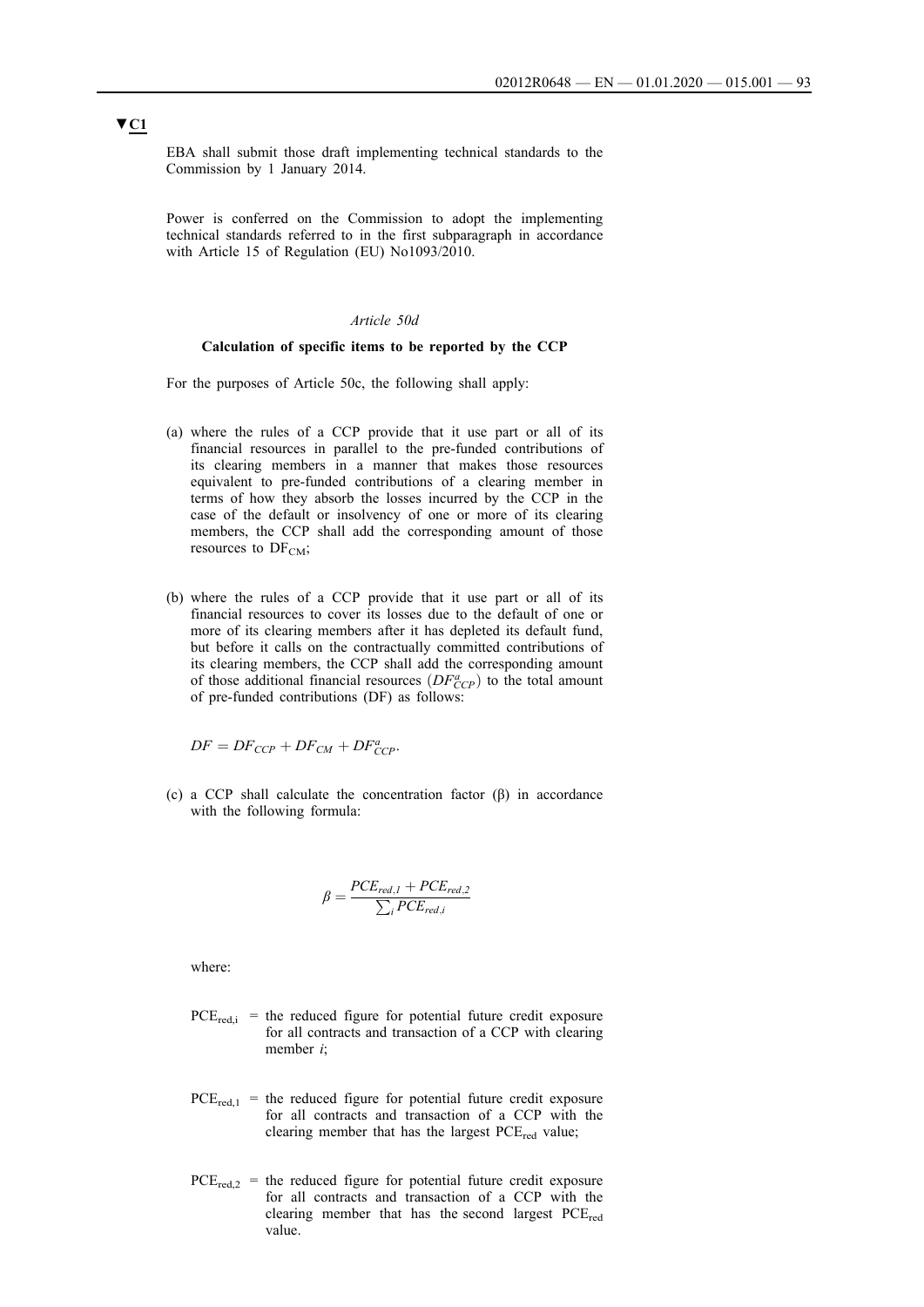▼C1

EBA shall submit those draft implementing technical standards to the Commission by 1 January 2014.

Power is conferred on the Commission to adopt the implementing technical standards referred to in the first subparagraph in accordance with Article 15 of Regulation (EU) No1093/2010.

*Article 50d*

**Calculation of specific items to be reported by the CCP**

For the purposes of Article 50c, the following shall apply:

(a) where the rules of a CCP provide that it use part or all of its financial resources in parallel to the pre-funded contributions of its clearing members in a manner that makes those resources equivalent to pre-funded contributions of a clearing member in terms of how they absorb the losses incurred by the CCP in the case of the default or insolvency of one or more of its clearing members, the CCP shall add the corresponding amount of those resources to $DF_{CM}$;

(b) where the rules of a CCP provide that it use part or all of its financial resources to cover its losses due to the default of one or more of its clearing members after it has depleted its default fund, but before it calls on the contractually committed contributions of its clearing members, the CCP shall add the corresponding amount of those additional financial resources ($DF^{a}_{CCP}$) to the total amount of pre-funded contributions (DF) as follows:

$$DF = DF_{CCP} + DF_{CM} + DF^{a}_{CCP}.$$

(c) a CCP shall calculate the concentration factor (β) in accordance with the following formula:

$$\beta = \frac{PCE_{red,1} + PCE_{red,2}}{\sum_i PCE_{red,i}}$$

where:

$PCE_{red,i}$ = the reduced figure for potential future credit exposure for all contracts and transaction of a CCP with clearing member *i*;

$PCE_{red,1}$ = the reduced figure for potential future credit exposure for all contracts and transaction of a CCP with the clearing member that has the largest $PCE_{red}$ value;

$PCE_{red,2}$ = the reduced figure for potential future credit exposure for all contracts and transaction of a CCP with the clearing member that has the second largest $PCE_{red}$ value.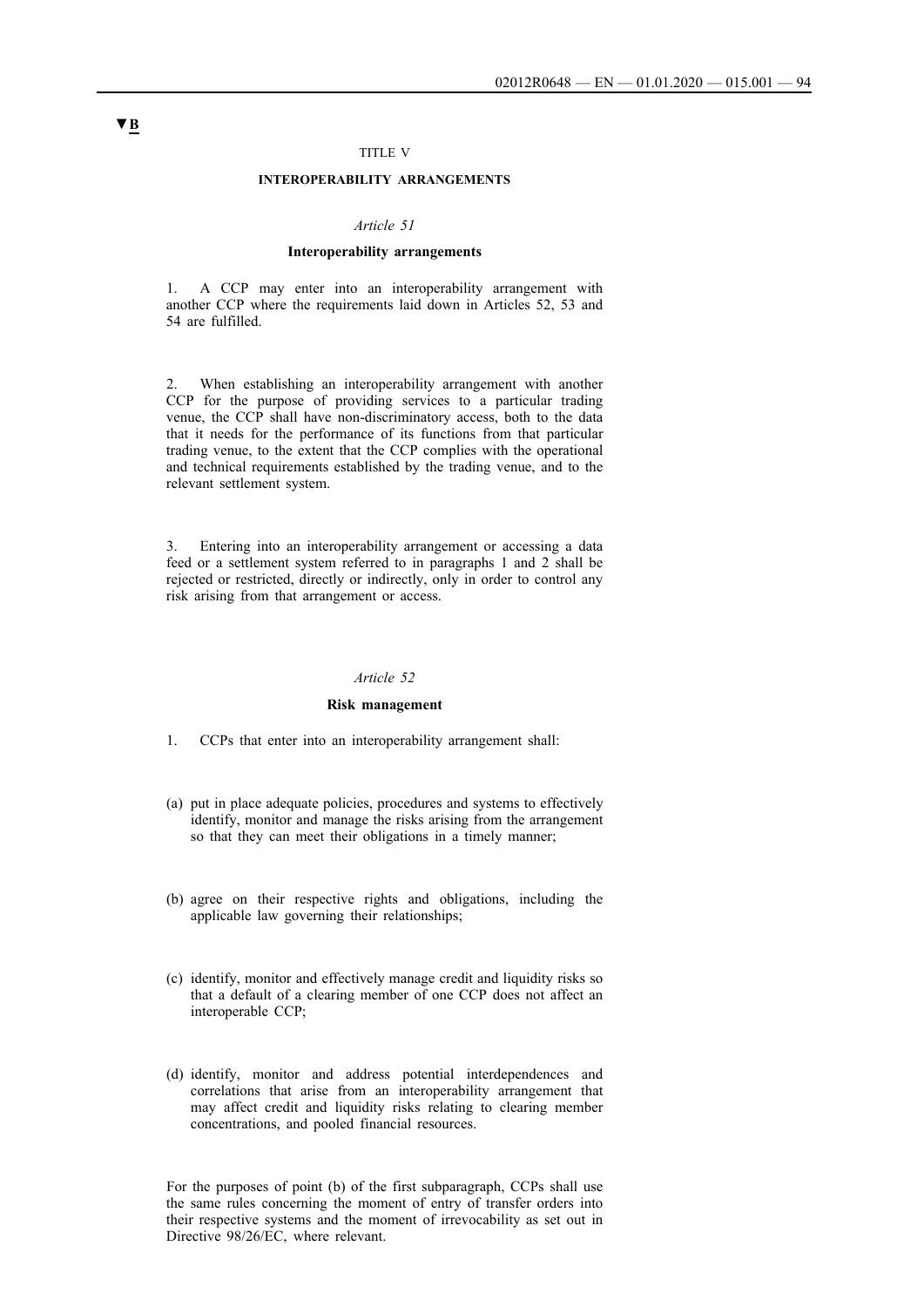▼B

# TITLE V

## INTEROPERABILITY ARRANGEMENTS

### *Article 51*

### Interoperability arrangements

1. A CCP may enter into an interoperability arrangement with another CCP where the requirements laid down in Articles 52, 53 and 54 are fulfilled.

2. When establishing an interoperability arrangement with another CCP for the purpose of providing services to a particular trading venue, the CCP shall have non-discriminatory access, both to the data that it needs for the performance of its functions from that particular trading venue, to the extent that the CCP complies with the operational and technical requirements established by the trading venue, and to the relevant settlement system.

3. Entering into an interoperability arrangement or accessing a data feed or a settlement system referred to in paragraphs 1 and 2 shall be rejected or restricted, directly or indirectly, only in order to control any risk arising from that arrangement or access.

### *Article 52*

### Risk management

1. CCPs that enter into an interoperability arrangement shall:

(a) put in place adequate policies, procedures and systems to effectively identify, monitor and manage the risks arising from the arrangement so that they can meet their obligations in a timely manner;

(b) agree on their respective rights and obligations, including the applicable law governing their relationships;

(c) identify, monitor and effectively manage credit and liquidity risks so that a default of a clearing member of one CCP does not affect an interoperable CCP;

(d) identify, monitor and address potential interdependences and correlations that arise from an interoperability arrangement that may affect credit and liquidity risks relating to clearing member concentrations, and pooled financial resources.

For the purposes of point (b) of the first subparagraph, CCPs shall use the same rules concerning the moment of entry of transfer orders into their respective systems and the moment of irrevocability as set out in Directive 98/26/EC, where relevant.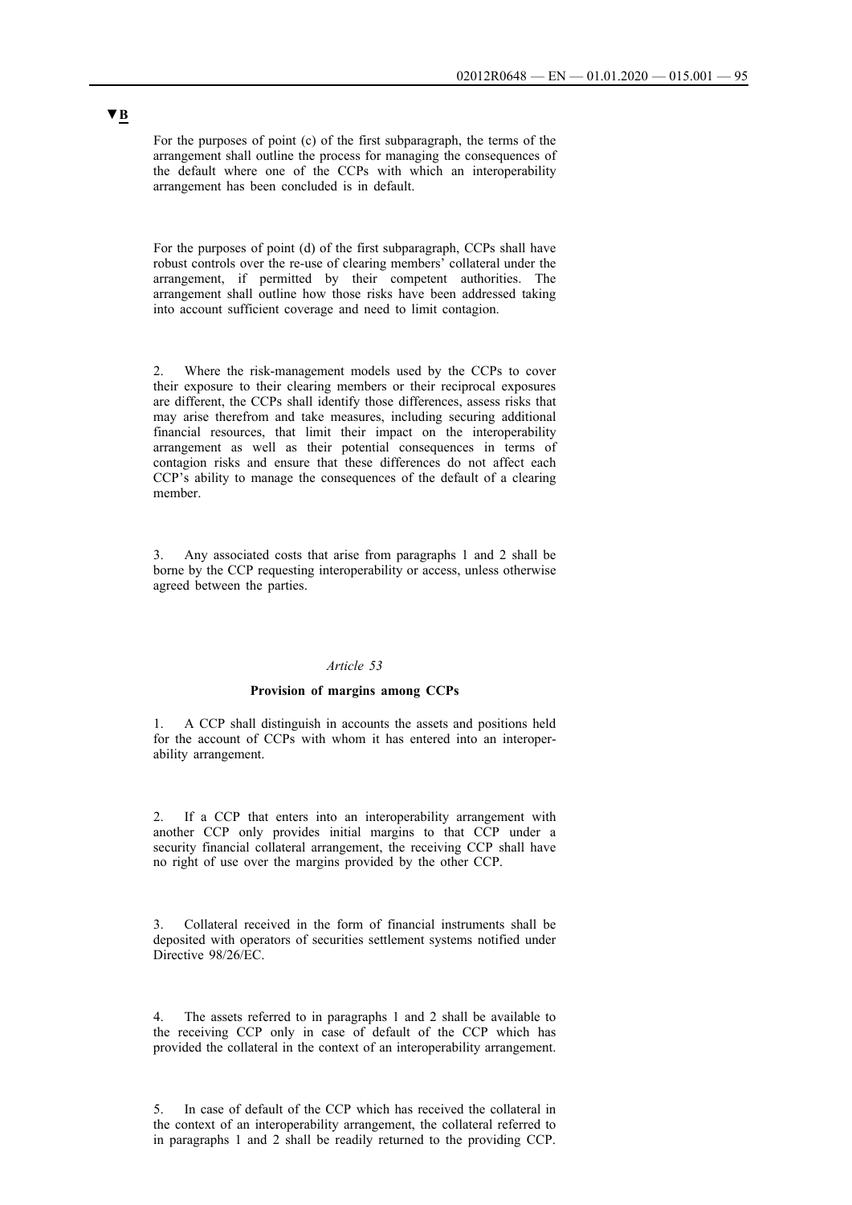▼B

For the purposes of point (c) of the first subparagraph, the terms of the arrangement shall outline the process for managing the consequences of the default where one of the CCPs with which an interoperability arrangement has been concluded is in default.

For the purposes of point (d) of the first subparagraph, CCPs shall have robust controls over the re-use of clearing members' collateral under the arrangement, if permitted by their competent authorities. The arrangement shall outline how those risks have been addressed taking into account sufficient coverage and need to limit contagion.

2. Where the risk-management models used by the CCPs to cover their exposure to their clearing members or their reciprocal exposures are different, the CCPs shall identify those differences, assess risks that may arise therefrom and take measures, including securing additional financial resources, that limit their impact on the interoperability arrangement as well as their potential consequences in terms of contagion risks and ensure that these differences do not affect each CCP's ability to manage the consequences of the default of a clearing member.

3. Any associated costs that arise from paragraphs 1 and 2 shall be borne by the CCP requesting interoperability or access, unless otherwise agreed between the parties.

*Article 53*

**Provision of margins among CCPs**

1. A CCP shall distinguish in accounts the assets and positions held for the account of CCPs with whom it has entered into an interoperability arrangement.

2. If a CCP that enters into an interoperability arrangement with another CCP only provides initial margins to that CCP under a security financial collateral arrangement, the receiving CCP shall have no right of use over the margins provided by the other CCP.

3. Collateral received in the form of financial instruments shall be deposited with operators of securities settlement systems notified under Directive 98/26/EC.

4. The assets referred to in paragraphs 1 and 2 shall be available to the receiving CCP only in case of default of the CCP which has provided the collateral in the context of an interoperability arrangement.

5. In case of default of the CCP which has received the collateral in the context of an interoperability arrangement, the collateral referred to in paragraphs 1 and 2 shall be readily returned to the providing CCP.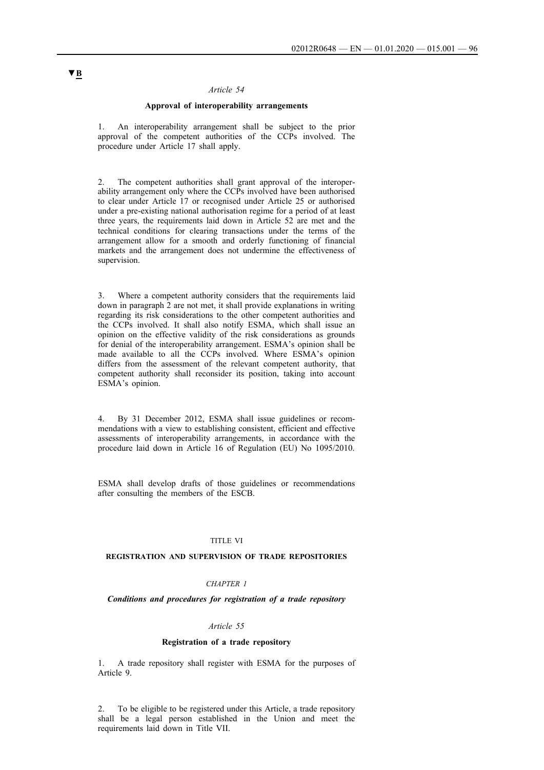▼B

*Article 54*

**Approval of interoperability arrangements**

1. An interoperability arrangement shall be subject to the prior approval of the competent authorities of the CCPs involved. The procedure under Article 17 shall apply.

2. The competent authorities shall grant approval of the interoperability arrangement only where the CCPs involved have been authorised to clear under Article 17 or recognised under Article 25 or authorised under a pre-existing national authorisation regime for a period of at least three years, the requirements laid down in Article 52 are met and the technical conditions for clearing transactions under the terms of the arrangement allow for a smooth and orderly functioning of financial markets and the arrangement does not undermine the effectiveness of supervision.

3. Where a competent authority considers that the requirements laid down in paragraph 2 are not met, it shall provide explanations in writing regarding its risk considerations to the other competent authorities and the CCPs involved. It shall also notify ESMA, which shall issue an opinion on the effective validity of the risk considerations as grounds for denial of the interoperability arrangement. ESMA's opinion shall be made available to all the CCPs involved. Where ESMA's opinion differs from the assessment of the relevant competent authority, that competent authority shall reconsider its position, taking into account ESMA's opinion.

4. By 31 December 2012, ESMA shall issue guidelines or recommendations with a view to establishing consistent, efficient and effective assessments of interoperability arrangements, in accordance with the procedure laid down in Article 16 of Regulation (EU) No 1095/2010.

ESMA shall develop drafts of those guidelines or recommendations after consulting the members of the ESCB.

TITLE VI

**REGISTRATION AND SUPERVISION OF TRADE REPOSITORIES**

*CHAPTER 1*

***Conditions and procedures for registration of a trade repository***

*Article 55*

**Registration of a trade repository**

1. A trade repository shall register with ESMA for the purposes of Article 9.

2. To be eligible to be registered under this Article, a trade repository shall be a legal person established in the Union and meet the requirements laid down in Title VII.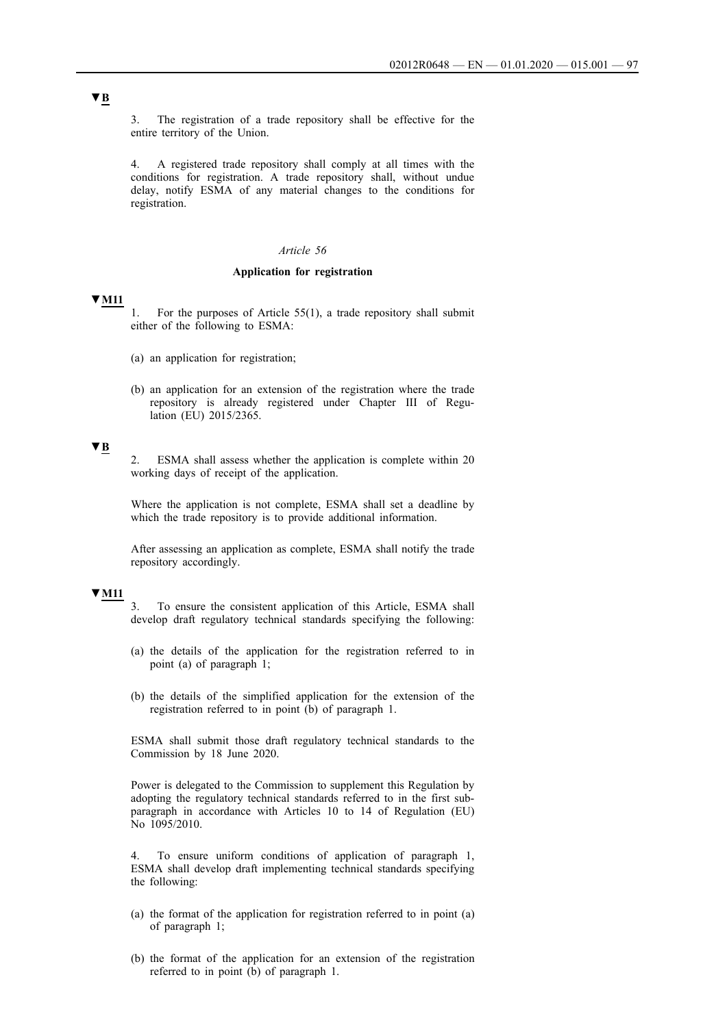▼B

3. The registration of a trade repository shall be effective for the entire territory of the Union.

4. A registered trade repository shall comply at all times with the conditions for registration. A trade repository shall, without undue delay, notify ESMA of any material changes to the conditions for registration.

*Article 56*

**Application for registration**

▼M11

1. For the purposes of Article 55(1), a trade repository shall submit either of the following to ESMA:

(a) an application for registration;

(b) an application for an extension of the registration where the trade repository is already registered under Chapter III of Regulation (EU) 2015/2365.

▼B

2. ESMA shall assess whether the application is complete within 20 working days of receipt of the application.

Where the application is not complete, ESMA shall set a deadline by which the trade repository is to provide additional information.

After assessing an application as complete, ESMA shall notify the trade repository accordingly.

▼M11

3. To ensure the consistent application of this Article, ESMA shall develop draft regulatory technical standards specifying the following:

(a) the details of the application for the registration referred to in point (a) of paragraph 1;

(b) the details of the simplified application for the extension of the registration referred to in point (b) of paragraph 1.

ESMA shall submit those draft regulatory technical standards to the Commission by 18 June 2020.

Power is delegated to the Commission to supplement this Regulation by adopting the regulatory technical standards referred to in the first subparagraph in accordance with Articles 10 to 14 of Regulation (EU) No 1095/2010.

4. To ensure uniform conditions of application of paragraph 1, ESMA shall develop draft implementing technical standards specifying the following:

(a) the format of the application for registration referred to in point (a) of paragraph 1;

(b) the format of the application for an extension of the registration referred to in point (b) of paragraph 1.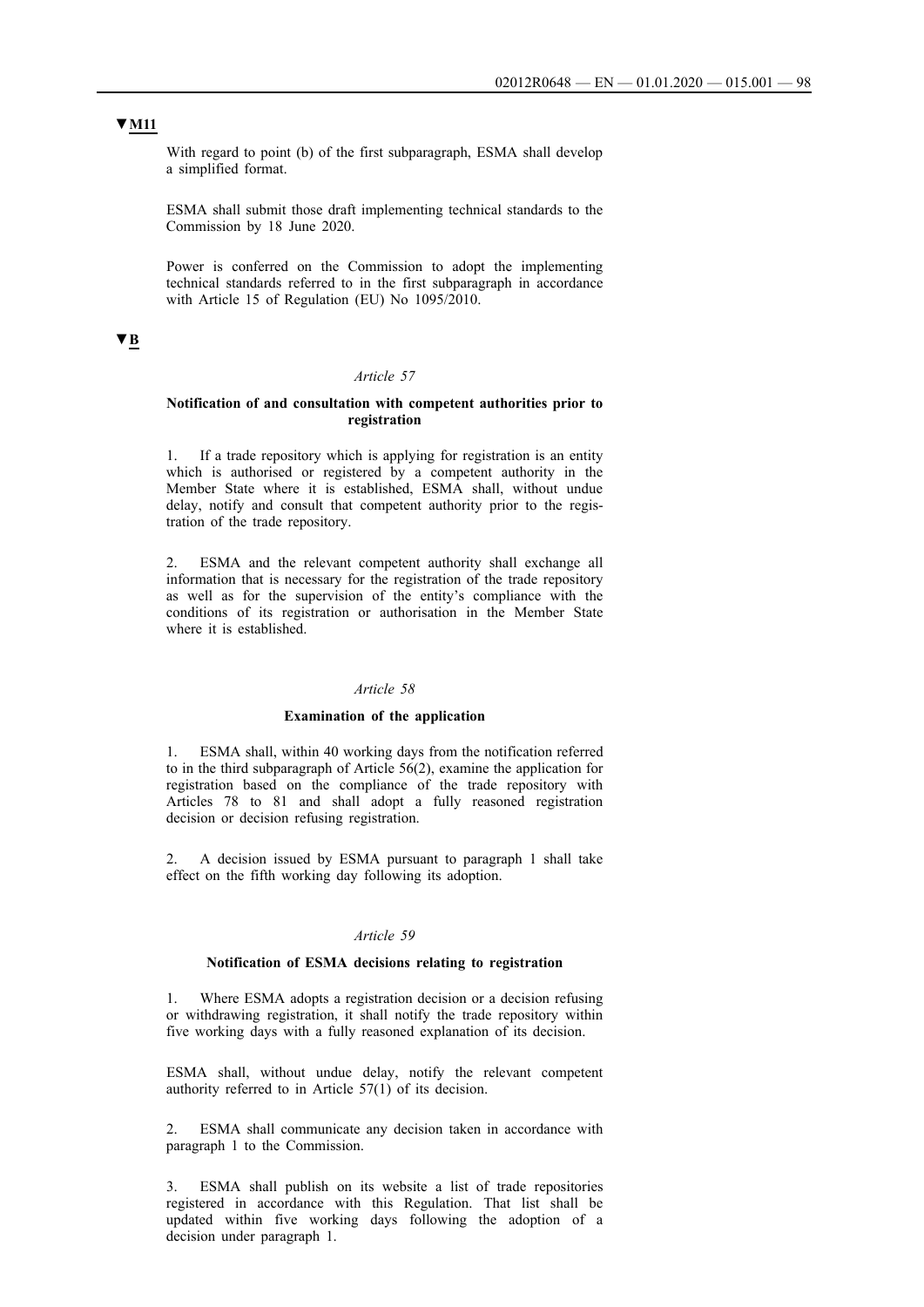▼M11

With regard to point (b) of the first subparagraph, ESMA shall develop a simplified format.

ESMA shall submit those draft implementing technical standards to the Commission by 18 June 2020.

Power is conferred on the Commission to adopt the implementing technical standards referred to in the first subparagraph in accordance with Article 15 of Regulation (EU) No 1095/2010.

▼B

*Article 57*

**Notification of and consultation with competent authorities prior to registration**

1. If a trade repository which is applying for registration is an entity which is authorised or registered by a competent authority in the Member State where it is established, ESMA shall, without undue delay, notify and consult that competent authority prior to the registration of the trade repository.

2. ESMA and the relevant competent authority shall exchange all information that is necessary for the registration of the trade repository as well as for the supervision of the entity's compliance with the conditions of its registration or authorisation in the Member State where it is established.

*Article 58*

**Examination of the application**

1. ESMA shall, within 40 working days from the notification referred to in the third subparagraph of Article 56(2), examine the application for registration based on the compliance of the trade repository with Articles 78 to 81 and shall adopt a fully reasoned registration decision or decision refusing registration.

2. A decision issued by ESMA pursuant to paragraph 1 shall take effect on the fifth working day following its adoption.

*Article 59*

**Notification of ESMA decisions relating to registration**

1. Where ESMA adopts a registration decision or a decision refusing or withdrawing registration, it shall notify the trade repository within five working days with a fully reasoned explanation of its decision.

ESMA shall, without undue delay, notify the relevant competent authority referred to in Article 57(1) of its decision.

2. ESMA shall communicate any decision taken in accordance with paragraph 1 to the Commission.

3. ESMA shall publish on its website a list of trade repositories registered in accordance with this Regulation. That list shall be updated within five working days following the adoption of a decision under paragraph 1.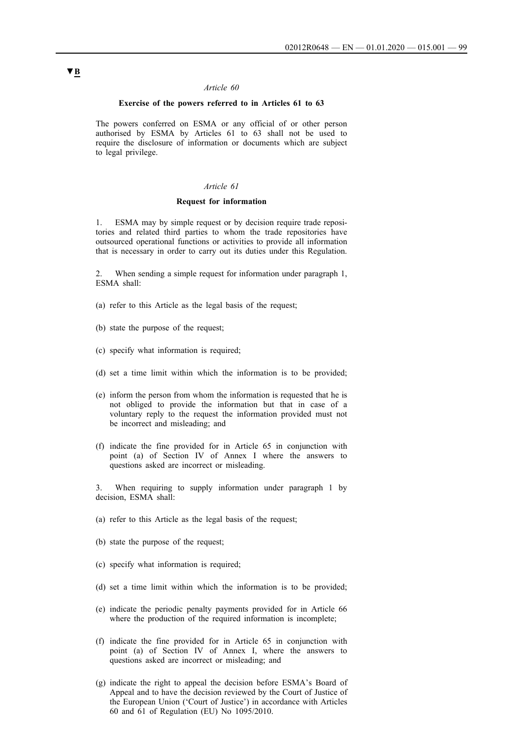▼B

*Article 60*

**Exercise of the powers referred to in Articles 61 to 63**

The powers conferred on ESMA or any official of or other person authorised by ESMA by Articles 61 to 63 shall not be used to require the disclosure of information or documents which are subject to legal privilege.

*Article 61*

**Request for information**

1. ESMA may by simple request or by decision require trade repositories and related third parties to whom the trade repositories have outsourced operational functions or activities to provide all information that is necessary in order to carry out its duties under this Regulation.

2. When sending a simple request for information under paragraph 1, ESMA shall:

(a) refer to this Article as the legal basis of the request;

(b) state the purpose of the request;

(c) specify what information is required;

(d) set a time limit within which the information is to be provided;

(e) inform the person from whom the information is requested that he is not obliged to provide the information but that in case of a voluntary reply to the request the information provided must not be incorrect and misleading; and

(f) indicate the fine provided for in Article 65 in conjunction with point (a) of Section IV of Annex I where the answers to questions asked are incorrect or misleading.

3. When requiring to supply information under paragraph 1 by decision, ESMA shall:

(a) refer to this Article as the legal basis of the request;

(b) state the purpose of the request;

(c) specify what information is required;

(d) set a time limit within which the information is to be provided;

(e) indicate the periodic penalty payments provided for in Article 66 where the production of the required information is incomplete;

(f) indicate the fine provided for in Article 65 in conjunction with point (a) of Section IV of Annex I, where the answers to questions asked are incorrect or misleading; and

(g) indicate the right to appeal the decision before ESMA's Board of Appeal and to have the decision reviewed by the Court of Justice of the European Union ('Court of Justice') in accordance with Articles 60 and 61 of Regulation (EU) No 1095/2010.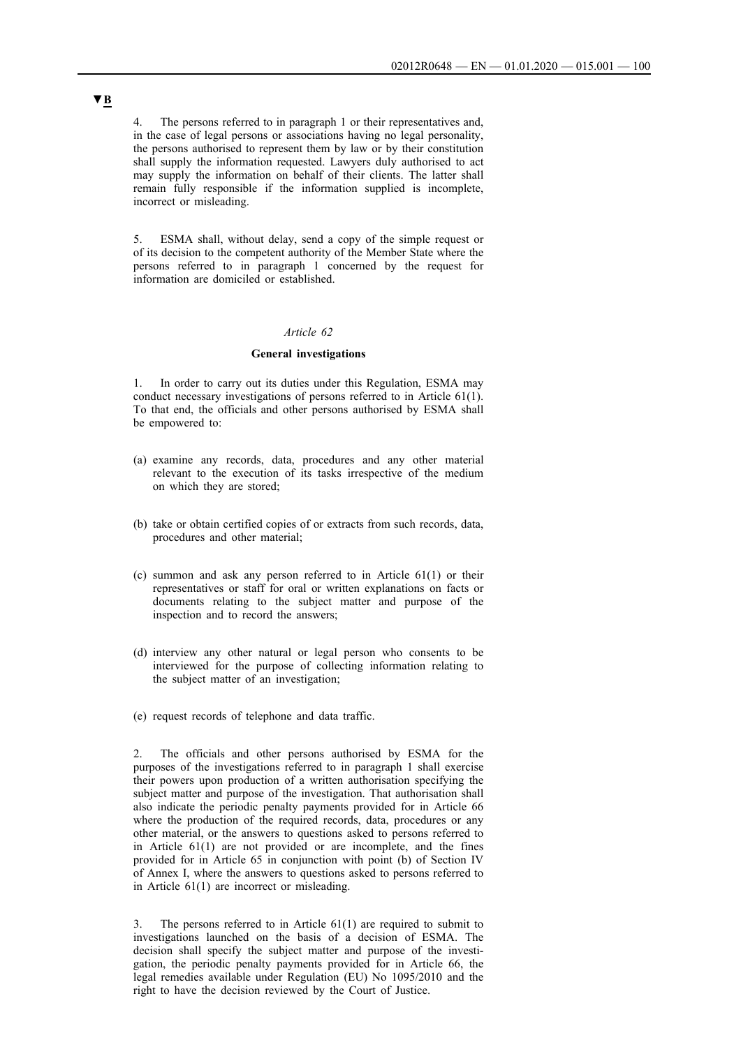▼B

4. The persons referred to in paragraph 1 or their representatives and, in the case of legal persons or associations having no legal personality, the persons authorised to represent them by law or by their constitution shall supply the information requested. Lawyers duly authorised to act may supply the information on behalf of their clients. The latter shall remain fully responsible if the information supplied is incomplete, incorrect or misleading.

5. ESMA shall, without delay, send a copy of the simple request or of its decision to the competent authority of the Member State where the persons referred to in paragraph 1 concerned by the request for information are domiciled or established.

*Article 62*

**General investigations**

1. In order to carry out its duties under this Regulation, ESMA may conduct necessary investigations of persons referred to in Article 61(1). To that end, the officials and other persons authorised by ESMA shall be empowered to:

(a) examine any records, data, procedures and any other material relevant to the execution of its tasks irrespective of the medium on which they are stored;

(b) take or obtain certified copies of or extracts from such records, data, procedures and other material;

(c) summon and ask any person referred to in Article 61(1) or their representatives or staff for oral or written explanations on facts or documents relating to the subject matter and purpose of the inspection and to record the answers;

(d) interview any other natural or legal person who consents to be interviewed for the purpose of collecting information relating to the subject matter of an investigation;

(e) request records of telephone and data traffic.

2. The officials and other persons authorised by ESMA for the purposes of the investigations referred to in paragraph 1 shall exercise their powers upon production of a written authorisation specifying the subject matter and purpose of the investigation. That authorisation shall also indicate the periodic penalty payments provided for in Article 66 where the production of the required records, data, procedures or any other material, or the answers to questions asked to persons referred to in Article 61(1) are not provided or are incomplete, and the fines provided for in Article 65 in conjunction with point (b) of Section IV of Annex I, where the answers to questions asked to persons referred to in Article 61(1) are incorrect or misleading.

3. The persons referred to in Article 61(1) are required to submit to investigations launched on the basis of a decision of ESMA. The decision shall specify the subject matter and purpose of the investigation, the periodic penalty payments provided for in Article 66, the legal remedies available under Regulation (EU) No 1095/2010 and the right to have the decision reviewed by the Court of Justice.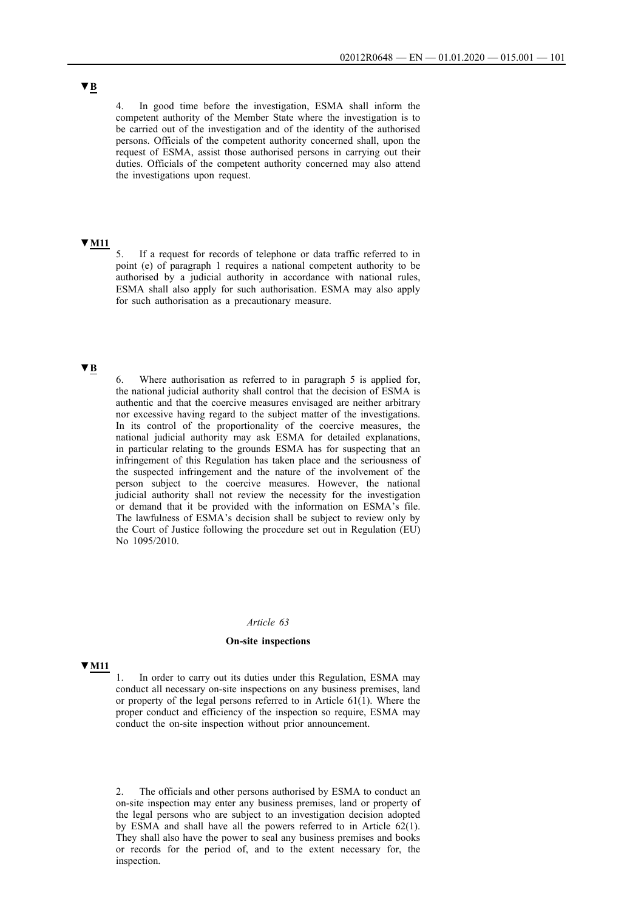▼B

4. In good time before the investigation, ESMA shall inform the competent authority of the Member State where the investigation is to be carried out of the investigation and of the identity of the authorised persons. Officials of the competent authority concerned shall, upon the request of ESMA, assist those authorised persons in carrying out their duties. Officials of the competent authority concerned may also attend the investigations upon request.

▼M11

5. If a request for records of telephone or data traffic referred to in point (e) of paragraph 1 requires a national competent authority to be authorised by a judicial authority in accordance with national rules, ESMA shall also apply for such authorisation. ESMA may also apply for such authorisation as a precautionary measure.

▼B

6. Where authorisation as referred to in paragraph 5 is applied for, the national judicial authority shall control that the decision of ESMA is authentic and that the coercive measures envisaged are neither arbitrary nor excessive having regard to the subject matter of the investigations. In its control of the proportionality of the coercive measures, the national judicial authority may ask ESMA for detailed explanations, in particular relating to the grounds ESMA has for suspecting that an infringement of this Regulation has taken place and the seriousness of the suspected infringement and the nature of the involvement of the person subject to the coercive measures. However, the national judicial authority shall not review the necessity for the investigation or demand that it be provided with the information on ESMA's file. The lawfulness of ESMA's decision shall be subject to review only by the Court of Justice following the procedure set out in Regulation (EU) No 1095/2010.

*Article 63*

**On-site inspections**

▼M11

1. In order to carry out its duties under this Regulation, ESMA may conduct all necessary on-site inspections on any business premises, land or property of the legal persons referred to in Article 61(1). Where the proper conduct and efficiency of the inspection so require, ESMA may conduct the on-site inspection without prior announcement.

2. The officials and other persons authorised by ESMA to conduct an on-site inspection may enter any business premises, land or property of the legal persons who are subject to an investigation decision adopted by ESMA and shall have all the powers referred to in Article 62(1). They shall also have the power to seal any business premises and books or records for the period of, and to the extent necessary for, the inspection.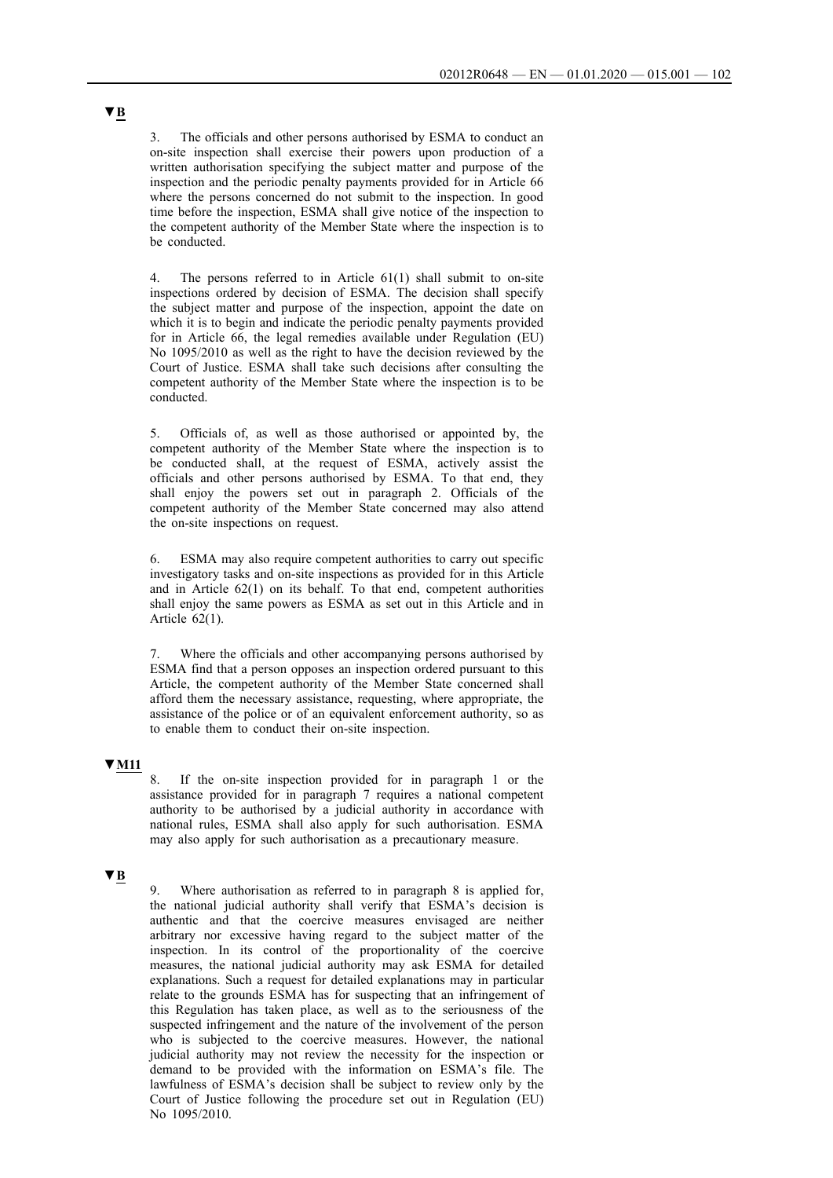▼B

3. The officials and other persons authorised by ESMA to conduct an on-site inspection shall exercise their powers upon production of a written authorisation specifying the subject matter and purpose of the inspection and the periodic penalty payments provided for in Article 66 where the persons concerned do not submit to the inspection. In good time before the inspection, ESMA shall give notice of the inspection to the competent authority of the Member State where the inspection is to be conducted.

4. The persons referred to in Article 61(1) shall submit to on-site inspections ordered by decision of ESMA. The decision shall specify the subject matter and purpose of the inspection, appoint the date on which it is to begin and indicate the periodic penalty payments provided for in Article 66, the legal remedies available under Regulation (EU) No 1095/2010 as well as the right to have the decision reviewed by the Court of Justice. ESMA shall take such decisions after consulting the competent authority of the Member State where the inspection is to be conducted.

5. Officials of, as well as those authorised or appointed by, the competent authority of the Member State where the inspection is to be conducted shall, at the request of ESMA, actively assist the officials and other persons authorised by ESMA. To that end, they shall enjoy the powers set out in paragraph 2. Officials of the competent authority of the Member State concerned may also attend the on-site inspections on request.

6. ESMA may also require competent authorities to carry out specific investigatory tasks and on-site inspections as provided for in this Article and in Article 62(1) on its behalf. To that end, competent authorities shall enjoy the same powers as ESMA as set out in this Article and in Article 62(1).

7. Where the officials and other accompanying persons authorised by ESMA find that a person opposes an inspection ordered pursuant to this Article, the competent authority of the Member State concerned shall afford them the necessary assistance, requesting, where appropriate, the assistance of the police or of an equivalent enforcement authority, so as to enable them to conduct their on-site inspection.

▼M11

8. If the on-site inspection provided for in paragraph 1 or the assistance provided for in paragraph 7 requires a national competent authority to be authorised by a judicial authority in accordance with national rules, ESMA shall also apply for such authorisation. ESMA may also apply for such authorisation as a precautionary measure.

▼B

9. Where authorisation as referred to in paragraph 8 is applied for, the national judicial authority shall verify that ESMA's decision is authentic and that the coercive measures envisaged are neither arbitrary nor excessive having regard to the subject matter of the inspection. In its control of the proportionality of the coercive measures, the national judicial authority may ask ESMA for detailed explanations. Such a request for detailed explanations may in particular relate to the grounds ESMA has for suspecting that an infringement of this Regulation has taken place, as well as to the seriousness of the suspected infringement and the nature of the involvement of the person who is subjected to the coercive measures. However, the national judicial authority may not review the necessity for the inspection or demand to be provided with the information on ESMA's file. The lawfulness of ESMA's decision shall be subject to review only by the Court of Justice following the procedure set out in Regulation (EU) No 1095/2010.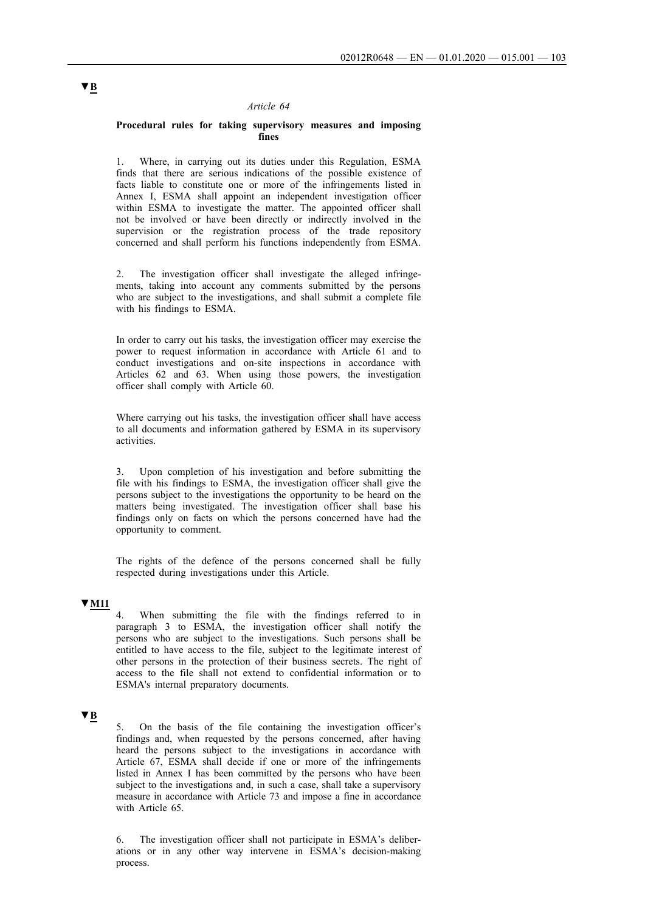▼B

*Article 64*

**Procedural rules for taking supervisory measures and imposing fines**

1. Where, in carrying out its duties under this Regulation, ESMA finds that there are serious indications of the possible existence of facts liable to constitute one or more of the infringements listed in Annex I, ESMA shall appoint an independent investigation officer within ESMA to investigate the matter. The appointed officer shall not be involved or have been directly or indirectly involved in the supervision or the registration process of the trade repository concerned and shall perform his functions independently from ESMA.

2. The investigation officer shall investigate the alleged infringements, taking into account any comments submitted by the persons who are subject to the investigations, and shall submit a complete file with his findings to ESMA.

In order to carry out his tasks, the investigation officer may exercise the power to request information in accordance with Article 61 and to conduct investigations and on-site inspections in accordance with Articles 62 and 63. When using those powers, the investigation officer shall comply with Article 60.

Where carrying out his tasks, the investigation officer shall have access to all documents and information gathered by ESMA in its supervisory activities.

3. Upon completion of his investigation and before submitting the file with his findings to ESMA, the investigation officer shall give the persons subject to the investigations the opportunity to be heard on the matters being investigated. The investigation officer shall base his findings only on facts on which the persons concerned have had the opportunity to comment.

The rights of the defence of the persons concerned shall be fully respected during investigations under this Article.

▼M11

4. When submitting the file with the findings referred to in paragraph 3 to ESMA, the investigation officer shall notify the persons who are subject to the investigations. Such persons shall be entitled to have access to the file, subject to the legitimate interest of other persons in the protection of their business secrets. The right of access to the file shall not extend to confidential information or to ESMA's internal preparatory documents.

▼B

5. On the basis of the file containing the investigation officer's findings and, when requested by the persons concerned, after having heard the persons subject to the investigations in accordance with Article 67, ESMA shall decide if one or more of the infringements listed in Annex I has been committed by the persons who have been subject to the investigations and, in such a case, shall take a supervisory measure in accordance with Article 73 and impose a fine in accordance with Article 65.

6. The investigation officer shall not participate in ESMA's deliberations or in any other way intervene in ESMA's decision-making process.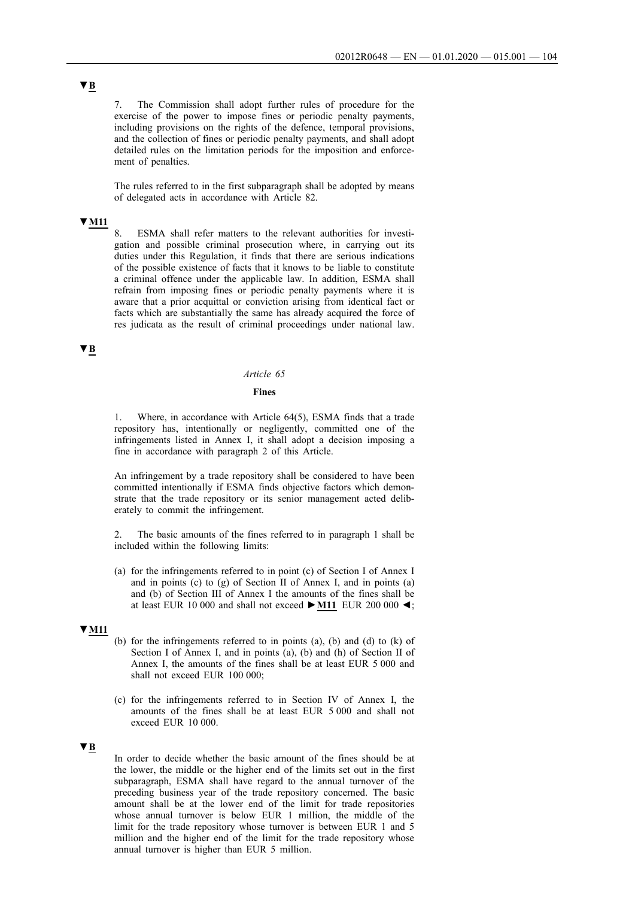▼B

7. The Commission shall adopt further rules of procedure for the exercise of the power to impose fines or periodic penalty payments, including provisions on the rights of the defence, temporal provisions, and the collection of fines or periodic penalty payments, and shall adopt detailed rules on the limitation periods for the imposition and enforcement of penalties.

The rules referred to in the first subparagraph shall be adopted by means of delegated acts in accordance with Article 82.

▼M11

8. ESMA shall refer matters to the relevant authorities for investigation and possible criminal prosecution where, in carrying out its duties under this Regulation, it finds that there are serious indications of the possible existence of facts that it knows to be liable to constitute a criminal offence under the applicable law. In addition, ESMA shall refrain from imposing fines or periodic penalty payments where it is aware that a prior acquittal or conviction arising from identical fact or facts which are substantially the same has already acquired the force of res judicata as the result of criminal proceedings under national law.

▼B

*Article 65*

**Fines**

1. Where, in accordance with Article 64(5), ESMA finds that a trade repository has, intentionally or negligently, committed one of the infringements listed in Annex I, it shall adopt a decision imposing a fine in accordance with paragraph 2 of this Article.

An infringement by a trade repository shall be considered to have been committed intentionally if ESMA finds objective factors which demonstrate that the trade repository or its senior management acted deliberately to commit the infringement.

2. The basic amounts of the fines referred to in paragraph 1 shall be included within the following limits:

(a) for the infringements referred to in point (c) of Section I of Annex I and in points (c) to (g) of Section II of Annex I, and in points (a) and (b) of Section III of Annex I the amounts of the fines shall be at least EUR 10 000 and shall not exceed ►M11 EUR 200 000 ◄;

▼M11

(b) for the infringements referred to in points (a), (b) and (d) to (k) of Section I of Annex I, and in points (a), (b) and (h) of Section II of Annex I, the amounts of the fines shall be at least EUR 5 000 and shall not exceed EUR 100 000;

(c) for the infringements referred to in Section IV of Annex I, the amounts of the fines shall be at least EUR 5 000 and shall not exceed EUR 10 000.

▼B

In order to decide whether the basic amount of the fines should be at the lower, the middle or the higher end of the limits set out in the first subparagraph, ESMA shall have regard to the annual turnover of the preceding business year of the trade repository concerned. The basic amount shall be at the lower end of the limit for trade repositories whose annual turnover is below EUR 1 million, the middle of the limit for the trade repository whose turnover is between EUR 1 and 5 million and the higher end of the limit for the trade repository whose annual turnover is higher than EUR 5 million.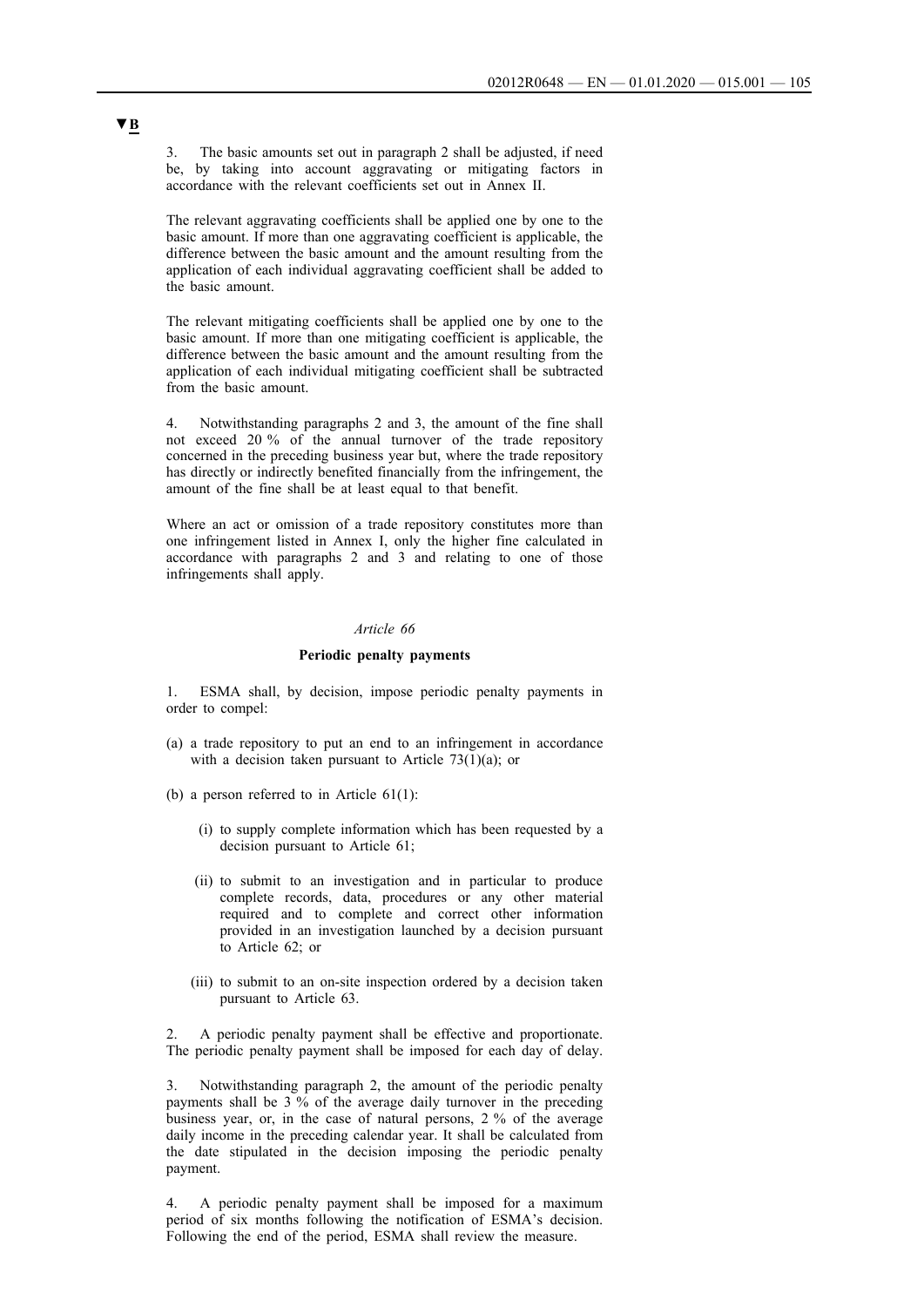▼B

3. The basic amounts set out in paragraph 2 shall be adjusted, if need be, by taking into account aggravating or mitigating factors in accordance with the relevant coefficients set out in Annex II.

The relevant aggravating coefficients shall be applied one by one to the basic amount. If more than one aggravating coefficient is applicable, the difference between the basic amount and the amount resulting from the application of each individual aggravating coefficient shall be added to the basic amount.

The relevant mitigating coefficients shall be applied one by one to the basic amount. If more than one mitigating coefficient is applicable, the difference between the basic amount and the amount resulting from the application of each individual mitigating coefficient shall be subtracted from the basic amount.

4. Notwithstanding paragraphs 2 and 3, the amount of the fine shall not exceed 20 % of the annual turnover of the trade repository concerned in the preceding business year but, where the trade repository has directly or indirectly benefited financially from the infringement, the amount of the fine shall be at least equal to that benefit.

Where an act or omission of a trade repository constitutes more than one infringement listed in Annex I, only the higher fine calculated in accordance with paragraphs 2 and 3 and relating to one of those infringements shall apply.

*Article 66*

**Periodic penalty payments**

1. ESMA shall, by decision, impose periodic penalty payments in order to compel:

(a) a trade repository to put an end to an infringement in accordance with a decision taken pursuant to Article 73(1)(a); or

(b) a person referred to in Article 61(1):

 (i) to supply complete information which has been requested by a decision pursuant to Article 61;

 (ii) to submit to an investigation and in particular to produce complete records, data, procedures or any other material required and to complete and correct other information provided in an investigation launched by a decision pursuant to Article 62; or

 (iii) to submit to an on-site inspection ordered by a decision taken pursuant to Article 63.

2. A periodic penalty payment shall be effective and proportionate. The periodic penalty payment shall be imposed for each day of delay.

3. Notwithstanding paragraph 2, the amount of the periodic penalty payments shall be 3 % of the average daily turnover in the preceding business year, or, in the case of natural persons, 2 % of the average daily income in the preceding calendar year. It shall be calculated from the date stipulated in the decision imposing the periodic penalty payment.

4. A periodic penalty payment shall be imposed for a maximum period of six months following the notification of ESMA's decision. Following the end of the period, ESMA shall review the measure.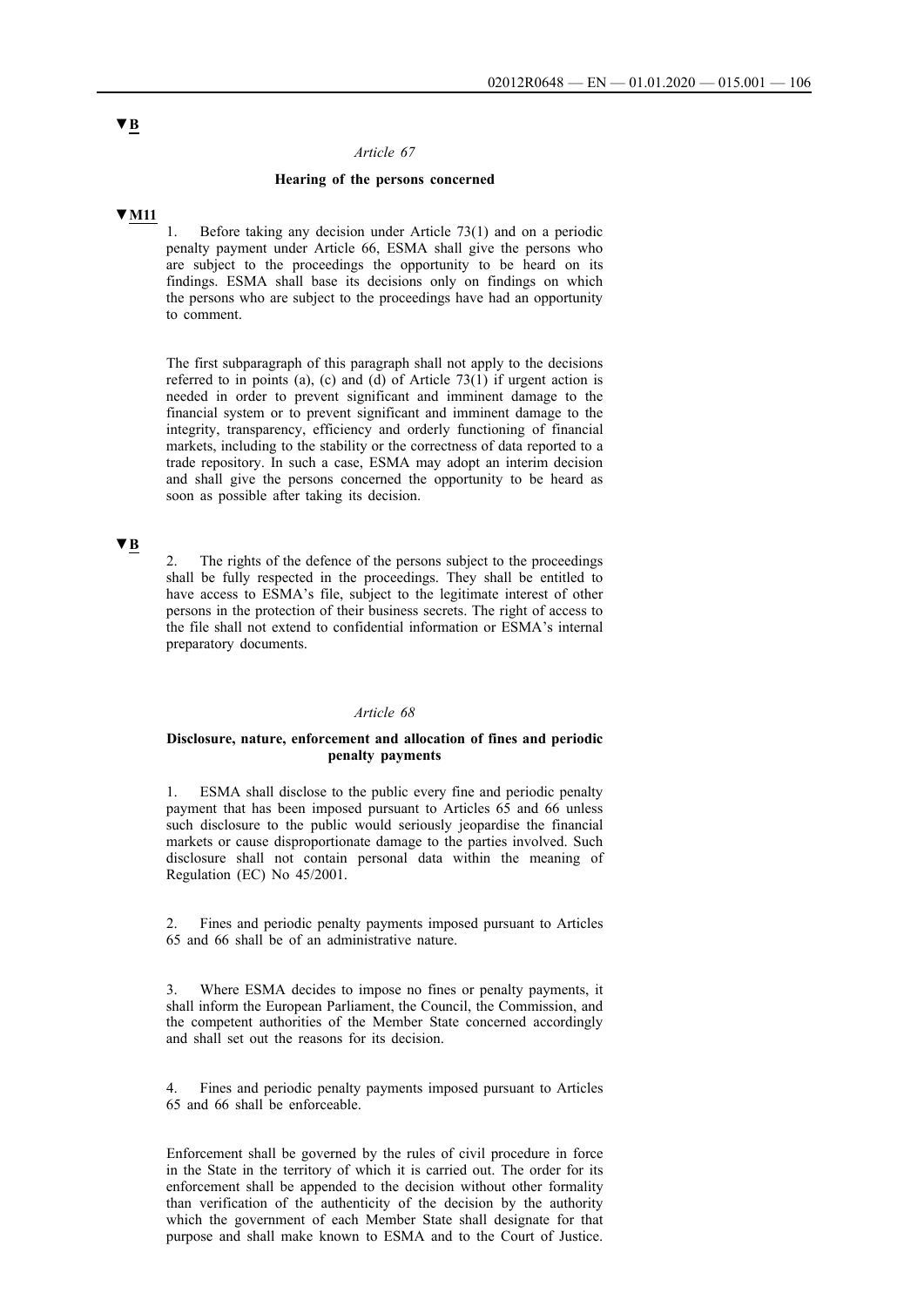▼B

*Article 67*

**Hearing of the persons concerned**

▼M11

1. Before taking any decision under Article 73(1) and on a periodic penalty payment under Article 66, ESMA shall give the persons who are subject to the proceedings the opportunity to be heard on its findings. ESMA shall base its decisions only on findings on which the persons who are subject to the proceedings have had an opportunity to comment.

The first subparagraph of this paragraph shall not apply to the decisions referred to in points (a), (c) and (d) of Article 73(1) if urgent action is needed in order to prevent significant and imminent damage to the financial system or to prevent significant and imminent damage to the integrity, transparency, efficiency and orderly functioning of financial markets, including to the stability or the correctness of data reported to a trade repository. In such a case, ESMA may adopt an interim decision and shall give the persons concerned the opportunity to be heard as soon as possible after taking its decision.

▼B

2. The rights of the defence of the persons subject to the proceedings shall be fully respected in the proceedings. They shall be entitled to have access to ESMA's file, subject to the legitimate interest of other persons in the protection of their business secrets. The right of access to the file shall not extend to confidential information or ESMA's internal preparatory documents.

*Article 68*

**Disclosure, nature, enforcement and allocation of fines and periodic penalty payments**

1. ESMA shall disclose to the public every fine and periodic penalty payment that has been imposed pursuant to Articles 65 and 66 unless such disclosure to the public would seriously jeopardise the financial markets or cause disproportionate damage to the parties involved. Such disclosure shall not contain personal data within the meaning of Regulation (EC) No 45/2001.

2. Fines and periodic penalty payments imposed pursuant to Articles 65 and 66 shall be of an administrative nature.

3. Where ESMA decides to impose no fines or penalty payments, it shall inform the European Parliament, the Council, the Commission, and the competent authorities of the Member State concerned accordingly and shall set out the reasons for its decision.

4. Fines and periodic penalty payments imposed pursuant to Articles 65 and 66 shall be enforceable.

Enforcement shall be governed by the rules of civil procedure in force in the State in the territory of which it is carried out. The order for its enforcement shall be appended to the decision without other formality than verification of the authenticity of the decision by the authority which the government of each Member State shall designate for that purpose and shall make known to ESMA and to the Court of Justice.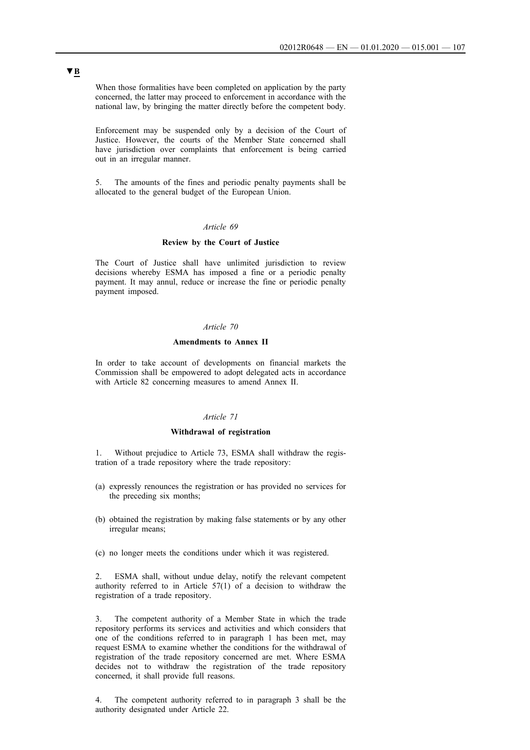▼**B**

When those formalities have been completed on application by the party concerned, the latter may proceed to enforcement in accordance with the national law, by bringing the matter directly before the competent body.

Enforcement may be suspended only by a decision of the Court of Justice. However, the courts of the Member State concerned shall have jurisdiction over complaints that enforcement is being carried out in an irregular manner.

5. The amounts of the fines and periodic penalty payments shall be allocated to the general budget of the European Union.

*Article 69*

**Review by the Court of Justice**

The Court of Justice shall have unlimited jurisdiction to review decisions whereby ESMA has imposed a fine or a periodic penalty payment. It may annul, reduce or increase the fine or periodic penalty payment imposed.

*Article 70*

**Amendments to Annex II**

In order to take account of developments on financial markets the Commission shall be empowered to adopt delegated acts in accordance with Article 82 concerning measures to amend Annex II.

*Article 71*

**Withdrawal of registration**

1. Without prejudice to Article 73, ESMA shall withdraw the registration of a trade repository where the trade repository:

(a) expressly renounces the registration or has provided no services for the preceding six months;

(b) obtained the registration by making false statements or by any other irregular means;

(c) no longer meets the conditions under which it was registered.

2. ESMA shall, without undue delay, notify the relevant competent authority referred to in Article 57(1) of a decision to withdraw the registration of a trade repository.

3. The competent authority of a Member State in which the trade repository performs its services and activities and which considers that one of the conditions referred to in paragraph 1 has been met, may request ESMA to examine whether the conditions for the withdrawal of registration of the trade repository concerned are met. Where ESMA decides not to withdraw the registration of the trade repository concerned, it shall provide full reasons.

4. The competent authority referred to in paragraph 3 shall be the authority designated under Article 22.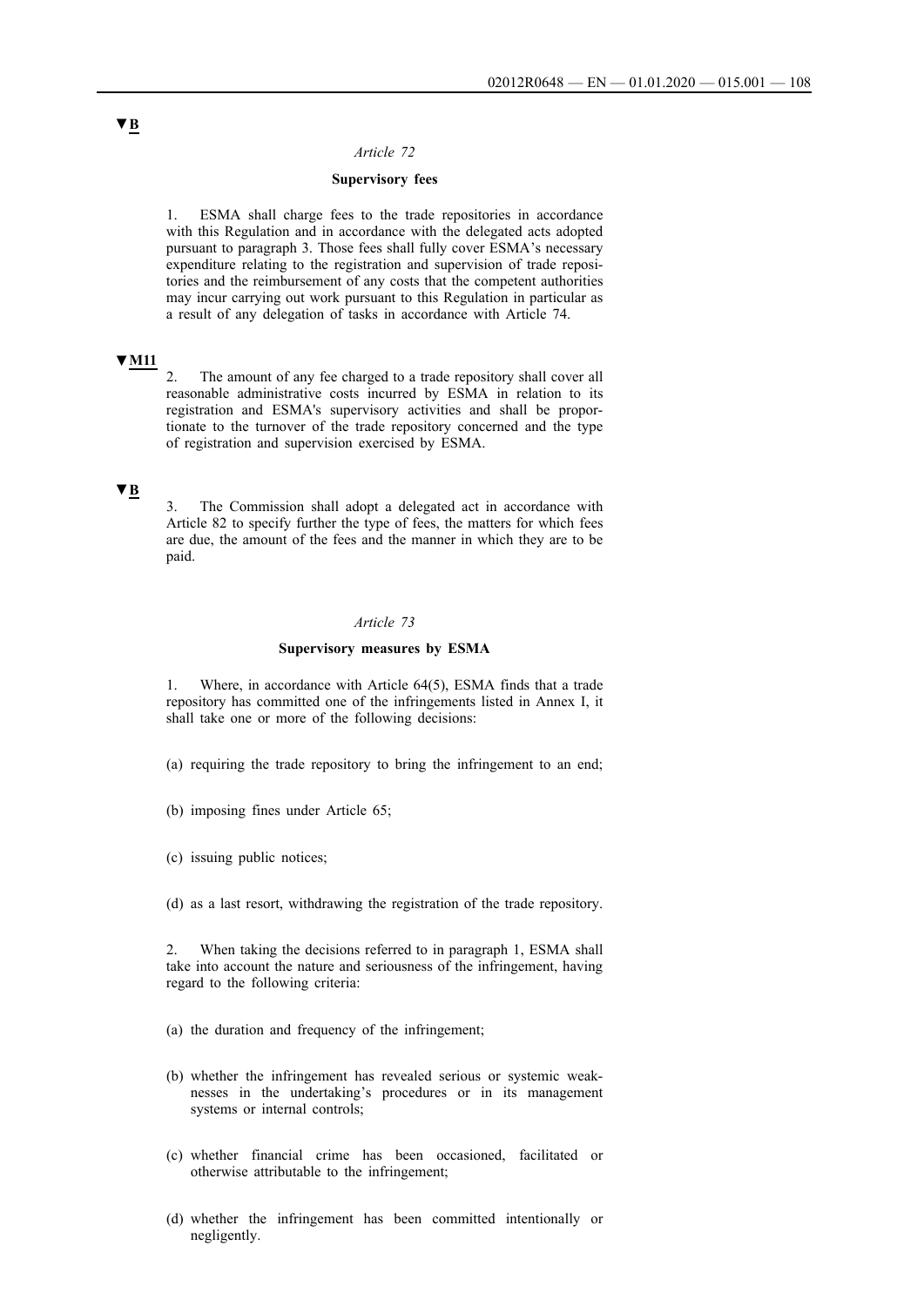▼B

*Article 72*

**Supervisory fees**

1. ESMA shall charge fees to the trade repositories in accordance with this Regulation and in accordance with the delegated acts adopted pursuant to paragraph 3. Those fees shall fully cover ESMA's necessary expenditure relating to the registration and supervision of trade repositories and the reimbursement of any costs that the competent authorities may incur carrying out work pursuant to this Regulation in particular as a result of any delegation of tasks in accordance with Article 74.

▼M11

2. The amount of any fee charged to a trade repository shall cover all reasonable administrative costs incurred by ESMA in relation to its registration and ESMA's supervisory activities and shall be proportionate to the turnover of the trade repository concerned and the type of registration and supervision exercised by ESMA.

▼B

3. The Commission shall adopt a delegated act in accordance with Article 82 to specify further the type of fees, the matters for which fees are due, the amount of the fees and the manner in which they are to be paid.

*Article 73*

**Supervisory measures by ESMA**

1. Where, in accordance with Article 64(5), ESMA finds that a trade repository has committed one of the infringements listed in Annex I, it shall take one or more of the following decisions:

(a) requiring the trade repository to bring the infringement to an end;

(b) imposing fines under Article 65;

(c) issuing public notices;

(d) as a last resort, withdrawing the registration of the trade repository.

2. When taking the decisions referred to in paragraph 1, ESMA shall take into account the nature and seriousness of the infringement, having regard to the following criteria:

(a) the duration and frequency of the infringement;

(b) whether the infringement has revealed serious or systemic weaknesses in the undertaking's procedures or in its management systems or internal controls;

(c) whether financial crime has been occasioned, facilitated or otherwise attributable to the infringement;

(d) whether the infringement has been committed intentionally or negligently.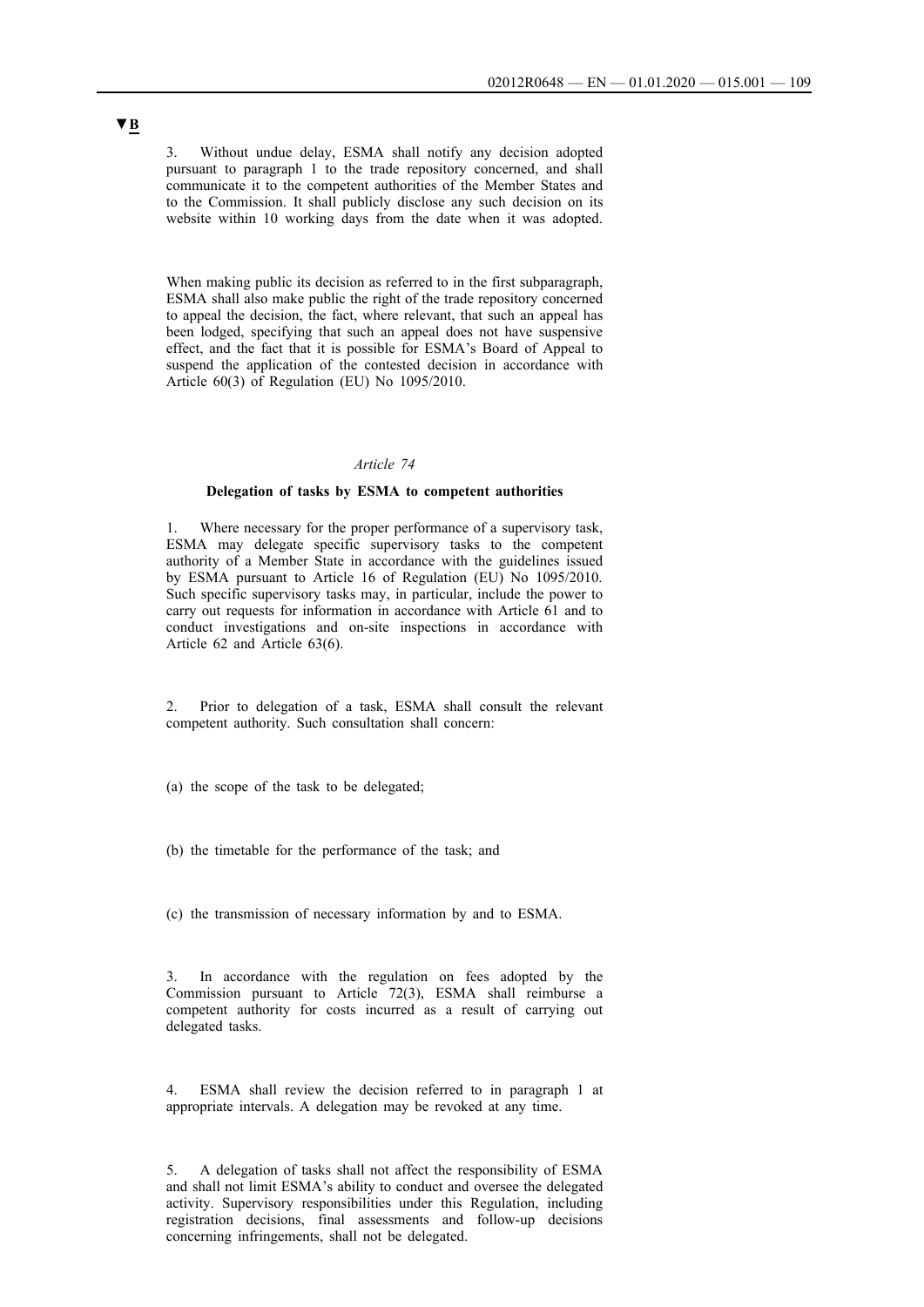▼B

3. Without undue delay, ESMA shall notify any decision adopted pursuant to paragraph 1 to the trade repository concerned, and shall communicate it to the competent authorities of the Member States and to the Commission. It shall publicly disclose any such decision on its website within 10 working days from the date when it was adopted.

When making public its decision as referred to in the first subparagraph, ESMA shall also make public the right of the trade repository concerned to appeal the decision, the fact, where relevant, that such an appeal has been lodged, specifying that such an appeal does not have suspensive effect, and the fact that it is possible for ESMA's Board of Appeal to suspend the application of the contested decision in accordance with Article 60(3) of Regulation (EU) No 1095/2010.

*Article 74*

**Delegation of tasks by ESMA to competent authorities**

1. Where necessary for the proper performance of a supervisory task, ESMA may delegate specific supervisory tasks to the competent authority of a Member State in accordance with the guidelines issued by ESMA pursuant to Article 16 of Regulation (EU) No 1095/2010. Such specific supervisory tasks may, in particular, include the power to carry out requests for information in accordance with Article 61 and to conduct investigations and on-site inspections in accordance with Article 62 and Article 63(6).

2. Prior to delegation of a task, ESMA shall consult the relevant competent authority. Such consultation shall concern:

(a) the scope of the task to be delegated;

(b) the timetable for the performance of the task; and

(c) the transmission of necessary information by and to ESMA.

3. In accordance with the regulation on fees adopted by the Commission pursuant to Article 72(3), ESMA shall reimburse a competent authority for costs incurred as a result of carrying out delegated tasks.

4. ESMA shall review the decision referred to in paragraph 1 at appropriate intervals. A delegation may be revoked at any time.

5. A delegation of tasks shall not affect the responsibility of ESMA and shall not limit ESMA's ability to conduct and oversee the delegated activity. Supervisory responsibilities under this Regulation, including registration decisions, final assessments and follow-up decisions concerning infringements, shall not be delegated.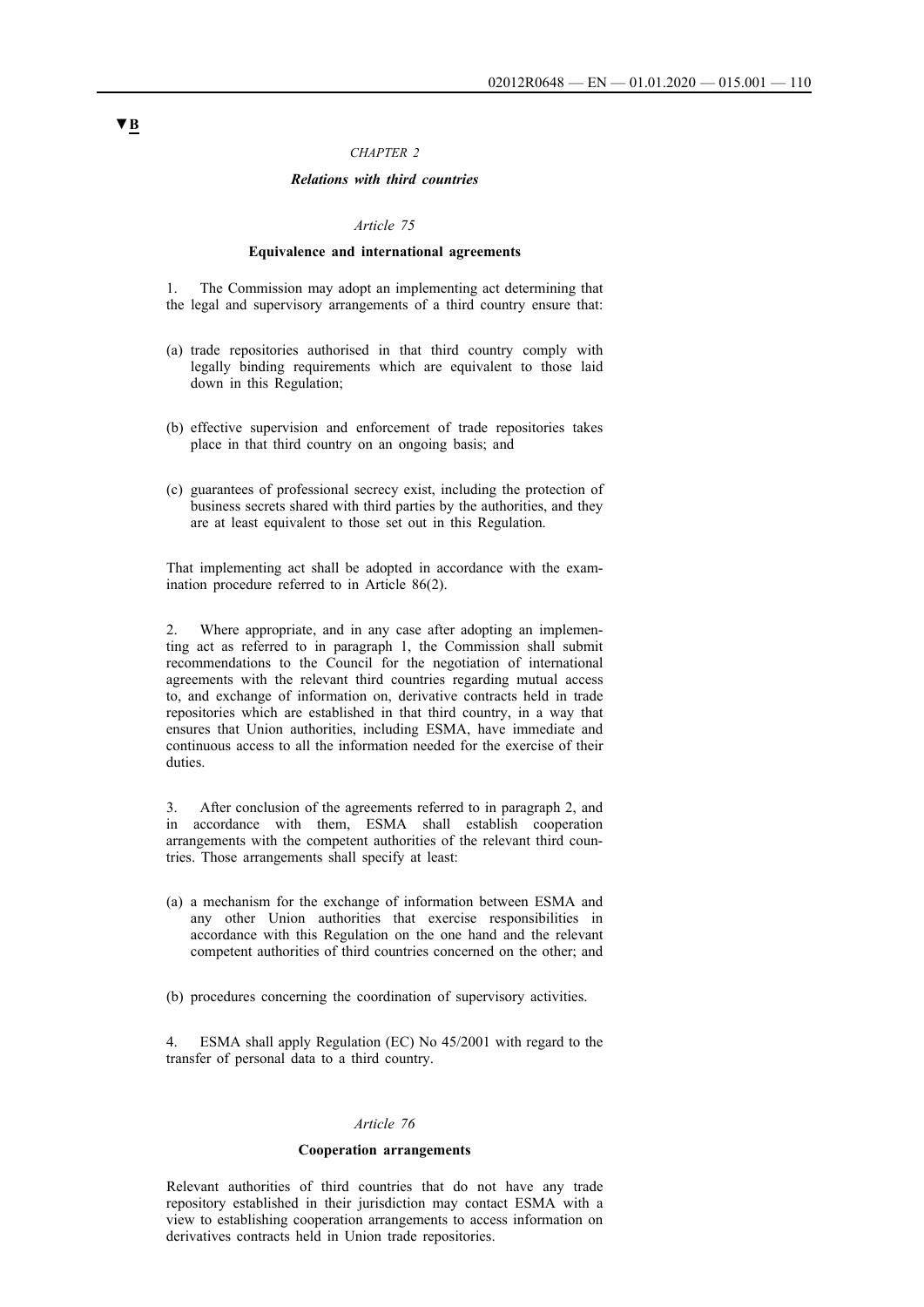▼B

*CHAPTER 2*

***Relations with third countries***

*Article 75*

**Equivalence and international agreements**

1. The Commission may adopt an implementing act determining that the legal and supervisory arrangements of a third country ensure that:

(a) trade repositories authorised in that third country comply with legally binding requirements which are equivalent to those laid down in this Regulation;

(b) effective supervision and enforcement of trade repositories takes place in that third country on an ongoing basis; and

(c) guarantees of professional secrecy exist, including the protection of business secrets shared with third parties by the authorities, and they are at least equivalent to those set out in this Regulation.

That implementing act shall be adopted in accordance with the examination procedure referred to in Article 86(2).

2. Where appropriate, and in any case after adopting an implementing act as referred to in paragraph 1, the Commission shall submit recommendations to the Council for the negotiation of international agreements with the relevant third countries regarding mutual access to, and exchange of information on, derivative contracts held in trade repositories which are established in that third country, in a way that ensures that Union authorities, including ESMA, have immediate and continuous access to all the information needed for the exercise of their duties.

3. After conclusion of the agreements referred to in paragraph 2, and in accordance with them, ESMA shall establish cooperation arrangements with the competent authorities of the relevant third countries. Those arrangements shall specify at least:

(a) a mechanism for the exchange of information between ESMA and any other Union authorities that exercise responsibilities in accordance with this Regulation on the one hand and the relevant competent authorities of third countries concerned on the other; and

(b) procedures concerning the coordination of supervisory activities.

4. ESMA shall apply Regulation (EC) No 45/2001 with regard to the transfer of personal data to a third country.

*Article 76*

**Cooperation arrangements**

Relevant authorities of third countries that do not have any trade repository established in their jurisdiction may contact ESMA with a view to establishing cooperation arrangements to access information on derivatives contracts held in Union trade repositories.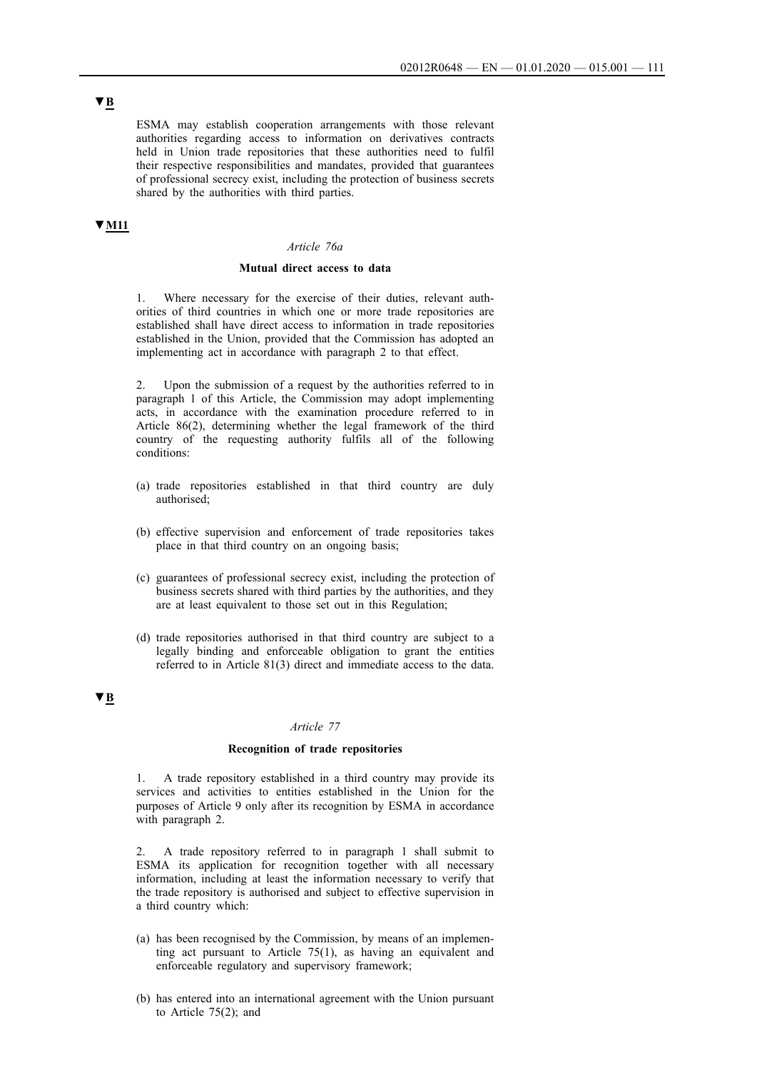▼B

ESMA may establish cooperation arrangements with those relevant authorities regarding access to information on derivatives contracts held in Union trade repositories that these authorities need to fulfil their respective responsibilities and mandates, provided that guarantees of professional secrecy exist, including the protection of business secrets shared by the authorities with third parties.

▼M11

*Article 76a*

**Mutual direct access to data**

1. Where necessary for the exercise of their duties, relevant authorities of third countries in which one or more trade repositories are established shall have direct access to information in trade repositories established in the Union, provided that the Commission has adopted an implementing act in accordance with paragraph 2 to that effect.

2. Upon the submission of a request by the authorities referred to in paragraph 1 of this Article, the Commission may adopt implementing acts, in accordance with the examination procedure referred to in Article 86(2), determining whether the legal framework of the third country of the requesting authority fulfils all of the following conditions:

(a) trade repositories established in that third country are duly authorised;

(b) effective supervision and enforcement of trade repositories takes place in that third country on an ongoing basis;

(c) guarantees of professional secrecy exist, including the protection of business secrets shared with third parties by the authorities, and they are at least equivalent to those set out in this Regulation;

(d) trade repositories authorised in that third country are subject to a legally binding and enforceable obligation to grant the entities referred to in Article 81(3) direct and immediate access to the data.

▼B

*Article 77*

**Recognition of trade repositories**

1. A trade repository established in a third country may provide its services and activities to entities established in the Union for the purposes of Article 9 only after its recognition by ESMA in accordance with paragraph 2.

2. A trade repository referred to in paragraph 1 shall submit to ESMA its application for recognition together with all necessary information, including at least the information necessary to verify that the trade repository is authorised and subject to effective supervision in a third country which:

(a) has been recognised by the Commission, by means of an implementing act pursuant to Article 75(1), as having an equivalent and enforceable regulatory and supervisory framework;

(b) has entered into an international agreement with the Union pursuant to Article 75(2); and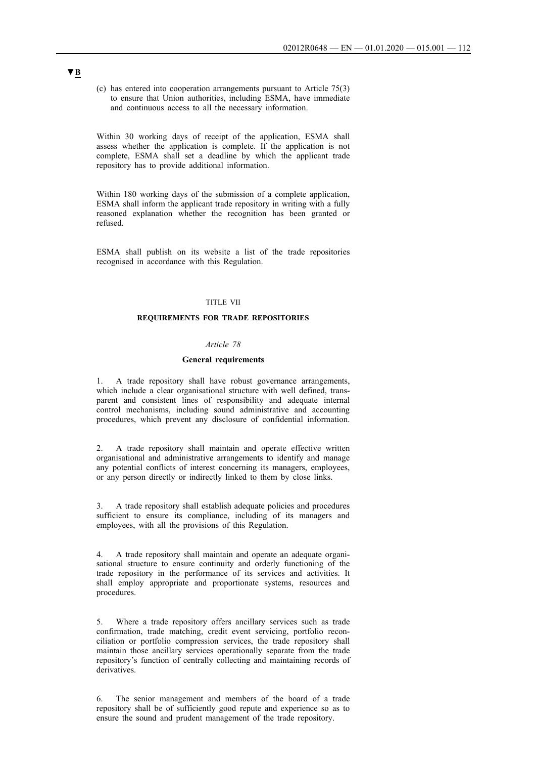▼B

(c) has entered into cooperation arrangements pursuant to Article 75(3) to ensure that Union authorities, including ESMA, have immediate and continuous access to all the necessary information.

Within 30 working days of receipt of the application, ESMA shall assess whether the application is complete. If the application is not complete, ESMA shall set a deadline by which the applicant trade repository has to provide additional information.

Within 180 working days of the submission of a complete application, ESMA shall inform the applicant trade repository in writing with a fully reasoned explanation whether the recognition has been granted or refused.

ESMA shall publish on its website a list of the trade repositories recognised in accordance with this Regulation.

TITLE VII

**REQUIREMENTS FOR TRADE REPOSITORIES**

*Article 78*

**General requirements**

1. A trade repository shall have robust governance arrangements, which include a clear organisational structure with well defined, transparent and consistent lines of responsibility and adequate internal control mechanisms, including sound administrative and accounting procedures, which prevent any disclosure of confidential information.

2. A trade repository shall maintain and operate effective written organisational and administrative arrangements to identify and manage any potential conflicts of interest concerning its managers, employees, or any person directly or indirectly linked to them by close links.

3. A trade repository shall establish adequate policies and procedures sufficient to ensure its compliance, including of its managers and employees, with all the provisions of this Regulation.

4. A trade repository shall maintain and operate an adequate organisational structure to ensure continuity and orderly functioning of the trade repository in the performance of its services and activities. It shall employ appropriate and proportionate systems, resources and procedures.

5. Where a trade repository offers ancillary services such as trade confirmation, trade matching, credit event servicing, portfolio reconciliation or portfolio compression services, the trade repository shall maintain those ancillary services operationally separate from the trade repository's function of centrally collecting and maintaining records of derivatives.

6. The senior management and members of the board of a trade repository shall be of sufficiently good repute and experience so as to ensure the sound and prudent management of the trade repository.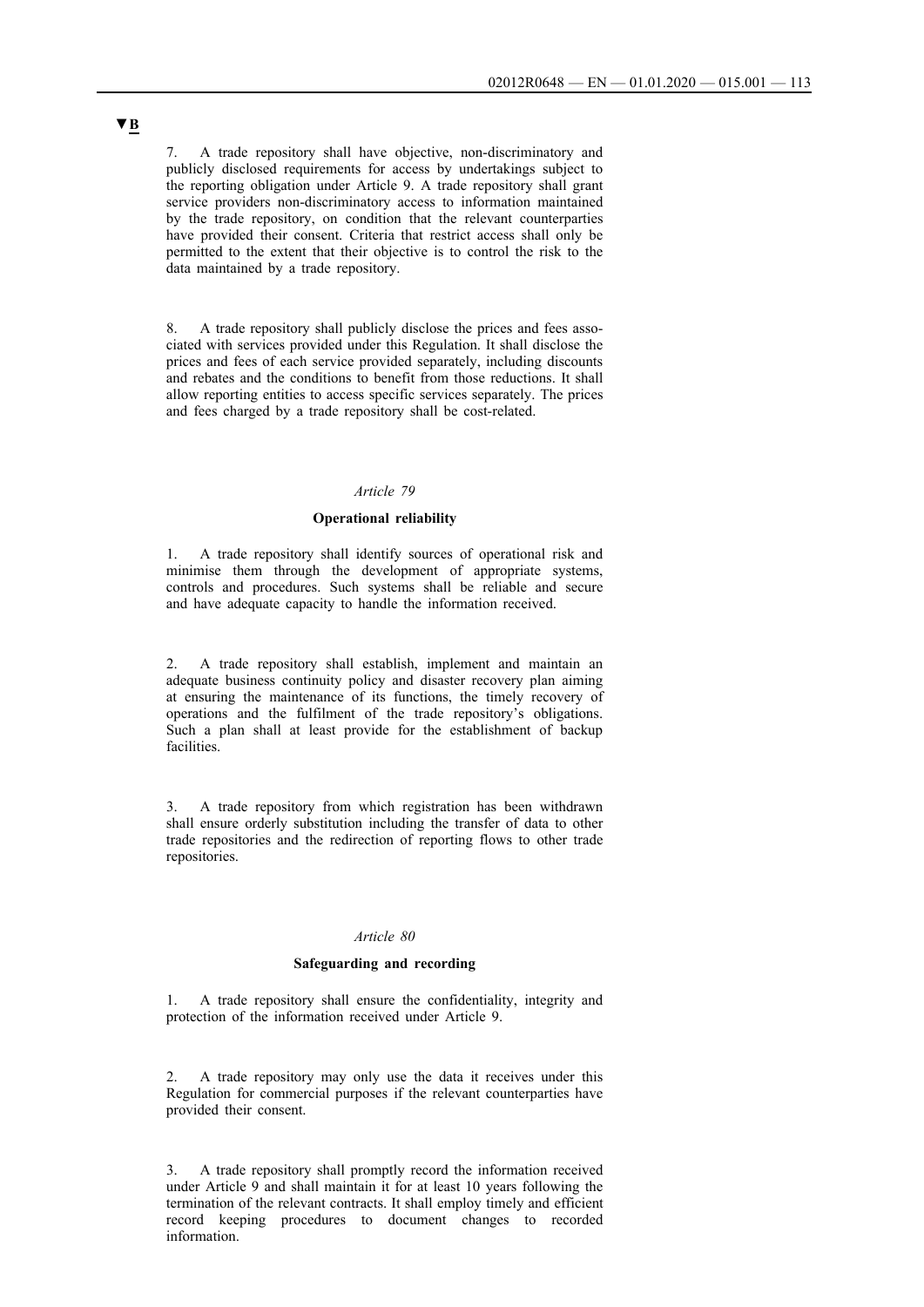▼B

7. A trade repository shall have objective, non-discriminatory and publicly disclosed requirements for access by undertakings subject to the reporting obligation under Article 9. A trade repository shall grant service providers non-discriminatory access to information maintained by the trade repository, on condition that the relevant counterparties have provided their consent. Criteria that restrict access shall only be permitted to the extent that their objective is to control the risk to the data maintained by a trade repository.

8. A trade repository shall publicly disclose the prices and fees associated with services provided under this Regulation. It shall disclose the prices and fees of each service provided separately, including discounts and rebates and the conditions to benefit from those reductions. It shall allow reporting entities to access specific services separately. The prices and fees charged by a trade repository shall be cost-related.

*Article 79*

**Operational reliability**

1. A trade repository shall identify sources of operational risk and minimise them through the development of appropriate systems, controls and procedures. Such systems shall be reliable and secure and have adequate capacity to handle the information received.

2. A trade repository shall establish, implement and maintain an adequate business continuity policy and disaster recovery plan aiming at ensuring the maintenance of its functions, the timely recovery of operations and the fulfilment of the trade repository's obligations. Such a plan shall at least provide for the establishment of backup facilities.

3. A trade repository from which registration has been withdrawn shall ensure orderly substitution including the transfer of data to other trade repositories and the redirection of reporting flows to other trade repositories.

*Article 80*

**Safeguarding and recording**

1. A trade repository shall ensure the confidentiality, integrity and protection of the information received under Article 9.

2. A trade repository may only use the data it receives under this Regulation for commercial purposes if the relevant counterparties have provided their consent.

3. A trade repository shall promptly record the information received under Article 9 and shall maintain it for at least 10 years following the termination of the relevant contracts. It shall employ timely and efficient record keeping procedures to document changes to recorded information.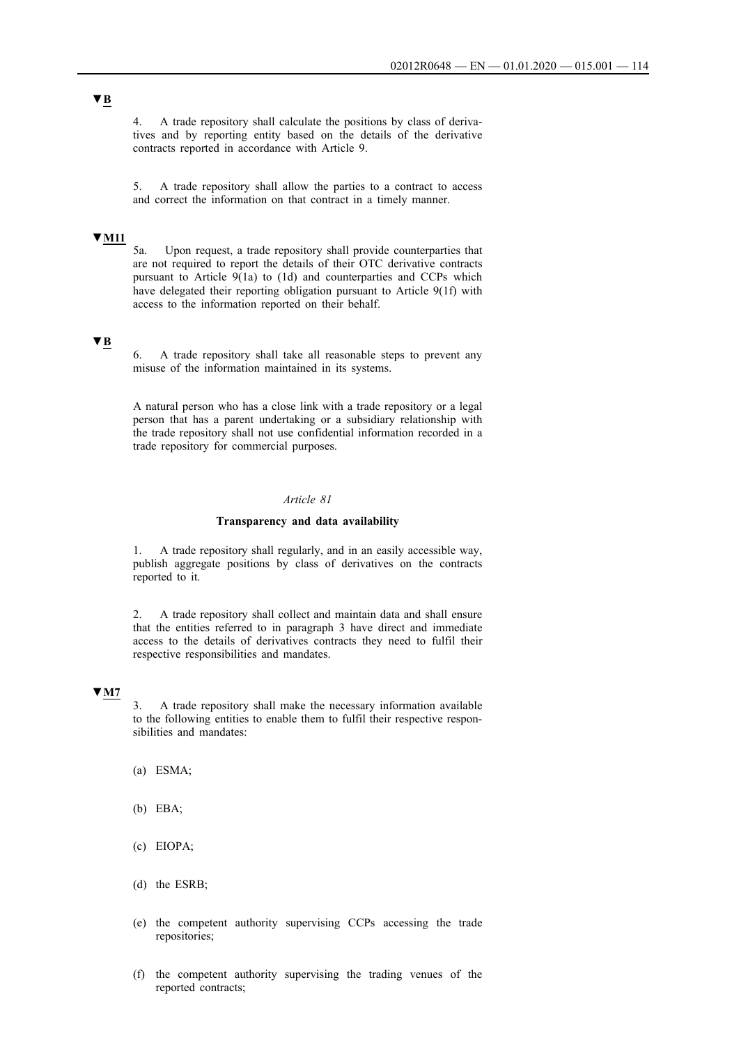▼B

4. A trade repository shall calculate the positions by class of derivatives and by reporting entity based on the details of the derivative contracts reported in accordance with Article 9.

5. A trade repository shall allow the parties to a contract to access and correct the information on that contract in a timely manner.

▼M11

5a. Upon request, a trade repository shall provide counterparties that are not required to report the details of their OTC derivative contracts pursuant to Article 9(1a) to (1d) and counterparties and CCPs which have delegated their reporting obligation pursuant to Article 9(1f) with access to the information reported on their behalf.

▼B

6. A trade repository shall take all reasonable steps to prevent any misuse of the information maintained in its systems.

A natural person who has a close link with a trade repository or a legal person that has a parent undertaking or a subsidiary relationship with the trade repository shall not use confidential information recorded in a trade repository for commercial purposes.

*Article 81*

**Transparency and data availability**

1. A trade repository shall regularly, and in an easily accessible way, publish aggregate positions by class of derivatives on the contracts reported to it.

2. A trade repository shall collect and maintain data and shall ensure that the entities referred to in paragraph 3 have direct and immediate access to the details of derivatives contracts they need to fulfil their respective responsibilities and mandates.

▼M7

3. A trade repository shall make the necessary information available to the following entities to enable them to fulfil their respective responsibilities and mandates:

(a) ESMA;

(b) EBA;

(c) EIOPA;

(d) the ESRB;

(e) the competent authority supervising CCPs accessing the trade repositories;

(f) the competent authority supervising the trading venues of the reported contracts;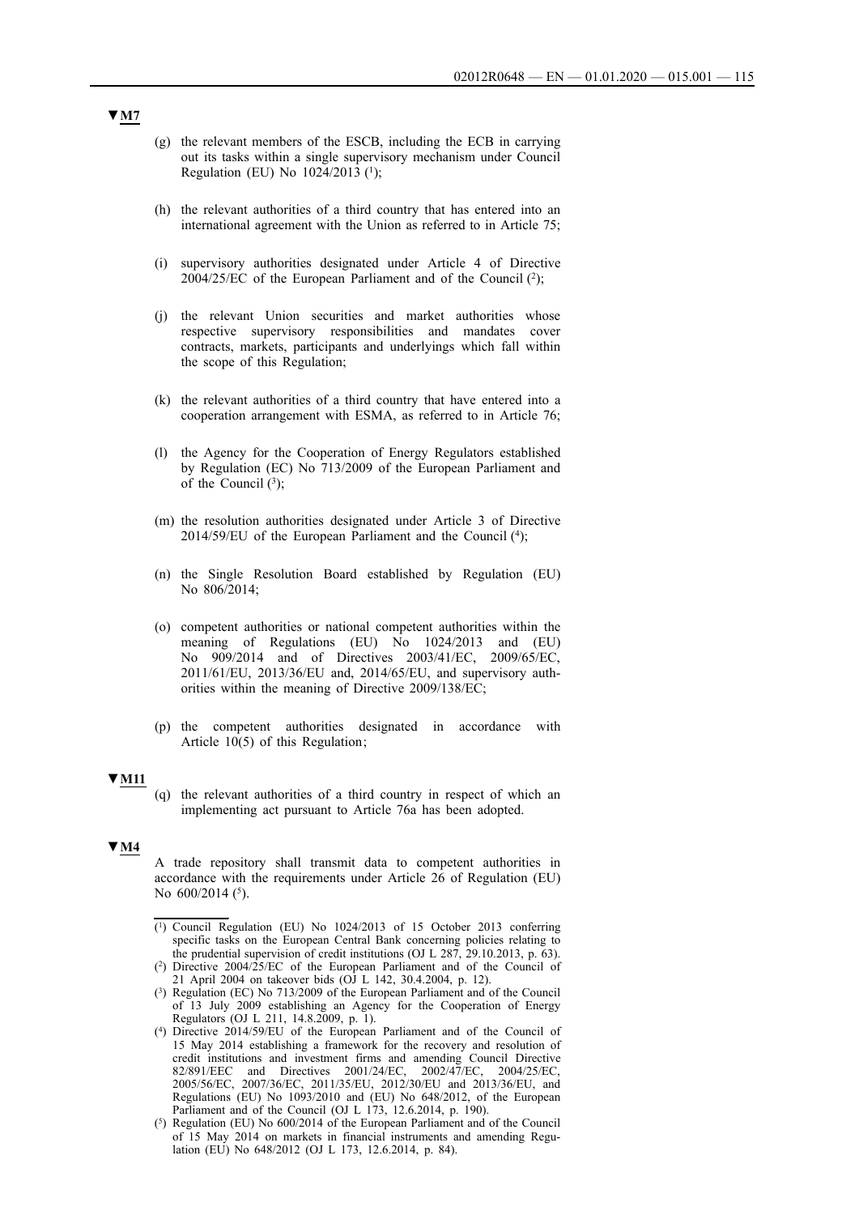▼M7

(g) the relevant members of the ESCB, including the ECB in carrying out its tasks within a single supervisory mechanism under Council Regulation (EU) No 1024/2013 [1];

(h) the relevant authorities of a third country that has entered into an international agreement with the Union as referred to in Article 75;

(i) supervisory authorities designated under Article 4 of Directive 2004/25/EC of the European Parliament and of the Council [2];

(j) the relevant Union securities and market authorities whose respective supervisory responsibilities and mandates cover contracts, markets, participants and underlyings which fall within the scope of this Regulation;

(k) the relevant authorities of a third country that have entered into a cooperation arrangement with ESMA, as referred to in Article 76;

(l) the Agency for the Cooperation of Energy Regulators established by Regulation (EC) No 713/2009 of the European Parliament and of the Council [3];

(m) the resolution authorities designated under Article 3 of Directive 2014/59/EU of the European Parliament and the Council [4];

(n) the Single Resolution Board established by Regulation (EU) No 806/2014;

(o) competent authorities or national competent authorities within the meaning of Regulations (EU) No 1024/2013 and (EU) No 909/2014 and of Directives 2003/41/EC, 2009/65/EC, 2011/61/EU, 2013/36/EU and, 2014/65/EU, and supervisory authorities within the meaning of Directive 2009/138/EC;

(p) the competent authorities designated in accordance with Article 10(5) of this Regulation;

▼M11

(q) the relevant authorities of a third country in respect of which an implementing act pursuant to Article 76a has been adopted.

▼M4

A trade repository shall transmit data to competent authorities in accordance with the requirements under Article 26 of Regulation (EU) No 600/2014 [5].

---

[1] Council Regulation (EU) No 1024/2013 of 15 October 2013 conferring specific tasks on the European Central Bank concerning policies relating to the prudential supervision of credit institutions (OJ L 287, 29.10.2013, p. 63).

[2] Directive 2004/25/EC of the European Parliament and of the Council of 21 April 2004 on takeover bids (OJ L 142, 30.4.2004, p. 12).

[3] Regulation (EC) No 713/2009 of the European Parliament and of the Council of 13 July 2009 establishing an Agency for the Cooperation of Energy Regulators (OJ L 211, 14.8.2009, p. 1).

[4] Directive 2014/59/EU of the European Parliament and of the Council of 15 May 2014 establishing a framework for the recovery and resolution of credit institutions and investment firms and amending Council Directive 82/891/EEC and Directives 2001/24/EC, 2002/47/EC, 2004/25/EC, 2005/56/EC, 2007/36/EC, 2011/35/EU, 2012/30/EU and 2013/36/EU, and Regulations (EU) No 1093/2010 and (EU) No 648/2012, of the European Parliament and of the Council (OJ L 173, 12.6.2014, p. 190).

[5] Regulation (EU) No 600/2014 of the European Parliament and of the Council of 15 May 2014 on markets in financial instruments and amending Regulation (EU) No 648/2012 (OJ L 173, 12.6.2014, p. 84).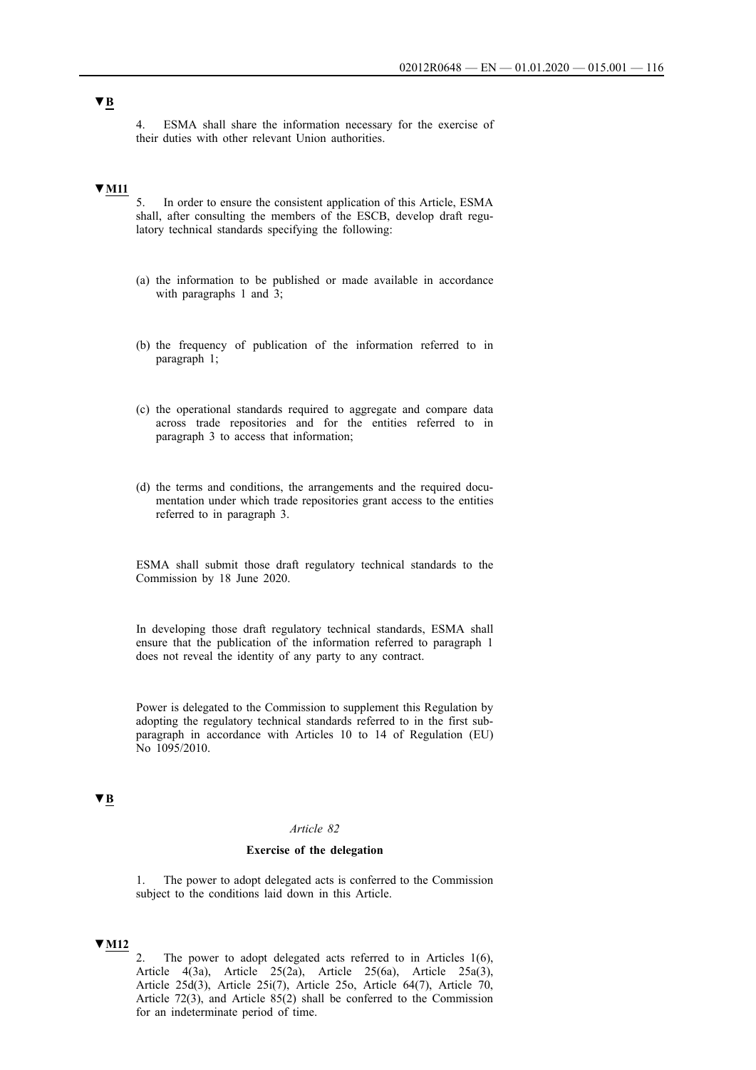▼B

4. ESMA shall share the information necessary for the exercise of their duties with other relevant Union authorities.

▼M11

5. In order to ensure the consistent application of this Article, ESMA shall, after consulting the members of the ESCB, develop draft regulatory technical standards specifying the following:

(a) the information to be published or made available in accordance with paragraphs 1 and 3;

(b) the frequency of publication of the information referred to in paragraph 1;

(c) the operational standards required to aggregate and compare data across trade repositories and for the entities referred to in paragraph 3 to access that information;

(d) the terms and conditions, the arrangements and the required documentation under which trade repositories grant access to the entities referred to in paragraph 3.

ESMA shall submit those draft regulatory technical standards to the Commission by 18 June 2020.

In developing those draft regulatory technical standards, ESMA shall ensure that the publication of the information referred to paragraph 1 does not reveal the identity of any party to any contract.

Power is delegated to the Commission to supplement this Regulation by adopting the regulatory technical standards referred to in the first subparagraph in accordance with Articles 10 to 14 of Regulation (EU) No 1095/2010.

▼B

*Article 82*

**Exercise of the delegation**

1. The power to adopt delegated acts is conferred to the Commission subject to the conditions laid down in this Article.

▼M12

2. The power to adopt delegated acts referred to in Articles 1(6), Article 4(3a), Article 25(2a), Article 25(6a), Article 25a(3), Article 25d(3), Article 25i(7), Article 25o, Article 64(7), Article 70, Article 72(3), and Article 85(2) shall be conferred to the Commission for an indeterminate period of time.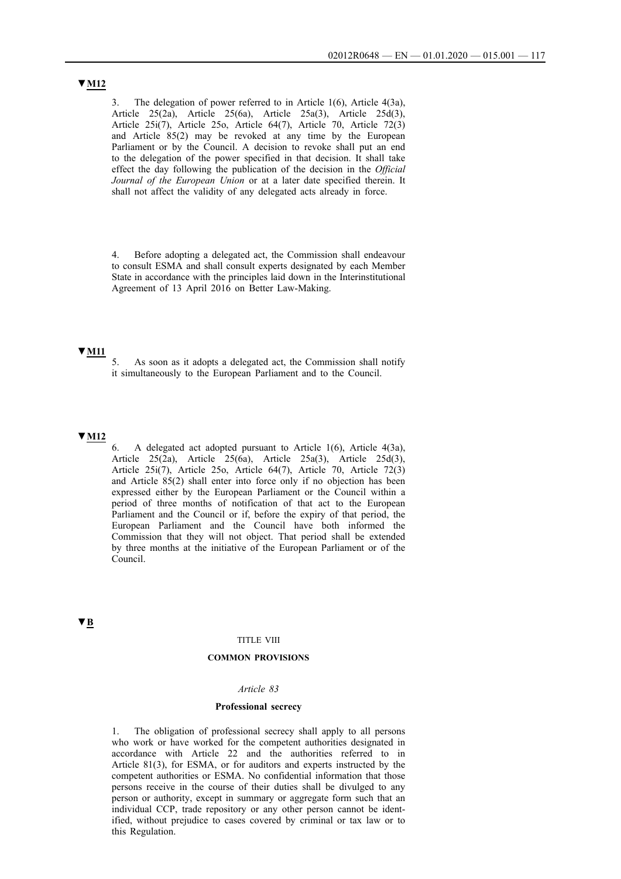▼M12

3. The delegation of power referred to in Article 1(6), Article 4(3a), Article 25(2a), Article 25(6a), Article 25a(3), Article 25d(3), Article 25i(7), Article 25o, Article 64(7), Article 70, Article 72(3) and Article 85(2) may be revoked at any time by the European Parliament or by the Council. A decision to revoke shall put an end to the delegation of the power specified in that decision. It shall take effect the day following the publication of the decision in the *Official Journal of the European Union* or at a later date specified therein. It shall not affect the validity of any delegated acts already in force.

4. Before adopting a delegated act, the Commission shall endeavour to consult ESMA and shall consult experts designated by each Member State in accordance with the principles laid down in the Interinstitutional Agreement of 13 April 2016 on Better Law-Making.

▼M11

5. As soon as it adopts a delegated act, the Commission shall notify it simultaneously to the European Parliament and to the Council.

▼M12

6. A delegated act adopted pursuant to Article 1(6), Article 4(3a), Article 25(2a), Article 25(6a), Article 25a(3), Article 25d(3), Article 25i(7), Article 25o, Article 64(7), Article 70, Article 72(3) and Article 85(2) shall enter into force only if no objection has been expressed either by the European Parliament or the Council within a period of three months of notification of that act to the European Parliament and the Council or if, before the expiry of that period, the European Parliament and the Council have both informed the Commission that they will not object. That period shall be extended by three months at the initiative of the European Parliament or of the Council.

▼B

TITLE VIII

**COMMON PROVISIONS**

*Article 83*

**Professional secrecy**

1. The obligation of professional secrecy shall apply to all persons who work or have worked for the competent authorities designated in accordance with Article 22 and the authorities referred to in Article 81(3), for ESMA, or for auditors and experts instructed by the competent authorities or ESMA. No confidential information that those persons receive in the course of their duties shall be divulged to any person or authority, except in summary or aggregate form such that an individual CCP, trade repository or any other person cannot be identified, without prejudice to cases covered by criminal or tax law or to this Regulation.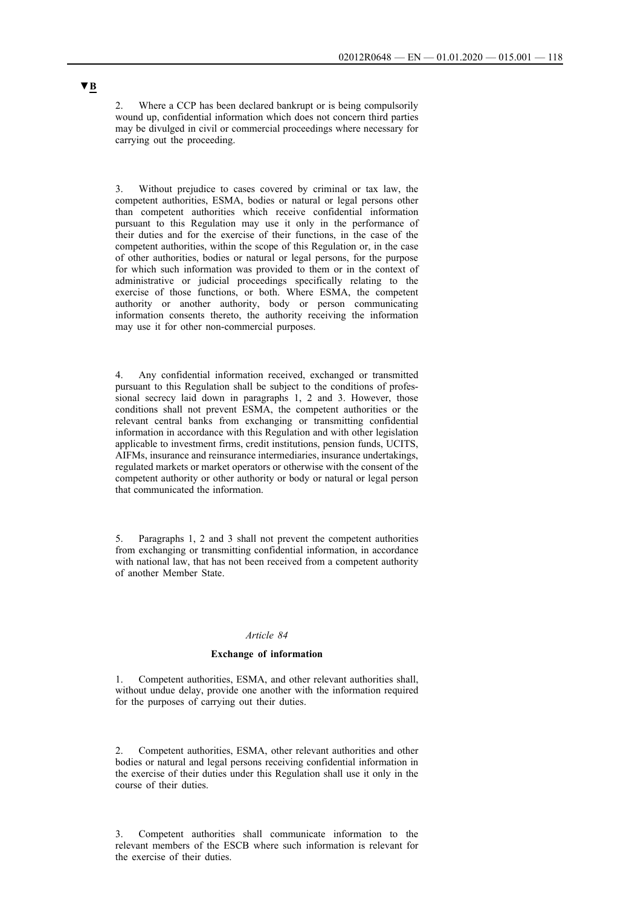▼B

2. Where a CCP has been declared bankrupt or is being compulsorily wound up, confidential information which does not concern third parties may be divulged in civil or commercial proceedings where necessary for carrying out the proceeding.

3. Without prejudice to cases covered by criminal or tax law, the competent authorities, ESMA, bodies or natural or legal persons other than competent authorities which receive confidential information pursuant to this Regulation may use it only in the performance of their duties and for the exercise of their functions, in the case of the competent authorities, within the scope of this Regulation or, in the case of other authorities, bodies or natural or legal persons, for the purpose for which such information was provided to them or in the context of administrative or judicial proceedings specifically relating to the exercise of those functions, or both. Where ESMA, the competent authority or another authority, body or person communicating information consents thereto, the authority receiving the information may use it for other non-commercial purposes.

4. Any confidential information received, exchanged or transmitted pursuant to this Regulation shall be subject to the conditions of professional secrecy laid down in paragraphs 1, 2 and 3. However, those conditions shall not prevent ESMA, the competent authorities or the relevant central banks from exchanging or transmitting confidential information in accordance with this Regulation and with other legislation applicable to investment firms, credit institutions, pension funds, UCITS, AIFMs, insurance and reinsurance intermediaries, insurance undertakings, regulated markets or market operators or otherwise with the consent of the competent authority or other authority or body or natural or legal person that communicated the information.

5. Paragraphs 1, 2 and 3 shall not prevent the competent authorities from exchanging or transmitting confidential information, in accordance with national law, that has not been received from a competent authority of another Member State.

*Article 84*

**Exchange of information**

1. Competent authorities, ESMA, and other relevant authorities shall, without undue delay, provide one another with the information required for the purposes of carrying out their duties.

2. Competent authorities, ESMA, other relevant authorities and other bodies or natural and legal persons receiving confidential information in the exercise of their duties under this Regulation shall use it only in the course of their duties.

3. Competent authorities shall communicate information to the relevant members of the ESCB where such information is relevant for the exercise of their duties.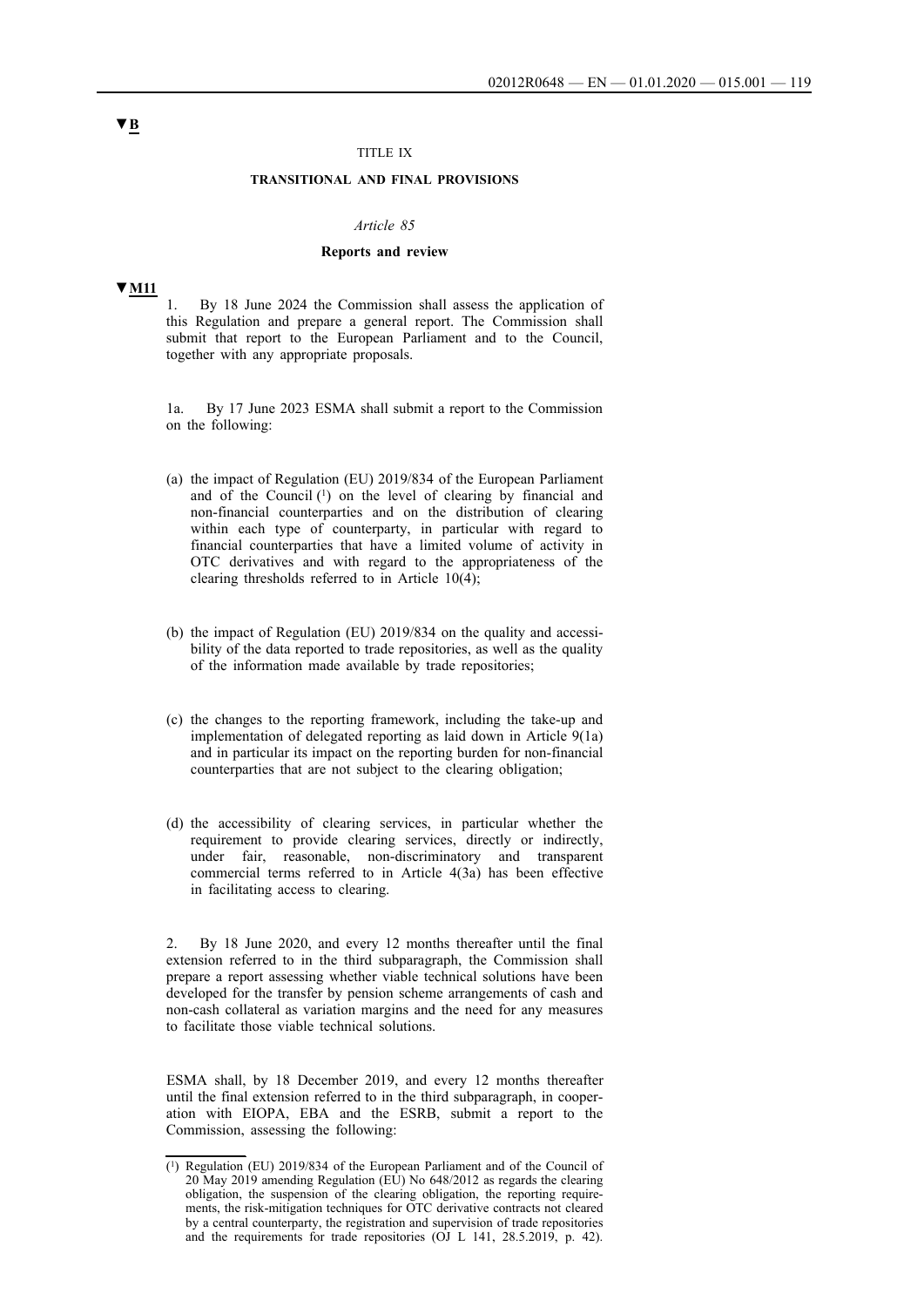▼B

TITLE IX

**TRANSITIONAL AND FINAL PROVISIONS**

*Article 85*

**Reports and review**

▼M11

1. By 18 June 2024 the Commission shall assess the application of this Regulation and prepare a general report. The Commission shall submit that report to the European Parliament and to the Council, together with any appropriate proposals.

1a. By 17 June 2023 ESMA shall submit a report to the Commission on the following:

(a) the impact of Regulation (EU) 2019/834 of the European Parliament and of the Council [1] on the level of clearing by financial and non-financial counterparties and on the distribution of clearing within each type of counterparty, in particular with regard to financial counterparties that have a limited volume of activity in OTC derivatives and with regard to the appropriateness of the clearing thresholds referred to in Article 10(4);

(b) the impact of Regulation (EU) 2019/834 on the quality and accessibility of the data reported to trade repositories, as well as the quality of the information made available by trade repositories;

(c) the changes to the reporting framework, including the take-up and implementation of delegated reporting as laid down in Article 9(1a) and in particular its impact on the reporting burden for non-financial counterparties that are not subject to the clearing obligation;

(d) the accessibility of clearing services, in particular whether the requirement to provide clearing services, directly or indirectly, under fair, reasonable, non-discriminatory and transparent commercial terms referred to in Article 4(3a) has been effective in facilitating access to clearing.

2. By 18 June 2020, and every 12 months thereafter until the final extension referred to in the third subparagraph, the Commission shall prepare a report assessing whether viable technical solutions have been developed for the transfer by pension scheme arrangements of cash and non-cash collateral as variation margins and the need for any measures to facilitate those viable technical solutions.

ESMA shall, by 18 December 2019, and every 12 months thereafter until the final extension referred to in the third subparagraph, in cooperation with EIOPA, EBA and the ESRB, submit a report to the Commission, assessing the following:

---

[1] Regulation (EU) 2019/834 of the European Parliament and of the Council of 20 May 2019 amending Regulation (EU) No 648/2012 as regards the clearing obligation, the suspension of the clearing obligation, the reporting requirements, the risk-mitigation techniques for OTC derivative contracts not cleared by a central counterparty, the registration and supervision of trade repositories and the requirements for trade repositories (OJ L 141, 28.5.2019, p. 42).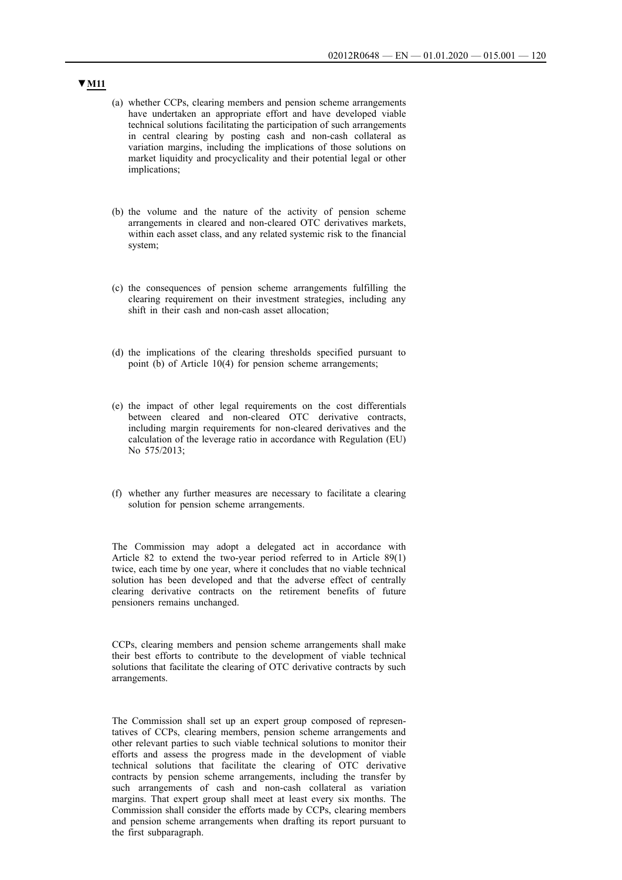▼**M11**

(a) whether CCPs, clearing members and pension scheme arrangements have undertaken an appropriate effort and have developed viable technical solutions facilitating the participation of such arrangements in central clearing by posting cash and non-cash collateral as variation margins, including the implications of those solutions on market liquidity and procyclicality and their potential legal or other implications;

(b) the volume and the nature of the activity of pension scheme arrangements in cleared and non-cleared OTC derivatives markets, within each asset class, and any related systemic risk to the financial system;

(c) the consequences of pension scheme arrangements fulfilling the clearing requirement on their investment strategies, including any shift in their cash and non-cash asset allocation;

(d) the implications of the clearing thresholds specified pursuant to point (b) of Article 10(4) for pension scheme arrangements;

(e) the impact of other legal requirements on the cost differentials between cleared and non-cleared OTC derivative contracts, including margin requirements for non-cleared derivatives and the calculation of the leverage ratio in accordance with Regulation (EU) No 575/2013;

(f) whether any further measures are necessary to facilitate a clearing solution for pension scheme arrangements.

The Commission may adopt a delegated act in accordance with Article 82 to extend the two-year period referred to in Article 89(1) twice, each time by one year, where it concludes that no viable technical solution has been developed and that the adverse effect of centrally clearing derivative contracts on the retirement benefits of future pensioners remains unchanged.

CCPs, clearing members and pension scheme arrangements shall make their best efforts to contribute to the development of viable technical solutions that facilitate the clearing of OTC derivative contracts by such arrangements.

The Commission shall set up an expert group composed of representatives of CCPs, clearing members, pension scheme arrangements and other relevant parties to such viable technical solutions to monitor their efforts and assess the progress made in the development of viable technical solutions that facilitate the clearing of OTC derivative contracts by pension scheme arrangements, including the transfer by such arrangements of cash and non-cash collateral as variation margins. That expert group shall meet at least every six months. The Commission shall consider the efforts made by CCPs, clearing members and pension scheme arrangements when drafting its report pursuant to the first subparagraph.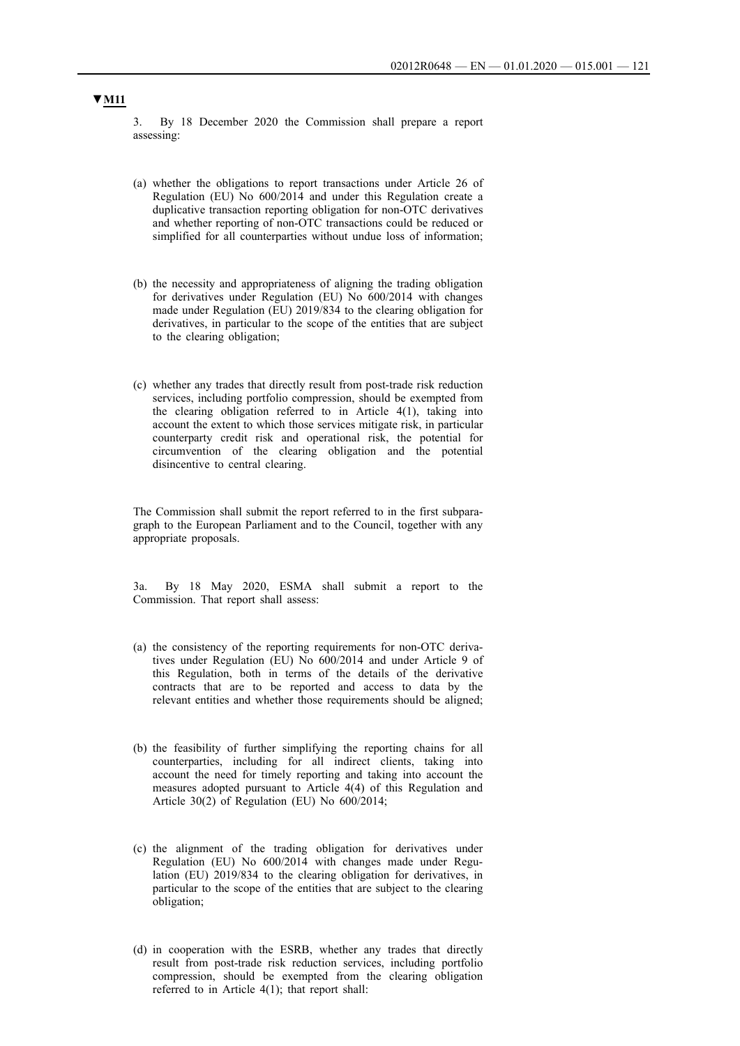**▼M11**

3. By 18 December 2020 the Commission shall prepare a report assessing:

(a) whether the obligations to report transactions under Article 26 of Regulation (EU) No 600/2014 and under this Regulation create a duplicative transaction reporting obligation for non-OTC derivatives and whether reporting of non-OTC transactions could be reduced or simplified for all counterparties without undue loss of information;

(b) the necessity and appropriateness of aligning the trading obligation for derivatives under Regulation (EU) No 600/2014 with changes made under Regulation (EU) 2019/834 to the clearing obligation for derivatives, in particular to the scope of the entities that are subject to the clearing obligation;

(c) whether any trades that directly result from post-trade risk reduction services, including portfolio compression, should be exempted from the clearing obligation referred to in Article 4(1), taking into account the extent to which those services mitigate risk, in particular counterparty credit risk and operational risk, the potential for circumvention of the clearing obligation and the potential disincentive to central clearing.

The Commission shall submit the report referred to in the first subparagraph to the European Parliament and to the Council, together with any appropriate proposals.

3a. By 18 May 2020, ESMA shall submit a report to the Commission. That report shall assess:

(a) the consistency of the reporting requirements for non-OTC derivatives under Regulation (EU) No 600/2014 and under Article 9 of this Regulation, both in terms of the details of the derivative contracts that are to be reported and access to data by the relevant entities and whether those requirements should be aligned;

(b) the feasibility of further simplifying the reporting chains for all counterparties, including for all indirect clients, taking into account the need for timely reporting and taking into account the measures adopted pursuant to Article 4(4) of this Regulation and Article 30(2) of Regulation (EU) No 600/2014;

(c) the alignment of the trading obligation for derivatives under Regulation (EU) No 600/2014 with changes made under Regulation (EU) 2019/834 to the clearing obligation for derivatives, in particular to the scope of the entities that are subject to the clearing obligation;

(d) in cooperation with the ESRB, whether any trades that directly result from post-trade risk reduction services, including portfolio compression, should be exempted from the clearing obligation referred to in Article 4(1); that report shall: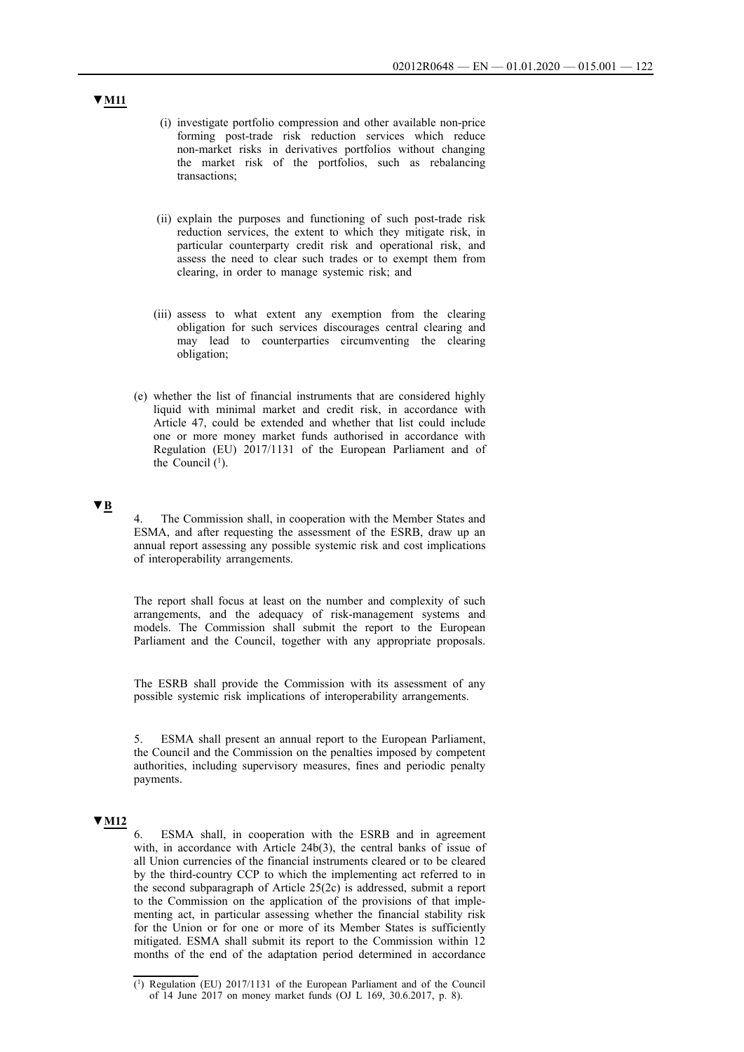▼M11

(i) investigate portfolio compression and other available non-price forming post-trade risk reduction services which reduce non-market risks in derivatives portfolios without changing the market risk of the portfolios, such as rebalancing transactions;

(ii) explain the purposes and functioning of such post-trade risk reduction services, the extent to which they mitigate risk, in particular counterparty credit risk and operational risk, and assess the need to clear such trades or to exempt them from clearing, in order to manage systemic risk; and

(iii) assess to what extent any exemption from the clearing obligation for such services discourages central clearing and may lead to counterparties circumventing the clearing obligation;

(e) whether the list of financial instruments that are considered highly liquid with minimal market and credit risk, in accordance with Article 47, could be extended and whether that list could include one or more money market funds authorised in accordance with Regulation (EU) 2017/1131 of the European Parliament and of the Council [1].

▼B

4. The Commission shall, in cooperation with the Member States and ESMA, and after requesting the assessment of the ESRB, draw up an annual report assessing any possible systemic risk and cost implications of interoperability arrangements.

The report shall focus at least on the number and complexity of such arrangements, and the adequacy of risk-management systems and models. The Commission shall submit the report to the European Parliament and the Council, together with any appropriate proposals.

The ESRB shall provide the Commission with its assessment of any possible systemic risk implications of interoperability arrangements.

5. ESMA shall present an annual report to the European Parliament, the Council and the Commission on the penalties imposed by competent authorities, including supervisory measures, fines and periodic penalty payments.

▼M12

6. ESMA shall, in cooperation with the ESRB and in agreement with, in accordance with Article 24b(3), the central banks of issue of all Union currencies of the financial instruments cleared or to be cleared by the third-country CCP to which the implementing act referred to in the second subparagraph of Article 25(2c) is addressed, submit a report to the Commission on the application of the provisions of that implementing act, in particular assessing whether the financial stability risk for the Union or for one or more of its Member States is sufficiently mitigated. ESMA shall submit its report to the Commission within 12 months of the end of the adaptation period determined in accordance

---

[1] Regulation (EU) 2017/1131 of the European Parliament and of the Council of 14 June 2017 on money market funds (OJ L 169, 30.6.2017, p. 8).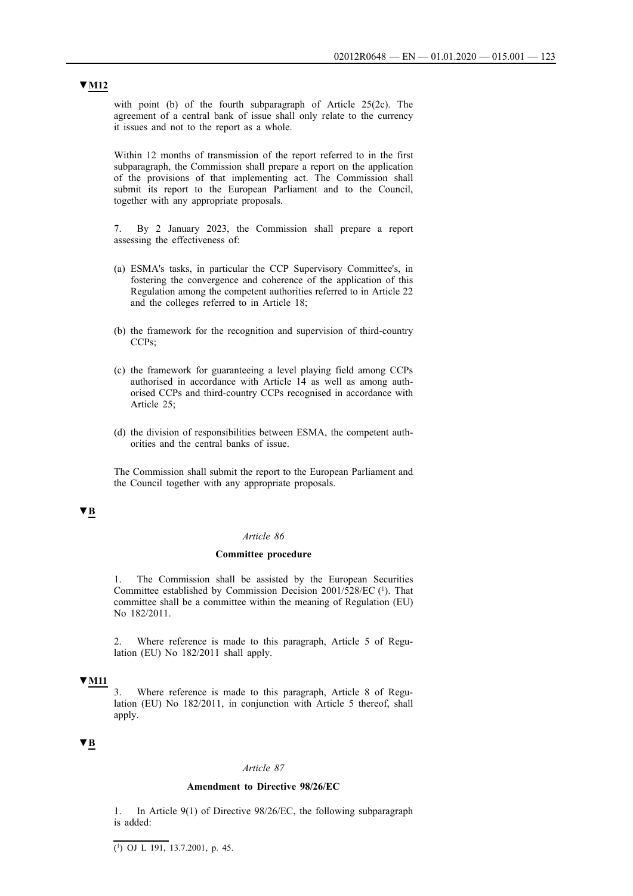▼M12

with point (b) of the fourth subparagraph of Article 25(2c). The agreement of a central bank of issue shall only relate to the currency it issues and not to the report as a whole.

Within 12 months of transmission of the report referred to in the first subparagraph, the Commission shall prepare a report on the application of the provisions of that implementing act. The Commission shall submit its report to the European Parliament and to the Council, together with any appropriate proposals.

7. By 2 January 2023, the Commission shall prepare a report assessing the effectiveness of:

(a) ESMA's tasks, in particular the CCP Supervisory Committee's, in fostering the convergence and coherence of the application of this Regulation among the competent authorities referred to in Article 22 and the colleges referred to in Article 18;

(b) the framework for the recognition and supervision of third-country CCPs;

(c) the framework for guaranteeing a level playing field among CCPs authorised in accordance with Article 14 as well as among authorised CCPs and third-country CCPs recognised in accordance with Article 25;

(d) the division of responsibilities between ESMA, the competent authorities and the central banks of issue.

The Commission shall submit the report to the European Parliament and the Council together with any appropriate proposals.

▼B

*Article 86*

**Committee procedure**

1. The Commission shall be assisted by the European Securities Committee established by Commission Decision 2001/528/EC [1]. That committee shall be a committee within the meaning of Regulation (EU) No 182/2011.

2. Where reference is made to this paragraph, Article 5 of Regulation (EU) No 182/2011 shall apply.

▼M11

3. Where reference is made to this paragraph, Article 8 of Regulation (EU) No 182/2011, in conjunction with Article 5 thereof, shall apply.

▼B

*Article 87*

**Amendment to Directive 98/26/EC**

1. In Article 9(1) of Directive 98/26/EC, the following subparagraph is added:

---

[1] OJ L 191, 13.7.2001, p. 45.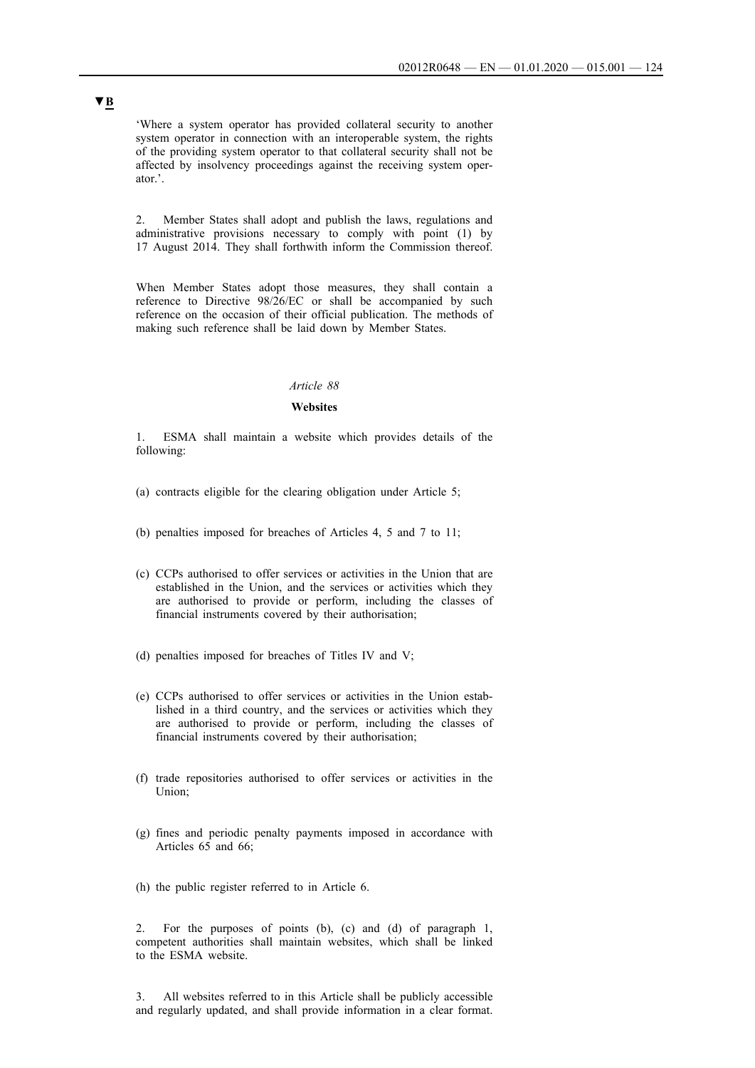**▼B**

'Where a system operator has provided collateral security to another system operator in connection with an interoperable system, the rights of the providing system operator to that collateral security shall not be affected by insolvency proceedings against the receiving system operator.'.

2. Member States shall adopt and publish the laws, regulations and administrative provisions necessary to comply with point (1) by 17 August 2014. They shall forthwith inform the Commission thereof.

When Member States adopt those measures, they shall contain a reference to Directive 98/26/EC or shall be accompanied by such reference on the occasion of their official publication. The methods of making such reference shall be laid down by Member States.

*Article 88*

**Websites**

1. ESMA shall maintain a website which provides details of the following:

(a) contracts eligible for the clearing obligation under Article 5;

(b) penalties imposed for breaches of Articles 4, 5 and 7 to 11;

(c) CCPs authorised to offer services or activities in the Union that are established in the Union, and the services or activities which they are authorised to provide or perform, including the classes of financial instruments covered by their authorisation;

(d) penalties imposed for breaches of Titles IV and V;

(e) CCPs authorised to offer services or activities in the Union established in a third country, and the services or activities which they are authorised to provide or perform, including the classes of financial instruments covered by their authorisation;

(f) trade repositories authorised to offer services or activities in the Union;

(g) fines and periodic penalty payments imposed in accordance with Articles 65 and 66;

(h) the public register referred to in Article 6.

2. For the purposes of points (b), (c) and (d) of paragraph 1, competent authorities shall maintain websites, which shall be linked to the ESMA website.

3. All websites referred to in this Article shall be publicly accessible and regularly updated, and shall provide information in a clear format.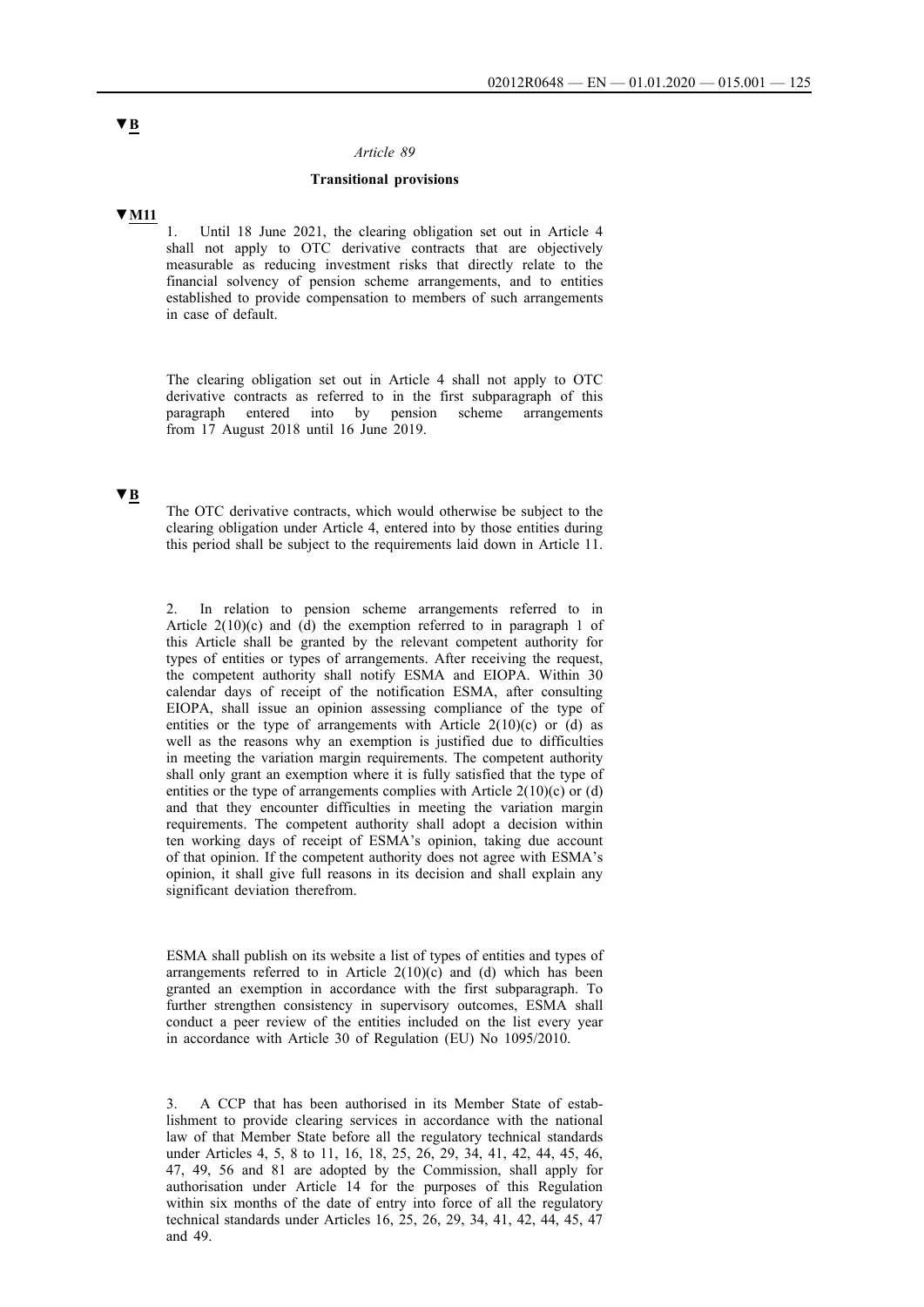▼B

*Article 89*

**Transitional provisions**

▼M11

1. Until 18 June 2021, the clearing obligation set out in Article 4 shall not apply to OTC derivative contracts that are objectively measurable as reducing investment risks that directly relate to the financial solvency of pension scheme arrangements, and to entities established to provide compensation to members of such arrangements in case of default.

The clearing obligation set out in Article 4 shall not apply to OTC derivative contracts as referred to in the first subparagraph of this paragraph entered into by pension scheme arrangements from 17 August 2018 until 16 June 2019.

▼B

The OTC derivative contracts, which would otherwise be subject to the clearing obligation under Article 4, entered into by those entities during this period shall be subject to the requirements laid down in Article 11.

2. In relation to pension scheme arrangements referred to in Article 2(10)(c) and (d) the exemption referred to in paragraph 1 of this Article shall be granted by the relevant competent authority for types of entities or types of arrangements. After receiving the request, the competent authority shall notify ESMA and EIOPA. Within 30 calendar days of receipt of the notification ESMA, after consulting EIOPA, shall issue an opinion assessing compliance of the type of entities or the type of arrangements with Article 2(10)(c) or (d) as well as the reasons why an exemption is justified due to difficulties in meeting the variation margin requirements. The competent authority shall only grant an exemption where it is fully satisfied that the type of entities or the type of arrangements complies with Article 2(10)(c) or (d) and that they encounter difficulties in meeting the variation margin requirements. The competent authority shall adopt a decision within ten working days of receipt of ESMA's opinion, taking due account of that opinion. If the competent authority does not agree with ESMA's opinion, it shall give full reasons in its decision and shall explain any significant deviation therefrom.

ESMA shall publish on its website a list of types of entities and types of arrangements referred to in Article 2(10)(c) and (d) which has been granted an exemption in accordance with the first subparagraph. To further strengthen consistency in supervisory outcomes, ESMA shall conduct a peer review of the entities included on the list every year in accordance with Article 30 of Regulation (EU) No 1095/2010.

3. A CCP that has been authorised in its Member State of establishment to provide clearing services in accordance with the national law of that Member State before all the regulatory technical standards under Articles 4, 5, 8 to 11, 16, 18, 25, 26, 29, 34, 41, 42, 44, 45, 46, 47, 49, 56 and 81 are adopted by the Commission, shall apply for authorisation under Article 14 for the purposes of this Regulation within six months of the date of entry into force of all the regulatory technical standards under Articles 16, 25, 26, 29, 34, 41, 42, 44, 45, 47 and 49.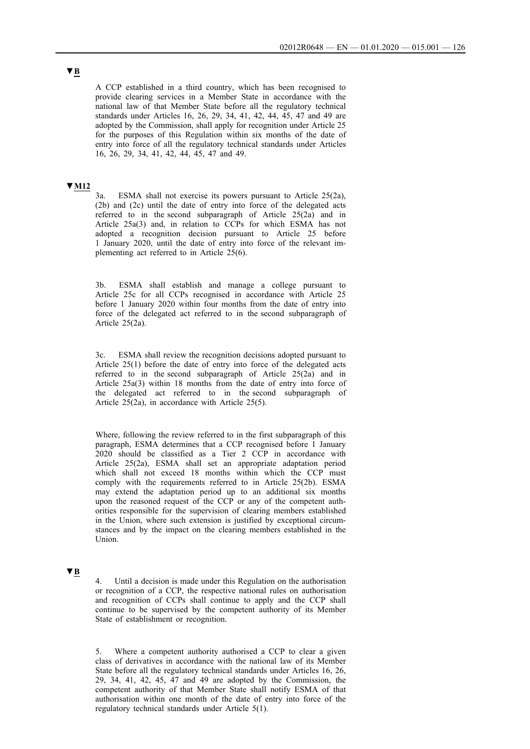▼B

A CCP established in a third country, which has been recognised to provide clearing services in a Member State in accordance with the national law of that Member State before all the regulatory technical standards under Articles 16, 26, 29, 34, 41, 42, 44, 45, 47 and 49 are adopted by the Commission, shall apply for recognition under Article 25 for the purposes of this Regulation within six months of the date of entry into force of all the regulatory technical standards under Articles 16, 26, 29, 34, 41, 42, 44, 45, 47 and 49.

▼M12

3a. ESMA shall not exercise its powers pursuant to Article 25(2a), (2b) and (2c) until the date of entry into force of the delegated acts referred to in the second subparagraph of Article 25(2a) and in Article 25a(3) and, in relation to CCPs for which ESMA has not adopted a recognition decision pursuant to Article 25 before 1 January 2020, until the date of entry into force of the relevant implementing act referred to in Article 25(6).

3b. ESMA shall establish and manage a college pursuant to Article 25c for all CCPs recognised in accordance with Article 25 before 1 January 2020 within four months from the date of entry into force of the delegated act referred to in the second subparagraph of Article 25(2a).

3c. ESMA shall review the recognition decisions adopted pursuant to Article 25(1) before the date of entry into force of the delegated acts referred to in the second subparagraph of Article 25(2a) and in Article 25a(3) within 18 months from the date of entry into force of the delegated act referred to in the second subparagraph of Article 25(2a), in accordance with Article 25(5).

Where, following the review referred to in the first subparagraph of this paragraph, ESMA determines that a CCP recognised before 1 January 2020 should be classified as a Tier 2 CCP in accordance with Article 25(2a), ESMA shall set an appropriate adaptation period which shall not exceed 18 months within which the CCP must comply with the requirements referred to in Article 25(2b). ESMA may extend the adaptation period up to an additional six months upon the reasoned request of the CCP or any of the competent authorities responsible for the supervision of clearing members established in the Union, where such extension is justified by exceptional circumstances and by the impact on the clearing members established in the Union.

▼B

4. Until a decision is made under this Regulation on the authorisation or recognition of a CCP, the respective national rules on authorisation and recognition of CCPs shall continue to apply and the CCP shall continue to be supervised by the competent authority of its Member State of establishment or recognition.

5. Where a competent authority authorised a CCP to clear a given class of derivatives in accordance with the national law of its Member State before all the regulatory technical standards under Articles 16, 26, 29, 34, 41, 42, 45, 47 and 49 are adopted by the Commission, the competent authority of that Member State shall notify ESMA of that authorisation within one month of the date of entry into force of the regulatory technical standards under Article 5(1).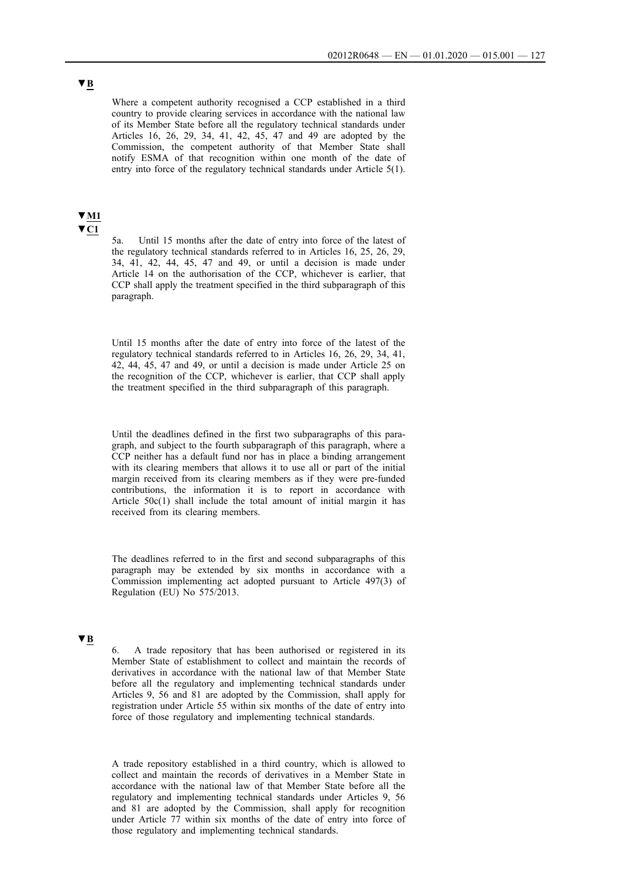▼B

Where a competent authority recognised a CCP established in a third country to provide clearing services in accordance with the national law of its Member State before all the regulatory technical standards under Articles 16, 26, 29, 34, 41, 42, 45, 47 and 49 are adopted by the Commission, the competent authority of that Member State shall notify ESMA of that recognition within one month of the date of entry into force of the regulatory technical standards under Article 5(1).

▼M1
▼C1

5a. Until 15 months after the date of entry into force of the latest of the regulatory technical standards referred to in Articles 16, 25, 26, 29, 34, 41, 42, 44, 45, 47 and 49, or until a decision is made under Article 14 on the authorisation of the CCP, whichever is earlier, that CCP shall apply the treatment specified in the third subparagraph of this paragraph.

Until 15 months after the date of entry into force of the latest of the regulatory technical standards referred to in Articles 16, 26, 29, 34, 41, 42, 44, 45, 47 and 49, or until a decision is made under Article 25 on the recognition of the CCP, whichever is earlier, that CCP shall apply the treatment specified in the third subparagraph of this paragraph.

Until the deadlines defined in the first two subparagraphs of this paragraph, and subject to the fourth subparagraph of this paragraph, where a CCP neither has a default fund nor has in place a binding arrangement with its clearing members that allows it to use all or part of the initial margin received from its clearing members as if they were pre-funded contributions, the information it is to report in accordance with Article 50c(1) shall include the total amount of initial margin it has received from its clearing members.

The deadlines referred to in the first and second subparagraphs of this paragraph may be extended by six months in accordance with a Commission implementing act adopted pursuant to Article 497(3) of Regulation (EU) No 575/2013.

▼B

6. A trade repository that has been authorised or registered in its Member State of establishment to collect and maintain the records of derivatives in accordance with the national law of that Member State before all the regulatory and implementing technical standards under Articles 9, 56 and 81 are adopted by the Commission, shall apply for registration under Article 55 within six months of the date of entry into force of those regulatory and implementing technical standards.

A trade repository established in a third country, which is allowed to collect and maintain the records of derivatives in a Member State in accordance with the national law of that Member State before all the regulatory and implementing technical standards under Articles 9, 56 and 81 are adopted by the Commission, shall apply for recognition under Article 77 within six months of the date of entry into force of those regulatory and implementing technical standards.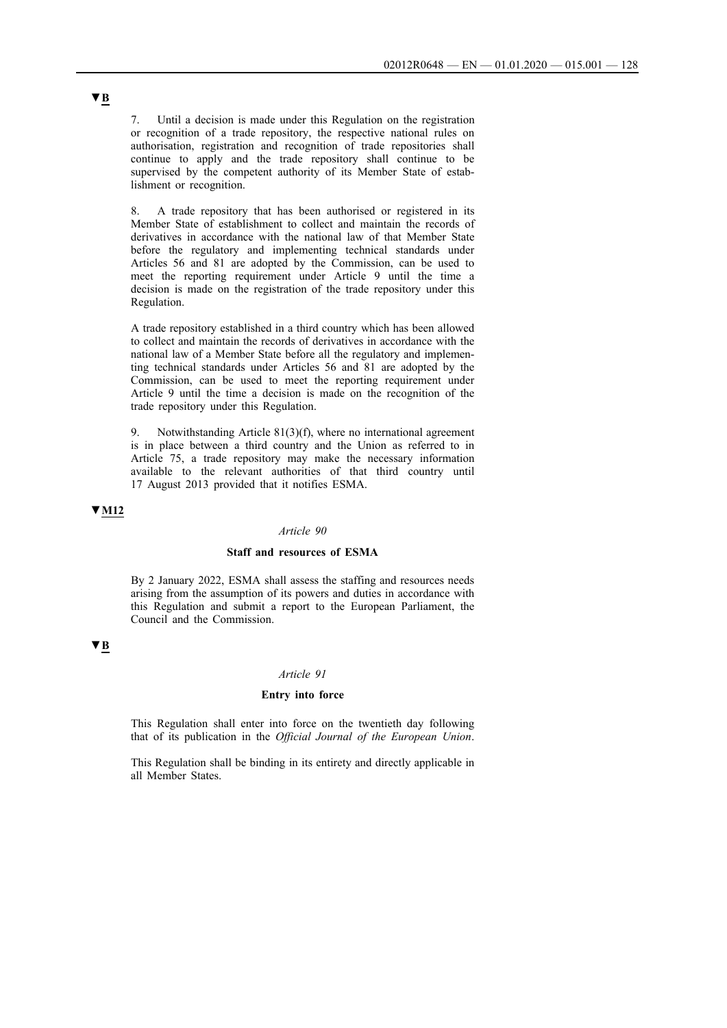▼B

7. Until a decision is made under this Regulation on the registration or recognition of a trade repository, the respective national rules on authorisation, registration and recognition of trade repositories shall continue to apply and the trade repository shall continue to be supervised by the competent authority of its Member State of establishment or recognition.

8. A trade repository that has been authorised or registered in its Member State of establishment to collect and maintain the records of derivatives in accordance with the national law of that Member State before the regulatory and implementing technical standards under Articles 56 and 81 are adopted by the Commission, can be used to meet the reporting requirement under Article 9 until the time a decision is made on the registration of the trade repository under this Regulation.

A trade repository established in a third country which has been allowed to collect and maintain the records of derivatives in accordance with the national law of a Member State before all the regulatory and implementing technical standards under Articles 56 and 81 are adopted by the Commission, can be used to meet the reporting requirement under Article 9 until the time a decision is made on the recognition of the trade repository under this Regulation.

9. Notwithstanding Article 81(3)(f), where no international agreement is in place between a third country and the Union as referred to in Article 75, a trade repository may make the necessary information available to the relevant authorities of that third country until 17 August 2013 provided that it notifies ESMA.

▼M12

*Article 90*

**Staff and resources of ESMA**

By 2 January 2022, ESMA shall assess the staffing and resources needs arising from the assumption of its powers and duties in accordance with this Regulation and submit a report to the European Parliament, the Council and the Commission.

▼B

*Article 91*

**Entry into force**

This Regulation shall enter into force on the twentieth day following that of its publication in the *Official Journal of the European Union*.

This Regulation shall be binding in its entirety and directly applicable in all Member States.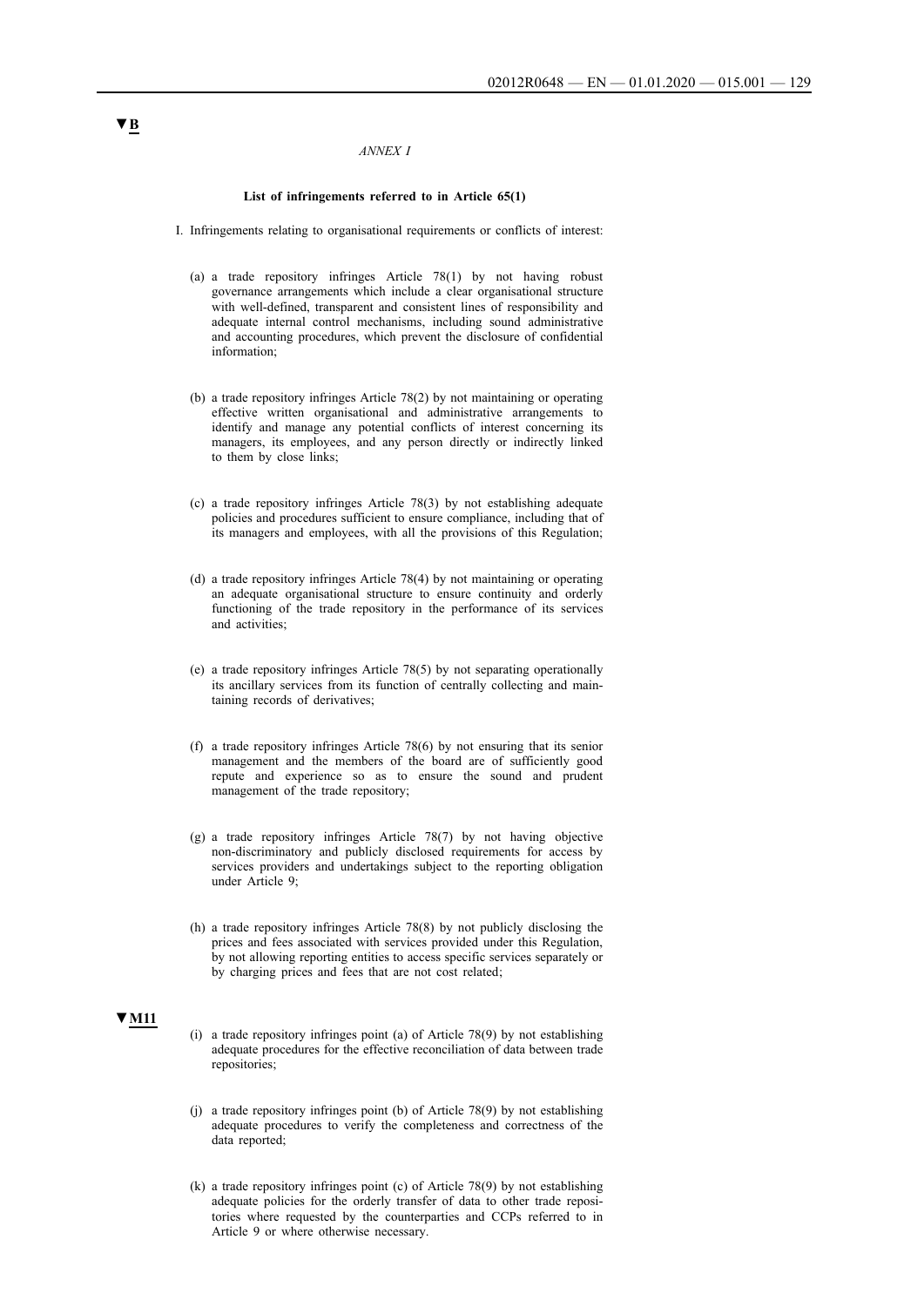▼B

*ANNEX I*

**List of infringements referred to in Article 65(1)**

I. Infringements relating to organisational requirements or conflicts of interest:

(a) a trade repository infringes Article 78(1) by not having robust governance arrangements which include a clear organisational structure with well-defined, transparent and consistent lines of responsibility and adequate internal control mechanisms, including sound administrative and accounting procedures, which prevent the disclosure of confidential information;

(b) a trade repository infringes Article 78(2) by not maintaining or operating effective written organisational and administrative arrangements to identify and manage any potential conflicts of interest concerning its managers, its employees, and any person directly or indirectly linked to them by close links;

(c) a trade repository infringes Article 78(3) by not establishing adequate policies and procedures sufficient to ensure compliance, including that of its managers and employees, with all the provisions of this Regulation;

(d) a trade repository infringes Article 78(4) by not maintaining or operating an adequate organisational structure to ensure continuity and orderly functioning of the trade repository in the performance of its services and activities;

(e) a trade repository infringes Article 78(5) by not separating operationally its ancillary services from its function of centrally collecting and maintaining records of derivatives;

(f) a trade repository infringes Article 78(6) by not ensuring that its senior management and the members of the board are of sufficiently good repute and experience so as to ensure the sound and prudent management of the trade repository;

(g) a trade repository infringes Article 78(7) by not having objective non-discriminatory and publicly disclosed requirements for access by services providers and undertakings subject to the reporting obligation under Article 9;

(h) a trade repository infringes Article 78(8) by not publicly disclosing the prices and fees associated with services provided under this Regulation, by not allowing reporting entities to access specific services separately or by charging prices and fees that are not cost related;

▼M11

(i) a trade repository infringes point (a) of Article 78(9) by not establishing adequate procedures for the effective reconciliation of data between trade repositories;

(j) a trade repository infringes point (b) of Article 78(9) by not establishing adequate procedures to verify the completeness and correctness of the data reported;

(k) a trade repository infringes point (c) of Article 78(9) by not establishing adequate policies for the orderly transfer of data to other trade repositories where requested by the counterparties and CCPs referred to in Article 9 or where otherwise necessary.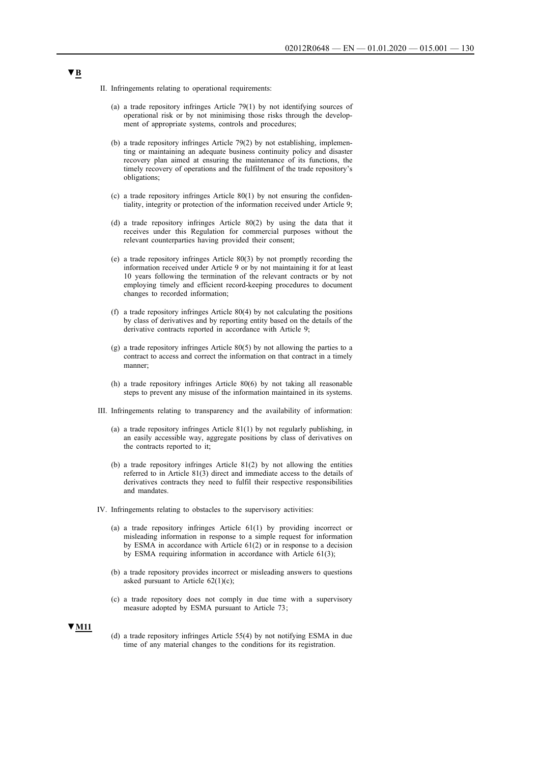▼B

II. Infringements relating to operational requirements:

(a) a trade repository infringes Article 79(1) by not identifying sources of operational risk or by not minimising those risks through the development of appropriate systems, controls and procedures;

(b) a trade repository infringes Article 79(2) by not establishing, implementing or maintaining an adequate business continuity policy and disaster recovery plan aimed at ensuring the maintenance of its functions, the timely recovery of operations and the fulfilment of the trade repository's obligations;

(c) a trade repository infringes Article 80(1) by not ensuring the confidentiality, integrity or protection of the information received under Article 9;

(d) a trade repository infringes Article 80(2) by using the data that it receives under this Regulation for commercial purposes without the relevant counterparties having provided their consent;

(e) a trade repository infringes Article 80(3) by not promptly recording the information received under Article 9 or by not maintaining it for at least 10 years following the termination of the relevant contracts or by not employing timely and efficient record-keeping procedures to document changes to recorded information;

(f) a trade repository infringes Article 80(4) by not calculating the positions by class of derivatives and by reporting entity based on the details of the derivative contracts reported in accordance with Article 9;

(g) a trade repository infringes Article 80(5) by not allowing the parties to a contract to access and correct the information on that contract in a timely manner;

(h) a trade repository infringes Article 80(6) by not taking all reasonable steps to prevent any misuse of the information maintained in its systems.

III. Infringements relating to transparency and the availability of information:

(a) a trade repository infringes Article 81(1) by not regularly publishing, in an easily accessible way, aggregate positions by class of derivatives on the contracts reported to it;

(b) a trade repository infringes Article 81(2) by not allowing the entities referred to in Article 81(3) direct and immediate access to the details of derivatives contracts they need to fulfil their respective responsibilities and mandates.

IV. Infringements relating to obstacles to the supervisory activities:

(a) a trade repository infringes Article 61(1) by providing incorrect or misleading information in response to a simple request for information by ESMA in accordance with Article 61(2) or in response to a decision by ESMA requiring information in accordance with Article 61(3);

(b) a trade repository provides incorrect or misleading answers to questions asked pursuant to Article 62(1)(c);

(c) a trade repository does not comply in due time with a supervisory measure adopted by ESMA pursuant to Article 73;

▼M11

(d) a trade repository infringes Article 55(4) by not notifying ESMA in due time of any material changes to the conditions for its registration.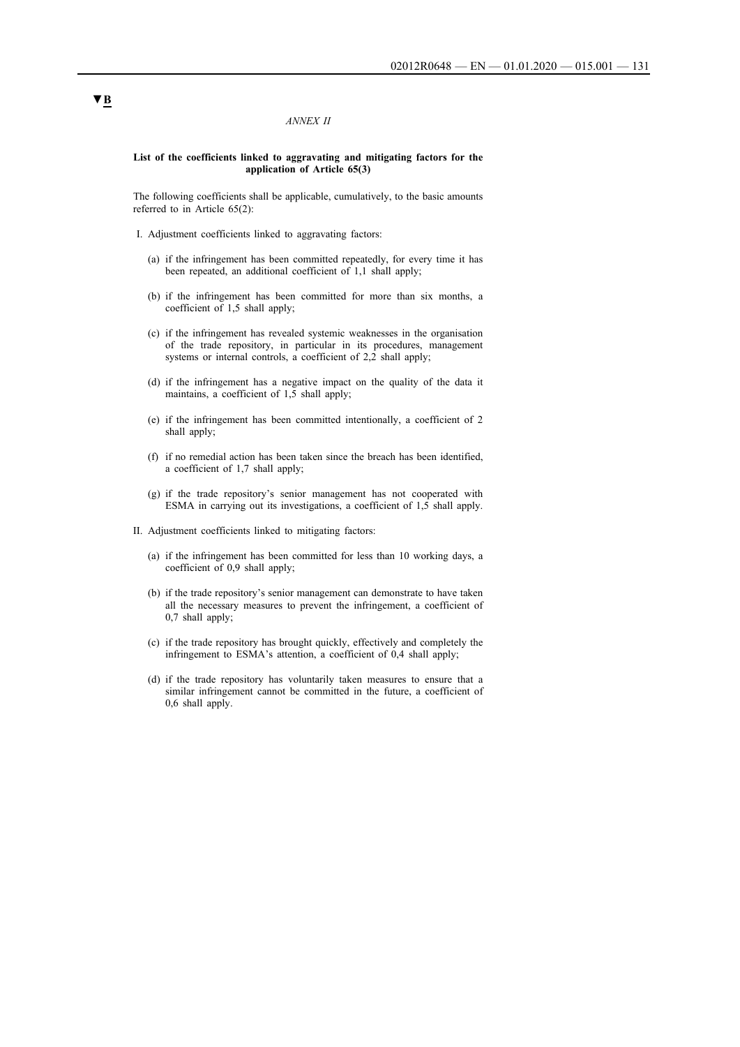▼B

*ANNEX II*

**List of the coefficients linked to aggravating and mitigating factors for the application of Article 65(3)**

The following coefficients shall be applicable, cumulatively, to the basic amounts referred to in Article 65(2):

I. Adjustment coefficients linked to aggravating factors:

(a) if the infringement has been committed repeatedly, for every time it has been repeated, an additional coefficient of 1,1 shall apply;

(b) if the infringement has been committed for more than six months, a coefficient of 1,5 shall apply;

(c) if the infringement has revealed systemic weaknesses in the organisation of the trade repository, in particular in its procedures, management systems or internal controls, a coefficient of 2,2 shall apply;

(d) if the infringement has a negative impact on the quality of the data it maintains, a coefficient of 1,5 shall apply;

(e) if the infringement has been committed intentionally, a coefficient of 2 shall apply;

(f) if no remedial action has been taken since the breach has been identified, a coefficient of 1,7 shall apply;

(g) if the trade repository's senior management has not cooperated with ESMA in carrying out its investigations, a coefficient of 1,5 shall apply.

II. Adjustment coefficients linked to mitigating factors:

(a) if the infringement has been committed for less than 10 working days, a coefficient of 0,9 shall apply;

(b) if the trade repository's senior management can demonstrate to have taken all the necessary measures to prevent the infringement, a coefficient of 0,7 shall apply;

(c) if the trade repository has brought quickly, effectively and completely the infringement to ESMA's attention, a coefficient of 0,4 shall apply;

(d) if the trade repository has voluntarily taken measures to ensure that a similar infringement cannot be committed in the future, a coefficient of 0,6 shall apply.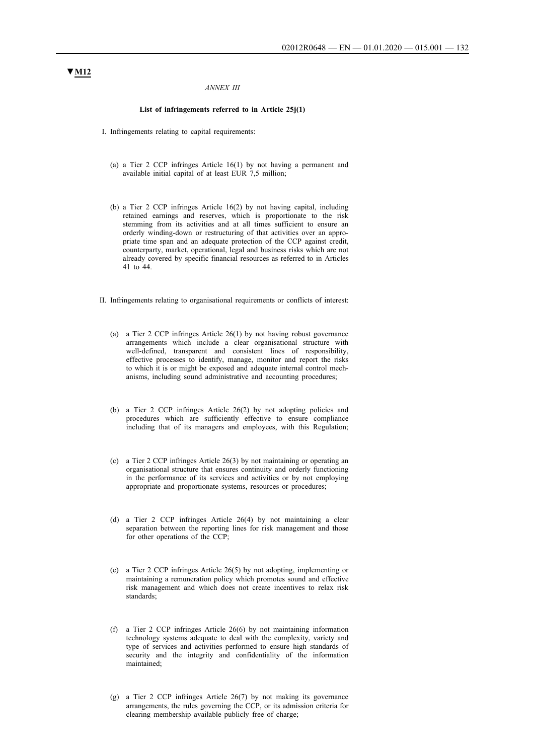▼M12

*ANNEX III*

**List of infringements referred to in Article 25j(1)**

I. Infringements relating to capital requirements:

(a) a Tier 2 CCP infringes Article 16(1) by not having a permanent and available initial capital of at least EUR 7,5 million;

(b) a Tier 2 CCP infringes Article 16(2) by not having capital, including retained earnings and reserves, which is proportionate to the risk stemming from its activities and at all times sufficient to ensure an orderly winding-down or restructuring of that activities over an appropriate time span and an adequate protection of the CCP against credit, counterparty, market, operational, legal and business risks which are not already covered by specific financial resources as referred to in Articles 41 to 44.

II. Infringements relating to organisational requirements or conflicts of interest:

(a) a Tier 2 CCP infringes Article 26(1) by not having robust governance arrangements which include a clear organisational structure with well-defined, transparent and consistent lines of responsibility, effective processes to identify, manage, monitor and report the risks to which it is or might be exposed and adequate internal control mechanisms, including sound administrative and accounting procedures;

(b) a Tier 2 CCP infringes Article 26(2) by not adopting policies and procedures which are sufficiently effective to ensure compliance including that of its managers and employees, with this Regulation;

(c) a Tier 2 CCP infringes Article 26(3) by not maintaining or operating an organisational structure that ensures continuity and orderly functioning in the performance of its services and activities or by not employing appropriate and proportionate systems, resources or procedures;

(d) a Tier 2 CCP infringes Article 26(4) by not maintaining a clear separation between the reporting lines for risk management and those for other operations of the CCP;

(e) a Tier 2 CCP infringes Article 26(5) by not adopting, implementing or maintaining a remuneration policy which promotes sound and effective risk management and which does not create incentives to relax risk standards;

(f) a Tier 2 CCP infringes Article 26(6) by not maintaining information technology systems adequate to deal with the complexity, variety and type of services and activities performed to ensure high standards of security and the integrity and confidentiality of the information maintained;

(g) a Tier 2 CCP infringes Article 26(7) by not making its governance arrangements, the rules governing the CCP, or its admission criteria for clearing membership available publicly free of charge;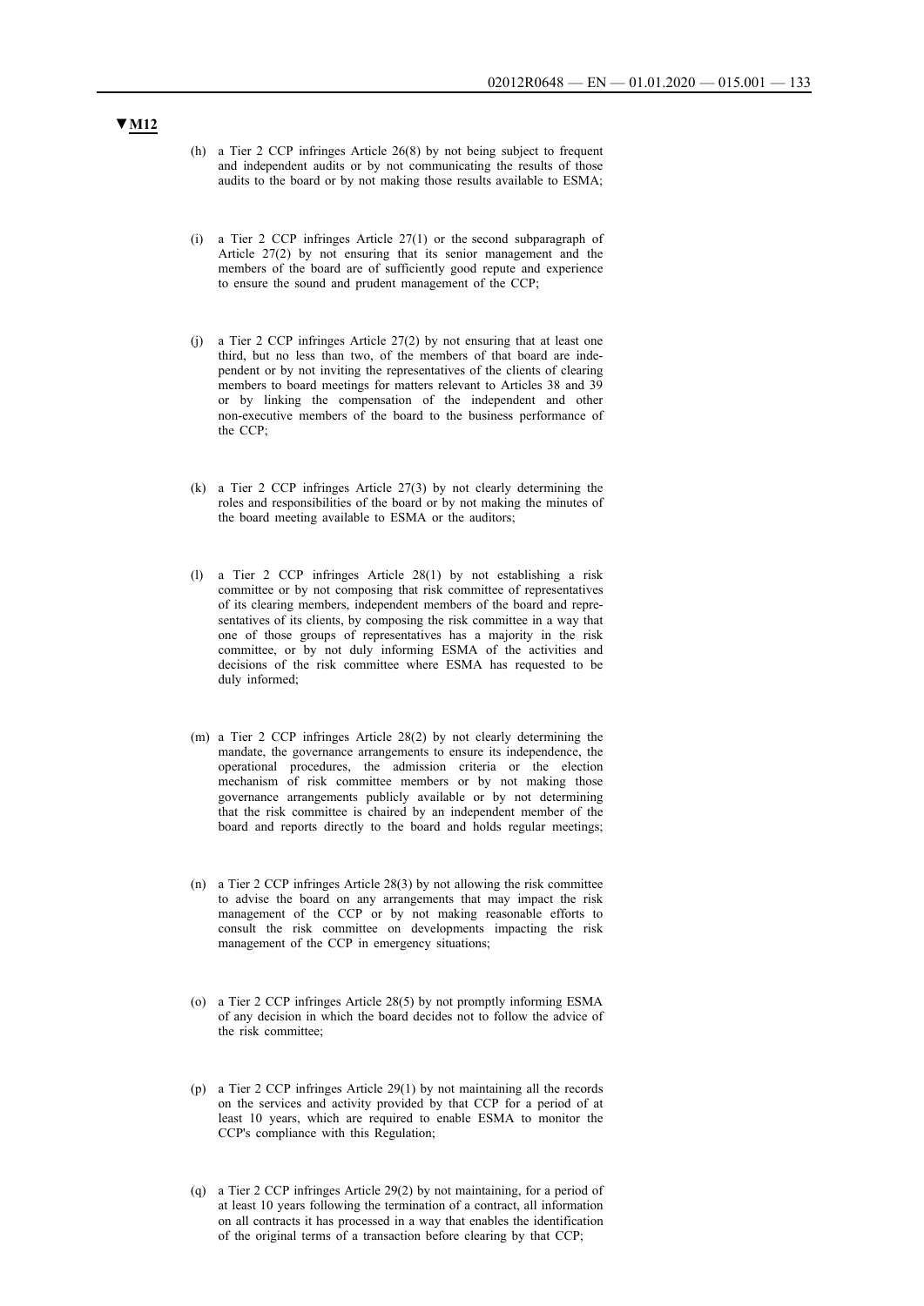▼M12

(h) a Tier 2 CCP infringes Article 26(8) by not being subject to frequent and independent audits or by not communicating the results of those audits to the board or by not making those results available to ESMA;

(i) a Tier 2 CCP infringes Article 27(1) or the second subparagraph of Article 27(2) by not ensuring that its senior management and the members of the board are of sufficiently good repute and experience to ensure the sound and prudent management of the CCP;

(j) a Tier 2 CCP infringes Article 27(2) by not ensuring that at least one third, but no less than two, of the members of that board are independent or by not inviting the representatives of the clients of clearing members to board meetings for matters relevant to Articles 38 and 39 or by linking the compensation of the independent and other non-executive members of the board to the business performance of the CCP;

(k) a Tier 2 CCP infringes Article 27(3) by not clearly determining the roles and responsibilities of the board or by not making the minutes of the board meeting available to ESMA or the auditors;

(l) a Tier 2 CCP infringes Article 28(1) by not establishing a risk committee or by not composing that risk committee of representatives of its clearing members, independent members of the board and representatives of its clients, by composing the risk committee in a way that one of those groups of representatives has a majority in the risk committee, or by not duly informing ESMA of the activities and decisions of the risk committee where ESMA has requested to be duly informed;

(m) a Tier 2 CCP infringes Article 28(2) by not clearly determining the mandate, the governance arrangements to ensure its independence, the operational procedures, the admission criteria or the election mechanism of risk committee members or by not making those governance arrangements publicly available or by not determining that the risk committee is chaired by an independent member of the board and reports directly to the board and holds regular meetings;

(n) a Tier 2 CCP infringes Article 28(3) by not allowing the risk committee to advise the board on any arrangements that may impact the risk management of the CCP or by not making reasonable efforts to consult the risk committee on developments impacting the risk management of the CCP in emergency situations;

(o) a Tier 2 CCP infringes Article 28(5) by not promptly informing ESMA of any decision in which the board decides not to follow the advice of the risk committee;

(p) a Tier 2 CCP infringes Article 29(1) by not maintaining all the records on the services and activity provided by that CCP for a period of at least 10 years, which are required to enable ESMA to monitor the CCP's compliance with this Regulation;

(q) a Tier 2 CCP infringes Article 29(2) by not maintaining, for a period of at least 10 years following the termination of a contract, all information on all contracts it has processed in a way that enables the identification of the original terms of a transaction before clearing by that CCP;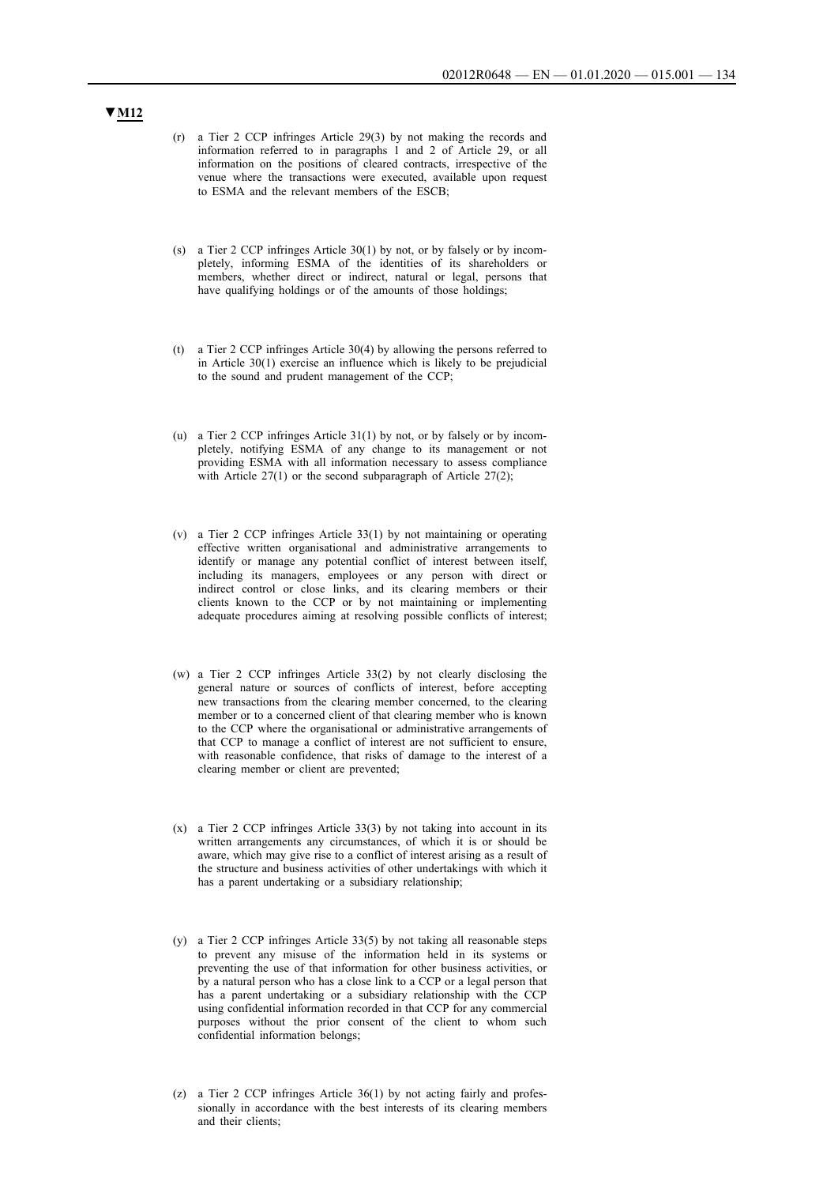▼M12

(r) a Tier 2 CCP infringes Article 29(3) by not making the records and information referred to in paragraphs 1 and 2 of Article 29, or all information on the positions of cleared contracts, irrespective of the venue where the transactions were executed, available upon request to ESMA and the relevant members of the ESCB;

(s) a Tier 2 CCP infringes Article 30(1) by not, or by falsely or by incompletely, informing ESMA of the identities of its shareholders or members, whether direct or indirect, natural or legal, persons that have qualifying holdings or of the amounts of those holdings;

(t) a Tier 2 CCP infringes Article 30(4) by allowing the persons referred to in Article 30(1) exercise an influence which is likely to be prejudicial to the sound and prudent management of the CCP;

(u) a Tier 2 CCP infringes Article 31(1) by not, or by falsely or by incompletely, notifying ESMA of any change to its management or not providing ESMA with all information necessary to assess compliance with Article 27(1) or the second subparagraph of Article 27(2);

(v) a Tier 2 CCP infringes Article 33(1) by not maintaining or operating effective written organisational and administrative arrangements to identify or manage any potential conflict of interest between itself, including its managers, employees or any person with direct or indirect control or close links, and its clearing members or their clients known to the CCP or by not maintaining or implementing adequate procedures aiming at resolving possible conflicts of interest;

(w) a Tier 2 CCP infringes Article 33(2) by not clearly disclosing the general nature or sources of conflicts of interest, before accepting new transactions from the clearing member concerned, to the clearing member or to a concerned client of that clearing member who is known to the CCP where the organisational or administrative arrangements of that CCP to manage a conflict of interest are not sufficient to ensure, with reasonable confidence, that risks of damage to the interest of a clearing member or client are prevented;

(x) a Tier 2 CCP infringes Article 33(3) by not taking into account in its written arrangements any circumstances, of which it is or should be aware, which may give rise to a conflict of interest arising as a result of the structure and business activities of other undertakings with which it has a parent undertaking or a subsidiary relationship;

(y) a Tier 2 CCP infringes Article 33(5) by not taking all reasonable steps to prevent any misuse of the information held in its systems or preventing the use of that information for other business activities, or by a natural person who has a close link to a CCP or a legal person that has a parent undertaking or a subsidiary relationship with the CCP using confidential information recorded in that CCP for any commercial purposes without the prior consent of the client to whom such confidential information belongs;

(z) a Tier 2 CCP infringes Article 36(1) by not acting fairly and professionally in accordance with the best interests of its clearing members and their clients;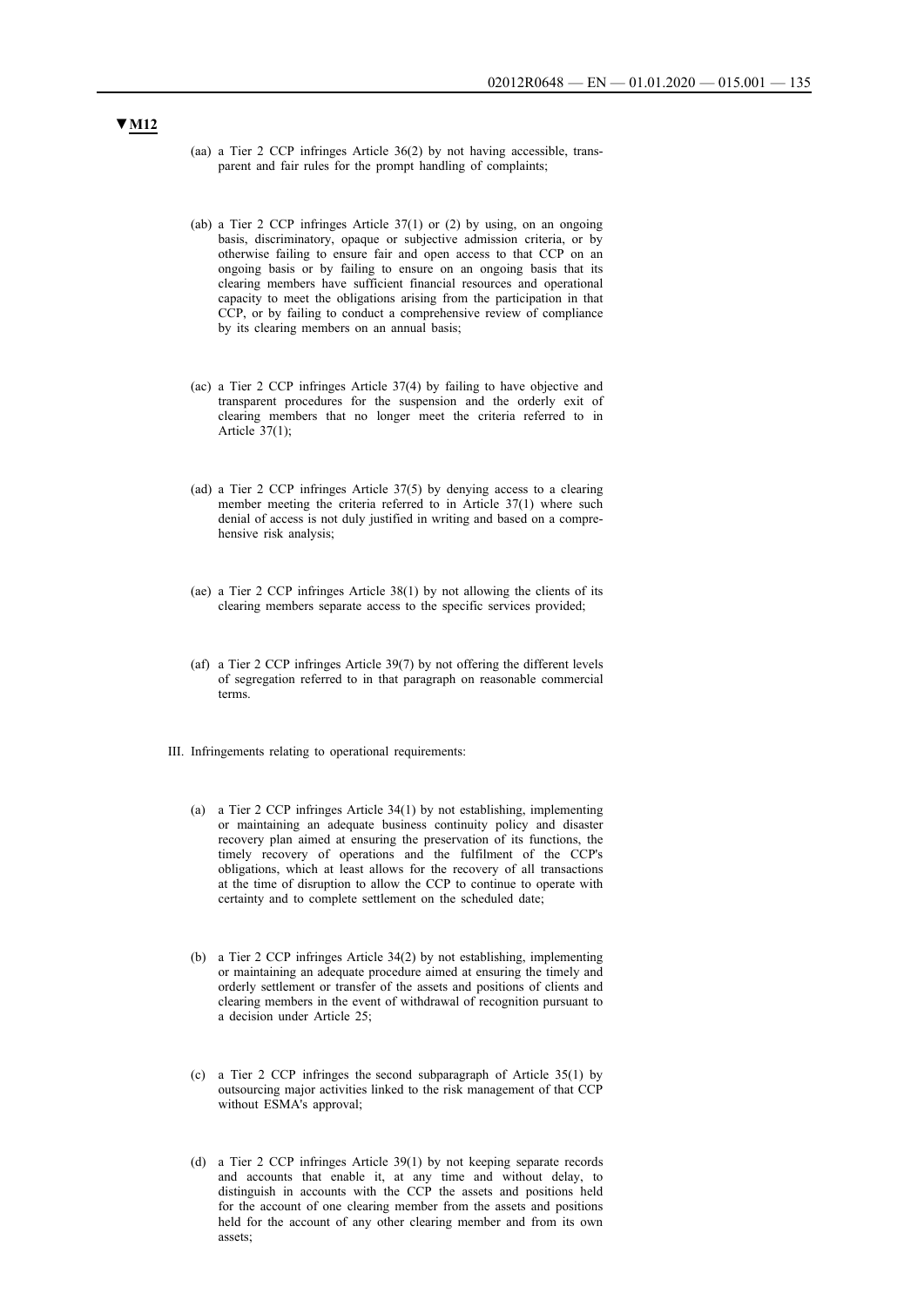**▼M12**

(aa) a Tier 2 CCP infringes Article 36(2) by not having accessible, transparent and fair rules for the prompt handling of complaints;

(ab) a Tier 2 CCP infringes Article 37(1) or (2) by using, on an ongoing basis, discriminatory, opaque or subjective admission criteria, or by otherwise failing to ensure fair and open access to that CCP on an ongoing basis or by failing to ensure on an ongoing basis that its clearing members have sufficient financial resources and operational capacity to meet the obligations arising from the participation in that CCP, or by failing to conduct a comprehensive review of compliance by its clearing members on an annual basis;

(ac) a Tier 2 CCP infringes Article 37(4) by failing to have objective and transparent procedures for the suspension and the orderly exit of clearing members that no longer meet the criteria referred to in Article 37(1);

(ad) a Tier 2 CCP infringes Article 37(5) by denying access to a clearing member meeting the criteria referred to in Article 37(1) where such denial of access is not duly justified in writing and based on a comprehensive risk analysis;

(ae) a Tier 2 CCP infringes Article 38(1) by not allowing the clients of its clearing members separate access to the specific services provided;

(af) a Tier 2 CCP infringes Article 39(7) by not offering the different levels of segregation referred to in that paragraph on reasonable commercial terms.

III. Infringements relating to operational requirements:

(a) a Tier 2 CCP infringes Article 34(1) by not establishing, implementing or maintaining an adequate business continuity policy and disaster recovery plan aimed at ensuring the preservation of its functions, the timely recovery of operations and the fulfilment of the CCP's obligations, which at least allows for the recovery of all transactions at the time of disruption to allow the CCP to continue to operate with certainty and to complete settlement on the scheduled date;

(b) a Tier 2 CCP infringes Article 34(2) by not establishing, implementing or maintaining an adequate procedure aimed at ensuring the timely and orderly settlement or transfer of the assets and positions of clients and clearing members in the event of withdrawal of recognition pursuant to a decision under Article 25;

(c) a Tier 2 CCP infringes the second subparagraph of Article 35(1) by outsourcing major activities linked to the risk management of that CCP without ESMA's approval;

(d) a Tier 2 CCP infringes Article 39(1) by not keeping separate records and accounts that enable it, at any time and without delay, to distinguish in accounts with the CCP the assets and positions held for the account of one clearing member from the assets and positions held for the account of any other clearing member and from its own assets;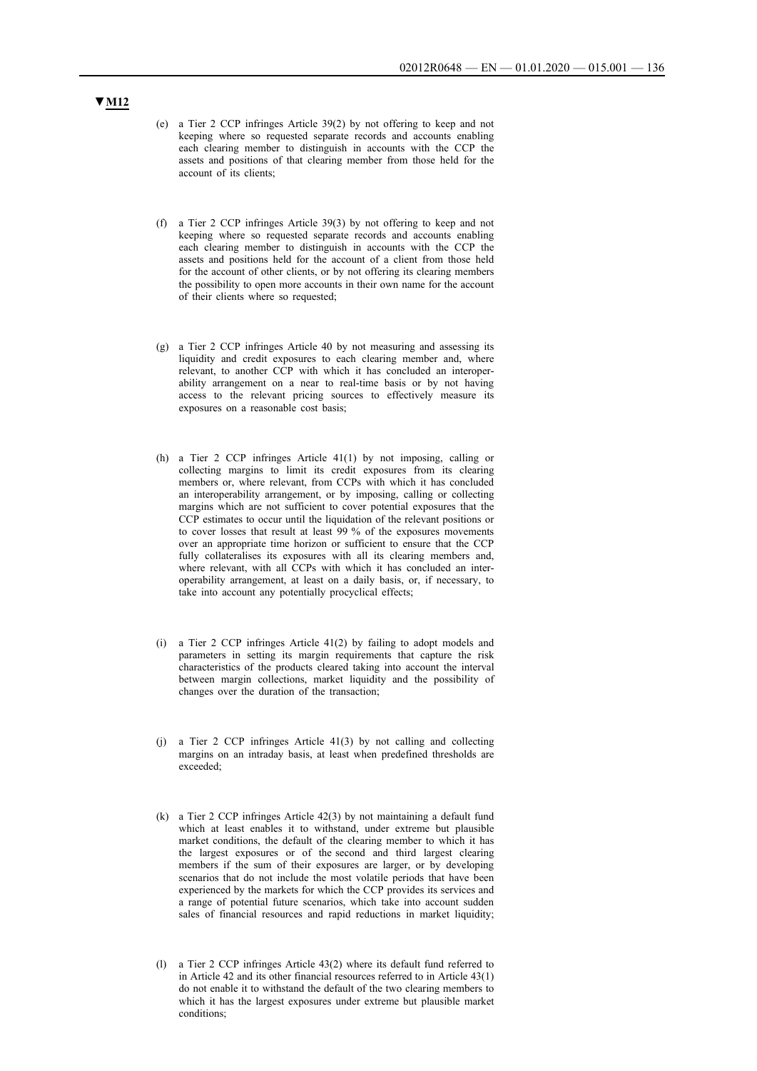▼M12

(e) a Tier 2 CCP infringes Article 39(2) by not offering to keep and not keeping where so requested separate records and accounts enabling each clearing member to distinguish in accounts with the CCP the assets and positions of that clearing member from those held for the account of its clients;

(f) a Tier 2 CCP infringes Article 39(3) by not offering to keep and not keeping where so requested separate records and accounts enabling each clearing member to distinguish in accounts with the CCP the assets and positions held for the account of a client from those held for the account of other clients, or by not offering its clearing members the possibility to open more accounts in their own name for the account of their clients where so requested;

(g) a Tier 2 CCP infringes Article 40 by not measuring and assessing its liquidity and credit exposures to each clearing member and, where relevant, to another CCP with which it has concluded an interoperability arrangement on a near to real-time basis or by not having access to the relevant pricing sources to effectively measure its exposures on a reasonable cost basis;

(h) a Tier 2 CCP infringes Article 41(1) by not imposing, calling or collecting margins to limit its credit exposures from its clearing members or, where relevant, from CCPs with which it has concluded an interoperability arrangement, or by imposing, calling or collecting margins which are not sufficient to cover potential exposures that the CCP estimates to occur until the liquidation of the relevant positions or to cover losses that result at least 99 % of the exposures movements over an appropriate time horizon or sufficient to ensure that the CCP fully collateralises its exposures with all its clearing members and, where relevant, with all CCPs with which it has concluded an interoperability arrangement, at least on a daily basis, or, if necessary, to take into account any potentially procyclical effects;

(i) a Tier 2 CCP infringes Article 41(2) by failing to adopt models and parameters in setting its margin requirements that capture the risk characteristics of the products cleared taking into account the interval between margin collections, market liquidity and the possibility of changes over the duration of the transaction;

(j) a Tier 2 CCP infringes Article 41(3) by not calling and collecting margins on an intraday basis, at least when predefined thresholds are exceeded;

(k) a Tier 2 CCP infringes Article 42(3) by not maintaining a default fund which at least enables it to withstand, under extreme but plausible market conditions, the default of the clearing member to which it has the largest exposures or of the second and third largest clearing members if the sum of their exposures are larger, or by developing scenarios that do not include the most volatile periods that have been experienced by the markets for which the CCP provides its services and a range of potential future scenarios, which take into account sudden sales of financial resources and rapid reductions in market liquidity;

(l) a Tier 2 CCP infringes Article 43(2) where its default fund referred to in Article 42 and its other financial resources referred to in Article 43(1) do not enable it to withstand the default of the two clearing members to which it has the largest exposures under extreme but plausible market conditions;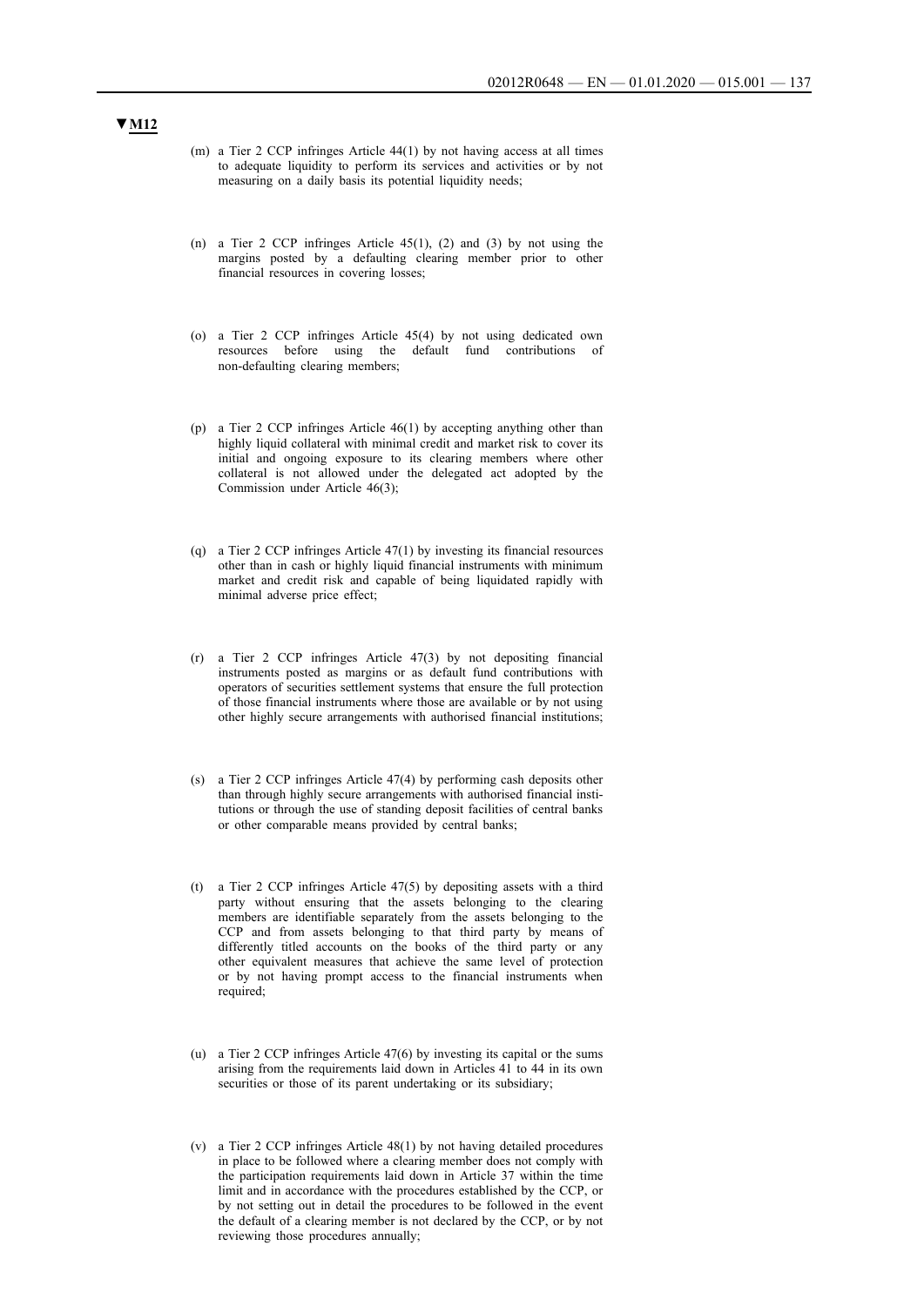**▼M12**

(m) a Tier 2 CCP infringes Article 44(1) by not having access at all times to adequate liquidity to perform its services and activities or by not measuring on a daily basis its potential liquidity needs;

(n) a Tier 2 CCP infringes Article 45(1), (2) and (3) by not using the margins posted by a defaulting clearing member prior to other financial resources in covering losses;

(o) a Tier 2 CCP infringes Article 45(4) by not using dedicated own resources before using the default fund contributions of non-defaulting clearing members;

(p) a Tier 2 CCP infringes Article 46(1) by accepting anything other than highly liquid collateral with minimal credit and market risk to cover its initial and ongoing exposure to its clearing members where other collateral is not allowed under the delegated act adopted by the Commission under Article 46(3);

(q) a Tier 2 CCP infringes Article 47(1) by investing its financial resources other than in cash or highly liquid financial instruments with minimum market and credit risk and capable of being liquidated rapidly with minimal adverse price effect;

(r) a Tier 2 CCP infringes Article 47(3) by not depositing financial instruments posted as margins or as default fund contributions with operators of securities settlement systems that ensure the full protection of those financial instruments where those are available or by not using other highly secure arrangements with authorised financial institutions;

(s) a Tier 2 CCP infringes Article 47(4) by performing cash deposits other than through highly secure arrangements with authorised financial institutions or through the use of standing deposit facilities of central banks or other comparable means provided by central banks;

(t) a Tier 2 CCP infringes Article 47(5) by depositing assets with a third party without ensuring that the assets belonging to the clearing members are identifiable separately from the assets belonging to the CCP and from assets belonging to that third party by means of differently titled accounts on the books of the third party or any other equivalent measures that achieve the same level of protection or by not having prompt access to the financial instruments when required;

(u) a Tier 2 CCP infringes Article 47(6) by investing its capital or the sums arising from the requirements laid down in Articles 41 to 44 in its own securities or those of its parent undertaking or its subsidiary;

(v) a Tier 2 CCP infringes Article 48(1) by not having detailed procedures in place to be followed where a clearing member does not comply with the participation requirements laid down in Article 37 within the time limit and in accordance with the procedures established by the CCP, or by not setting out in detail the procedures to be followed in the event the default of a clearing member is not declared by the CCP, or by not reviewing those procedures annually;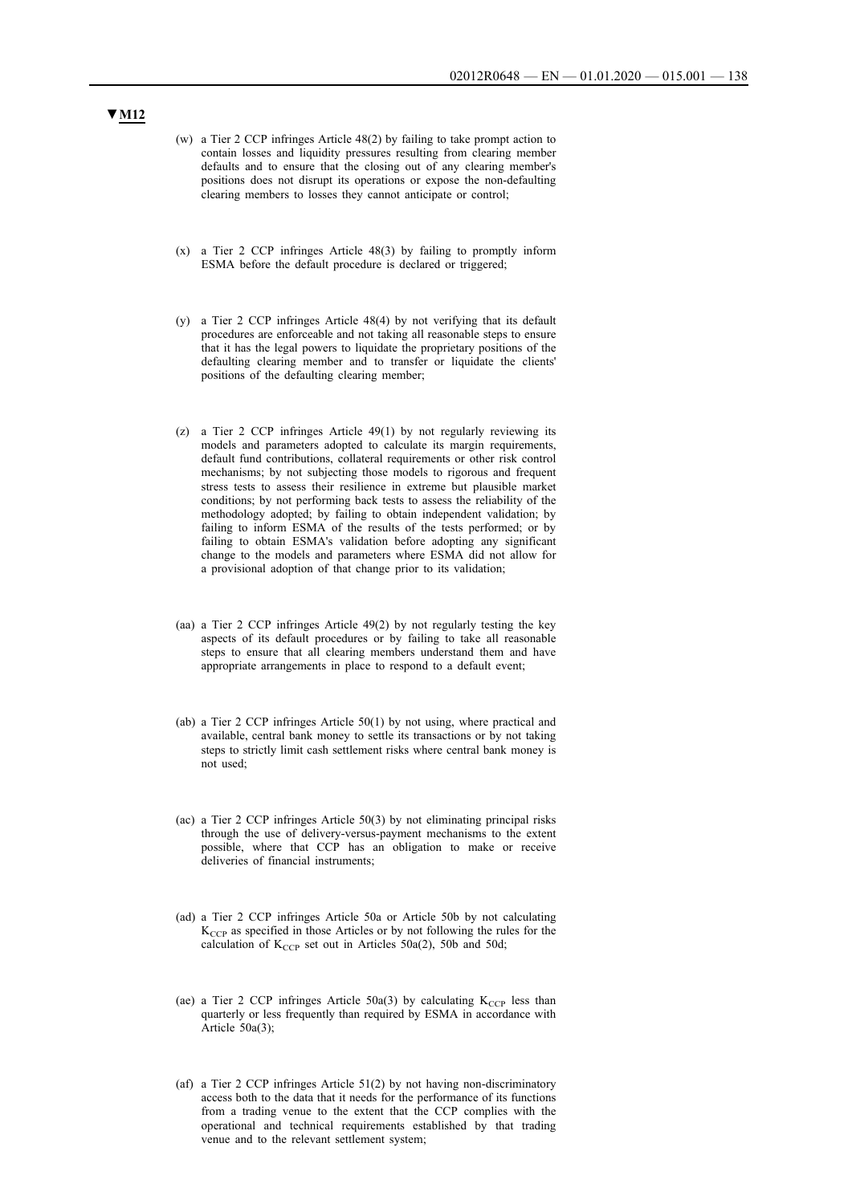▼M12

(w) a Tier 2 CCP infringes Article 48(2) by failing to take prompt action to contain losses and liquidity pressures resulting from clearing member defaults and to ensure that the closing out of any clearing member's positions does not disrupt its operations or expose the non-defaulting clearing members to losses they cannot anticipate or control;

(x) a Tier 2 CCP infringes Article 48(3) by failing to promptly inform ESMA before the default procedure is declared or triggered;

(y) a Tier 2 CCP infringes Article 48(4) by not verifying that its default procedures are enforceable and not taking all reasonable steps to ensure that it has the legal powers to liquidate the proprietary positions of the defaulting clearing member and to transfer or liquidate the clients' positions of the defaulting clearing member;

(z) a Tier 2 CCP infringes Article 49(1) by not regularly reviewing its models and parameters adopted to calculate its margin requirements, default fund contributions, collateral requirements or other risk control mechanisms; by not subjecting those models to rigorous and frequent stress tests to assess their resilience in extreme but plausible market conditions; by not performing back tests to assess the reliability of the methodology adopted; by failing to obtain independent validation; by failing to inform ESMA of the results of the tests performed; or by failing to obtain ESMA's validation before adopting any significant change to the models and parameters where ESMA did not allow for a provisional adoption of that change prior to its validation;

(aa) a Tier 2 CCP infringes Article 49(2) by not regularly testing the key aspects of its default procedures or by failing to take all reasonable steps to ensure that all clearing members understand them and have appropriate arrangements in place to respond to a default event;

(ab) a Tier 2 CCP infringes Article 50(1) by not using, where practical and available, central bank money to settle its transactions or by not taking steps to strictly limit cash settlement risks where central bank money is not used;

(ac) a Tier 2 CCP infringes Article 50(3) by not eliminating principal risks through the use of delivery-versus-payment mechanisms to the extent possible, where that CCP has an obligation to make or receive deliveries of financial instruments;

(ad) a Tier 2 CCP infringes Article 50a or Article 50b by not calculating $K_{CCP}$ as specified in those Articles or by not following the rules for the calculation of $K_{CCP}$ set out in Articles 50a(2), 50b and 50d;

(ae) a Tier 2 CCP infringes Article 50a(3) by calculating $K_{CCP}$ less than quarterly or less frequently than required by ESMA in accordance with Article 50a(3);

(af) a Tier 2 CCP infringes Article 51(2) by not having non-discriminatory access both to the data that it needs for the performance of its functions from a trading venue to the extent that the CCP complies with the operational and technical requirements established by that trading venue and to the relevant settlement system;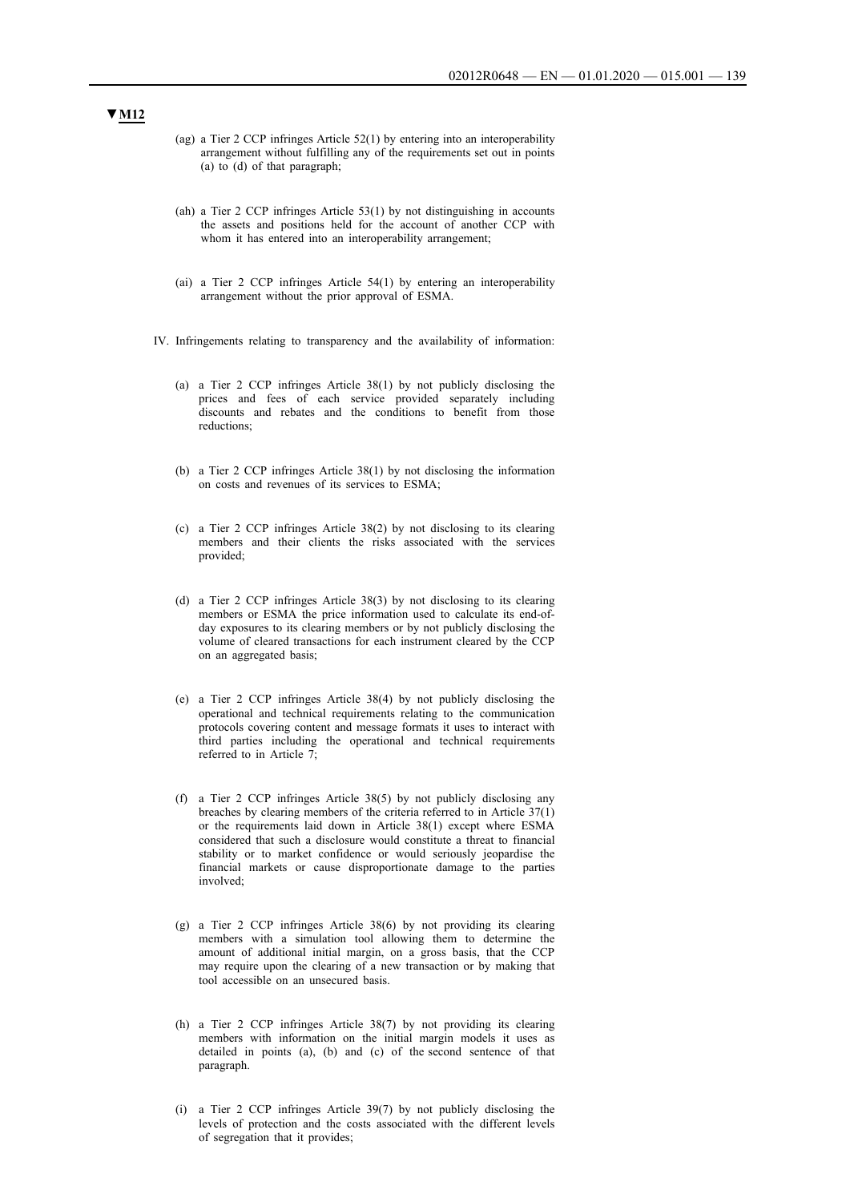**▼M12**

(ag) a Tier 2 CCP infringes Article 52(1) by entering into an interoperability arrangement without fulfilling any of the requirements set out in points (a) to (d) of that paragraph;

(ah) a Tier 2 CCP infringes Article 53(1) by not distinguishing in accounts the assets and positions held for the account of another CCP with whom it has entered into an interoperability arrangement;

(ai) a Tier 2 CCP infringes Article 54(1) by entering an interoperability arrangement without the prior approval of ESMA.

IV. Infringements relating to transparency and the availability of information:

(a) a Tier 2 CCP infringes Article 38(1) by not publicly disclosing the prices and fees of each service provided separately including discounts and rebates and the conditions to benefit from those reductions;

(b) a Tier 2 CCP infringes Article 38(1) by not disclosing the information on costs and revenues of its services to ESMA;

(c) a Tier 2 CCP infringes Article 38(2) by not disclosing to its clearing members and their clients the risks associated with the services provided;

(d) a Tier 2 CCP infringes Article 38(3) by not disclosing to its clearing members or ESMA the price information used to calculate its end-of-day exposures to its clearing members or by not publicly disclosing the volume of cleared transactions for each instrument cleared by the CCP on an aggregated basis;

(e) a Tier 2 CCP infringes Article 38(4) by not publicly disclosing the operational and technical requirements relating to the communication protocols covering content and message formats it uses to interact with third parties including the operational and technical requirements referred to in Article 7;

(f) a Tier 2 CCP infringes Article 38(5) by not publicly disclosing any breaches by clearing members of the criteria referred to in Article 37(1) or the requirements laid down in Article 38(1) except where ESMA considered that such a disclosure would constitute a threat to financial stability or to market confidence or would seriously jeopardise the financial markets or cause disproportionate damage to the parties involved;

(g) a Tier 2 CCP infringes Article 38(6) by not providing its clearing members with a simulation tool allowing them to determine the amount of additional initial margin, on a gross basis, that the CCP may require upon the clearing of a new transaction or by making that tool accessible on an unsecured basis.

(h) a Tier 2 CCP infringes Article 38(7) by not providing its clearing members with information on the initial margin models it uses as detailed in points (a), (b) and (c) of the second sentence of that paragraph.

(i) a Tier 2 CCP infringes Article 39(7) by not publicly disclosing the levels of protection and the costs associated with the different levels of segregation that it provides;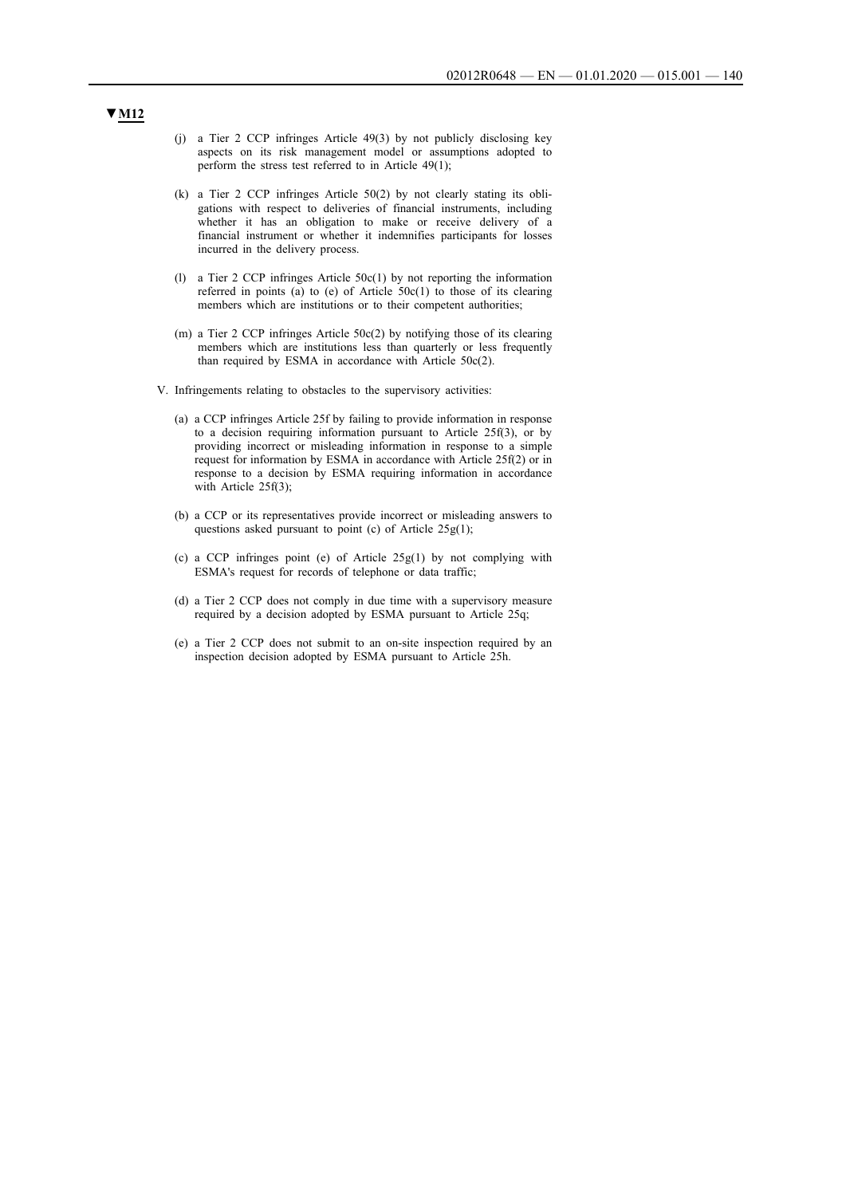**▼M12**

(j) a Tier 2 CCP infringes Article 49(3) by not publicly disclosing key aspects on its risk management model or assumptions adopted to perform the stress test referred to in Article 49(1);

(k) a Tier 2 CCP infringes Article 50(2) by not clearly stating its obligations with respect to deliveries of financial instruments, including whether it has an obligation to make or receive delivery of a financial instrument or whether it indemnifies participants for losses incurred in the delivery process.

(l) a Tier 2 CCP infringes Article 50c(1) by not reporting the information referred in points (a) to (e) of Article 50c(1) to those of its clearing members which are institutions or to their competent authorities;

(m) a Tier 2 CCP infringes Article 50c(2) by notifying those of its clearing members which are institutions less than quarterly or less frequently than required by ESMA in accordance with Article 50c(2).

V. Infringements relating to obstacles to the supervisory activities:

(a) a CCP infringes Article 25f by failing to provide information in response to a decision requiring information pursuant to Article 25f(3), or by providing incorrect or misleading information in response to a simple request for information by ESMA in accordance with Article 25f(2) or in response to a decision by ESMA requiring information in accordance with Article 25f(3);

(b) a CCP or its representatives provide incorrect or misleading answers to questions asked pursuant to point (c) of Article 25g(1);

(c) a CCP infringes point (e) of Article 25g(1) by not complying with ESMA's request for records of telephone or data traffic;

(d) a Tier 2 CCP does not comply in due time with a supervisory measure required by a decision adopted by ESMA pursuant to Article 25q;

(e) a Tier 2 CCP does not submit to an on-site inspection required by an inspection decision adopted by ESMA pursuant to Article 25h.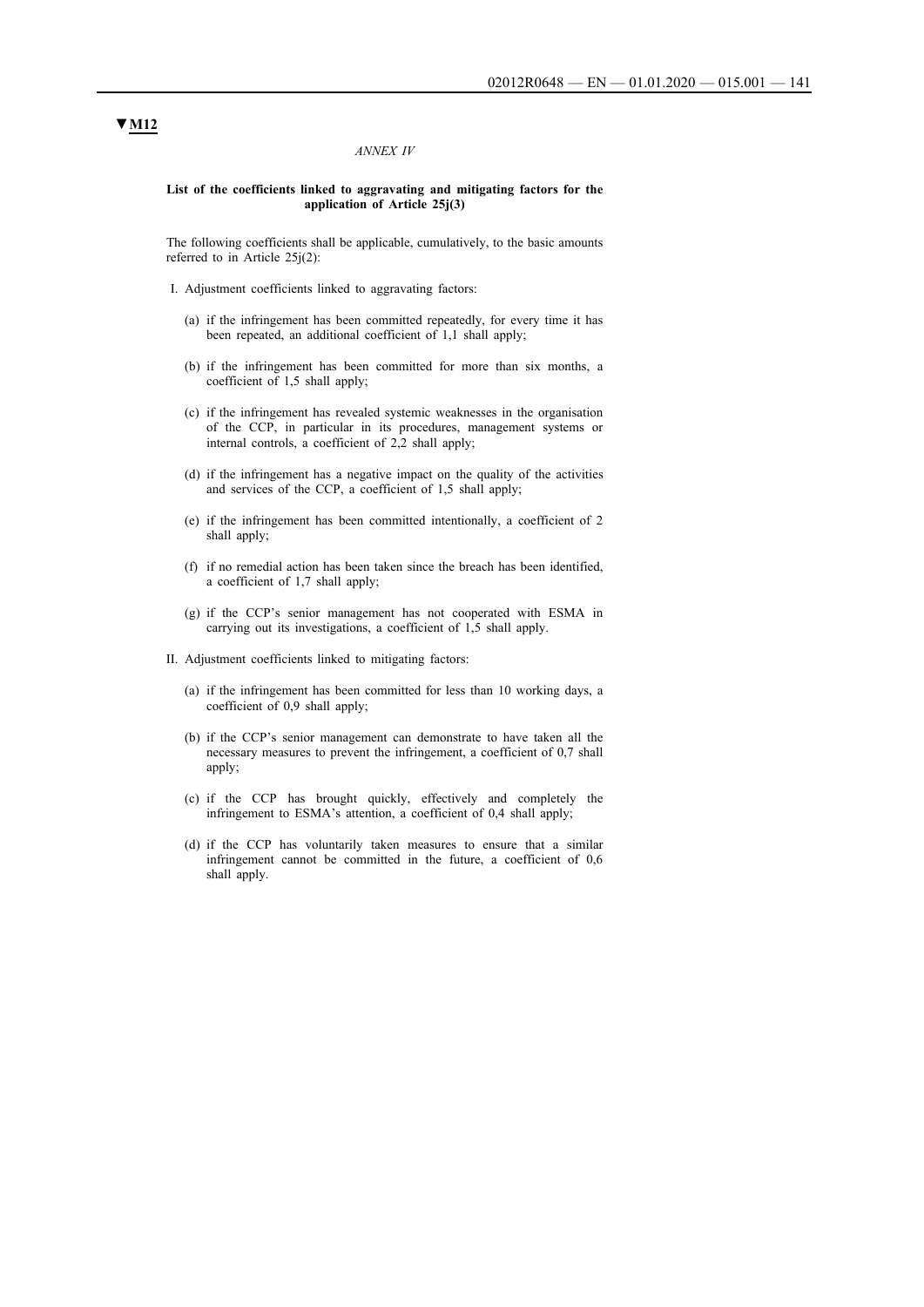▼M12

*ANNEX IV*

**List of the coefficients linked to aggravating and mitigating factors for the application of Article 25j(3)**

The following coefficients shall be applicable, cumulatively, to the basic amounts referred to in Article 25j(2):

I. Adjustment coefficients linked to aggravating factors:

(a) if the infringement has been committed repeatedly, for every time it has been repeated, an additional coefficient of 1,1 shall apply;

(b) if the infringement has been committed for more than six months, a coefficient of 1,5 shall apply;

(c) if the infringement has revealed systemic weaknesses in the organisation of the CCP, in particular in its procedures, management systems or internal controls, a coefficient of 2,2 shall apply;

(d) if the infringement has a negative impact on the quality of the activities and services of the CCP, a coefficient of 1,5 shall apply;

(e) if the infringement has been committed intentionally, a coefficient of 2 shall apply;

(f) if no remedial action has been taken since the breach has been identified, a coefficient of 1,7 shall apply;

(g) if the CCP's senior management has not cooperated with ESMA in carrying out its investigations, a coefficient of 1,5 shall apply.

II. Adjustment coefficients linked to mitigating factors:

(a) if the infringement has been committed for less than 10 working days, a coefficient of 0,9 shall apply;

(b) if the CCP's senior management can demonstrate to have taken all the necessary measures to prevent the infringement, a coefficient of 0,7 shall apply;

(c) if the CCP has brought quickly, effectively and completely the infringement to ESMA's attention, a coefficient of 0,4 shall apply;

(d) if the CCP has voluntarily taken measures to ensure that a similar infringement cannot be committed in the future, a coefficient of 0,6 shall apply.